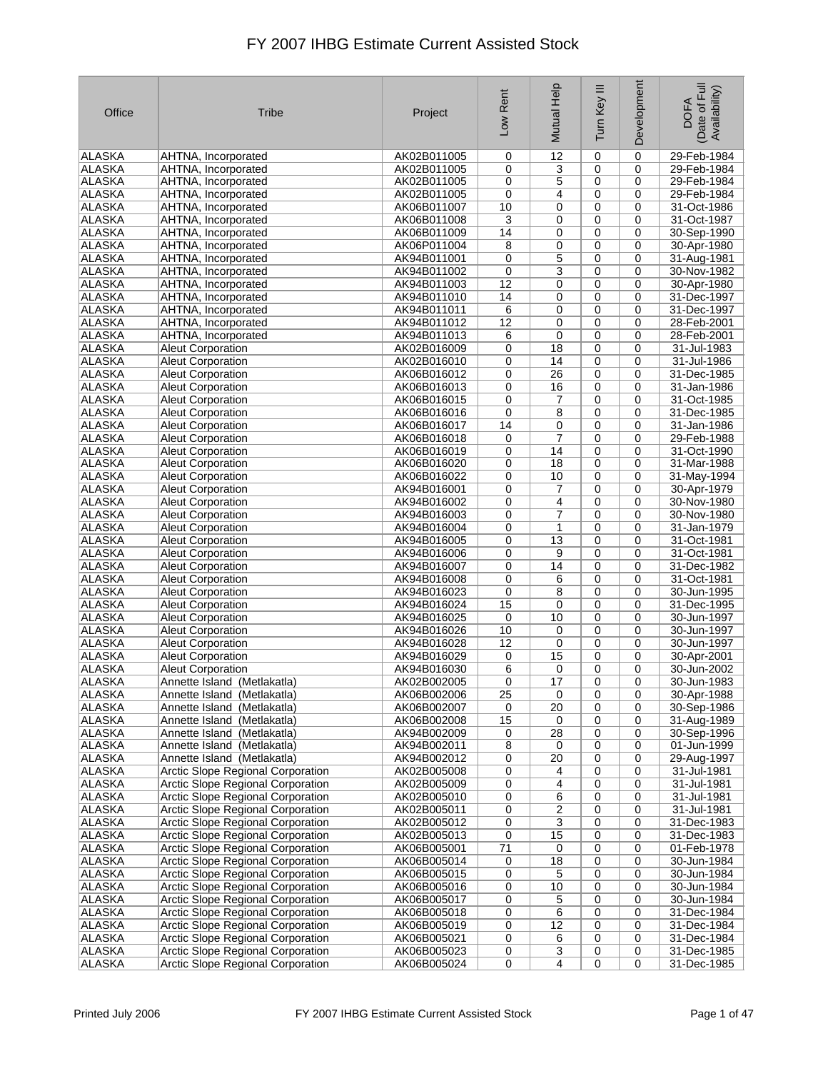# FY 2007 IHBG Estimate Current Assisted Stock

| Office | Tribe | Project | Low Rent | Mutual Help | Turn Key III | Development | DOFA (Date of Full Availability) |
|---|---|---|---|---|---|---|---|
| ALASKA | AHTNA, Incorporated | AK02B011005 | 0 | 12 | 0 | 0 | 29-Feb-1984 |
| ALASKA | AHTNA, Incorporated | AK02B011005 | 0 | 3 | 0 | 0 | 29-Feb-1984 |
| ALASKA | AHTNA, Incorporated | AK02B011005 | 0 | 5 | 0 | 0 | 29-Feb-1984 |
| ALASKA | AHTNA, Incorporated | AK02B011005 | 0 | 4 | 0 | 0 | 29-Feb-1984 |
| ALASKA | AHTNA, Incorporated | AK06B011007 | 10 | 0 | 0 | 0 | 31-Oct-1986 |
| ALASKA | AHTNA, Incorporated | AK06B011008 | 3 | 0 | 0 | 0 | 31-Oct-1987 |
| ALASKA | AHTNA, Incorporated | AK06B011009 | 14 | 0 | 0 | 0 | 30-Sep-1990 |
| ALASKA | AHTNA, Incorporated | AK06P011004 | 8 | 0 | 0 | 0 | 30-Apr-1980 |
| ALASKA | AHTNA, Incorporated | AK94B011001 | 0 | 5 | 0 | 0 | 31-Aug-1981 |
| ALASKA | AHTNA, Incorporated | AK94B011002 | 0 | 3 | 0 | 0 | 30-Nov-1982 |
| ALASKA | AHTNA, Incorporated | AK94B011003 | 12 | 0 | 0 | 0 | 30-Apr-1980 |
| ALASKA | AHTNA, Incorporated | AK94B011010 | 14 | 0 | 0 | 0 | 31-Dec-1997 |
| ALASKA | AHTNA, Incorporated | AK94B011011 | 6 | 0 | 0 | 0 | 31-Dec-1997 |
| ALASKA | AHTNA, Incorporated | AK94B011012 | 12 | 0 | 0 | 0 | 28-Feb-2001 |
| ALASKA | AHTNA, Incorporated | AK94B011013 | 6 | 0 | 0 | 0 | 28-Feb-2001 |
| ALASKA | Aleut Corporation | AK02B016009 | 0 | 18 | 0 | 0 | 31-Jul-1983 |
| ALASKA | Aleut Corporation | AK02B016010 | 0 | 14 | 0 | 0 | 31-Jul-1986 |
| ALASKA | Aleut Corporation | AK06B016012 | 0 | 26 | 0 | 0 | 31-Dec-1985 |
| ALASKA | Aleut Corporation | AK06B016013 | 0 | 16 | 0 | 0 | 31-Jan-1986 |
| ALASKA | Aleut Corporation | AK06B016015 | 0 | 7 | 0 | 0 | 31-Oct-1985 |
| ALASKA | Aleut Corporation | AK06B016016 | 0 | 8 | 0 | 0 | 31-Dec-1985 |
| ALASKA | Aleut Corporation | AK06B016017 | 14 | 0 | 0 | 0 | 31-Jan-1986 |
| ALASKA | Aleut Corporation | AK06B016018 | 0 | 7 | 0 | 0 | 29-Feb-1988 |
| ALASKA | Aleut Corporation | AK06B016019 | 0 | 14 | 0 | 0 | 31-Oct-1990 |
| ALASKA | Aleut Corporation | AK06B016020 | 0 | 18 | 0 | 0 | 31-Mar-1988 |
| ALASKA | Aleut Corporation | AK06B016022 | 0 | 10 | 0 | 0 | 31-May-1994 |
| ALASKA | Aleut Corporation | AK94B016001 | 0 | 7 | 0 | 0 | 30-Apr-1979 |
| ALASKA | Aleut Corporation | AK94B016002 | 0 | 4 | 0 | 0 | 30-Nov-1980 |
| ALASKA | Aleut Corporation | AK94B016003 | 0 | 7 | 0 | 0 | 30-Nov-1980 |
| ALASKA | Aleut Corporation | AK94B016004 | 0 | 1 | 0 | 0 | 31-Jan-1979 |
| ALASKA | Aleut Corporation | AK94B016005 | 0 | 13 | 0 | 0 | 31-Oct-1981 |
| ALASKA | Aleut Corporation | AK94B016006 | 0 | 9 | 0 | 0 | 31-Oct-1981 |
| ALASKA | Aleut Corporation | AK94B016007 | 0 | 14 | 0 | 0 | 31-Dec-1982 |
| ALASKA | Aleut Corporation | AK94B016008 | 0 | 6 | 0 | 0 | 31-Oct-1981 |
| ALASKA | Aleut Corporation | AK94B016023 | 0 | 8 | 0 | 0 | 30-Jun-1995 |
| ALASKA | Aleut Corporation | AK94B016024 | 15 | 0 | 0 | 0 | 31-Dec-1995 |
| ALASKA | Aleut Corporation | AK94B016025 | 0 | 10 | 0 | 0 | 30-Jun-1997 |
| ALASKA | Aleut Corporation | AK94B016026 | 10 | 0 | 0 | 0 | 30-Jun-1997 |
| ALASKA | Aleut Corporation | AK94B016028 | 12 | 0 | 0 | 0 | 30-Jun-1997 |
| ALASKA | Aleut Corporation | AK94B016029 | 0 | 15 | 0 | 0 | 30-Apr-2001 |
| ALASKA | Aleut Corporation | AK94B016030 | 6 | 0 | 0 | 0 | 30-Jun-2002 |
| ALASKA | Annette Island (Metlakatla) | AK02B002005 | 0 | 17 | 0 | 0 | 30-Jun-1983 |
| ALASKA | Annette Island (Metlakatla) | AK06B002006 | 25 | 0 | 0 | 0 | 30-Apr-1988 |
| ALASKA | Annette Island (Metlakatla) | AK06B002007 | 0 | 20 | 0 | 0 | 30-Sep-1986 |
| ALASKA | Annette Island (Metlakatla) | AK06B002008 | 15 | 0 | 0 | 0 | 31-Aug-1989 |
| ALASKA | Annette Island (Metlakatla) | AK94B002009 | 0 | 28 | 0 | 0 | 30-Sep-1996 |
| ALASKA | Annette Island (Metlakatla) | AK94B002011 | 8 | 0 | 0 | 0 | 01-Jun-1999 |
| ALASKA | Annette Island (Metlakatla) | AK94B002012 | 0 | 20 | 0 | 0 | 29-Aug-1997 |
| ALASKA | Arctic Slope Regional Corporation | AK02B005008 | 0 | 4 | 0 | 0 | 31-Jul-1981 |
| ALASKA | Arctic Slope Regional Corporation | AK02B005009 | 0 | 4 | 0 | 0 | 31-Jul-1981 |
| ALASKA | Arctic Slope Regional Corporation | AK02B005010 | 0 | 6 | 0 | 0 | 31-Jul-1981 |
| ALASKA | Arctic Slope Regional Corporation | AK02B005011 | 0 | 2 | 0 | 0 | 31-Jul-1981 |
| ALASKA | Arctic Slope Regional Corporation | AK02B005012 | 0 | 3 | 0 | 0 | 31-Dec-1983 |
| ALASKA | Arctic Slope Regional Corporation | AK02B005013 | 0 | 15 | 0 | 0 | 31-Dec-1983 |
| ALASKA | Arctic Slope Regional Corporation | AK06B005001 | 71 | 0 | 0 | 0 | 01-Feb-1978 |
| ALASKA | Arctic Slope Regional Corporation | AK06B005014 | 0 | 18 | 0 | 0 | 30-Jun-1984 |
| ALASKA | Arctic Slope Regional Corporation | AK06B005015 | 0 | 5 | 0 | 0 | 30-Jun-1984 |
| ALASKA | Arctic Slope Regional Corporation | AK06B005016 | 0 | 10 | 0 | 0 | 30-Jun-1984 |
| ALASKA | Arctic Slope Regional Corporation | AK06B005017 | 0 | 5 | 0 | 0 | 30-Jun-1984 |
| ALASKA | Arctic Slope Regional Corporation | AK06B005018 | 0 | 6 | 0 | 0 | 31-Dec-1984 |
| ALASKA | Arctic Slope Regional Corporation | AK06B005019 | 0 | 12 | 0 | 0 | 31-Dec-1984 |
| ALASKA | Arctic Slope Regional Corporation | AK06B005021 | 0 | 6 | 0 | 0 | 31-Dec-1984 |
| ALASKA | Arctic Slope Regional Corporation | AK06B005023 | 0 | 3 | 0 | 0 | 31-Dec-1985 |
| ALASKA | Arctic Slope Regional Corporation | AK06B005024 | 0 | 4 | 0 | 0 | 31-Dec-1985 |

Printed July 2006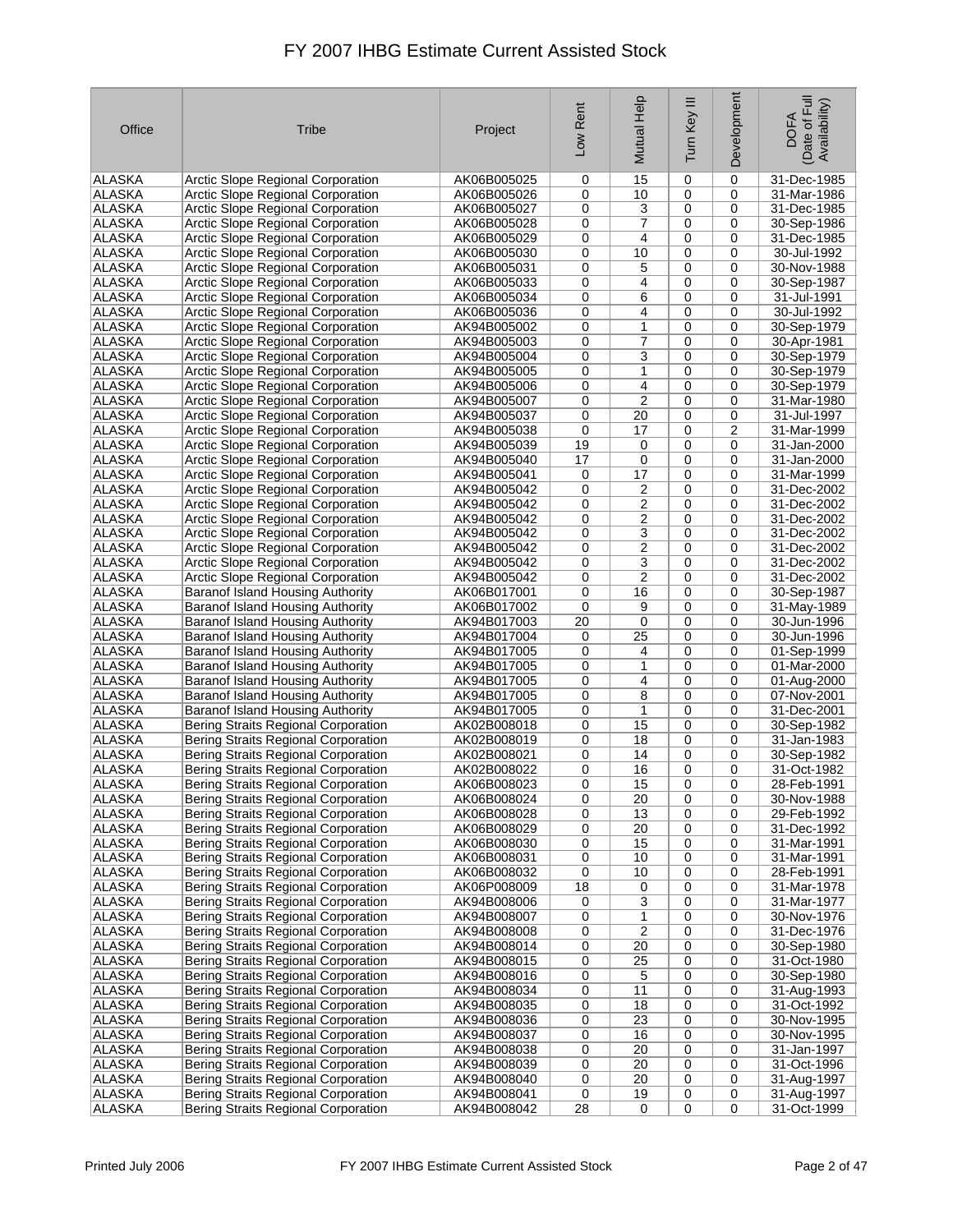# FY 2007 IHBG Estimate Current Assisted Stock

| Office | Tribe | Project | Low Rent | Mutual Help | Turn Key III | Development | DOFA (Date of Full Availability) |
|---|---|---|---|---|---|---|---|
| ALASKA | Arctic Slope Regional Corporation | AK06B005025 | 0 | 15 | 0 | 0 | 31-Dec-1985 |
| ALASKA | Arctic Slope Regional Corporation | AK06B005026 | 0 | 10 | 0 | 0 | 31-Mar-1986 |
| ALASKA | Arctic Slope Regional Corporation | AK06B005027 | 0 | 3 | 0 | 0 | 31-Dec-1985 |
| ALASKA | Arctic Slope Regional Corporation | AK06B005028 | 0 | 7 | 0 | 0 | 30-Sep-1986 |
| ALASKA | Arctic Slope Regional Corporation | AK06B005029 | 0 | 4 | 0 | 0 | 31-Dec-1985 |
| ALASKA | Arctic Slope Regional Corporation | AK06B005030 | 0 | 10 | 0 | 0 | 30-Jul-1992 |
| ALASKA | Arctic Slope Regional Corporation | AK06B005031 | 0 | 5 | 0 | 0 | 30-Nov-1988 |
| ALASKA | Arctic Slope Regional Corporation | AK06B005033 | 0 | 4 | 0 | 0 | 30-Sep-1987 |
| ALASKA | Arctic Slope Regional Corporation | AK06B005034 | 0 | 6 | 0 | 0 | 31-Jul-1991 |
| ALASKA | Arctic Slope Regional Corporation | AK06B005036 | 0 | 4 | 0 | 0 | 30-Jul-1992 |
| ALASKA | Arctic Slope Regional Corporation | AK94B005002 | 0 | 1 | 0 | 0 | 30-Sep-1979 |
| ALASKA | Arctic Slope Regional Corporation | AK94B005003 | 0 | 7 | 0 | 0 | 30-Apr-1981 |
| ALASKA | Arctic Slope Regional Corporation | AK94B005004 | 0 | 3 | 0 | 0 | 30-Sep-1979 |
| ALASKA | Arctic Slope Regional Corporation | AK94B005005 | 0 | 1 | 0 | 0 | 30-Sep-1979 |
| ALASKA | Arctic Slope Regional Corporation | AK94B005006 | 0 | 4 | 0 | 0 | 30-Sep-1979 |
| ALASKA | Arctic Slope Regional Corporation | AK94B005007 | 0 | 2 | 0 | 0 | 31-Mar-1980 |
| ALASKA | Arctic Slope Regional Corporation | AK94B005037 | 0 | 20 | 0 | 0 | 31-Jul-1997 |
| ALASKA | Arctic Slope Regional Corporation | AK94B005038 | 0 | 17 | 0 | 2 | 31-Mar-1999 |
| ALASKA | Arctic Slope Regional Corporation | AK94B005039 | 19 | 0 | 0 | 0 | 31-Jan-2000 |
| ALASKA | Arctic Slope Regional Corporation | AK94B005040 | 17 | 0 | 0 | 0 | 31-Jan-2000 |
| ALASKA | Arctic Slope Regional Corporation | AK94B005041 | 0 | 17 | 0 | 0 | 31-Mar-1999 |
| ALASKA | Arctic Slope Regional Corporation | AK94B005042 | 0 | 2 | 0 | 0 | 31-Dec-2002 |
| ALASKA | Arctic Slope Regional Corporation | AK94B005042 | 0 | 2 | 0 | 0 | 31-Dec-2002 |
| ALASKA | Arctic Slope Regional Corporation | AK94B005042 | 0 | 2 | 0 | 0 | 31-Dec-2002 |
| ALASKA | Arctic Slope Regional Corporation | AK94B005042 | 0 | 3 | 0 | 0 | 31-Dec-2002 |
| ALASKA | Arctic Slope Regional Corporation | AK94B005042 | 0 | 2 | 0 | 0 | 31-Dec-2002 |
| ALASKA | Arctic Slope Regional Corporation | AK94B005042 | 0 | 3 | 0 | 0 | 31-Dec-2002 |
| ALASKA | Arctic Slope Regional Corporation | AK94B005042 | 0 | 2 | 0 | 0 | 31-Dec-2002 |
| ALASKA | Baranof Island Housing Authority | AK06B017001 | 0 | 16 | 0 | 0 | 30-Sep-1987 |
| ALASKA | Baranof Island Housing Authority | AK06B017002 | 0 | 9 | 0 | 0 | 31-May-1989 |
| ALASKA | Baranof Island Housing Authority | AK94B017003 | 20 | 0 | 0 | 0 | 30-Jun-1996 |
| ALASKA | Baranof Island Housing Authority | AK94B017004 | 0 | 25 | 0 | 0 | 30-Jun-1996 |
| ALASKA | Baranof Island Housing Authority | AK94B017005 | 0 | 4 | 0 | 0 | 01-Sep-1999 |
| ALASKA | Baranof Island Housing Authority | AK94B017005 | 0 | 1 | 0 | 0 | 01-Mar-2000 |
| ALASKA | Baranof Island Housing Authority | AK94B017005 | 0 | 4 | 0 | 0 | 01-Aug-2000 |
| ALASKA | Baranof Island Housing Authority | AK94B017005 | 0 | 8 | 0 | 0 | 07-Nov-2001 |
| ALASKA | Baranof Island Housing Authority | AK94B017005 | 0 | 1 | 0 | 0 | 31-Dec-2001 |
| ALASKA | Bering Straits Regional Corporation | AK02B008018 | 0 | 15 | 0 | 0 | 30-Sep-1982 |
| ALASKA | Bering Straits Regional Corporation | AK02B008019 | 0 | 18 | 0 | 0 | 31-Jan-1983 |
| ALASKA | Bering Straits Regional Corporation | AK02B008021 | 0 | 14 | 0 | 0 | 30-Sep-1982 |
| ALASKA | Bering Straits Regional Corporation | AK02B008022 | 0 | 16 | 0 | 0 | 31-Oct-1982 |
| ALASKA | Bering Straits Regional Corporation | AK06B008023 | 0 | 15 | 0 | 0 | 28-Feb-1991 |
| ALASKA | Bering Straits Regional Corporation | AK06B008024 | 0 | 20 | 0 | 0 | 30-Nov-1988 |
| ALASKA | Bering Straits Regional Corporation | AK06B008028 | 0 | 13 | 0 | 0 | 29-Feb-1992 |
| ALASKA | Bering Straits Regional Corporation | AK06B008029 | 0 | 20 | 0 | 0 | 31-Dec-1992 |
| ALASKA | Bering Straits Regional Corporation | AK06B008030 | 0 | 15 | 0 | 0 | 31-Mar-1991 |
| ALASKA | Bering Straits Regional Corporation | AK06B008031 | 0 | 10 | 0 | 0 | 31-Mar-1991 |
| ALASKA | Bering Straits Regional Corporation | AK06B008032 | 0 | 10 | 0 | 0 | 28-Feb-1991 |
| ALASKA | Bering Straits Regional Corporation | AK06P008009 | 18 | 0 | 0 | 0 | 31-Mar-1978 |
| ALASKA | Bering Straits Regional Corporation | AK94B008006 | 0 | 3 | 0 | 0 | 31-Mar-1977 |
| ALASKA | Bering Straits Regional Corporation | AK94B008007 | 0 | 1 | 0 | 0 | 30-Nov-1976 |
| ALASKA | Bering Straits Regional Corporation | AK94B008008 | 0 | 2 | 0 | 0 | 31-Dec-1976 |
| ALASKA | Bering Straits Regional Corporation | AK94B008014 | 0 | 20 | 0 | 0 | 30-Sep-1980 |
| ALASKA | Bering Straits Regional Corporation | AK94B008015 | 0 | 25 | 0 | 0 | 31-Oct-1980 |
| ALASKA | Bering Straits Regional Corporation | AK94B008016 | 0 | 5 | 0 | 0 | 30-Sep-1980 |
| ALASKA | Bering Straits Regional Corporation | AK94B008034 | 0 | 11 | 0 | 0 | 31-Aug-1993 |
| ALASKA | Bering Straits Regional Corporation | AK94B008035 | 0 | 18 | 0 | 0 | 31-Oct-1992 |
| ALASKA | Bering Straits Regional Corporation | AK94B008036 | 0 | 23 | 0 | 0 | 30-Nov-1995 |
| ALASKA | Bering Straits Regional Corporation | AK94B008037 | 0 | 16 | 0 | 0 | 30-Nov-1995 |
| ALASKA | Bering Straits Regional Corporation | AK94B008038 | 0 | 20 | 0 | 0 | 31-Jan-1997 |
| ALASKA | Bering Straits Regional Corporation | AK94B008039 | 0 | 20 | 0 | 0 | 31-Oct-1996 |
| ALASKA | Bering Straits Regional Corporation | AK94B008040 | 0 | 20 | 0 | 0 | 31-Aug-1997 |
| ALASKA | Bering Straits Regional Corporation | AK94B008041 | 0 | 19 | 0 | 0 | 31-Aug-1997 |
| ALASKA | Bering Straits Regional Corporation | AK94B008042 | 28 | 0 | 0 | 0 | 31-Oct-1999 |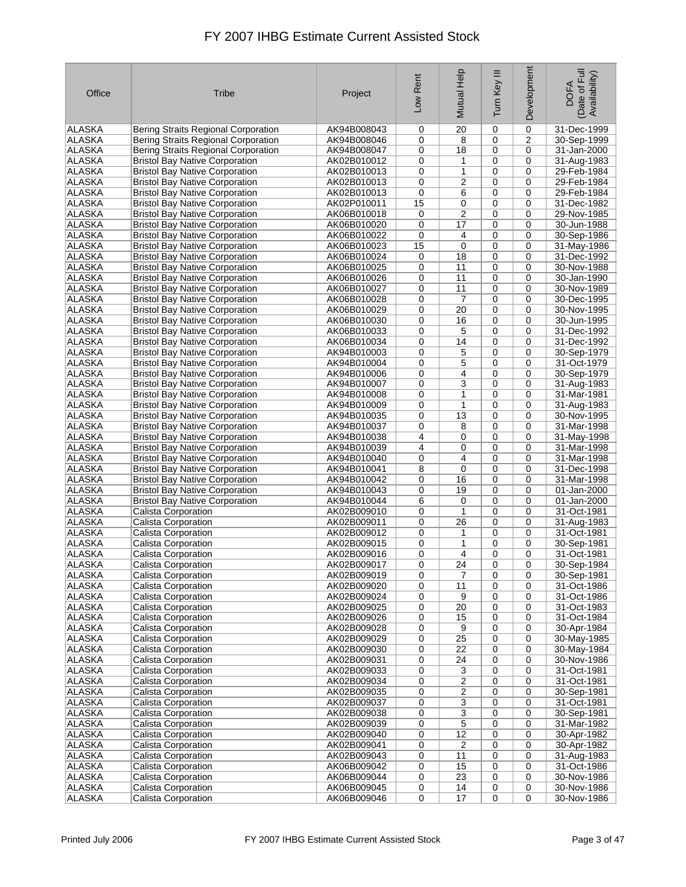# FY 2007 IHBG Estimate Current Assisted Stock

| Office | Tribe | Project | Low Rent | Mutual Help | Turn Key III | Development | DOFA (Date of Full Availability) |
|---|---|---|---|---|---|---|---|
| ALASKA | Bering Straits Regional Corporation | AK94B008043 | 0 | 20 | 0 | 0 | 31-Dec-1999 |
| ALASKA | Bering Straits Regional Corporation | AK94B008046 | 0 | 8 | 0 | 2 | 30-Sep-1999 |
| ALASKA | Bering Straits Regional Corporation | AK94B008047 | 0 | 18 | 0 | 0 | 31-Jan-2000 |
| ALASKA | Bristol Bay Native Corporation | AK02B010012 | 0 | 1 | 0 | 0 | 31-Aug-1983 |
| ALASKA | Bristol Bay Native Corporation | AK02B010013 | 0 | 1 | 0 | 0 | 29-Feb-1984 |
| ALASKA | Bristol Bay Native Corporation | AK02B010013 | 0 | 2 | 0 | 0 | 29-Feb-1984 |
| ALASKA | Bristol Bay Native Corporation | AK02B010013 | 0 | 6 | 0 | 0 | 29-Feb-1984 |
| ALASKA | Bristol Bay Native Corporation | AK02P010011 | 15 | 0 | 0 | 0 | 31-Dec-1982 |
| ALASKA | Bristol Bay Native Corporation | AK06B010018 | 0 | 2 | 0 | 0 | 29-Nov-1985 |
| ALASKA | Bristol Bay Native Corporation | AK06B010020 | 0 | 17 | 0 | 0 | 30-Jun-1988 |
| ALASKA | Bristol Bay Native Corporation | AK06B010022 | 0 | 4 | 0 | 0 | 30-Sep-1986 |
| ALASKA | Bristol Bay Native Corporation | AK06B010023 | 15 | 0 | 0 | 0 | 31-May-1986 |
| ALASKA | Bristol Bay Native Corporation | AK06B010024 | 0 | 18 | 0 | 0 | 31-Dec-1992 |
| ALASKA | Bristol Bay Native Corporation | AK06B010025 | 0 | 11 | 0 | 0 | 30-Nov-1988 |
| ALASKA | Bristol Bay Native Corporation | AK06B010026 | 0 | 11 | 0 | 0 | 30-Jan-1990 |
| ALASKA | Bristol Bay Native Corporation | AK06B010027 | 0 | 11 | 0 | 0 | 30-Nov-1989 |
| ALASKA | Bristol Bay Native Corporation | AK06B010028 | 0 | 7 | 0 | 0 | 30-Dec-1995 |
| ALASKA | Bristol Bay Native Corporation | AK06B010029 | 0 | 20 | 0 | 0 | 30-Nov-1995 |
| ALASKA | Bristol Bay Native Corporation | AK06B010030 | 0 | 16 | 0 | 0 | 30-Jun-1995 |
| ALASKA | Bristol Bay Native Corporation | AK06B010033 | 0 | 5 | 0 | 0 | 31-Dec-1992 |
| ALASKA | Bristol Bay Native Corporation | AK06B010034 | 0 | 14 | 0 | 0 | 31-Dec-1992 |
| ALASKA | Bristol Bay Native Corporation | AK94B010003 | 0 | 5 | 0 | 0 | 30-Sep-1979 |
| ALASKA | Bristol Bay Native Corporation | AK94B010004 | 0 | 5 | 0 | 0 | 31-Oct-1979 |
| ALASKA | Bristol Bay Native Corporation | AK94B010006 | 0 | 4 | 0 | 0 | 30-Sep-1979 |
| ALASKA | Bristol Bay Native Corporation | AK94B010007 | 0 | 3 | 0 | 0 | 31-Aug-1983 |
| ALASKA | Bristol Bay Native Corporation | AK94B010008 | 0 | 1 | 0 | 0 | 31-Mar-1981 |
| ALASKA | Bristol Bay Native Corporation | AK94B010009 | 0 | 1 | 0 | 0 | 31-Aug-1983 |
| ALASKA | Bristol Bay Native Corporation | AK94B010035 | 0 | 13 | 0 | 0 | 30-Nov-1995 |
| ALASKA | Bristol Bay Native Corporation | AK94B010037 | 0 | 8 | 0 | 0 | 31-Mar-1998 |
| ALASKA | Bristol Bay Native Corporation | AK94B010038 | 4 | 0 | 0 | 0 | 31-May-1998 |
| ALASKA | Bristol Bay Native Corporation | AK94B010039 | 4 | 0 | 0 | 0 | 31-Mar-1998 |
| ALASKA | Bristol Bay Native Corporation | AK94B010040 | 0 | 4 | 0 | 0 | 31-Mar-1998 |
| ALASKA | Bristol Bay Native Corporation | AK94B010041 | 8 | 0 | 0 | 0 | 31-Dec-1998 |
| ALASKA | Bristol Bay Native Corporation | AK94B010042 | 0 | 16 | 0 | 0 | 31-Mar-1998 |
| ALASKA | Bristol Bay Native Corporation | AK94B010043 | 0 | 19 | 0 | 0 | 01-Jan-2000 |
| ALASKA | Bristol Bay Native Corporation | AK94B010044 | 6 | 0 | 0 | 0 | 01-Jan-2000 |
| ALASKA | Calista Corporation | AK02B009010 | 0 | 1 | 0 | 0 | 31-Oct-1981 |
| ALASKA | Calista Corporation | AK02B009011 | 0 | 26 | 0 | 0 | 31-Aug-1983 |
| ALASKA | Calista Corporation | AK02B009012 | 0 | 1 | 0 | 0 | 31-Oct-1981 |
| ALASKA | Calista Corporation | AK02B009015 | 0 | 1 | 0 | 0 | 30-Sep-1981 |
| ALASKA | Calista Corporation | AK02B009016 | 0 | 4 | 0 | 0 | 31-Oct-1981 |
| ALASKA | Calista Corporation | AK02B009017 | 0 | 24 | 0 | 0 | 30-Sep-1984 |
| ALASKA | Calista Corporation | AK02B009019 | 0 | 7 | 0 | 0 | 30-Sep-1981 |
| ALASKA | Calista Corporation | AK02B009020 | 0 | 11 | 0 | 0 | 31-Oct-1986 |
| ALASKA | Calista Corporation | AK02B009024 | 0 | 9 | 0 | 0 | 31-Oct-1986 |
| ALASKA | Calista Corporation | AK02B009025 | 0 | 20 | 0 | 0 | 31-Oct-1983 |
| ALASKA | Calista Corporation | AK02B009026 | 0 | 15 | 0 | 0 | 31-Oct-1984 |
| ALASKA | Calista Corporation | AK02B009028 | 0 | 9 | 0 | 0 | 30-Apr-1984 |
| ALASKA | Calista Corporation | AK02B009029 | 0 | 25 | 0 | 0 | 30-May-1985 |
| ALASKA | Calista Corporation | AK02B009030 | 0 | 22 | 0 | 0 | 30-May-1984 |
| ALASKA | Calista Corporation | AK02B009031 | 0 | 24 | 0 | 0 | 30-Nov-1986 |
| ALASKA | Calista Corporation | AK02B009033 | 0 | 3 | 0 | 0 | 31-Oct-1981 |
| ALASKA | Calista Corporation | AK02B009034 | 0 | 2 | 0 | 0 | 31-Oct-1981 |
| ALASKA | Calista Corporation | AK02B009035 | 0 | 2 | 0 | 0 | 30-Sep-1981 |
| ALASKA | Calista Corporation | AK02B009037 | 0 | 3 | 0 | 0 | 31-Oct-1981 |
| ALASKA | Calista Corporation | AK02B009038 | 0 | 3 | 0 | 0 | 30-Sep-1981 |
| ALASKA | Calista Corporation | AK02B009039 | 0 | 5 | 0 | 0 | 31-Mar-1982 |
| ALASKA | Calista Corporation | AK02B009040 | 0 | 12 | 0 | 0 | 30-Apr-1982 |
| ALASKA | Calista Corporation | AK02B009041 | 0 | 2 | 0 | 0 | 30-Apr-1982 |
| ALASKA | Calista Corporation | AK02B009043 | 0 | 11 | 0 | 0 | 31-Aug-1983 |
| ALASKA | Calista Corporation | AK06B009042 | 0 | 15 | 0 | 0 | 31-Oct-1986 |
| ALASKA | Calista Corporation | AK06B009044 | 0 | 23 | 0 | 0 | 30-Nov-1986 |
| ALASKA | Calista Corporation | AK06B009045 | 0 | 14 | 0 | 0 | 30-Nov-1986 |
| ALASKA | Calista Corporation | AK06B009046 | 0 | 17 | 0 | 0 | 30-Nov-1986 |

Printed July 2006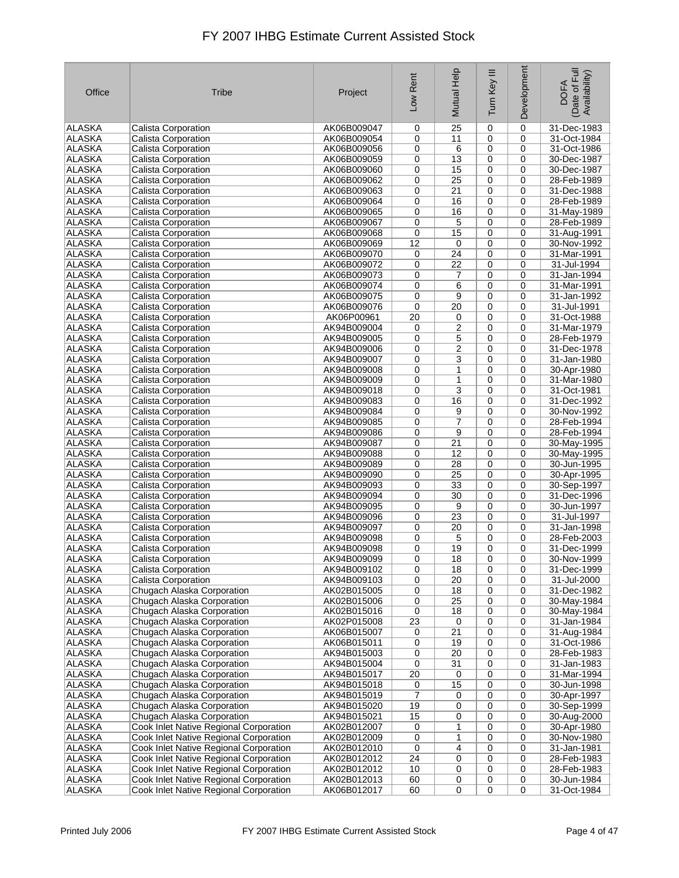# FY 2007 IHBG Estimate Current Assisted Stock

| Office | Tribe | Project | Low Rent | Mutual Help | Turn Key III | Development | DOFA (Date of Full Availability) |
|---|---|---|---|---|---|---|---|
| ALASKA | Calista Corporation | AK06B009047 | 0 | 25 | 0 | 0 | 31-Dec-1983 |
| ALASKA | Calista Corporation | AK06B009054 | 0 | 11 | 0 | 0 | 31-Oct-1984 |
| ALASKA | Calista Corporation | AK06B009056 | 0 | 6 | 0 | 0 | 31-Oct-1986 |
| ALASKA | Calista Corporation | AK06B009059 | 0 | 13 | 0 | 0 | 30-Dec-1987 |
| ALASKA | Calista Corporation | AK06B009060 | 0 | 15 | 0 | 0 | 30-Dec-1987 |
| ALASKA | Calista Corporation | AK06B009062 | 0 | 25 | 0 | 0 | 28-Feb-1989 |
| ALASKA | Calista Corporation | AK06B009063 | 0 | 21 | 0 | 0 | 31-Dec-1988 |
| ALASKA | Calista Corporation | AK06B009064 | 0 | 16 | 0 | 0 | 28-Feb-1989 |
| ALASKA | Calista Corporation | AK06B009065 | 0 | 16 | 0 | 0 | 31-May-1989 |
| ALASKA | Calista Corporation | AK06B009067 | 0 | 5 | 0 | 0 | 28-Feb-1989 |
| ALASKA | Calista Corporation | AK06B009068 | 0 | 15 | 0 | 0 | 31-Aug-1991 |
| ALASKA | Calista Corporation | AK06B009069 | 12 | 0 | 0 | 0 | 30-Nov-1992 |
| ALASKA | Calista Corporation | AK06B009070 | 0 | 24 | 0 | 0 | 31-Mar-1991 |
| ALASKA | Calista Corporation | AK06B009072 | 0 | 22 | 0 | 0 | 31-Jul-1994 |
| ALASKA | Calista Corporation | AK06B009073 | 0 | 7 | 0 | 0 | 31-Jan-1994 |
| ALASKA | Calista Corporation | AK06B009074 | 0 | 6 | 0 | 0 | 31-Mar-1991 |
| ALASKA | Calista Corporation | AK06B009075 | 0 | 9 | 0 | 0 | 31-Jan-1992 |
| ALASKA | Calista Corporation | AK06B009076 | 0 | 20 | 0 | 0 | 31-Jul-1991 |
| ALASKA | Calista Corporation | AK06P00961 | 20 | 0 | 0 | 0 | 31-Oct-1988 |
| ALASKA | Calista Corporation | AK94B009004 | 0 | 2 | 0 | 0 | 31-Mar-1979 |
| ALASKA | Calista Corporation | AK94B009005 | 0 | 5 | 0 | 0 | 28-Feb-1979 |
| ALASKA | Calista Corporation | AK94B009006 | 0 | 2 | 0 | 0 | 31-Dec-1978 |
| ALASKA | Calista Corporation | AK94B009007 | 0 | 3 | 0 | 0 | 31-Jan-1980 |
| ALASKA | Calista Corporation | AK94B009008 | 0 | 1 | 0 | 0 | 30-Apr-1980 |
| ALASKA | Calista Corporation | AK94B009009 | 0 | 1 | 0 | 0 | 31-Mar-1980 |
| ALASKA | Calista Corporation | AK94B009018 | 0 | 3 | 0 | 0 | 31-Oct-1981 |
| ALASKA | Calista Corporation | AK94B009083 | 0 | 16 | 0 | 0 | 31-Dec-1992 |
| ALASKA | Calista Corporation | AK94B009084 | 0 | 9 | 0 | 0 | 30-Nov-1992 |
| ALASKA | Calista Corporation | AK94B009085 | 0 | 7 | 0 | 0 | 28-Feb-1994 |
| ALASKA | Calista Corporation | AK94B009086 | 0 | 9 | 0 | 0 | 28-Feb-1994 |
| ALASKA | Calista Corporation | AK94B009087 | 0 | 21 | 0 | 0 | 30-May-1995 |
| ALASKA | Calista Corporation | AK94B009088 | 0 | 12 | 0 | 0 | 30-May-1995 |
| ALASKA | Calista Corporation | AK94B009089 | 0 | 28 | 0 | 0 | 30-Jun-1995 |
| ALASKA | Calista Corporation | AK94B009090 | 0 | 25 | 0 | 0 | 30-Apr-1995 |
| ALASKA | Calista Corporation | AK94B009093 | 0 | 33 | 0 | 0 | 30-Sep-1997 |
| ALASKA | Calista Corporation | AK94B009094 | 0 | 30 | 0 | 0 | 31-Dec-1996 |
| ALASKA | Calista Corporation | AK94B009095 | 0 | 9 | 0 | 0 | 30-Jun-1997 |
| ALASKA | Calista Corporation | AK94B009096 | 0 | 23 | 0 | 0 | 31-Jul-1997 |
| ALASKA | Calista Corporation | AK94B009097 | 0 | 20 | 0 | 0 | 31-Jan-1998 |
| ALASKA | Calista Corporation | AK94B009098 | 0 | 5 | 0 | 0 | 28-Feb-2003 |
| ALASKA | Calista Corporation | AK94B009098 | 0 | 19 | 0 | 0 | 31-Dec-1999 |
| ALASKA | Calista Corporation | AK94B009099 | 0 | 18 | 0 | 0 | 30-Nov-1999 |
| ALASKA | Calista Corporation | AK94B009102 | 0 | 18 | 0 | 0 | 31-Dec-1999 |
| ALASKA | Calista Corporation | AK94B009103 | 0 | 20 | 0 | 0 | 31-Jul-2000 |
| ALASKA | Chugach Alaska Corporation | AK02B015005 | 0 | 18 | 0 | 0 | 31-Dec-1982 |
| ALASKA | Chugach Alaska Corporation | AK02B015006 | 0 | 25 | 0 | 0 | 30-May-1984 |
| ALASKA | Chugach Alaska Corporation | AK02B015016 | 0 | 18 | 0 | 0 | 30-May-1984 |
| ALASKA | Chugach Alaska Corporation | AK02P015008 | 23 | 0 | 0 | 0 | 31-Jan-1984 |
| ALASKA | Chugach Alaska Corporation | AK06B015007 | 0 | 21 | 0 | 0 | 31-Aug-1984 |
| ALASKA | Chugach Alaska Corporation | AK06B015011 | 0 | 19 | 0 | 0 | 31-Oct-1986 |
| ALASKA | Chugach Alaska Corporation | AK94B015003 | 0 | 20 | 0 | 0 | 28-Feb-1983 |
| ALASKA | Chugach Alaska Corporation | AK94B015004 | 0 | 31 | 0 | 0 | 31-Jan-1983 |
| ALASKA | Chugach Alaska Corporation | AK94B015017 | 20 | 0 | 0 | 0 | 31-Mar-1994 |
| ALASKA | Chugach Alaska Corporation | AK94B015018 | 0 | 15 | 0 | 0 | 30-Jun-1998 |
| ALASKA | Chugach Alaska Corporation | AK94B015019 | 7 | 0 | 0 | 0 | 30-Apr-1997 |
| ALASKA | Chugach Alaska Corporation | AK94B015020 | 19 | 0 | 0 | 0 | 30-Sep-1999 |
| ALASKA | Chugach Alaska Corporation | AK94B015021 | 15 | 0 | 0 | 0 | 30-Aug-2000 |
| ALASKA | Cook Inlet Native Regional Corporation | AK02B012007 | 0 | 1 | 0 | 0 | 30-Apr-1980 |
| ALASKA | Cook Inlet Native Regional Corporation | AK02B012009 | 0 | 1 | 0 | 0 | 30-Nov-1980 |
| ALASKA | Cook Inlet Native Regional Corporation | AK02B012010 | 0 | 4 | 0 | 0 | 31-Jan-1981 |
| ALASKA | Cook Inlet Native Regional Corporation | AK02B012012 | 24 | 0 | 0 | 0 | 28-Feb-1983 |
| ALASKA | Cook Inlet Native Regional Corporation | AK02B012012 | 10 | 0 | 0 | 0 | 28-Feb-1983 |
| ALASKA | Cook Inlet Native Regional Corporation | AK02B012013 | 60 | 0 | 0 | 0 | 30-Jun-1984 |
| ALASKA | Cook Inlet Native Regional Corporation | AK06B012017 | 60 | 0 | 0 | 0 | 31-Oct-1984 |

Printed July 2006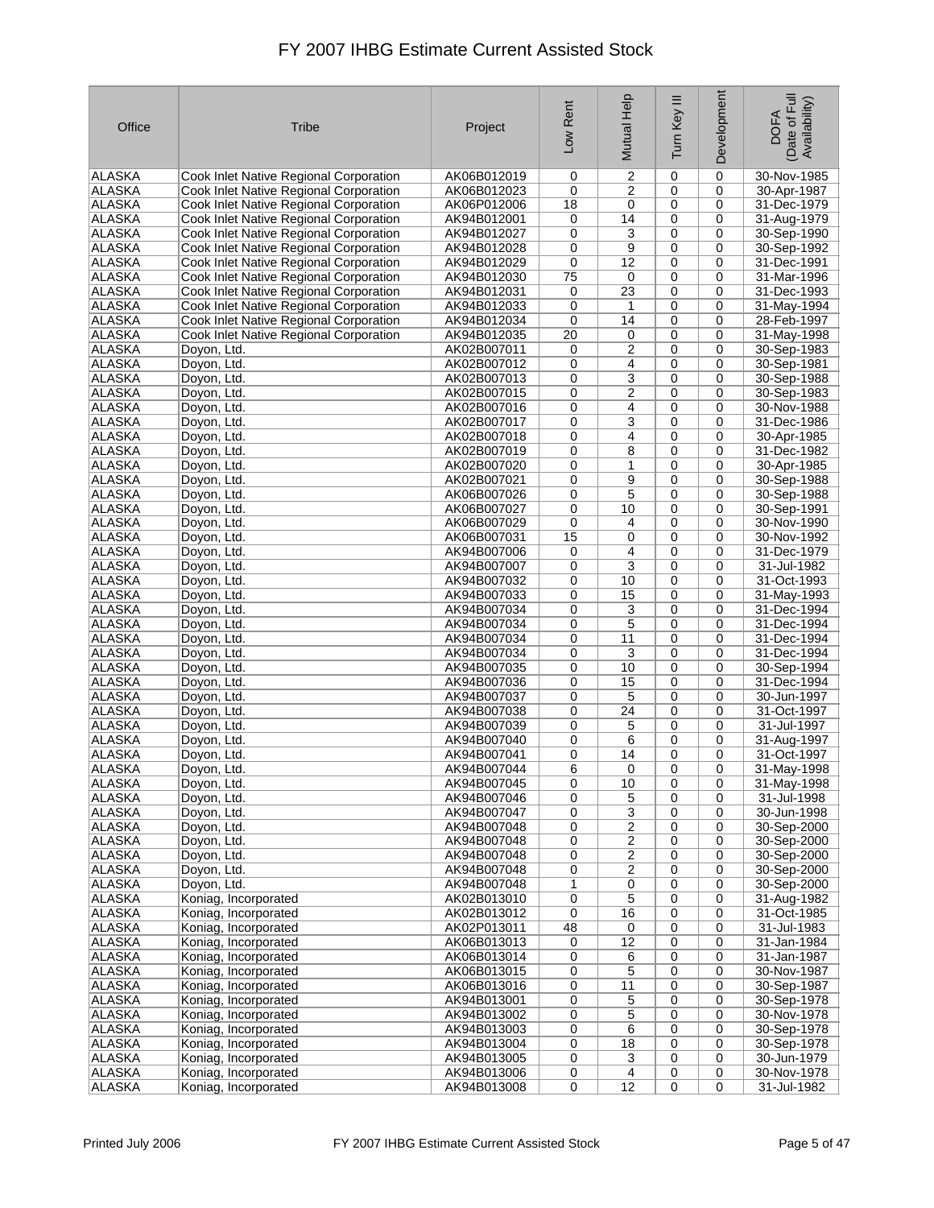# FY 2007 IHBG Estimate Current Assisted Stock

| Office | Tribe | Project | Low Rent | Mutual Help | Turn Key III | Development | DOFA (Date of Full Availability) |
|---|---|---|---|---|---|---|---|
| ALASKA | Cook Inlet Native Regional Corporation | AK06B012019 | 0 | 2 | 0 | 0 | 30-Nov-1985 |
| ALASKA | Cook Inlet Native Regional Corporation | AK06B012023 | 0 | 2 | 0 | 0 | 30-Apr-1987 |
| ALASKA | Cook Inlet Native Regional Corporation | AK06P012006 | 18 | 0 | 0 | 0 | 31-Dec-1979 |
| ALASKA | Cook Inlet Native Regional Corporation | AK94B012001 | 0 | 14 | 0 | 0 | 31-Aug-1979 |
| ALASKA | Cook Inlet Native Regional Corporation | AK94B012027 | 0 | 3 | 0 | 0 | 30-Sep-1990 |
| ALASKA | Cook Inlet Native Regional Corporation | AK94B012028 | 0 | 9 | 0 | 0 | 30-Sep-1992 |
| ALASKA | Cook Inlet Native Regional Corporation | AK94B012029 | 0 | 12 | 0 | 0 | 31-Dec-1991 |
| ALASKA | Cook Inlet Native Regional Corporation | AK94B012030 | 75 | 0 | 0 | 0 | 31-Mar-1996 |
| ALASKA | Cook Inlet Native Regional Corporation | AK94B012031 | 0 | 23 | 0 | 0 | 31-Dec-1993 |
| ALASKA | Cook Inlet Native Regional Corporation | AK94B012033 | 0 | 1 | 0 | 0 | 31-May-1994 |
| ALASKA | Cook Inlet Native Regional Corporation | AK94B012034 | 0 | 14 | 0 | 0 | 28-Feb-1997 |
| ALASKA | Cook Inlet Native Regional Corporation | AK94B012035 | 20 | 0 | 0 | 0 | 31-May-1998 |
| ALASKA | Doyon, Ltd. | AK02B007011 | 0 | 2 | 0 | 0 | 30-Sep-1983 |
| ALASKA | Doyon, Ltd. | AK02B007012 | 0 | 4 | 0 | 0 | 30-Sep-1981 |
| ALASKA | Doyon, Ltd. | AK02B007013 | 0 | 3 | 0 | 0 | 30-Sep-1988 |
| ALASKA | Doyon, Ltd. | AK02B007015 | 0 | 2 | 0 | 0 | 30-Sep-1983 |
| ALASKA | Doyon, Ltd. | AK02B007016 | 0 | 4 | 0 | 0 | 30-Nov-1988 |
| ALASKA | Doyon, Ltd. | AK02B007017 | 0 | 3 | 0 | 0 | 31-Dec-1986 |
| ALASKA | Doyon, Ltd. | AK02B007018 | 0 | 4 | 0 | 0 | 30-Apr-1985 |
| ALASKA | Doyon, Ltd. | AK02B007019 | 0 | 8 | 0 | 0 | 31-Dec-1982 |
| ALASKA | Doyon, Ltd. | AK02B007020 | 0 | 1 | 0 | 0 | 30-Apr-1985 |
| ALASKA | Doyon, Ltd. | AK02B007021 | 0 | 9 | 0 | 0 | 30-Sep-1988 |
| ALASKA | Doyon, Ltd. | AK06B007026 | 0 | 5 | 0 | 0 | 30-Sep-1988 |
| ALASKA | Doyon, Ltd. | AK06B007027 | 0 | 10 | 0 | 0 | 30-Sep-1991 |
| ALASKA | Doyon, Ltd. | AK06B007029 | 0 | 4 | 0 | 0 | 30-Nov-1990 |
| ALASKA | Doyon, Ltd. | AK06B007031 | 15 | 0 | 0 | 0 | 30-Nov-1992 |
| ALASKA | Doyon, Ltd. | AK94B007006 | 0 | 4 | 0 | 0 | 31-Dec-1979 |
| ALASKA | Doyon, Ltd. | AK94B007007 | 0 | 3 | 0 | 0 | 31-Jul-1982 |
| ALASKA | Doyon, Ltd. | AK94B007032 | 0 | 10 | 0 | 0 | 31-Oct-1993 |
| ALASKA | Doyon, Ltd. | AK94B007033 | 0 | 15 | 0 | 0 | 31-May-1993 |
| ALASKA | Doyon, Ltd. | AK94B007034 | 0 | 3 | 0 | 0 | 31-Dec-1994 |
| ALASKA | Doyon, Ltd. | AK94B007034 | 0 | 5 | 0 | 0 | 31-Dec-1994 |
| ALASKA | Doyon, Ltd. | AK94B007034 | 0 | 11 | 0 | 0 | 31-Dec-1994 |
| ALASKA | Doyon, Ltd. | AK94B007034 | 0 | 3 | 0 | 0 | 31-Dec-1994 |
| ALASKA | Doyon, Ltd. | AK94B007035 | 0 | 10 | 0 | 0 | 30-Sep-1994 |
| ALASKA | Doyon, Ltd. | AK94B007036 | 0 | 15 | 0 | 0 | 31-Dec-1994 |
| ALASKA | Doyon, Ltd. | AK94B007037 | 0 | 5 | 0 | 0 | 30-Jun-1997 |
| ALASKA | Doyon, Ltd. | AK94B007038 | 0 | 24 | 0 | 0 | 31-Oct-1997 |
| ALASKA | Doyon, Ltd. | AK94B007039 | 0 | 5 | 0 | 0 | 31-Jul-1997 |
| ALASKA | Doyon, Ltd. | AK94B007040 | 0 | 6 | 0 | 0 | 31-Aug-1997 |
| ALASKA | Doyon, Ltd. | AK94B007041 | 0 | 14 | 0 | 0 | 31-Oct-1997 |
| ALASKA | Doyon, Ltd. | AK94B007044 | 6 | 0 | 0 | 0 | 31-May-1998 |
| ALASKA | Doyon, Ltd. | AK94B007045 | 0 | 10 | 0 | 0 | 31-May-1998 |
| ALASKA | Doyon, Ltd. | AK94B007046 | 0 | 5 | 0 | 0 | 31-Jul-1998 |
| ALASKA | Doyon, Ltd. | AK94B007047 | 0 | 3 | 0 | 0 | 30-Jun-1998 |
| ALASKA | Doyon, Ltd. | AK94B007048 | 0 | 2 | 0 | 0 | 30-Sep-2000 |
| ALASKA | Doyon, Ltd. | AK94B007048 | 0 | 2 | 0 | 0 | 30-Sep-2000 |
| ALASKA | Doyon, Ltd. | AK94B007048 | 0 | 2 | 0 | 0 | 30-Sep-2000 |
| ALASKA | Doyon, Ltd. | AK94B007048 | 0 | 2 | 0 | 0 | 30-Sep-2000 |
| ALASKA | Doyon, Ltd. | AK94B007048 | 1 | 0 | 0 | 0 | 30-Sep-2000 |
| ALASKA | Koniag, Incorporated | AK02B013010 | 0 | 5 | 0 | 0 | 31-Aug-1982 |
| ALASKA | Koniag, Incorporated | AK02B013012 | 0 | 16 | 0 | 0 | 31-Oct-1985 |
| ALASKA | Koniag, Incorporated | AK02P013011 | 48 | 0 | 0 | 0 | 31-Jul-1983 |
| ALASKA | Koniag, Incorporated | AK06B013013 | 0 | 12 | 0 | 0 | 31-Jan-1984 |
| ALASKA | Koniag, Incorporated | AK06B013014 | 0 | 6 | 0 | 0 | 31-Jan-1987 |
| ALASKA | Koniag, Incorporated | AK06B013015 | 0 | 5 | 0 | 0 | 30-Nov-1987 |
| ALASKA | Koniag, Incorporated | AK06B013016 | 0 | 11 | 0 | 0 | 30-Sep-1987 |
| ALASKA | Koniag, Incorporated | AK94B013001 | 0 | 5 | 0 | 0 | 30-Sep-1978 |
| ALASKA | Koniag, Incorporated | AK94B013002 | 0 | 5 | 0 | 0 | 30-Nov-1978 |
| ALASKA | Koniag, Incorporated | AK94B013003 | 0 | 6 | 0 | 0 | 30-Sep-1978 |
| ALASKA | Koniag, Incorporated | AK94B013004 | 0 | 18 | 0 | 0 | 30-Sep-1978 |
| ALASKA | Koniag, Incorporated | AK94B013005 | 0 | 3 | 0 | 0 | 30-Jun-1979 |
| ALASKA | Koniag, Incorporated | AK94B013006 | 0 | 4 | 0 | 0 | 30-Nov-1978 |
| ALASKA | Koniag, Incorporated | AK94B013008 | 0 | 12 | 0 | 0 | 31-Jul-1982 |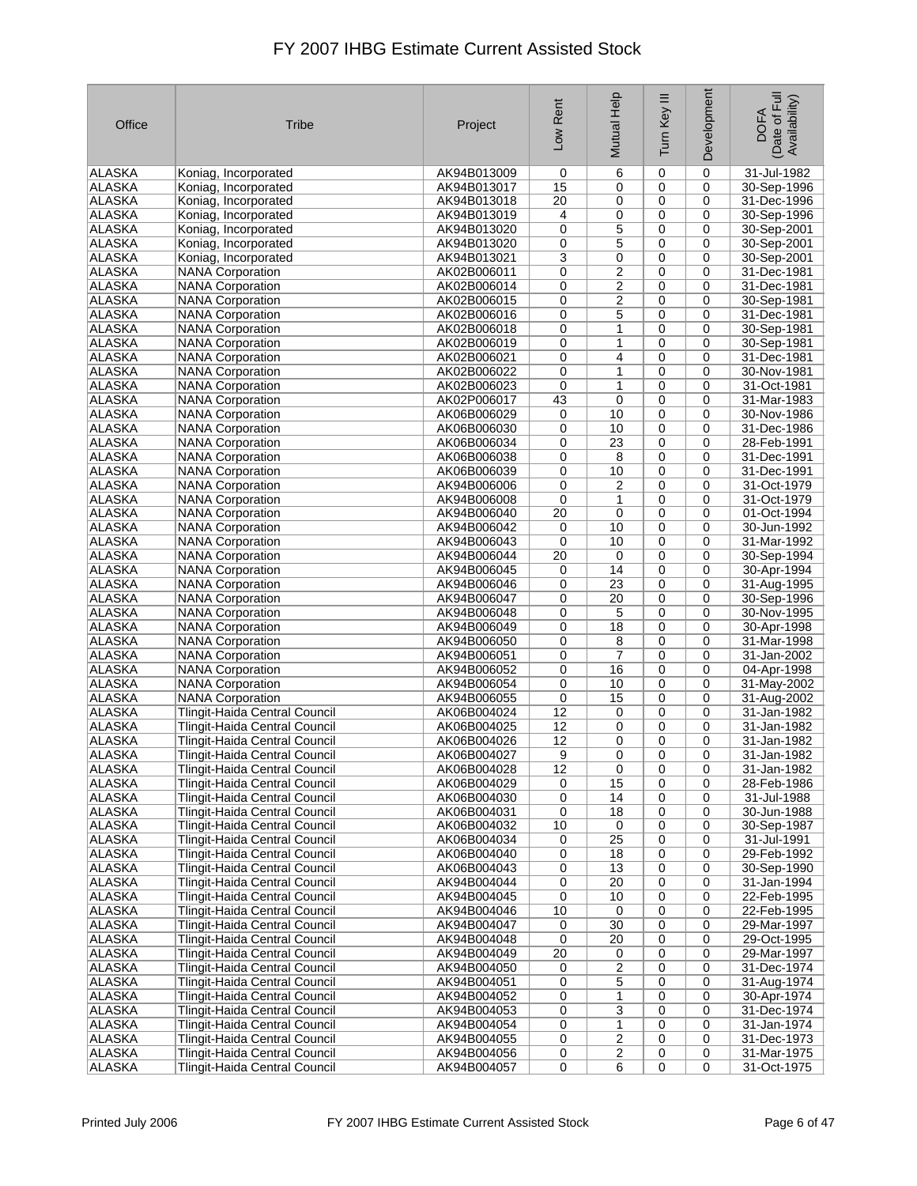# FY 2007 IHBG Estimate Current Assisted Stock

| Office | Tribe | Project | Low Rent | Mutual Help | Turn Key III | Development | DOFA (Date of Full Availability) |
|---|---|---|---|---|---|---|---|
| ALASKA | Koniag, Incorporated | AK94B013009 | 0 | 6 | 0 | 0 | 31-Jul-1982 |
| ALASKA | Koniag, Incorporated | AK94B013017 | 15 | 0 | 0 | 0 | 30-Sep-1996 |
| ALASKA | Koniag, Incorporated | AK94B013018 | 20 | 0 | 0 | 0 | 31-Dec-1996 |
| ALASKA | Koniag, Incorporated | AK94B013019 | 4 | 0 | 0 | 0 | 30-Sep-1996 |
| ALASKA | Koniag, Incorporated | AK94B013020 | 0 | 5 | 0 | 0 | 30-Sep-2001 |
| ALASKA | Koniag, Incorporated | AK94B013020 | 0 | 5 | 0 | 0 | 30-Sep-2001 |
| ALASKA | Koniag, Incorporated | AK94B013021 | 3 | 0 | 0 | 0 | 30-Sep-2001 |
| ALASKA | NANA Corporation | AK02B006011 | 0 | 2 | 0 | 0 | 31-Dec-1981 |
| ALASKA | NANA Corporation | AK02B006014 | 0 | 2 | 0 | 0 | 31-Dec-1981 |
| ALASKA | NANA Corporation | AK02B006015 | 0 | 2 | 0 | 0 | 30-Sep-1981 |
| ALASKA | NANA Corporation | AK02B006016 | 0 | 5 | 0 | 0 | 31-Dec-1981 |
| ALASKA | NANA Corporation | AK02B006018 | 0 | 1 | 0 | 0 | 30-Sep-1981 |
| ALASKA | NANA Corporation | AK02B006019 | 0 | 1 | 0 | 0 | 30-Sep-1981 |
| ALASKA | NANA Corporation | AK02B006021 | 0 | 4 | 0 | 0 | 31-Dec-1981 |
| ALASKA | NANA Corporation | AK02B006022 | 0 | 1 | 0 | 0 | 30-Nov-1981 |
| ALASKA | NANA Corporation | AK02B006023 | 0 | 1 | 0 | 0 | 31-Oct-1981 |
| ALASKA | NANA Corporation | AK02P006017 | 43 | 0 | 0 | 0 | 31-Mar-1983 |
| ALASKA | NANA Corporation | AK06B006029 | 0 | 10 | 0 | 0 | 30-Nov-1986 |
| ALASKA | NANA Corporation | AK06B006030 | 0 | 10 | 0 | 0 | 31-Dec-1986 |
| ALASKA | NANA Corporation | AK06B006034 | 0 | 23 | 0 | 0 | 28-Feb-1991 |
| ALASKA | NANA Corporation | AK06B006038 | 0 | 8 | 0 | 0 | 31-Dec-1991 |
| ALASKA | NANA Corporation | AK06B006039 | 0 | 10 | 0 | 0 | 31-Dec-1991 |
| ALASKA | NANA Corporation | AK94B006006 | 0 | 2 | 0 | 0 | 31-Oct-1979 |
| ALASKA | NANA Corporation | AK94B006008 | 0 | 1 | 0 | 0 | 31-Oct-1979 |
| ALASKA | NANA Corporation | AK94B006040 | 20 | 0 | 0 | 0 | 01-Oct-1994 |
| ALASKA | NANA Corporation | AK94B006042 | 0 | 10 | 0 | 0 | 30-Jun-1992 |
| ALASKA | NANA Corporation | AK94B006043 | 0 | 10 | 0 | 0 | 31-Mar-1992 |
| ALASKA | NANA Corporation | AK94B006044 | 20 | 0 | 0 | 0 | 30-Sep-1994 |
| ALASKA | NANA Corporation | AK94B006045 | 0 | 14 | 0 | 0 | 30-Apr-1994 |
| ALASKA | NANA Corporation | AK94B006046 | 0 | 23 | 0 | 0 | 31-Aug-1995 |
| ALASKA | NANA Corporation | AK94B006047 | 0 | 20 | 0 | 0 | 30-Sep-1996 |
| ALASKA | NANA Corporation | AK94B006048 | 0 | 5 | 0 | 0 | 30-Nov-1995 |
| ALASKA | NANA Corporation | AK94B006049 | 0 | 18 | 0 | 0 | 30-Apr-1998 |
| ALASKA | NANA Corporation | AK94B006050 | 0 | 8 | 0 | 0 | 31-Mar-1998 |
| ALASKA | NANA Corporation | AK94B006051 | 0 | 7 | 0 | 0 | 31-Jan-2002 |
| ALASKA | NANA Corporation | AK94B006052 | 0 | 16 | 0 | 0 | 04-Apr-1998 |
| ALASKA | NANA Corporation | AK94B006054 | 0 | 10 | 0 | 0 | 31-May-2002 |
| ALASKA | NANA Corporation | AK94B006055 | 0 | 15 | 0 | 0 | 31-Aug-2002 |
| ALASKA | Tlingit-Haida Central Council | AK06B004024 | 12 | 0 | 0 | 0 | 31-Jan-1982 |
| ALASKA | Tlingit-Haida Central Council | AK06B004025 | 12 | 0 | 0 | 0 | 31-Jan-1982 |
| ALASKA | Tlingit-Haida Central Council | AK06B004026 | 12 | 0 | 0 | 0 | 31-Jan-1982 |
| ALASKA | Tlingit-Haida Central Council | AK06B004027 | 9 | 0 | 0 | 0 | 31-Jan-1982 |
| ALASKA | Tlingit-Haida Central Council | AK06B004028 | 12 | 0 | 0 | 0 | 31-Jan-1982 |
| ALASKA | Tlingit-Haida Central Council | AK06B004029 | 0 | 15 | 0 | 0 | 28-Feb-1986 |
| ALASKA | Tlingit-Haida Central Council | AK06B004030 | 0 | 14 | 0 | 0 | 31-Jul-1988 |
| ALASKA | Tlingit-Haida Central Council | AK06B004031 | 0 | 18 | 0 | 0 | 30-Jun-1988 |
| ALASKA | Tlingit-Haida Central Council | AK06B004032 | 10 | 0 | 0 | 0 | 30-Sep-1987 |
| ALASKA | Tlingit-Haida Central Council | AK06B004034 | 0 | 25 | 0 | 0 | 31-Jul-1991 |
| ALASKA | Tlingit-Haida Central Council | AK06B004040 | 0 | 18 | 0 | 0 | 29-Feb-1992 |
| ALASKA | Tlingit-Haida Central Council | AK06B004043 | 0 | 13 | 0 | 0 | 30-Sep-1990 |
| ALASKA | Tlingit-Haida Central Council | AK94B004044 | 0 | 20 | 0 | 0 | 31-Jan-1994 |
| ALASKA | Tlingit-Haida Central Council | AK94B004045 | 0 | 10 | 0 | 0 | 22-Feb-1995 |
| ALASKA | Tlingit-Haida Central Council | AK94B004046 | 10 | 0 | 0 | 0 | 22-Feb-1995 |
| ALASKA | Tlingit-Haida Central Council | AK94B004047 | 0 | 30 | 0 | 0 | 29-Mar-1997 |
| ALASKA | Tlingit-Haida Central Council | AK94B004048 | 0 | 20 | 0 | 0 | 29-Oct-1995 |
| ALASKA | Tlingit-Haida Central Council | AK94B004049 | 20 | 0 | 0 | 0 | 29-Mar-1997 |
| ALASKA | Tlingit-Haida Central Council | AK94B004050 | 0 | 2 | 0 | 0 | 31-Dec-1974 |
| ALASKA | Tlingit-Haida Central Council | AK94B004051 | 0 | 5 | 0 | 0 | 31-Aug-1974 |
| ALASKA | Tlingit-Haida Central Council | AK94B004052 | 0 | 1 | 0 | 0 | 30-Apr-1974 |
| ALASKA | Tlingit-Haida Central Council | AK94B004053 | 0 | 3 | 0 | 0 | 31-Dec-1974 |
| ALASKA | Tlingit-Haida Central Council | AK94B004054 | 0 | 1 | 0 | 0 | 31-Jan-1974 |
| ALASKA | Tlingit-Haida Central Council | AK94B004055 | 0 | 2 | 0 | 0 | 31-Dec-1973 |
| ALASKA | Tlingit-Haida Central Council | AK94B004056 | 0 | 2 | 0 | 0 | 31-Mar-1975 |
| ALASKA | Tlingit-Haida Central Council | AK94B004057 | 0 | 6 | 0 | 0 | 31-Oct-1975 |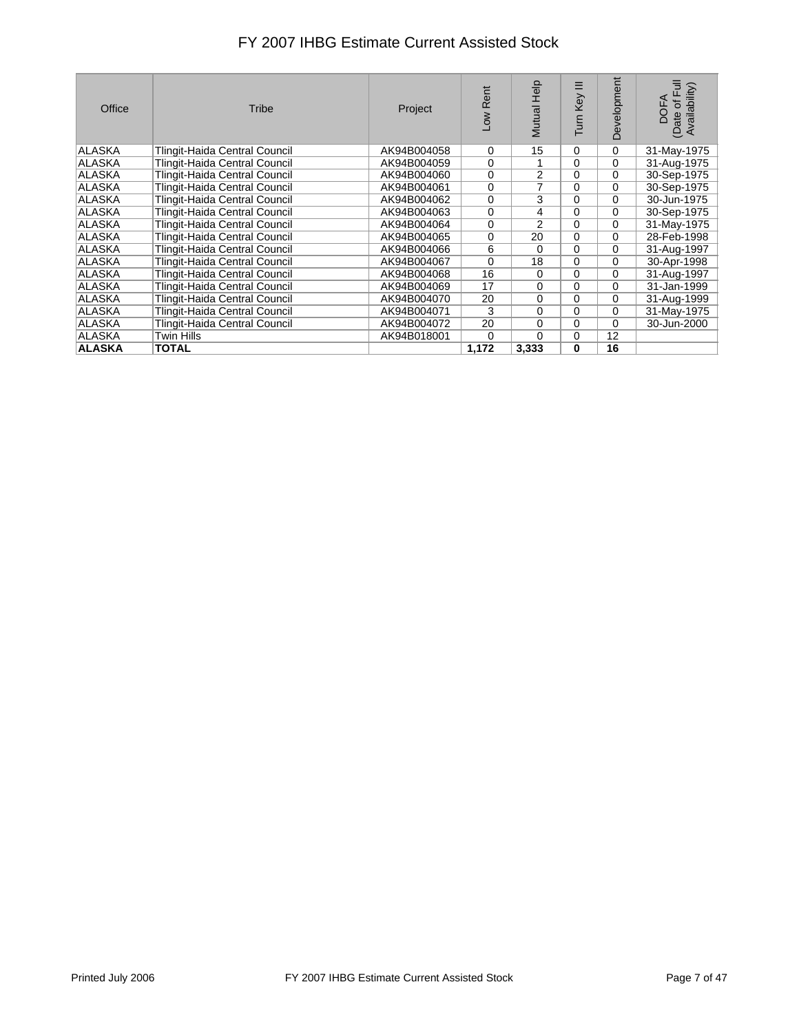# FY 2007 IHBG Estimate Current Assisted Stock

| Office | Tribe | Project | Low Rent | Mutual Help | Turn Key III | Development | DOFA (Date of Full Availability) |
|---|---|---|---|---|---|---|---|
| ALASKA | Tlingit-Haida Central Council | AK94B004058 | 0 | 15 | 0 | 0 | 31-May-1975 |
| ALASKA | Tlingit-Haida Central Council | AK94B004059 | 0 | 1 | 0 | 0 | 31-Aug-1975 |
| ALASKA | Tlingit-Haida Central Council | AK94B004060 | 0 | 2 | 0 | 0 | 30-Sep-1975 |
| ALASKA | Tlingit-Haida Central Council | AK94B004061 | 0 | 7 | 0 | 0 | 30-Sep-1975 |
| ALASKA | Tlingit-Haida Central Council | AK94B004062 | 0 | 3 | 0 | 0 | 30-Jun-1975 |
| ALASKA | Tlingit-Haida Central Council | AK94B004063 | 0 | 4 | 0 | 0 | 30-Sep-1975 |
| ALASKA | Tlingit-Haida Central Council | AK94B004064 | 0 | 2 | 0 | 0 | 31-May-1975 |
| ALASKA | Tlingit-Haida Central Council | AK94B004065 | 0 | 20 | 0 | 0 | 28-Feb-1998 |
| ALASKA | Tlingit-Haida Central Council | AK94B004066 | 6 | 0 | 0 | 0 | 31-Aug-1997 |
| ALASKA | Tlingit-Haida Central Council | AK94B004067 | 0 | 18 | 0 | 0 | 30-Apr-1998 |
| ALASKA | Tlingit-Haida Central Council | AK94B004068 | 16 | 0 | 0 | 0 | 31-Aug-1997 |
| ALASKA | Tlingit-Haida Central Council | AK94B004069 | 17 | 0 | 0 | 0 | 31-Jan-1999 |
| ALASKA | Tlingit-Haida Central Council | AK94B004070 | 20 | 0 | 0 | 0 | 31-Aug-1999 |
| ALASKA | Tlingit-Haida Central Council | AK94B004071 | 3 | 0 | 0 | 0 | 31-May-1975 |
| ALASKA | Tlingit-Haida Central Council | AK94B004072 | 20 | 0 | 0 | 0 | 30-Jun-2000 |
| ALASKA | Twin Hills | AK94B018001 | 0 | 0 | 0 | 12 | |
| **ALASKA** | **TOTAL** | | **1,172** | **3,333** | **0** | **16** | |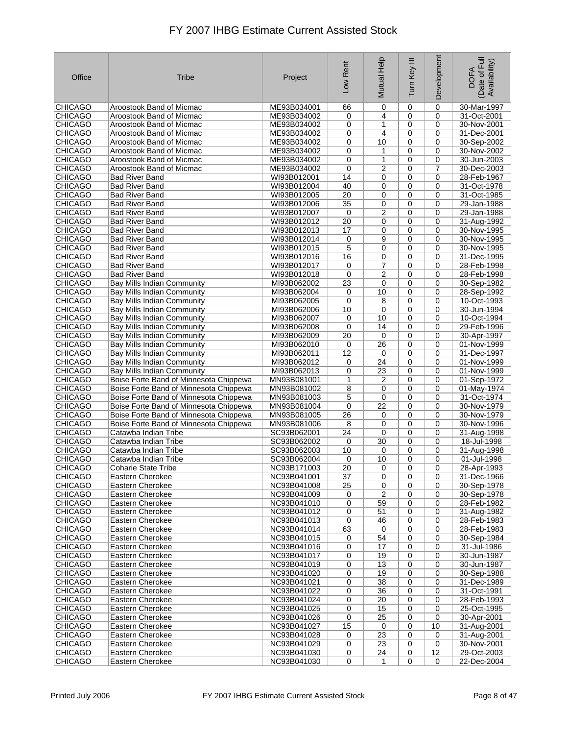# FY 2007 IHBG Estimate Current Assisted Stock

| Office | Tribe | Project | Low Rent | Mutual Help | Turn Key III | Development | DOFA (Date of Full Availability) |
|---|---|---|---|---|---|---|---|
| CHICAGO | Aroostook Band of Micmac | ME93B034001 | 66 | 0 | 0 | 0 | 30-Mar-1997 |
| CHICAGO | Aroostook Band of Micmac | ME93B034002 | 0 | 4 | 0 | 0 | 31-Oct-2001 |
| CHICAGO | Aroostook Band of Micmac | ME93B034002 | 0 | 1 | 0 | 0 | 30-Nov-2001 |
| CHICAGO | Aroostook Band of Micmac | ME93B034002 | 0 | 4 | 0 | 0 | 31-Dec-2001 |
| CHICAGO | Aroostook Band of Micmac | ME93B034002 | 0 | 10 | 0 | 0 | 30-Sep-2002 |
| CHICAGO | Aroostook Band of Micmac | ME93B034002 | 0 | 1 | 0 | 0 | 30-Nov-2002 |
| CHICAGO | Aroostook Band of Micmac | ME93B034002 | 0 | 1 | 0 | 0 | 30-Jun-2003 |
| CHICAGO | Aroostook Band of Micmac | ME93B034002 | 0 | 2 | 0 | 7 | 30-Dec-2003 |
| CHICAGO | Bad River Band | WI93B012001 | 14 | 0 | 0 | 0 | 28-Feb-1967 |
| CHICAGO | Bad River Band | WI93B012004 | 40 | 0 | 0 | 0 | 31-Oct-1978 |
| CHICAGO | Bad River Band | WI93B012005 | 20 | 0 | 0 | 0 | 31-Oct-1985 |
| CHICAGO | Bad River Band | WI93B012006 | 35 | 0 | 0 | 0 | 29-Jan-1988 |
| CHICAGO | Bad River Band | WI93B012007 | 0 | 2 | 0 | 0 | 29-Jan-1988 |
| CHICAGO | Bad River Band | WI93B012012 | 20 | 0 | 0 | 0 | 31-Aug-1992 |
| CHICAGO | Bad River Band | WI93B012013 | 17 | 0 | 0 | 0 | 30-Nov-1995 |
| CHICAGO | Bad River Band | WI93B012014 | 0 | 9 | 0 | 0 | 30-Nov-1995 |
| CHICAGO | Bad River Band | WI93B012015 | 5 | 0 | 0 | 0 | 30-Nov-1995 |
| CHICAGO | Bad River Band | WI93B012016 | 16 | 0 | 0 | 0 | 31-Dec-1995 |
| CHICAGO | Bad River Band | WI93B012017 | 0 | 7 | 0 | 0 | 28-Feb-1998 |
| CHICAGO | Bad River Band | WI93B012018 | 0 | 2 | 0 | 0 | 28-Feb-1998 |
| CHICAGO | Bay Mills Indian Community | MI93B062002 | 23 | 0 | 0 | 0 | 30-Sep-1982 |
| CHICAGO | Bay Mills Indian Community | MI93B062004 | 0 | 10 | 0 | 0 | 28-Sep-1992 |
| CHICAGO | Bay Mills Indian Community | MI93B062005 | 0 | 8 | 0 | 0 | 10-Oct-1993 |
| CHICAGO | Bay Mills Indian Community | MI93B062006 | 10 | 0 | 0 | 0 | 30-Jun-1994 |
| CHICAGO | Bay Mills Indian Community | MI93B062007 | 0 | 10 | 0 | 0 | 10-Oct-1994 |
| CHICAGO | Bay Mills Indian Community | MI93B062008 | 0 | 14 | 0 | 0 | 29-Feb-1996 |
| CHICAGO | Bay Mills Indian Community | MI93B062009 | 20 | 0 | 0 | 0 | 30-Apr-1997 |
| CHICAGO | Bay Mills Indian Community | MI93B062010 | 0 | 26 | 0 | 0 | 01-Nov-1999 |
| CHICAGO | Bay Mills Indian Community | MI93B062011 | 12 | 0 | 0 | 0 | 31-Dec-1997 |
| CHICAGO | Bay Mills Indian Community | MI93B062012 | 0 | 24 | 0 | 0 | 01-Nov-1999 |
| CHICAGO | Bay Mills Indian Community | MI93B062013 | 0 | 23 | 0 | 0 | 01-Nov-1999 |
| CHICAGO | Boise Forte Band of Minnesota Chippewa | MN93B081001 | 1 | 2 | 0 | 0 | 01-Sep-1972 |
| CHICAGO | Boise Forte Band of Minnesota Chippewa | MN93B081002 | 8 | 0 | 0 | 0 | 01-May-1974 |
| CHICAGO | Boise Forte Band of Minnesota Chippewa | MN93B081003 | 5 | 0 | 0 | 0 | 31-Oct-1974 |
| CHICAGO | Boise Forte Band of Minnesota Chippewa | MN93B081004 | 0 | 22 | 0 | 0 | 30-Nov-1979 |
| CHICAGO | Boise Forte Band of Minnesota Chippewa | MN93B081005 | 26 | 0 | 0 | 0 | 30-Nov-1979 |
| CHICAGO | Boise Forte Band of Minnesota Chippewa | MN93B081006 | 8 | 0 | 0 | 0 | 30-Nov-1996 |
| CHICAGO | Catawba Indian Tribe | SC93B062001 | 24 | 0 | 0 | 0 | 31-Aug-1998 |
| CHICAGO | Catawba Indian Tribe | SC93B062002 | 0 | 30 | 0 | 0 | 18-Jul-1998 |
| CHICAGO | Catawba Indian Tribe | SC93B062003 | 10 | 0 | 0 | 0 | 31-Aug-1998 |
| CHICAGO | Catawba Indian Tribe | SC93B062004 | 0 | 10 | 0 | 0 | 01-Jul-1998 |
| CHICAGO | Coharie State Tribe | NC93B171003 | 20 | 0 | 0 | 0 | 28-Apr-1993 |
| CHICAGO | Eastern Cherokee | NC93B041001 | 37 | 0 | 0 | 0 | 31-Dec-1966 |
| CHICAGO | Eastern Cherokee | NC93B041008 | 25 | 0 | 0 | 0 | 30-Sep-1978 |
| CHICAGO | Eastern Cherokee | NC93B041009 | 0 | 2 | 0 | 0 | 30-Sep-1978 |
| CHICAGO | Eastern Cherokee | NC93B041010 | 0 | 59 | 0 | 0 | 28-Feb-1982 |
| CHICAGO | Eastern Cherokee | NC93B041012 | 0 | 51 | 0 | 0 | 31-Aug-1982 |
| CHICAGO | Eastern Cherokee | NC93B041013 | 0 | 46 | 0 | 0 | 28-Feb-1983 |
| CHICAGO | Eastern Cherokee | NC93B041014 | 63 | 0 | 0 | 0 | 28-Feb-1983 |
| CHICAGO | Eastern Cherokee | NC93B041015 | 0 | 54 | 0 | 0 | 30-Sep-1984 |
| CHICAGO | Eastern Cherokee | NC93B041016 | 0 | 17 | 0 | 0 | 31-Jul-1986 |
| CHICAGO | Eastern Cherokee | NC93B041017 | 0 | 19 | 0 | 0 | 30-Jun-1987 |
| CHICAGO | Eastern Cherokee | NC93B041019 | 0 | 13 | 0 | 0 | 30-Jun-1987 |
| CHICAGO | Eastern Cherokee | NC93B041020 | 0 | 19 | 0 | 0 | 30-Sep-1988 |
| CHICAGO | Eastern Cherokee | NC93B041021 | 0 | 38 | 0 | 0 | 31-Dec-1989 |
| CHICAGO | Eastern Cherokee | NC93B041022 | 0 | 36 | 0 | 0 | 31-Oct-1991 |
| CHICAGO | Eastern Cherokee | NC93B041024 | 0 | 20 | 0 | 0 | 28-Feb-1993 |
| CHICAGO | Eastern Cherokee | NC93B041025 | 0 | 15 | 0 | 0 | 25-Oct-1995 |
| CHICAGO | Eastern Cherokee | NC93B041026 | 0 | 25 | 0 | 0 | 30-Apr-2001 |
| CHICAGO | Eastern Cherokee | NC93B041027 | 15 | 0 | 0 | 10 | 31-Aug-2001 |
| CHICAGO | Eastern Cherokee | NC93B041028 | 0 | 23 | 0 | 0 | 31-Aug-2001 |
| CHICAGO | Eastern Cherokee | NC93B041029 | 0 | 23 | 0 | 0 | 30-Nov-2001 |
| CHICAGO | Eastern Cherokee | NC93B041030 | 0 | 24 | 0 | 12 | 29-Oct-2003 |
| CHICAGO | Eastern Cherokee | NC93B041030 | 0 | 1 | 0 | 0 | 22-Dec-2004 |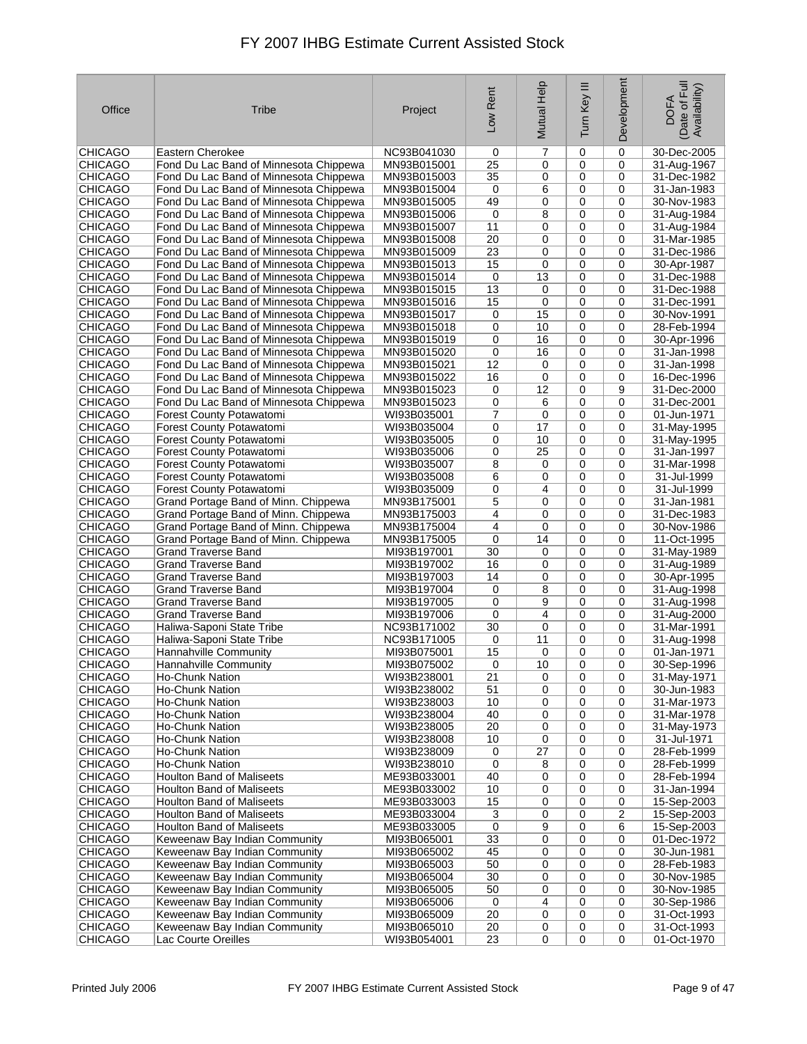# FY 2007 IHBG Estimate Current Assisted Stock

| Office | Tribe | Project | Low Rent | Mutual Help | Turn Key III | Development | DOFA (Date of Full Availability) |
|---|---|---|---|---|---|---|---|
| CHICAGO | Eastern Cherokee | NC93B041030 | 0 | 7 | 0 | 0 | 30-Dec-2005 |
| CHICAGO | Fond Du Lac Band of Minnesota Chippewa | MN93B015001 | 25 | 0 | 0 | 0 | 31-Aug-1967 |
| CHICAGO | Fond Du Lac Band of Minnesota Chippewa | MN93B015003 | 35 | 0 | 0 | 0 | 31-Dec-1982 |
| CHICAGO | Fond Du Lac Band of Minnesota Chippewa | MN93B015004 | 0 | 6 | 0 | 0 | 31-Jan-1983 |
| CHICAGO | Fond Du Lac Band of Minnesota Chippewa | MN93B015005 | 49 | 0 | 0 | 0 | 30-Nov-1983 |
| CHICAGO | Fond Du Lac Band of Minnesota Chippewa | MN93B015006 | 0 | 8 | 0 | 0 | 31-Aug-1984 |
| CHICAGO | Fond Du Lac Band of Minnesota Chippewa | MN93B015007 | 11 | 0 | 0 | 0 | 31-Aug-1984 |
| CHICAGO | Fond Du Lac Band of Minnesota Chippewa | MN93B015008 | 20 | 0 | 0 | 0 | 31-Mar-1985 |
| CHICAGO | Fond Du Lac Band of Minnesota Chippewa | MN93B015009 | 23 | 0 | 0 | 0 | 31-Dec-1986 |
| CHICAGO | Fond Du Lac Band of Minnesota Chippewa | MN93B015013 | 15 | 0 | 0 | 0 | 30-Apr-1987 |
| CHICAGO | Fond Du Lac Band of Minnesota Chippewa | MN93B015014 | 0 | 13 | 0 | 0 | 31-Dec-1988 |
| CHICAGO | Fond Du Lac Band of Minnesota Chippewa | MN93B015015 | 13 | 0 | 0 | 0 | 31-Dec-1988 |
| CHICAGO | Fond Du Lac Band of Minnesota Chippewa | MN93B015016 | 15 | 0 | 0 | 0 | 31-Dec-1991 |
| CHICAGO | Fond Du Lac Band of Minnesota Chippewa | MN93B015017 | 0 | 15 | 0 | 0 | 30-Nov-1991 |
| CHICAGO | Fond Du Lac Band of Minnesota Chippewa | MN93B015018 | 0 | 10 | 0 | 0 | 28-Feb-1994 |
| CHICAGO | Fond Du Lac Band of Minnesota Chippewa | MN93B015019 | 0 | 16 | 0 | 0 | 30-Apr-1996 |
| CHICAGO | Fond Du Lac Band of Minnesota Chippewa | MN93B015020 | 0 | 16 | 0 | 0 | 31-Jan-1998 |
| CHICAGO | Fond Du Lac Band of Minnesota Chippewa | MN93B015021 | 12 | 0 | 0 | 0 | 31-Jan-1998 |
| CHICAGO | Fond Du Lac Band of Minnesota Chippewa | MN93B015022 | 16 | 0 | 0 | 0 | 16-Dec-1996 |
| CHICAGO | Fond Du Lac Band of Minnesota Chippewa | MN93B015023 | 0 | 12 | 0 | 9 | 31-Dec-2000 |
| CHICAGO | Fond Du Lac Band of Minnesota Chippewa | MN93B015023 | 0 | 6 | 0 | 0 | 31-Dec-2001 |
| CHICAGO | Forest County Potawatomi | WI93B035001 | 7 | 0 | 0 | 0 | 01-Jun-1971 |
| CHICAGO | Forest County Potawatomi | WI93B035004 | 0 | 17 | 0 | 0 | 31-May-1995 |
| CHICAGO | Forest County Potawatomi | WI93B035005 | 0 | 10 | 0 | 0 | 31-May-1995 |
| CHICAGO | Forest County Potawatomi | WI93B035006 | 0 | 25 | 0 | 0 | 31-Jan-1997 |
| CHICAGO | Forest County Potawatomi | WI93B035007 | 8 | 0 | 0 | 0 | 31-Mar-1998 |
| CHICAGO | Forest County Potawatomi | WI93B035008 | 6 | 0 | 0 | 0 | 31-Jul-1999 |
| CHICAGO | Forest County Potawatomi | WI93B035009 | 0 | 4 | 0 | 0 | 31-Jul-1999 |
| CHICAGO | Grand Portage Band of Minn. Chippewa | MN93B175001 | 5 | 0 | 0 | 0 | 31-Jan-1981 |
| CHICAGO | Grand Portage Band of Minn. Chippewa | MN93B175003 | 4 | 0 | 0 | 0 | 31-Dec-1983 |
| CHICAGO | Grand Portage Band of Minn. Chippewa | MN93B175004 | 4 | 0 | 0 | 0 | 30-Nov-1986 |
| CHICAGO | Grand Portage Band of Minn. Chippewa | MN93B175005 | 0 | 14 | 0 | 0 | 11-Oct-1995 |
| CHICAGO | Grand Traverse Band | MI93B197001 | 30 | 0 | 0 | 0 | 31-May-1989 |
| CHICAGO | Grand Traverse Band | MI93B197002 | 16 | 0 | 0 | 0 | 31-Aug-1989 |
| CHICAGO | Grand Traverse Band | MI93B197003 | 14 | 0 | 0 | 0 | 30-Apr-1995 |
| CHICAGO | Grand Traverse Band | MI93B197004 | 0 | 8 | 0 | 0 | 31-Aug-1998 |
| CHICAGO | Grand Traverse Band | MI93B197005 | 0 | 9 | 0 | 0 | 31-Aug-1998 |
| CHICAGO | Grand Traverse Band | MI93B197006 | 0 | 4 | 0 | 0 | 31-Aug-2000 |
| CHICAGO | Haliwa-Saponi State Tribe | NC93B171002 | 30 | 0 | 0 | 0 | 31-Mar-1991 |
| CHICAGO | Haliwa-Saponi State Tribe | NC93B171005 | 0 | 11 | 0 | 0 | 31-Aug-1998 |
| CHICAGO | Hannahville Community | MI93B075001 | 15 | 0 | 0 | 0 | 01-Jan-1971 |
| CHICAGO | Hannahville Community | MI93B075002 | 0 | 10 | 0 | 0 | 30-Sep-1996 |
| CHICAGO | Ho-Chunk Nation | WI93B238001 | 21 | 0 | 0 | 0 | 31-May-1971 |
| CHICAGO | Ho-Chunk Nation | WI93B238002 | 51 | 0 | 0 | 0 | 30-Jun-1983 |
| CHICAGO | Ho-Chunk Nation | WI93B238003 | 10 | 0 | 0 | 0 | 31-Mar-1973 |
| CHICAGO | Ho-Chunk Nation | WI93B238004 | 40 | 0 | 0 | 0 | 31-Mar-1978 |
| CHICAGO | Ho-Chunk Nation | WI93B238005 | 20 | 0 | 0 | 0 | 31-May-1973 |
| CHICAGO | Ho-Chunk Nation | WI93B238008 | 10 | 0 | 0 | 0 | 31-Jul-1971 |
| CHICAGO | Ho-Chunk Nation | WI93B238009 | 0 | 27 | 0 | 0 | 28-Feb-1999 |
| CHICAGO | Ho-Chunk Nation | WI93B238010 | 0 | 8 | 0 | 0 | 28-Feb-1999 |
| CHICAGO | Houlton Band of Maliseets | ME93B033001 | 40 | 0 | 0 | 0 | 28-Feb-1994 |
| CHICAGO | Houlton Band of Maliseets | ME93B033002 | 10 | 0 | 0 | 0 | 31-Jan-1994 |
| CHICAGO | Houlton Band of Maliseets | ME93B033003 | 15 | 0 | 0 | 0 | 15-Sep-2003 |
| CHICAGO | Houlton Band of Maliseets | ME93B033004 | 3 | 0 | 0 | 2 | 15-Sep-2003 |
| CHICAGO | Houlton Band of Maliseets | ME93B033005 | 0 | 9 | 0 | 6 | 15-Sep-2003 |
| CHICAGO | Keweenaw Bay Indian Community | MI93B065001 | 33 | 0 | 0 | 0 | 01-Dec-1972 |
| CHICAGO | Keweenaw Bay Indian Community | MI93B065002 | 45 | 0 | 0 | 0 | 30-Jun-1981 |
| CHICAGO | Keweenaw Bay Indian Community | MI93B065003 | 50 | 0 | 0 | 0 | 28-Feb-1983 |
| CHICAGO | Keweenaw Bay Indian Community | MI93B065004 | 30 | 0 | 0 | 0 | 30-Nov-1985 |
| CHICAGO | Keweenaw Bay Indian Community | MI93B065005 | 50 | 0 | 0 | 0 | 30-Nov-1985 |
| CHICAGO | Keweenaw Bay Indian Community | MI93B065006 | 0 | 4 | 0 | 0 | 30-Sep-1986 |
| CHICAGO | Keweenaw Bay Indian Community | MI93B065009 | 20 | 0 | 0 | 0 | 31-Oct-1993 |
| CHICAGO | Keweenaw Bay Indian Community | MI93B065010 | 20 | 0 | 0 | 0 | 31-Oct-1993 |
| CHICAGO | Lac Courte Oreilles | WI93B054001 | 23 | 0 | 0 | 0 | 01-Oct-1970 |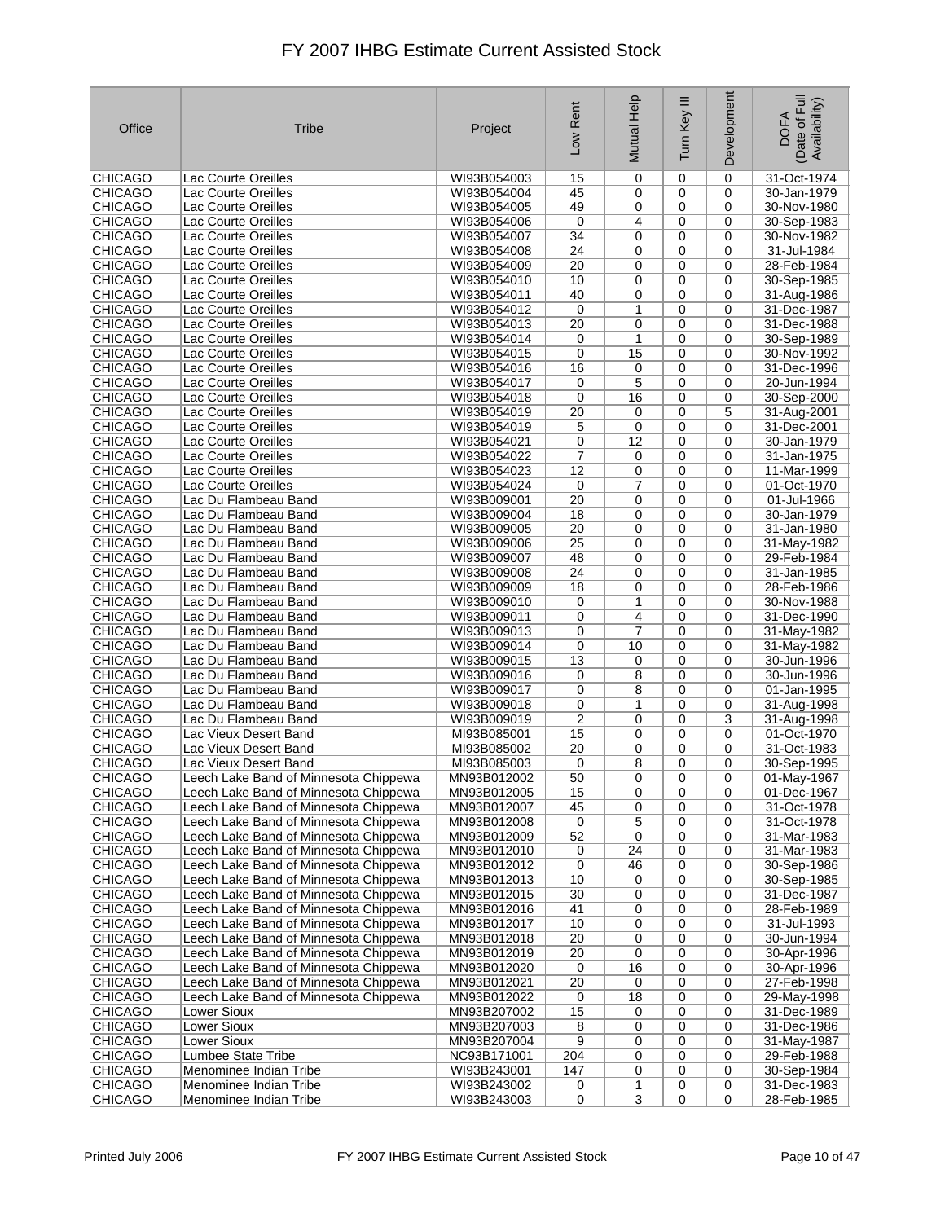# FY 2007 IHBG Estimate Current Assisted Stock

| Office | Tribe | Project | Low Rent | Mutual Help | Turn Key III | Development | DOFA (Date of Full Availability) |
|---|---|---|---|---|---|---|---|
| CHICAGO | Lac Courte Oreilles | WI93B054003 | 15 | 0 | 0 | 0 | 31-Oct-1974 |
| CHICAGO | Lac Courte Oreilles | WI93B054004 | 45 | 0 | 0 | 0 | 30-Jan-1979 |
| CHICAGO | Lac Courte Oreilles | WI93B054005 | 49 | 0 | 0 | 0 | 30-Nov-1980 |
| CHICAGO | Lac Courte Oreilles | WI93B054006 | 0 | 4 | 0 | 0 | 30-Sep-1983 |
| CHICAGO | Lac Courte Oreilles | WI93B054007 | 34 | 0 | 0 | 0 | 30-Nov-1982 |
| CHICAGO | Lac Courte Oreilles | WI93B054008 | 24 | 0 | 0 | 0 | 31-Jul-1984 |
| CHICAGO | Lac Courte Oreilles | WI93B054009 | 20 | 0 | 0 | 0 | 28-Feb-1984 |
| CHICAGO | Lac Courte Oreilles | WI93B054010 | 10 | 0 | 0 | 0 | 30-Sep-1985 |
| CHICAGO | Lac Courte Oreilles | WI93B054011 | 40 | 0 | 0 | 0 | 31-Aug-1986 |
| CHICAGO | Lac Courte Oreilles | WI93B054012 | 0 | 1 | 0 | 0 | 31-Dec-1987 |
| CHICAGO | Lac Courte Oreilles | WI93B054013 | 20 | 0 | 0 | 0 | 31-Dec-1988 |
| CHICAGO | Lac Courte Oreilles | WI93B054014 | 0 | 1 | 0 | 0 | 30-Sep-1989 |
| CHICAGO | Lac Courte Oreilles | WI93B054015 | 0 | 15 | 0 | 0 | 30-Nov-1992 |
| CHICAGO | Lac Courte Oreilles | WI93B054016 | 16 | 0 | 0 | 0 | 31-Dec-1996 |
| CHICAGO | Lac Courte Oreilles | WI93B054017 | 0 | 5 | 0 | 0 | 20-Jun-1994 |
| CHICAGO | Lac Courte Oreilles | WI93B054018 | 0 | 16 | 0 | 0 | 30-Sep-2000 |
| CHICAGO | Lac Courte Oreilles | WI93B054019 | 20 | 0 | 0 | 5 | 31-Aug-2001 |
| CHICAGO | Lac Courte Oreilles | WI93B054019 | 5 | 0 | 0 | 0 | 31-Dec-2001 |
| CHICAGO | Lac Courte Oreilles | WI93B054021 | 0 | 12 | 0 | 0 | 30-Jan-1979 |
| CHICAGO | Lac Courte Oreilles | WI93B054022 | 7 | 0 | 0 | 0 | 31-Jan-1975 |
| CHICAGO | Lac Courte Oreilles | WI93B054023 | 12 | 0 | 0 | 0 | 11-Mar-1999 |
| CHICAGO | Lac Courte Oreilles | WI93B054024 | 0 | 7 | 0 | 0 | 01-Oct-1970 |
| CHICAGO | Lac Du Flambeau Band | WI93B009001 | 20 | 0 | 0 | 0 | 01-Jul-1966 |
| CHICAGO | Lac Du Flambeau Band | WI93B009004 | 18 | 0 | 0 | 0 | 30-Jan-1979 |
| CHICAGO | Lac Du Flambeau Band | WI93B009005 | 20 | 0 | 0 | 0 | 31-Jan-1980 |
| CHICAGO | Lac Du Flambeau Band | WI93B009006 | 25 | 0 | 0 | 0 | 31-May-1982 |
| CHICAGO | Lac Du Flambeau Band | WI93B009007 | 48 | 0 | 0 | 0 | 29-Feb-1984 |
| CHICAGO | Lac Du Flambeau Band | WI93B009008 | 24 | 0 | 0 | 0 | 31-Jan-1985 |
| CHICAGO | Lac Du Flambeau Band | WI93B009009 | 18 | 0 | 0 | 0 | 28-Feb-1986 |
| CHICAGO | Lac Du Flambeau Band | WI93B009010 | 0 | 1 | 0 | 0 | 30-Nov-1988 |
| CHICAGO | Lac Du Flambeau Band | WI93B009011 | 0 | 4 | 0 | 0 | 31-Dec-1990 |
| CHICAGO | Lac Du Flambeau Band | WI93B009013 | 0 | 7 | 0 | 0 | 31-May-1982 |
| CHICAGO | Lac Du Flambeau Band | WI93B009014 | 0 | 10 | 0 | 0 | 31-May-1982 |
| CHICAGO | Lac Du Flambeau Band | WI93B009015 | 13 | 0 | 0 | 0 | 30-Jun-1996 |
| CHICAGO | Lac Du Flambeau Band | WI93B009016 | 0 | 8 | 0 | 0 | 30-Jun-1996 |
| CHICAGO | Lac Du Flambeau Band | WI93B009017 | 0 | 8 | 0 | 0 | 01-Jan-1995 |
| CHICAGO | Lac Du Flambeau Band | WI93B009018 | 0 | 1 | 0 | 0 | 31-Aug-1998 |
| CHICAGO | Lac Du Flambeau Band | WI93B009019 | 2 | 0 | 0 | 3 | 31-Aug-1998 |
| CHICAGO | Lac Vieux Desert Band | MI93B085001 | 15 | 0 | 0 | 0 | 01-Oct-1970 |
| CHICAGO | Lac Vieux Desert Band | MI93B085002 | 20 | 0 | 0 | 0 | 31-Oct-1983 |
| CHICAGO | Lac Vieux Desert Band | MI93B085003 | 0 | 8 | 0 | 0 | 30-Sep-1995 |
| CHICAGO | Leech Lake Band of Minnesota Chippewa | MN93B012002 | 50 | 0 | 0 | 0 | 01-May-1967 |
| CHICAGO | Leech Lake Band of Minnesota Chippewa | MN93B012005 | 15 | 0 | 0 | 0 | 01-Dec-1967 |
| CHICAGO | Leech Lake Band of Minnesota Chippewa | MN93B012007 | 45 | 0 | 0 | 0 | 31-Oct-1978 |
| CHICAGO | Leech Lake Band of Minnesota Chippewa | MN93B012008 | 0 | 5 | 0 | 0 | 31-Oct-1978 |
| CHICAGO | Leech Lake Band of Minnesota Chippewa | MN93B012009 | 52 | 0 | 0 | 0 | 31-Mar-1983 |
| CHICAGO | Leech Lake Band of Minnesota Chippewa | MN93B012010 | 0 | 24 | 0 | 0 | 31-Mar-1983 |
| CHICAGO | Leech Lake Band of Minnesota Chippewa | MN93B012012 | 0 | 46 | 0 | 0 | 30-Sep-1986 |
| CHICAGO | Leech Lake Band of Minnesota Chippewa | MN93B012013 | 10 | 0 | 0 | 0 | 30-Sep-1985 |
| CHICAGO | Leech Lake Band of Minnesota Chippewa | MN93B012015 | 30 | 0 | 0 | 0 | 31-Dec-1987 |
| CHICAGO | Leech Lake Band of Minnesota Chippewa | MN93B012016 | 41 | 0 | 0 | 0 | 28-Feb-1989 |
| CHICAGO | Leech Lake Band of Minnesota Chippewa | MN93B012017 | 10 | 0 | 0 | 0 | 31-Jul-1993 |
| CHICAGO | Leech Lake Band of Minnesota Chippewa | MN93B012018 | 20 | 0 | 0 | 0 | 30-Jun-1994 |
| CHICAGO | Leech Lake Band of Minnesota Chippewa | MN93B012019 | 20 | 0 | 0 | 0 | 30-Apr-1996 |
| CHICAGO | Leech Lake Band of Minnesota Chippewa | MN93B012020 | 0 | 16 | 0 | 0 | 30-Apr-1996 |
| CHICAGO | Leech Lake Band of Minnesota Chippewa | MN93B012021 | 20 | 0 | 0 | 0 | 27-Feb-1998 |
| CHICAGO | Leech Lake Band of Minnesota Chippewa | MN93B012022 | 0 | 18 | 0 | 0 | 29-May-1998 |
| CHICAGO | Lower Sioux | MN93B207002 | 15 | 0 | 0 | 0 | 31-Dec-1989 |
| CHICAGO | Lower Sioux | MN93B207003 | 8 | 0 | 0 | 0 | 31-Dec-1986 |
| CHICAGO | Lower Sioux | MN93B207004 | 9 | 0 | 0 | 0 | 31-May-1987 |
| CHICAGO | Lumbee State Tribe | NC93B171001 | 204 | 0 | 0 | 0 | 29-Feb-1988 |
| CHICAGO | Menominee Indian Tribe | WI93B243001 | 147 | 0 | 0 | 0 | 30-Sep-1984 |
| CHICAGO | Menominee Indian Tribe | WI93B243002 | 0 | 1 | 0 | 0 | 31-Dec-1983 |
| CHICAGO | Menominee Indian Tribe | WI93B243003 | 0 | 3 | 0 | 0 | 28-Feb-1985 |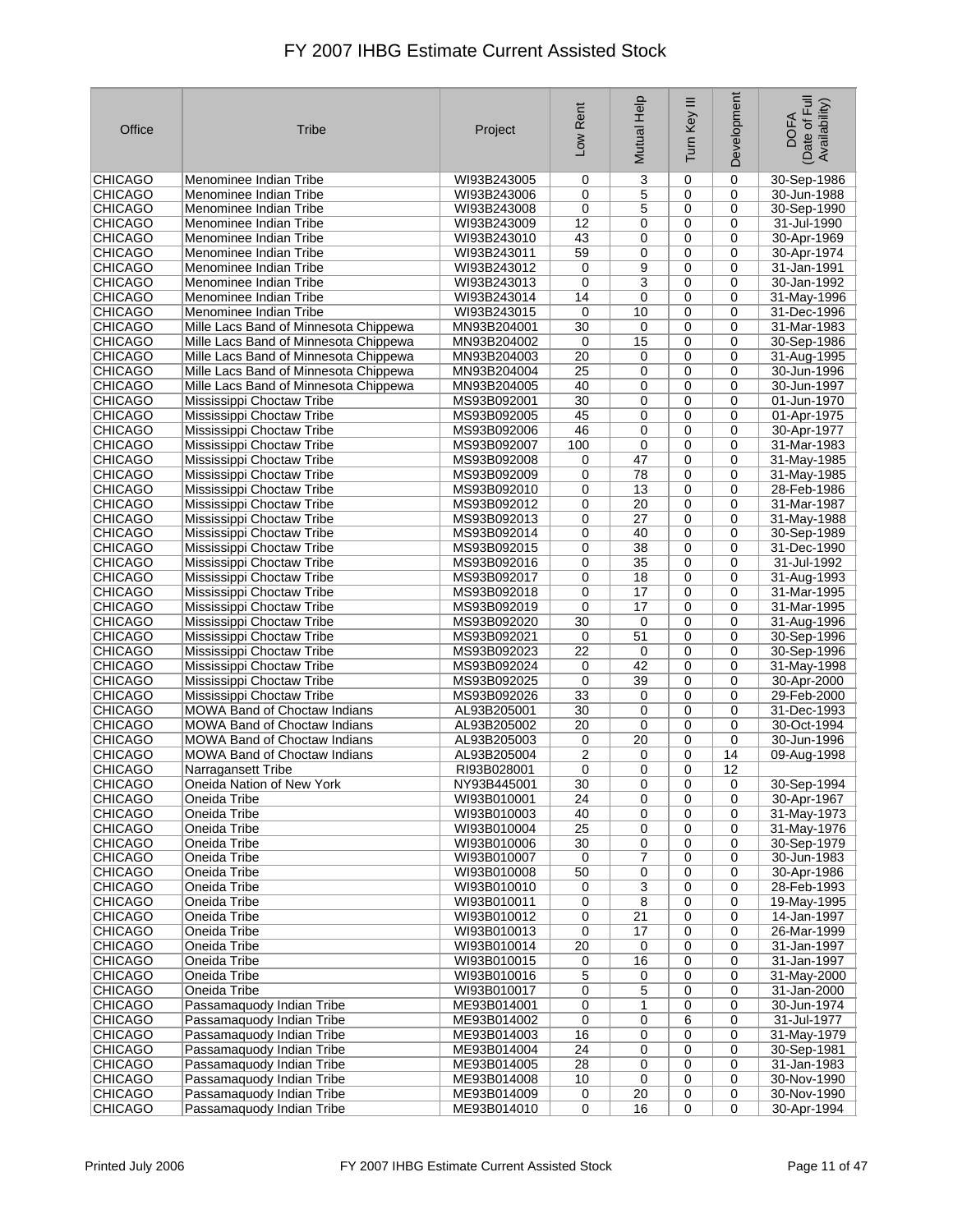# FY 2007 IHBG Estimate Current Assisted Stock

| Office | Tribe | Project | Low Rent | Mutual Help | Turn Key III | Development | DOFA (Date of Full Availability) |
|---|---|---|---|---|---|---|---|
| CHICAGO | Menominee Indian Tribe | WI93B243005 | 0 | 3 | 0 | 0 | 30-Sep-1986 |
| CHICAGO | Menominee Indian Tribe | WI93B243006 | 0 | 5 | 0 | 0 | 30-Jun-1988 |
| CHICAGO | Menominee Indian Tribe | WI93B243008 | 0 | 5 | 0 | 0 | 30-Sep-1990 |
| CHICAGO | Menominee Indian Tribe | WI93B243009 | 12 | 0 | 0 | 0 | 31-Jul-1990 |
| CHICAGO | Menominee Indian Tribe | WI93B243010 | 43 | 0 | 0 | 0 | 30-Apr-1969 |
| CHICAGO | Menominee Indian Tribe | WI93B243011 | 59 | 0 | 0 | 0 | 30-Apr-1974 |
| CHICAGO | Menominee Indian Tribe | WI93B243012 | 0 | 9 | 0 | 0 | 31-Jan-1991 |
| CHICAGO | Menominee Indian Tribe | WI93B243013 | 0 | 3 | 0 | 0 | 30-Jan-1992 |
| CHICAGO | Menominee Indian Tribe | WI93B243014 | 14 | 0 | 0 | 0 | 31-May-1996 |
| CHICAGO | Menominee Indian Tribe | WI93B243015 | 0 | 10 | 0 | 0 | 31-Dec-1996 |
| CHICAGO | Mille Lacs Band of Minnesota Chippewa | MN93B204001 | 30 | 0 | 0 | 0 | 31-Mar-1983 |
| CHICAGO | Mille Lacs Band of Minnesota Chippewa | MN93B204002 | 0 | 15 | 0 | 0 | 30-Sep-1986 |
| CHICAGO | Mille Lacs Band of Minnesota Chippewa | MN93B204003 | 20 | 0 | 0 | 0 | 31-Aug-1995 |
| CHICAGO | Mille Lacs Band of Minnesota Chippewa | MN93B204004 | 25 | 0 | 0 | 0 | 30-Jun-1996 |
| CHICAGO | Mille Lacs Band of Minnesota Chippewa | MN93B204005 | 40 | 0 | 0 | 0 | 30-Jun-1997 |
| CHICAGO | Mississippi Choctaw Tribe | MS93B092001 | 30 | 0 | 0 | 0 | 01-Jun-1970 |
| CHICAGO | Mississippi Choctaw Tribe | MS93B092005 | 45 | 0 | 0 | 0 | 01-Apr-1975 |
| CHICAGO | Mississippi Choctaw Tribe | MS93B092006 | 46 | 0 | 0 | 0 | 30-Apr-1977 |
| CHICAGO | Mississippi Choctaw Tribe | MS93B092007 | 100 | 0 | 0 | 0 | 31-Mar-1983 |
| CHICAGO | Mississippi Choctaw Tribe | MS93B092008 | 0 | 47 | 0 | 0 | 31-May-1985 |
| CHICAGO | Mississippi Choctaw Tribe | MS93B092009 | 0 | 78 | 0 | 0 | 31-May-1985 |
| CHICAGO | Mississippi Choctaw Tribe | MS93B092010 | 0 | 13 | 0 | 0 | 28-Feb-1986 |
| CHICAGO | Mississippi Choctaw Tribe | MS93B092012 | 0 | 20 | 0 | 0 | 31-Mar-1987 |
| CHICAGO | Mississippi Choctaw Tribe | MS93B092013 | 0 | 27 | 0 | 0 | 31-May-1988 |
| CHICAGO | Mississippi Choctaw Tribe | MS93B092014 | 0 | 40 | 0 | 0 | 30-Sep-1989 |
| CHICAGO | Mississippi Choctaw Tribe | MS93B092015 | 0 | 38 | 0 | 0 | 31-Dec-1990 |
| CHICAGO | Mississippi Choctaw Tribe | MS93B092016 | 0 | 35 | 0 | 0 | 31-Jul-1992 |
| CHICAGO | Mississippi Choctaw Tribe | MS93B092017 | 0 | 18 | 0 | 0 | 31-Aug-1993 |
| CHICAGO | Mississippi Choctaw Tribe | MS93B092018 | 0 | 17 | 0 | 0 | 31-Mar-1995 |
| CHICAGO | Mississippi Choctaw Tribe | MS93B092019 | 0 | 17 | 0 | 0 | 31-Mar-1995 |
| CHICAGO | Mississippi Choctaw Tribe | MS93B092020 | 30 | 0 | 0 | 0 | 31-Aug-1996 |
| CHICAGO | Mississippi Choctaw Tribe | MS93B092021 | 0 | 51 | 0 | 0 | 30-Sep-1996 |
| CHICAGO | Mississippi Choctaw Tribe | MS93B092023 | 22 | 0 | 0 | 0 | 30-Sep-1996 |
| CHICAGO | Mississippi Choctaw Tribe | MS93B092024 | 0 | 42 | 0 | 0 | 31-May-1998 |
| CHICAGO | Mississippi Choctaw Tribe | MS93B092025 | 0 | 39 | 0 | 0 | 30-Apr-2000 |
| CHICAGO | Mississippi Choctaw Tribe | MS93B092026 | 33 | 0 | 0 | 0 | 29-Feb-2000 |
| CHICAGO | MOWA Band of Choctaw Indians | AL93B205001 | 30 | 0 | 0 | 0 | 31-Dec-1993 |
| CHICAGO | MOWA Band of Choctaw Indians | AL93B205002 | 20 | 0 | 0 | 0 | 30-Oct-1994 |
| CHICAGO | MOWA Band of Choctaw Indians | AL93B205003 | 0 | 20 | 0 | 0 | 30-Jun-1996 |
| CHICAGO | MOWA Band of Choctaw Indians | AL93B205004 | 2 | 0 | 0 | 14 | 09-Aug-1998 |
| CHICAGO | Narragansett Tribe | RI93B028001 | 0 | 0 | 0 | 12 | |
| CHICAGO | Oneida Nation of New York | NY93B445001 | 30 | 0 | 0 | 0 | 30-Sep-1994 |
| CHICAGO | Oneida Tribe | WI93B010001 | 24 | 0 | 0 | 0 | 30-Apr-1967 |
| CHICAGO | Oneida Tribe | WI93B010003 | 40 | 0 | 0 | 0 | 31-May-1973 |
| CHICAGO | Oneida Tribe | WI93B010004 | 25 | 0 | 0 | 0 | 31-May-1976 |
| CHICAGO | Oneida Tribe | WI93B010006 | 30 | 0 | 0 | 0 | 30-Sep-1979 |
| CHICAGO | Oneida Tribe | WI93B010007 | 0 | 7 | 0 | 0 | 30-Jun-1983 |
| CHICAGO | Oneida Tribe | WI93B010008 | 50 | 0 | 0 | 0 | 30-Apr-1986 |
| CHICAGO | Oneida Tribe | WI93B010010 | 0 | 3 | 0 | 0 | 28-Feb-1993 |
| CHICAGO | Oneida Tribe | WI93B010011 | 0 | 8 | 0 | 0 | 19-May-1995 |
| CHICAGO | Oneida Tribe | WI93B010012 | 0 | 21 | 0 | 0 | 14-Jan-1997 |
| CHICAGO | Oneida Tribe | WI93B010013 | 0 | 17 | 0 | 0 | 26-Mar-1999 |
| CHICAGO | Oneida Tribe | WI93B010014 | 20 | 0 | 0 | 0 | 31-Jan-1997 |
| CHICAGO | Oneida Tribe | WI93B010015 | 0 | 16 | 0 | 0 | 31-Jan-1997 |
| CHICAGO | Oneida Tribe | WI93B010016 | 5 | 0 | 0 | 0 | 31-May-2000 |
| CHICAGO | Oneida Tribe | WI93B010017 | 0 | 5 | 0 | 0 | 31-Jan-2000 |
| CHICAGO | Passamaquody Indian Tribe | ME93B014001 | 0 | 1 | 0 | 0 | 30-Jun-1974 |
| CHICAGO | Passamaquody Indian Tribe | ME93B014002 | 0 | 0 | 6 | 0 | 31-Jul-1977 |
| CHICAGO | Passamaquody Indian Tribe | ME93B014003 | 16 | 0 | 0 | 0 | 31-May-1979 |
| CHICAGO | Passamaquody Indian Tribe | ME93B014004 | 24 | 0 | 0 | 0 | 30-Sep-1981 |
| CHICAGO | Passamaquody Indian Tribe | ME93B014005 | 28 | 0 | 0 | 0 | 31-Jan-1983 |
| CHICAGO | Passamaquody Indian Tribe | ME93B014008 | 10 | 0 | 0 | 0 | 30-Nov-1990 |
| CHICAGO | Passamaquody Indian Tribe | ME93B014009 | 0 | 20 | 0 | 0 | 30-Nov-1990 |
| CHICAGO | Passamaquody Indian Tribe | ME93B014010 | 0 | 16 | 0 | 0 | 30-Apr-1994 |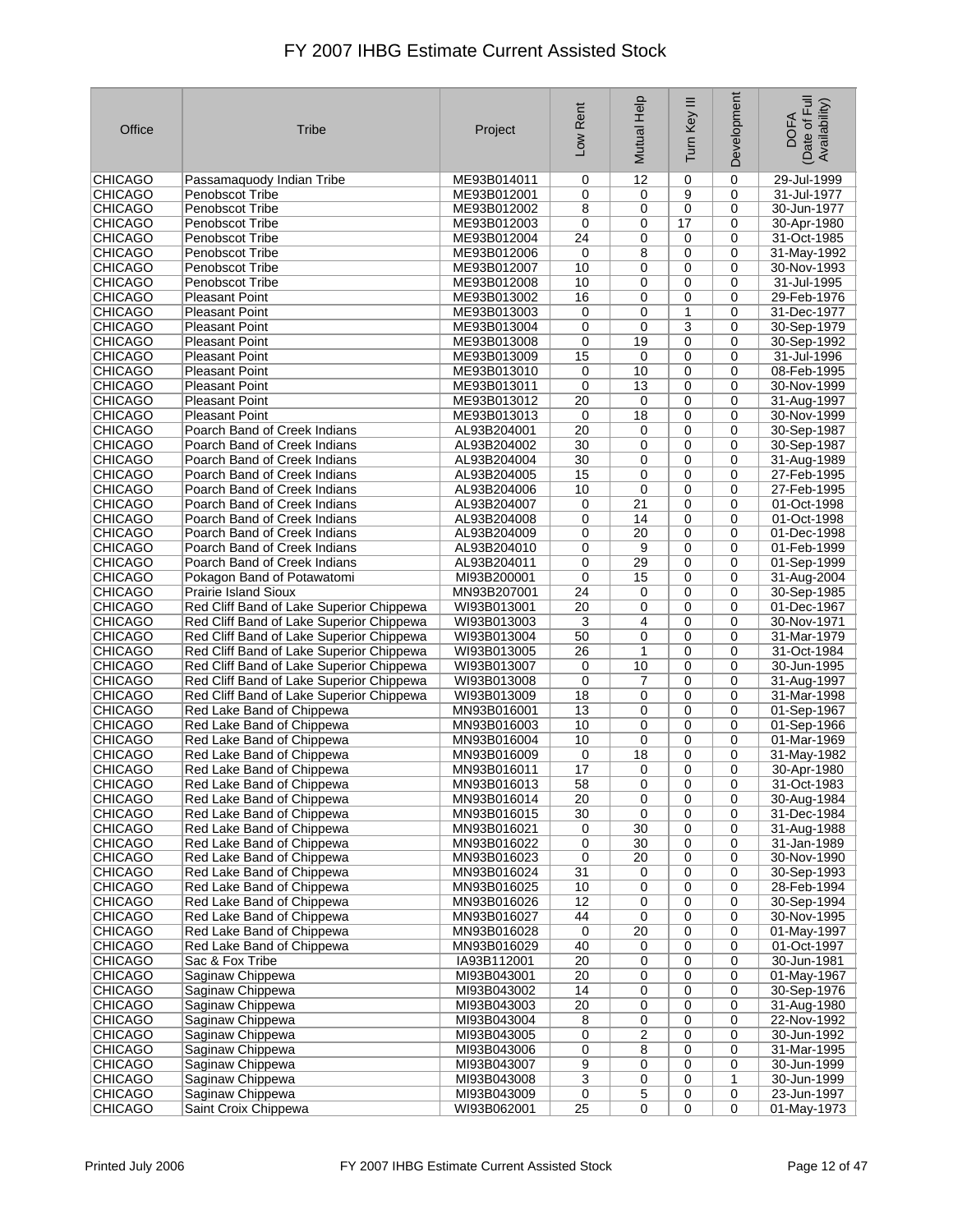# FY 2007 IHBG Estimate Current Assisted Stock

| Office | Tribe | Project | Low Rent | Mutual Help | Turn Key III | Development | DOFA (Date of Full Availability) |
|---|---|---|---|---|---|---|---|
| CHICAGO | Passamaquody Indian Tribe | ME93B014011 | 0 | 12 | 0 | 0 | 29-Jul-1999 |
| CHICAGO | Penobscot Tribe | ME93B012001 | 0 | 0 | 9 | 0 | 31-Jul-1977 |
| CHICAGO | Penobscot Tribe | ME93B012002 | 8 | 0 | 0 | 0 | 30-Jun-1977 |
| CHICAGO | Penobscot Tribe | ME93B012003 | 0 | 0 | 17 | 0 | 30-Apr-1980 |
| CHICAGO | Penobscot Tribe | ME93B012004 | 24 | 0 | 0 | 0 | 31-Oct-1985 |
| CHICAGO | Penobscot Tribe | ME93B012006 | 0 | 8 | 0 | 0 | 31-May-1992 |
| CHICAGO | Penobscot Tribe | ME93B012007 | 10 | 0 | 0 | 0 | 30-Nov-1993 |
| CHICAGO | Penobscot Tribe | ME93B012008 | 10 | 0 | 0 | 0 | 31-Jul-1995 |
| CHICAGO | Pleasant Point | ME93B013002 | 16 | 0 | 0 | 0 | 29-Feb-1976 |
| CHICAGO | Pleasant Point | ME93B013003 | 0 | 0 | 1 | 0 | 31-Dec-1977 |
| CHICAGO | Pleasant Point | ME93B013004 | 0 | 0 | 3 | 0 | 30-Sep-1979 |
| CHICAGO | Pleasant Point | ME93B013008 | 0 | 19 | 0 | 0 | 30-Sep-1992 |
| CHICAGO | Pleasant Point | ME93B013009 | 15 | 0 | 0 | 0 | 31-Jul-1996 |
| CHICAGO | Pleasant Point | ME93B013010 | 0 | 10 | 0 | 0 | 08-Feb-1995 |
| CHICAGO | Pleasant Point | ME93B013011 | 0 | 13 | 0 | 0 | 30-Nov-1999 |
| CHICAGO | Pleasant Point | ME93B013012 | 20 | 0 | 0 | 0 | 31-Aug-1997 |
| CHICAGO | Pleasant Point | ME93B013013 | 0 | 18 | 0 | 0 | 30-Nov-1999 |
| CHICAGO | Poarch Band of Creek Indians | AL93B204001 | 20 | 0 | 0 | 0 | 30-Sep-1987 |
| CHICAGO | Poarch Band of Creek Indians | AL93B204002 | 30 | 0 | 0 | 0 | 30-Sep-1987 |
| CHICAGO | Poarch Band of Creek Indians | AL93B204004 | 30 | 0 | 0 | 0 | 31-Aug-1989 |
| CHICAGO | Poarch Band of Creek Indians | AL93B204005 | 15 | 0 | 0 | 0 | 27-Feb-1995 |
| CHICAGO | Poarch Band of Creek Indians | AL93B204006 | 10 | 0 | 0 | 0 | 27-Feb-1995 |
| CHICAGO | Poarch Band of Creek Indians | AL93B204007 | 0 | 21 | 0 | 0 | 01-Oct-1998 |
| CHICAGO | Poarch Band of Creek Indians | AL93B204008 | 0 | 14 | 0 | 0 | 01-Oct-1998 |
| CHICAGO | Poarch Band of Creek Indians | AL93B204009 | 0 | 20 | 0 | 0 | 01-Dec-1998 |
| CHICAGO | Poarch Band of Creek Indians | AL93B204010 | 0 | 9 | 0 | 0 | 01-Feb-1999 |
| CHICAGO | Poarch Band of Creek Indians | AL93B204011 | 0 | 29 | 0 | 0 | 01-Sep-1999 |
| CHICAGO | Pokagon Band of Potawatomi | MI93B200001 | 0 | 15 | 0 | 0 | 31-Aug-2004 |
| CHICAGO | Prairie Island Sioux | MN93B207001 | 24 | 0 | 0 | 0 | 30-Sep-1985 |
| CHICAGO | Red Cliff Band of Lake Superior Chippewa | WI93B013001 | 20 | 0 | 0 | 0 | 01-Dec-1967 |
| CHICAGO | Red Cliff Band of Lake Superior Chippewa | WI93B013003 | 3 | 4 | 0 | 0 | 30-Nov-1971 |
| CHICAGO | Red Cliff Band of Lake Superior Chippewa | WI93B013004 | 50 | 0 | 0 | 0 | 31-Mar-1979 |
| CHICAGO | Red Cliff Band of Lake Superior Chippewa | WI93B013005 | 26 | 1 | 0 | 0 | 31-Oct-1984 |
| CHICAGO | Red Cliff Band of Lake Superior Chippewa | WI93B013007 | 0 | 10 | 0 | 0 | 30-Jun-1995 |
| CHICAGO | Red Cliff Band of Lake Superior Chippewa | WI93B013008 | 0 | 7 | 0 | 0 | 31-Aug-1997 |
| CHICAGO | Red Cliff Band of Lake Superior Chippewa | WI93B013009 | 18 | 0 | 0 | 0 | 31-Mar-1998 |
| CHICAGO | Red Lake Band of Chippewa | MN93B016001 | 13 | 0 | 0 | 0 | 01-Sep-1967 |
| CHICAGO | Red Lake Band of Chippewa | MN93B016003 | 10 | 0 | 0 | 0 | 01-Sep-1966 |
| CHICAGO | Red Lake Band of Chippewa | MN93B016004 | 10 | 0 | 0 | 0 | 01-Mar-1969 |
| CHICAGO | Red Lake Band of Chippewa | MN93B016009 | 0 | 18 | 0 | 0 | 31-May-1982 |
| CHICAGO | Red Lake Band of Chippewa | MN93B016011 | 17 | 0 | 0 | 0 | 30-Apr-1980 |
| CHICAGO | Red Lake Band of Chippewa | MN93B016013 | 58 | 0 | 0 | 0 | 31-Oct-1983 |
| CHICAGO | Red Lake Band of Chippewa | MN93B016014 | 20 | 0 | 0 | 0 | 30-Aug-1984 |
| CHICAGO | Red Lake Band of Chippewa | MN93B016015 | 30 | 0 | 0 | 0 | 31-Dec-1984 |
| CHICAGO | Red Lake Band of Chippewa | MN93B016021 | 0 | 30 | 0 | 0 | 31-Aug-1988 |
| CHICAGO | Red Lake Band of Chippewa | MN93B016022 | 0 | 30 | 0 | 0 | 31-Jan-1989 |
| CHICAGO | Red Lake Band of Chippewa | MN93B016023 | 0 | 20 | 0 | 0 | 30-Nov-1990 |
| CHICAGO | Red Lake Band of Chippewa | MN93B016024 | 31 | 0 | 0 | 0 | 30-Sep-1993 |
| CHICAGO | Red Lake Band of Chippewa | MN93B016025 | 10 | 0 | 0 | 0 | 28-Feb-1994 |
| CHICAGO | Red Lake Band of Chippewa | MN93B016026 | 12 | 0 | 0 | 0 | 30-Sep-1994 |
| CHICAGO | Red Lake Band of Chippewa | MN93B016027 | 44 | 0 | 0 | 0 | 30-Nov-1995 |
| CHICAGO | Red Lake Band of Chippewa | MN93B016028 | 0 | 20 | 0 | 0 | 01-May-1997 |
| CHICAGO | Red Lake Band of Chippewa | MN93B016029 | 40 | 0 | 0 | 0 | 01-Oct-1997 |
| CHICAGO | Sac & Fox Tribe | IA93B112001 | 20 | 0 | 0 | 0 | 30-Jun-1981 |
| CHICAGO | Saginaw Chippewa | MI93B043001 | 20 | 0 | 0 | 0 | 01-May-1967 |
| CHICAGO | Saginaw Chippewa | MI93B043002 | 14 | 0 | 0 | 0 | 30-Sep-1976 |
| CHICAGO | Saginaw Chippewa | MI93B043003 | 20 | 0 | 0 | 0 | 31-Aug-1980 |
| CHICAGO | Saginaw Chippewa | MI93B043004 | 8 | 0 | 0 | 0 | 22-Nov-1992 |
| CHICAGO | Saginaw Chippewa | MI93B043005 | 0 | 2 | 0 | 0 | 30-Jun-1992 |
| CHICAGO | Saginaw Chippewa | MI93B043006 | 0 | 8 | 0 | 0 | 31-Mar-1995 |
| CHICAGO | Saginaw Chippewa | MI93B043007 | 9 | 0 | 0 | 0 | 30-Jun-1999 |
| CHICAGO | Saginaw Chippewa | MI93B043008 | 3 | 0 | 0 | 1 | 30-Jun-1999 |
| CHICAGO | Saginaw Chippewa | MI93B043009 | 0 | 5 | 0 | 0 | 23-Jun-1997 |
| CHICAGO | Saint Croix Chippewa | WI93B062001 | 25 | 0 | 0 | 0 | 01-May-1973 |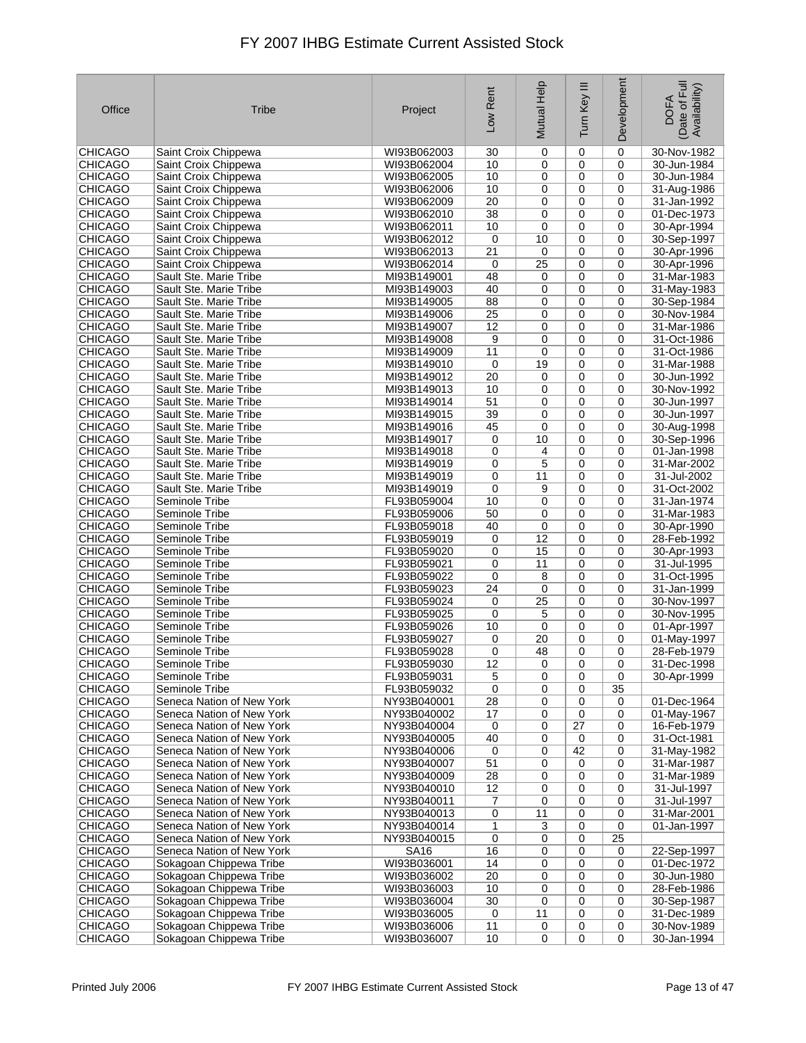| Office | Tribe | Project | Low Rent | Mutual Help | Turn Key III | Development | DOFA (Date of Full Availability) |
|---|---|---|---|---|---|---|---|
| CHICAGO | Saint Croix Chippewa | WI93B062003 | 30 | 0 | 0 | 0 | 30-Nov-1982 |
| CHICAGO | Saint Croix Chippewa | WI93B062004 | 10 | 0 | 0 | 0 | 30-Jun-1984 |
| CHICAGO | Saint Croix Chippewa | WI93B062005 | 10 | 0 | 0 | 0 | 30-Jun-1984 |
| CHICAGO | Saint Croix Chippewa | WI93B062006 | 10 | 0 | 0 | 0 | 31-Aug-1986 |
| CHICAGO | Saint Croix Chippewa | WI93B062009 | 20 | 0 | 0 | 0 | 31-Jan-1992 |
| CHICAGO | Saint Croix Chippewa | WI93B062010 | 38 | 0 | 0 | 0 | 01-Dec-1973 |
| CHICAGO | Saint Croix Chippewa | WI93B062011 | 10 | 0 | 0 | 0 | 30-Apr-1994 |
| CHICAGO | Saint Croix Chippewa | WI93B062012 | 0 | 10 | 0 | 0 | 30-Sep-1997 |
| CHICAGO | Saint Croix Chippewa | WI93B062013 | 21 | 0 | 0 | 0 | 30-Apr-1996 |
| CHICAGO | Saint Croix Chippewa | WI93B062014 | 0 | 25 | 0 | 0 | 30-Apr-1996 |
| CHICAGO | Sault Ste. Marie Tribe | MI93B149001 | 48 | 0 | 0 | 0 | 31-Mar-1983 |
| CHICAGO | Sault Ste. Marie Tribe | MI93B149003 | 40 | 0 | 0 | 0 | 31-May-1983 |
| CHICAGO | Sault Ste. Marie Tribe | MI93B149005 | 88 | 0 | 0 | 0 | 30-Sep-1984 |
| CHICAGO | Sault Ste. Marie Tribe | MI93B149006 | 25 | 0 | 0 | 0 | 30-Nov-1984 |
| CHICAGO | Sault Ste. Marie Tribe | MI93B149007 | 12 | 0 | 0 | 0 | 31-Mar-1986 |
| CHICAGO | Sault Ste. Marie Tribe | MI93B149008 | 9 | 0 | 0 | 0 | 31-Oct-1986 |
| CHICAGO | Sault Ste. Marie Tribe | MI93B149009 | 11 | 0 | 0 | 0 | 31-Oct-1986 |
| CHICAGO | Sault Ste. Marie Tribe | MI93B149010 | 0 | 19 | 0 | 0 | 31-Mar-1988 |
| CHICAGO | Sault Ste. Marie Tribe | MI93B149012 | 20 | 0 | 0 | 0 | 30-Jun-1992 |
| CHICAGO | Sault Ste. Marie Tribe | MI93B149013 | 10 | 0 | 0 | 0 | 30-Nov-1992 |
| CHICAGO | Sault Ste. Marie Tribe | MI93B149014 | 51 | 0 | 0 | 0 | 30-Jun-1997 |
| CHICAGO | Sault Ste. Marie Tribe | MI93B149015 | 39 | 0 | 0 | 0 | 30-Jun-1997 |
| CHICAGO | Sault Ste. Marie Tribe | MI93B149016 | 45 | 0 | 0 | 0 | 30-Aug-1998 |
| CHICAGO | Sault Ste. Marie Tribe | MI93B149017 | 0 | 10 | 0 | 0 | 30-Sep-1996 |
| CHICAGO | Sault Ste. Marie Tribe | MI93B149018 | 0 | 4 | 0 | 0 | 01-Jan-1998 |
| CHICAGO | Sault Ste. Marie Tribe | MI93B149019 | 0 | 5 | 0 | 0 | 31-Mar-2002 |
| CHICAGO | Sault Ste. Marie Tribe | MI93B149019 | 0 | 11 | 0 | 0 | 31-Jul-2002 |
| CHICAGO | Sault Ste. Marie Tribe | MI93B149019 | 0 | 9 | 0 | 0 | 31-Oct-2002 |
| CHICAGO | Seminole Tribe | FL93B059004 | 10 | 0 | 0 | 0 | 31-Jan-1974 |
| CHICAGO | Seminole Tribe | FL93B059006 | 50 | 0 | 0 | 0 | 31-Mar-1983 |
| CHICAGO | Seminole Tribe | FL93B059018 | 40 | 0 | 0 | 0 | 30-Apr-1990 |
| CHICAGO | Seminole Tribe | FL93B059019 | 0 | 12 | 0 | 0 | 28-Feb-1992 |
| CHICAGO | Seminole Tribe | FL93B059020 | 0 | 15 | 0 | 0 | 30-Apr-1993 |
| CHICAGO | Seminole Tribe | FL93B059021 | 0 | 11 | 0 | 0 | 31-Jul-1995 |
| CHICAGO | Seminole Tribe | FL93B059022 | 0 | 8 | 0 | 0 | 31-Oct-1995 |
| CHICAGO | Seminole Tribe | FL93B059023 | 24 | 0 | 0 | 0 | 31-Jan-1999 |
| CHICAGO | Seminole Tribe | FL93B059024 | 0 | 25 | 0 | 0 | 30-Nov-1997 |
| CHICAGO | Seminole Tribe | FL93B059025 | 0 | 5 | 0 | 0 | 30-Nov-1995 |
| CHICAGO | Seminole Tribe | FL93B059026 | 10 | 0 | 0 | 0 | 01-Apr-1997 |
| CHICAGO | Seminole Tribe | FL93B059027 | 0 | 20 | 0 | 0 | 01-May-1997 |
| CHICAGO | Seminole Tribe | FL93B059028 | 0 | 48 | 0 | 0 | 28-Feb-1979 |
| CHICAGO | Seminole Tribe | FL93B059030 | 12 | 0 | 0 | 0 | 31-Dec-1998 |
| CHICAGO | Seminole Tribe | FL93B059031 | 5 | 0 | 0 | 0 | 30-Apr-1999 |
| CHICAGO | Seminole Tribe | FL93B059032 | 0 | 0 | 0 | 35 | |
| CHICAGO | Seneca Nation of New York | NY93B040001 | 28 | 0 | 0 | 0 | 01-Dec-1964 |
| CHICAGO | Seneca Nation of New York | NY93B040002 | 17 | 0 | 0 | 0 | 01-May-1967 |
| CHICAGO | Seneca Nation of New York | NY93B040004 | 0 | 0 | 27 | 0 | 16-Feb-1979 |
| CHICAGO | Seneca Nation of New York | NY93B040005 | 40 | 0 | 0 | 0 | 31-Oct-1981 |
| CHICAGO | Seneca Nation of New York | NY93B040006 | 0 | 0 | 42 | 0 | 31-May-1982 |
| CHICAGO | Seneca Nation of New York | NY93B040007 | 51 | 0 | 0 | 0 | 31-Mar-1987 |
| CHICAGO | Seneca Nation of New York | NY93B040009 | 28 | 0 | 0 | 0 | 31-Mar-1989 |
| CHICAGO | Seneca Nation of New York | NY93B040010 | 12 | 0 | 0 | 0 | 31-Jul-1997 |
| CHICAGO | Seneca Nation of New York | NY93B040011 | 7 | 0 | 0 | 0 | 31-Jul-1997 |
| CHICAGO | Seneca Nation of New York | NY93B040013 | 0 | 11 | 0 | 0 | 31-Mar-2001 |
| CHICAGO | Seneca Nation of New York | NY93B040014 | 1 | 3 | 0 | 0 | 01-Jan-1997 |
| CHICAGO | Seneca Nation of New York | NY93B040015 | 0 | 0 | 0 | 25 | |
| CHICAGO | Seneca Nation of New York | SA16 | 16 | 0 | 0 | 0 | 22-Sep-1997 |
| CHICAGO | Sokagoan Chippewa Tribe | WI93B036001 | 14 | 0 | 0 | 0 | 01-Dec-1972 |
| CHICAGO | Sokagoan Chippewa Tribe | WI93B036002 | 20 | 0 | 0 | 0 | 30-Jun-1980 |
| CHICAGO | Sokagoan Chippewa Tribe | WI93B036003 | 10 | 0 | 0 | 0 | 28-Feb-1986 |
| CHICAGO | Sokagoan Chippewa Tribe | WI93B036004 | 30 | 0 | 0 | 0 | 30-Sep-1987 |
| CHICAGO | Sokagoan Chippewa Tribe | WI93B036005 | 0 | 11 | 0 | 0 | 31-Dec-1989 |
| CHICAGO | Sokagoan Chippewa Tribe | WI93B036006 | 11 | 0 | 0 | 0 | 30-Nov-1989 |
| CHICAGO | Sokagoan Chippewa Tribe | WI93B036007 | 10 | 0 | 0 | 0 | 30-Jan-1994 |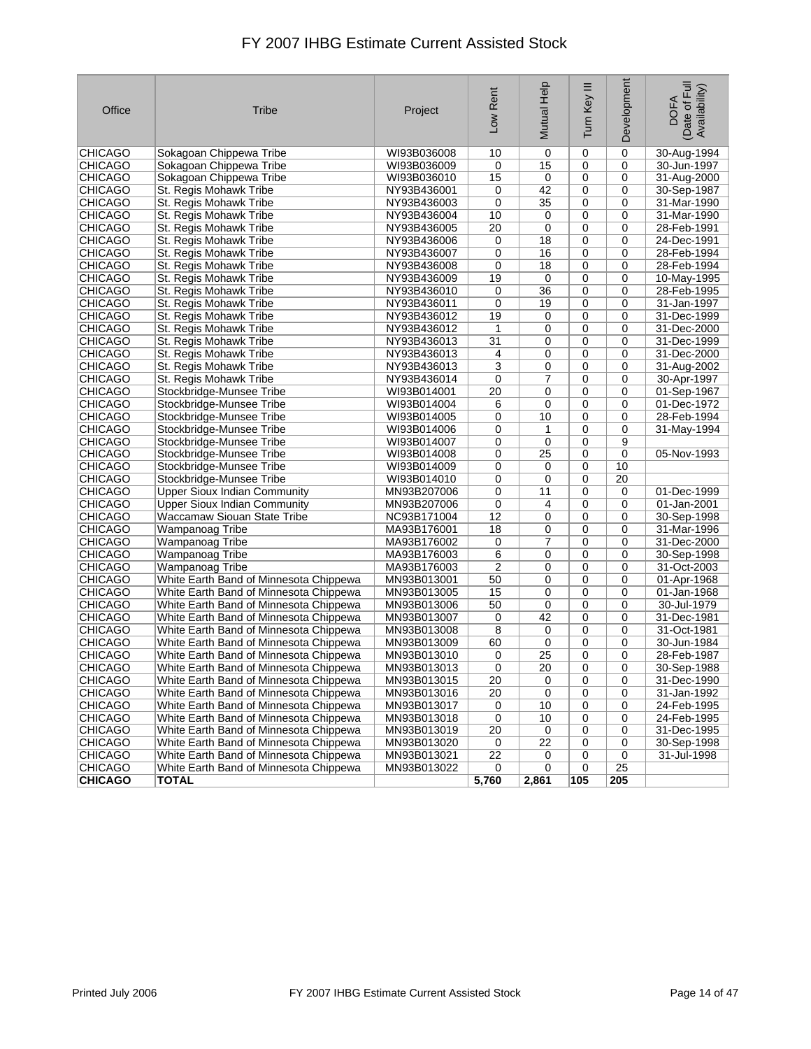# FY 2007 IHBG Estimate Current Assisted Stock

| Office | Tribe | Project | Low Rent | Mutual Help | Turn Key III | Development | DOFA (Date of Full Availability) |
|---|---|---|---|---|---|---|---|
| CHICAGO | Sokagoan Chippewa Tribe | WI93B036008 | 10 | 0 | 0 | 0 | 30-Aug-1994 |
| CHICAGO | Sokagoan Chippewa Tribe | WI93B036009 | 0 | 15 | 0 | 0 | 30-Jun-1997 |
| CHICAGO | Sokagoan Chippewa Tribe | WI93B036010 | 15 | 0 | 0 | 0 | 31-Aug-2000 |
| CHICAGO | St. Regis Mohawk Tribe | NY93B436001 | 0 | 42 | 0 | 0 | 30-Sep-1987 |
| CHICAGO | St. Regis Mohawk Tribe | NY93B436003 | 0 | 35 | 0 | 0 | 31-Mar-1990 |
| CHICAGO | St. Regis Mohawk Tribe | NY93B436004 | 10 | 0 | 0 | 0 | 31-Mar-1990 |
| CHICAGO | St. Regis Mohawk Tribe | NY93B436005 | 20 | 0 | 0 | 0 | 28-Feb-1991 |
| CHICAGO | St. Regis Mohawk Tribe | NY93B436006 | 0 | 18 | 0 | 0 | 24-Dec-1991 |
| CHICAGO | St. Regis Mohawk Tribe | NY93B436007 | 0 | 16 | 0 | 0 | 28-Feb-1994 |
| CHICAGO | St. Regis Mohawk Tribe | NY93B436008 | 0 | 18 | 0 | 0 | 28-Feb-1994 |
| CHICAGO | St. Regis Mohawk Tribe | NY93B436009 | 19 | 0 | 0 | 0 | 10-May-1995 |
| CHICAGO | St. Regis Mohawk Tribe | NY93B436010 | 0 | 36 | 0 | 0 | 28-Feb-1995 |
| CHICAGO | St. Regis Mohawk Tribe | NY93B436011 | 0 | 19 | 0 | 0 | 31-Jan-1997 |
| CHICAGO | St. Regis Mohawk Tribe | NY93B436012 | 19 | 0 | 0 | 0 | 31-Dec-1999 |
| CHICAGO | St. Regis Mohawk Tribe | NY93B436012 | 1 | 0 | 0 | 0 | 31-Dec-2000 |
| CHICAGO | St. Regis Mohawk Tribe | NY93B436013 | 31 | 0 | 0 | 0 | 31-Dec-1999 |
| CHICAGO | St. Regis Mohawk Tribe | NY93B436013 | 4 | 0 | 0 | 0 | 31-Dec-2000 |
| CHICAGO | St. Regis Mohawk Tribe | NY93B436013 | 3 | 0 | 0 | 0 | 31-Aug-2002 |
| CHICAGO | St. Regis Mohawk Tribe | NY93B436014 | 0 | 7 | 0 | 0 | 30-Apr-1997 |
| CHICAGO | Stockbridge-Munsee Tribe | WI93B014001 | 20 | 0 | 0 | 0 | 01-Sep-1967 |
| CHICAGO | Stockbridge-Munsee Tribe | WI93B014004 | 6 | 0 | 0 | 0 | 01-Dec-1972 |
| CHICAGO | Stockbridge-Munsee Tribe | WI93B014005 | 0 | 10 | 0 | 0 | 28-Feb-1994 |
| CHICAGO | Stockbridge-Munsee Tribe | WI93B014006 | 0 | 1 | 0 | 0 | 31-May-1994 |
| CHICAGO | Stockbridge-Munsee Tribe | WI93B014007 | 0 | 0 | 0 | 9 | |
| CHICAGO | Stockbridge-Munsee Tribe | WI93B014008 | 0 | 25 | 0 | 0 | 05-Nov-1993 |
| CHICAGO | Stockbridge-Munsee Tribe | WI93B014009 | 0 | 0 | 0 | 10 | |
| CHICAGO | Stockbridge-Munsee Tribe | WI93B014010 | 0 | 0 | 0 | 20 | |
| CHICAGO | Upper Sioux Indian Community | MN93B207006 | 0 | 11 | 0 | 0 | 01-Dec-1999 |
| CHICAGO | Upper Sioux Indian Community | MN93B207006 | 0 | 4 | 0 | 0 | 01-Jan-2001 |
| CHICAGO | Waccamaw Siouan State Tribe | NC93B171004 | 12 | 0 | 0 | 0 | 30-Sep-1998 |
| CHICAGO | Wampanoag Tribe | MA93B176001 | 18 | 0 | 0 | 0 | 31-Mar-1996 |
| CHICAGO | Wampanoag Tribe | MA93B176002 | 0 | 7 | 0 | 0 | 31-Dec-2000 |
| CHICAGO | Wampanoag Tribe | MA93B176003 | 6 | 0 | 0 | 0 | 30-Sep-1998 |
| CHICAGO | Wampanoag Tribe | MA93B176003 | 2 | 0 | 0 | 0 | 31-Oct-2003 |
| CHICAGO | White Earth Band of Minnesota Chippewa | MN93B013001 | 50 | 0 | 0 | 0 | 01-Apr-1968 |
| CHICAGO | White Earth Band of Minnesota Chippewa | MN93B013005 | 15 | 0 | 0 | 0 | 01-Jan-1968 |
| CHICAGO | White Earth Band of Minnesota Chippewa | MN93B013006 | 50 | 0 | 0 | 0 | 30-Jul-1979 |
| CHICAGO | White Earth Band of Minnesota Chippewa | MN93B013007 | 0 | 42 | 0 | 0 | 31-Dec-1981 |
| CHICAGO | White Earth Band of Minnesota Chippewa | MN93B013008 | 8 | 0 | 0 | 0 | 31-Oct-1981 |
| CHICAGO | White Earth Band of Minnesota Chippewa | MN93B013009 | 60 | 0 | 0 | 0 | 30-Jun-1984 |
| CHICAGO | White Earth Band of Minnesota Chippewa | MN93B013010 | 0 | 25 | 0 | 0 | 28-Feb-1987 |
| CHICAGO | White Earth Band of Minnesota Chippewa | MN93B013013 | 0 | 20 | 0 | 0 | 30-Sep-1988 |
| CHICAGO | White Earth Band of Minnesota Chippewa | MN93B013015 | 20 | 0 | 0 | 0 | 31-Dec-1990 |
| CHICAGO | White Earth Band of Minnesota Chippewa | MN93B013016 | 20 | 0 | 0 | 0 | 31-Jan-1992 |
| CHICAGO | White Earth Band of Minnesota Chippewa | MN93B013017 | 0 | 10 | 0 | 0 | 24-Feb-1995 |
| CHICAGO | White Earth Band of Minnesota Chippewa | MN93B013018 | 0 | 10 | 0 | 0 | 24-Feb-1995 |
| CHICAGO | White Earth Band of Minnesota Chippewa | MN93B013019 | 20 | 0 | 0 | 0 | 31-Dec-1995 |
| CHICAGO | White Earth Band of Minnesota Chippewa | MN93B013020 | 0 | 22 | 0 | 0 | 30-Sep-1998 |
| CHICAGO | White Earth Band of Minnesota Chippewa | MN93B013021 | 22 | 0 | 0 | 0 | 31-Jul-1998 |
| CHICAGO | White Earth Band of Minnesota Chippewa | MN93B013022 | 0 | 0 | 0 | 25 | |
| **CHICAGO** | **TOTAL** | | **5,760** | **2,861** | **105** | **205** | |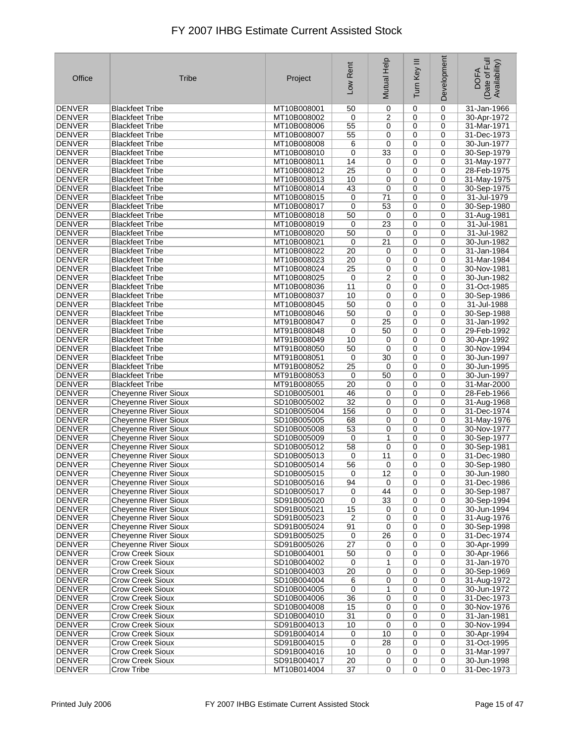# FY 2007 IHBG Estimate Current Assisted Stock

| Office | Tribe | Project | Low Rent | Mutual Help | Turn Key III | Development | DOFA (Date of Full Availability) |
|---|---|---|---|---|---|---|---|
| DENVER | Blackfeet Tribe | MT10B008001 | 50 | 0 | 0 | 0 | 31-Jan-1966 |
| DENVER | Blackfeet Tribe | MT10B008002 | 0 | 2 | 0 | 0 | 30-Apr-1972 |
| DENVER | Blackfeet Tribe | MT10B008006 | 55 | 0 | 0 | 0 | 31-Mar-1971 |
| DENVER | Blackfeet Tribe | MT10B008007 | 55 | 0 | 0 | 0 | 31-Dec-1973 |
| DENVER | Blackfeet Tribe | MT10B008008 | 6 | 0 | 0 | 0 | 30-Jun-1977 |
| DENVER | Blackfeet Tribe | MT10B008010 | 0 | 33 | 0 | 0 | 30-Sep-1979 |
| DENVER | Blackfeet Tribe | MT10B008011 | 14 | 0 | 0 | 0 | 31-May-1977 |
| DENVER | Blackfeet Tribe | MT10B008012 | 25 | 0 | 0 | 0 | 28-Feb-1975 |
| DENVER | Blackfeet Tribe | MT10B008013 | 10 | 0 | 0 | 0 | 31-May-1975 |
| DENVER | Blackfeet Tribe | MT10B008014 | 43 | 0 | 0 | 0 | 30-Sep-1975 |
| DENVER | Blackfeet Tribe | MT10B008015 | 0 | 71 | 0 | 0 | 31-Jul-1979 |
| DENVER | Blackfeet Tribe | MT10B008017 | 0 | 53 | 0 | 0 | 30-Sep-1980 |
| DENVER | Blackfeet Tribe | MT10B008018 | 50 | 0 | 0 | 0 | 31-Aug-1981 |
| DENVER | Blackfeet Tribe | MT10B008019 | 0 | 23 | 0 | 0 | 31-Jul-1981 |
| DENVER | Blackfeet Tribe | MT10B008020 | 50 | 0 | 0 | 0 | 31-Jul-1982 |
| DENVER | Blackfeet Tribe | MT10B008021 | 0 | 21 | 0 | 0 | 30-Jun-1982 |
| DENVER | Blackfeet Tribe | MT10B008022 | 20 | 0 | 0 | 0 | 31-Jan-1984 |
| DENVER | Blackfeet Tribe | MT10B008023 | 20 | 0 | 0 | 0 | 31-Mar-1984 |
| DENVER | Blackfeet Tribe | MT10B008024 | 25 | 0 | 0 | 0 | 30-Nov-1981 |
| DENVER | Blackfeet Tribe | MT10B008025 | 0 | 2 | 0 | 0 | 30-Jun-1982 |
| DENVER | Blackfeet Tribe | MT10B008036 | 11 | 0 | 0 | 0 | 31-Oct-1985 |
| DENVER | Blackfeet Tribe | MT10B008037 | 10 | 0 | 0 | 0 | 30-Sep-1986 |
| DENVER | Blackfeet Tribe | MT10B008045 | 50 | 0 | 0 | 0 | 31-Jul-1988 |
| DENVER | Blackfeet Tribe | MT10B008046 | 50 | 0 | 0 | 0 | 30-Sep-1988 |
| DENVER | Blackfeet Tribe | MT91B008047 | 0 | 25 | 0 | 0 | 31-Jan-1992 |
| DENVER | Blackfeet Tribe | MT91B008048 | 0 | 50 | 0 | 0 | 29-Feb-1992 |
| DENVER | Blackfeet Tribe | MT91B008049 | 10 | 0 | 0 | 0 | 30-Apr-1992 |
| DENVER | Blackfeet Tribe | MT91B008050 | 50 | 0 | 0 | 0 | 30-Nov-1994 |
| DENVER | Blackfeet Tribe | MT91B008051 | 0 | 30 | 0 | 0 | 30-Jun-1997 |
| DENVER | Blackfeet Tribe | MT91B008052 | 25 | 0 | 0 | 0 | 30-Jun-1995 |
| DENVER | Blackfeet Tribe | MT91B008053 | 0 | 50 | 0 | 0 | 30-Jun-1997 |
| DENVER | Blackfeet Tribe | MT91B008055 | 20 | 0 | 0 | 0 | 31-Mar-2000 |
| DENVER | Cheyenne River Sioux | SD10B005001 | 46 | 0 | 0 | 0 | 28-Feb-1966 |
| DENVER | Cheyenne River Sioux | SD10B005002 | 32 | 0 | 0 | 0 | 31-Aug-1968 |
| DENVER | Cheyenne River Sioux | SD10B005004 | 156 | 0 | 0 | 0 | 31-Dec-1974 |
| DENVER | Cheyenne River Sioux | SD10B005005 | 68 | 0 | 0 | 0 | 31-May-1976 |
| DENVER | Cheyenne River Sioux | SD10B005008 | 53 | 0 | 0 | 0 | 30-Nov-1977 |
| DENVER | Cheyenne River Sioux | SD10B005009 | 0 | 1 | 0 | 0 | 30-Sep-1977 |
| DENVER | Cheyenne River Sioux | SD10B005012 | 58 | 0 | 0 | 0 | 30-Sep-1981 |
| DENVER | Cheyenne River Sioux | SD10B005013 | 0 | 11 | 0 | 0 | 31-Dec-1980 |
| DENVER | Cheyenne River Sioux | SD10B005014 | 56 | 0 | 0 | 0 | 30-Sep-1980 |
| DENVER | Cheyenne River Sioux | SD10B005015 | 0 | 12 | 0 | 0 | 30-Jun-1980 |
| DENVER | Cheyenne River Sioux | SD10B005016 | 94 | 0 | 0 | 0 | 31-Dec-1986 |
| DENVER | Cheyenne River Sioux | SD10B005017 | 0 | 44 | 0 | 0 | 30-Sep-1987 |
| DENVER | Cheyenne River Sioux | SD91B005020 | 0 | 33 | 0 | 0 | 30-Sep-1994 |
| DENVER | Cheyenne River Sioux | SD91B005021 | 15 | 0 | 0 | 0 | 30-Jun-1994 |
| DENVER | Cheyenne River Sioux | SD91B005023 | 2 | 0 | 0 | 0 | 31-Aug-1976 |
| DENVER | Cheyenne River Sioux | SD91B005024 | 91 | 0 | 0 | 0 | 30-Sep-1998 |
| DENVER | Cheyenne River Sioux | SD91B005025 | 0 | 26 | 0 | 0 | 31-Dec-1974 |
| DENVER | Cheyenne River Sioux | SD91B005026 | 27 | 0 | 0 | 0 | 30-Apr-1999 |
| DENVER | Crow Creek Sioux | SD10B004001 | 50 | 0 | 0 | 0 | 30-Apr-1966 |
| DENVER | Crow Creek Sioux | SD10B004002 | 0 | 1 | 0 | 0 | 31-Jan-1970 |
| DENVER | Crow Creek Sioux | SD10B004003 | 20 | 0 | 0 | 0 | 30-Sep-1969 |
| DENVER | Crow Creek Sioux | SD10B004004 | 6 | 0 | 0 | 0 | 31-Aug-1972 |
| DENVER | Crow Creek Sioux | SD10B004005 | 0 | 1 | 0 | 0 | 30-Jun-1972 |
| DENVER | Crow Creek Sioux | SD10B004006 | 36 | 0 | 0 | 0 | 31-Dec-1973 |
| DENVER | Crow Creek Sioux | SD10B004008 | 15 | 0 | 0 | 0 | 30-Nov-1976 |
| DENVER | Crow Creek Sioux | SD10B004010 | 31 | 0 | 0 | 0 | 31-Jan-1981 |
| DENVER | Crow Creek Sioux | SD91B004013 | 10 | 0 | 0 | 0 | 30-Nov-1994 |
| DENVER | Crow Creek Sioux | SD91B004014 | 0 | 10 | 0 | 0 | 30-Apr-1994 |
| DENVER | Crow Creek Sioux | SD91B004015 | 0 | 28 | 0 | 0 | 31-Oct-1995 |
| DENVER | Crow Creek Sioux | SD91B004016 | 10 | 0 | 0 | 0 | 31-Mar-1997 |
| DENVER | Crow Creek Sioux | SD91B004017 | 20 | 0 | 0 | 0 | 30-Jun-1998 |
| DENVER | Crow Tribe | MT10B014004 | 37 | 0 | 0 | 0 | 31-Dec-1973 |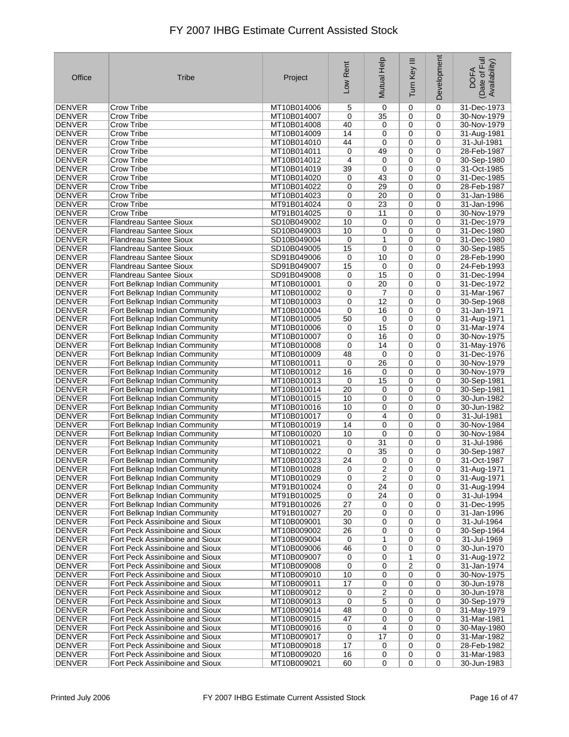# FY 2007 IHBG Estimate Current Assisted Stock

| Office | Tribe | Project | Low Rent | Mutual Help | Turn Key III | Development | DOFA (Date of Full Availability) |
|---|---|---|---|---|---|---|---|
| DENVER | Crow Tribe | MT10B014006 | 5 | 0 | 0 | 0 | 31-Dec-1973 |
| DENVER | Crow Tribe | MT10B014007 | 0 | 35 | 0 | 0 | 30-Nov-1979 |
| DENVER | Crow Tribe | MT10B014008 | 40 | 0 | 0 | 0 | 30-Nov-1979 |
| DENVER | Crow Tribe | MT10B014009 | 14 | 0 | 0 | 0 | 31-Aug-1981 |
| DENVER | Crow Tribe | MT10B014010 | 44 | 0 | 0 | 0 | 31-Jul-1981 |
| DENVER | Crow Tribe | MT10B014011 | 0 | 49 | 0 | 0 | 28-Feb-1987 |
| DENVER | Crow Tribe | MT10B014012 | 4 | 0 | 0 | 0 | 30-Sep-1980 |
| DENVER | Crow Tribe | MT10B014019 | 39 | 0 | 0 | 0 | 31-Oct-1985 |
| DENVER | Crow Tribe | MT10B014020 | 0 | 43 | 0 | 0 | 31-Dec-1985 |
| DENVER | Crow Tribe | MT10B014022 | 0 | 29 | 0 | 0 | 28-Feb-1987 |
| DENVER | Crow Tribe | MT10B014023 | 0 | 20 | 0 | 0 | 31-Jan-1986 |
| DENVER | Crow Tribe | MT91B014024 | 0 | 23 | 0 | 0 | 31-Jan-1996 |
| DENVER | Crow Tribe | MT91B014025 | 0 | 11 | 0 | 0 | 30-Nov-1979 |
| DENVER | Flandreau Santee Sioux | SD10B049002 | 10 | 0 | 0 | 0 | 31-Dec-1979 |
| DENVER | Flandreau Santee Sioux | SD10B049003 | 10 | 0 | 0 | 0 | 31-Dec-1980 |
| DENVER | Flandreau Santee Sioux | SD10B049004 | 0 | 1 | 0 | 0 | 31-Dec-1980 |
| DENVER | Flandreau Santee Sioux | SD10B049005 | 15 | 0 | 0 | 0 | 30-Sep-1985 |
| DENVER | Flandreau Santee Sioux | SD91B049006 | 0 | 10 | 0 | 0 | 28-Feb-1990 |
| DENVER | Flandreau Santee Sioux | SD91B049007 | 15 | 0 | 0 | 0 | 24-Feb-1993 |
| DENVER | Flandreau Santee Sioux | SD91B049008 | 0 | 15 | 0 | 0 | 31-Dec-1994 |
| DENVER | Fort Belknap Indian Community | MT10B010001 | 0 | 20 | 0 | 0 | 31-Dec-1972 |
| DENVER | Fort Belknap Indian Community | MT10B010002 | 0 | 7 | 0 | 0 | 31-Mar-1967 |
| DENVER | Fort Belknap Indian Community | MT10B010003 | 0 | 12 | 0 | 0 | 30-Sep-1968 |
| DENVER | Fort Belknap Indian Community | MT10B010004 | 0 | 16 | 0 | 0 | 31-Jan-1971 |
| DENVER | Fort Belknap Indian Community | MT10B010005 | 50 | 0 | 0 | 0 | 31-Aug-1971 |
| DENVER | Fort Belknap Indian Community | MT10B010006 | 0 | 15 | 0 | 0 | 31-Mar-1974 |
| DENVER | Fort Belknap Indian Community | MT10B010007 | 0 | 16 | 0 | 0 | 30-Nov-1975 |
| DENVER | Fort Belknap Indian Community | MT10B010008 | 0 | 14 | 0 | 0 | 31-May-1976 |
| DENVER | Fort Belknap Indian Community | MT10B010009 | 48 | 0 | 0 | 0 | 31-Dec-1976 |
| DENVER | Fort Belknap Indian Community | MT10B010011 | 0 | 26 | 0 | 0 | 30-Nov-1979 |
| DENVER | Fort Belknap Indian Community | MT10B010012 | 16 | 0 | 0 | 0 | 30-Nov-1979 |
| DENVER | Fort Belknap Indian Community | MT10B010013 | 0 | 15 | 0 | 0 | 30-Sep-1981 |
| DENVER | Fort Belknap Indian Community | MT10B010014 | 20 | 0 | 0 | 0 | 30-Sep-1981 |
| DENVER | Fort Belknap Indian Community | MT10B010015 | 10 | 0 | 0 | 0 | 30-Jun-1982 |
| DENVER | Fort Belknap Indian Community | MT10B010016 | 10 | 0 | 0 | 0 | 30-Jun-1982 |
| DENVER | Fort Belknap Indian Community | MT10B010017 | 0 | 4 | 0 | 0 | 31-Jul-1981 |
| DENVER | Fort Belknap Indian Community | MT10B010019 | 14 | 0 | 0 | 0 | 30-Nov-1984 |
| DENVER | Fort Belknap Indian Community | MT10B010020 | 10 | 0 | 0 | 0 | 30-Nov-1984 |
| DENVER | Fort Belknap Indian Community | MT10B010021 | 0 | 31 | 0 | 0 | 31-Jul-1986 |
| DENVER | Fort Belknap Indian Community | MT10B010022 | 0 | 35 | 0 | 0 | 30-Sep-1987 |
| DENVER | Fort Belknap Indian Community | MT10B010023 | 24 | 0 | 0 | 0 | 31-Oct-1987 |
| DENVER | Fort Belknap Indian Community | MT10B010028 | 0 | 2 | 0 | 0 | 31-Aug-1971 |
| DENVER | Fort Belknap Indian Community | MT10B010029 | 0 | 2 | 0 | 0 | 31-Aug-1971 |
| DENVER | Fort Belknap Indian Community | MT91B010024 | 0 | 24 | 0 | 0 | 31-Aug-1994 |
| DENVER | Fort Belknap Indian Community | MT91B010025 | 0 | 24 | 0 | 0 | 31-Jul-1994 |
| DENVER | Fort Belknap Indian Community | MT91B010026 | 27 | 0 | 0 | 0 | 31-Dec-1995 |
| DENVER | Fort Belknap Indian Community | MT91B010027 | 20 | 0 | 0 | 0 | 31-Jan-1996 |
| DENVER | Fort Peck Assiniboine and Sioux | MT10B009001 | 30 | 0 | 0 | 0 | 31-Jul-1964 |
| DENVER | Fort Peck Assiniboine and Sioux | MT10B009002 | 26 | 0 | 0 | 0 | 30-Sep-1964 |
| DENVER | Fort Peck Assiniboine and Sioux | MT10B009004 | 0 | 1 | 0 | 0 | 31-Jul-1969 |
| DENVER | Fort Peck Assiniboine and Sioux | MT10B009006 | 46 | 0 | 0 | 0 | 30-Jun-1970 |
| DENVER | Fort Peck Assiniboine and Sioux | MT10B009007 | 0 | 0 | 1 | 0 | 31-Aug-1972 |
| DENVER | Fort Peck Assiniboine and Sioux | MT10B009008 | 0 | 0 | 2 | 0 | 31-Jan-1974 |
| DENVER | Fort Peck Assiniboine and Sioux | MT10B009010 | 10 | 0 | 0 | 0 | 30-Nov-1975 |
| DENVER | Fort Peck Assiniboine and Sioux | MT10B009011 | 17 | 0 | 0 | 0 | 30-Jun-1978 |
| DENVER | Fort Peck Assiniboine and Sioux | MT10B009012 | 0 | 2 | 0 | 0 | 30-Jun-1978 |
| DENVER | Fort Peck Assiniboine and Sioux | MT10B009013 | 0 | 5 | 0 | 0 | 30-Sep-1979 |
| DENVER | Fort Peck Assiniboine and Sioux | MT10B009014 | 48 | 0 | 0 | 0 | 31-May-1979 |
| DENVER | Fort Peck Assiniboine and Sioux | MT10B009015 | 47 | 0 | 0 | 0 | 31-Mar-1981 |
| DENVER | Fort Peck Assiniboine and Sioux | MT10B009016 | 0 | 4 | 0 | 0 | 30-May-1980 |
| DENVER | Fort Peck Assiniboine and Sioux | MT10B009017 | 0 | 17 | 0 | 0 | 31-Mar-1982 |
| DENVER | Fort Peck Assiniboine and Sioux | MT10B009018 | 17 | 0 | 0 | 0 | 28-Feb-1982 |
| DENVER | Fort Peck Assiniboine and Sioux | MT10B009020 | 16 | 0 | 0 | 0 | 31-Mar-1983 |
| DENVER | Fort Peck Assiniboine and Sioux | MT10B009021 | 60 | 0 | 0 | 0 | 30-Jun-1983 |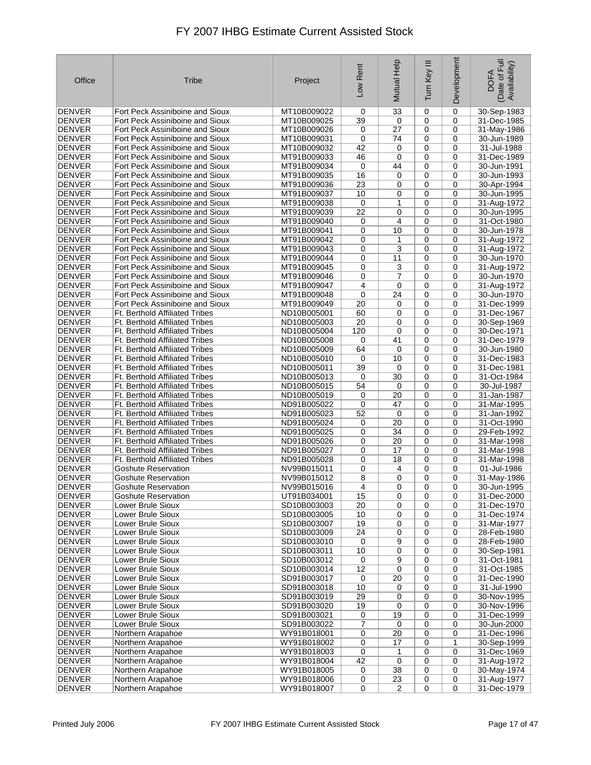# FY 2007 IHBG Estimate Current Assisted Stock

| Office | Tribe | Project | Low Rent | Mutual Help | Turn Key III | Development | DOFA (Date of Full Availability) |
|---|---|---|---|---|---|---|---|
| DENVER | Fort Peck Assiniboine and Sioux | MT10B009022 | 0 | 33 | 0 | 0 | 30-Sep-1983 |
| DENVER | Fort Peck Assiniboine and Sioux | MT10B009025 | 39 | 0 | 0 | 0 | 31-Dec-1985 |
| DENVER | Fort Peck Assiniboine and Sioux | MT10B009026 | 0 | 27 | 0 | 0 | 31-May-1986 |
| DENVER | Fort Peck Assiniboine and Sioux | MT10B009031 | 0 | 74 | 0 | 0 | 30-Jun-1989 |
| DENVER | Fort Peck Assiniboine and Sioux | MT10B009032 | 42 | 0 | 0 | 0 | 31-Jul-1988 |
| DENVER | Fort Peck Assiniboine and Sioux | MT91B009033 | 46 | 0 | 0 | 0 | 31-Dec-1989 |
| DENVER | Fort Peck Assiniboine and Sioux | MT91B009034 | 0 | 44 | 0 | 0 | 30-Jun-1991 |
| DENVER | Fort Peck Assiniboine and Sioux | MT91B009035 | 16 | 0 | 0 | 0 | 30-Jun-1993 |
| DENVER | Fort Peck Assiniboine and Sioux | MT91B009036 | 23 | 0 | 0 | 0 | 30-Apr-1994 |
| DENVER | Fort Peck Assiniboine and Sioux | MT91B009037 | 10 | 0 | 0 | 0 | 30-Jun-1995 |
| DENVER | Fort Peck Assiniboine and Sioux | MT91B009038 | 0 | 1 | 0 | 0 | 31-Aug-1972 |
| DENVER | Fort Peck Assiniboine and Sioux | MT91B009039 | 22 | 0 | 0 | 0 | 30-Jun-1995 |
| DENVER | Fort Peck Assiniboine and Sioux | MT91B009040 | 0 | 4 | 0 | 0 | 31-Oct-1980 |
| DENVER | Fort Peck Assiniboine and Sioux | MT91B009041 | 0 | 10 | 0 | 0 | 30-Jun-1978 |
| DENVER | Fort Peck Assiniboine and Sioux | MT91B009042 | 0 | 1 | 0 | 0 | 31-Aug-1972 |
| DENVER | Fort Peck Assiniboine and Sioux | MT91B009043 | 0 | 3 | 0 | 0 | 31-Aug-1972 |
| DENVER | Fort Peck Assiniboine and Sioux | MT91B009044 | 0 | 11 | 0 | 0 | 30-Jun-1970 |
| DENVER | Fort Peck Assiniboine and Sioux | MT91B009045 | 0 | 3 | 0 | 0 | 31-Aug-1972 |
| DENVER | Fort Peck Assiniboine and Sioux | MT91B009046 | 0 | 7 | 0 | 0 | 30-Jun-1970 |
| DENVER | Fort Peck Assiniboine and Sioux | MT91B009047 | 4 | 0 | 0 | 0 | 31-Aug-1972 |
| DENVER | Fort Peck Assiniboine and Sioux | MT91B009048 | 0 | 24 | 0 | 0 | 30-Jun-1970 |
| DENVER | Fort Peck Assiniboine and Sioux | MT91B009049 | 20 | 0 | 0 | 0 | 31-Dec-1999 |
| DENVER | Ft. Berthold Affiliated Tribes | ND10B005001 | 60 | 0 | 0 | 0 | 31-Dec-1967 |
| DENVER | Ft. Berthold Affiliated Tribes | ND10B005003 | 20 | 0 | 0 | 0 | 30-Sep-1969 |
| DENVER | Ft. Berthold Affiliated Tribes | ND10B005004 | 120 | 0 | 0 | 0 | 30-Dec-1971 |
| DENVER | Ft. Berthold Affiliated Tribes | ND10B005008 | 0 | 41 | 0 | 0 | 31-Dec-1979 |
| DENVER | Ft. Berthold Affiliated Tribes | ND10B005009 | 64 | 0 | 0 | 0 | 30-Jun-1980 |
| DENVER | Ft. Berthold Affiliated Tribes | ND10B005010 | 0 | 10 | 0 | 0 | 31-Dec-1983 |
| DENVER | Ft. Berthold Affiliated Tribes | ND10B005011 | 39 | 0 | 0 | 0 | 31-Dec-1981 |
| DENVER | Ft. Berthold Affiliated Tribes | ND10B005013 | 0 | 30 | 0 | 0 | 31-Oct-1984 |
| DENVER | Ft. Berthold Affiliated Tribes | ND10B005015 | 54 | 0 | 0 | 0 | 30-Jul-1987 |
| DENVER | Ft. Berthold Affiliated Tribes | ND10B005019 | 0 | 20 | 0 | 0 | 31-Jan-1987 |
| DENVER | Ft. Berthold Affiliated Tribes | ND10B005022 | 0 | 47 | 0 | 0 | 31-Mar-1995 |
| DENVER | Ft. Berthold Affiliated Tribes | ND91B005023 | 52 | 0 | 0 | 0 | 31-Jan-1992 |
| DENVER | Ft. Berthold Affiliated Tribes | ND91B005024 | 0 | 20 | 0 | 0 | 31-Oct-1990 |
| DENVER | Ft. Berthold Affiliated Tribes | ND91B005025 | 0 | 34 | 0 | 0 | 29-Feb-1992 |
| DENVER | Ft. Berthold Affiliated Tribes | ND91B005026 | 0 | 20 | 0 | 0 | 31-Mar-1998 |
| DENVER | Ft. Berthold Affiliated Tribes | ND91B005027 | 0 | 17 | 0 | 0 | 31-Mar-1998 |
| DENVER | Ft. Berthold Affiliated Tribes | ND91B005028 | 0 | 18 | 0 | 0 | 31-Mar-1998 |
| DENVER | Goshute Reservation | NV99B015011 | 0 | 4 | 0 | 0 | 01-Jul-1986 |
| DENVER | Goshute Reservation | NV99B015012 | 8 | 0 | 0 | 0 | 31-May-1986 |
| DENVER | Goshute Reservation | NV99B015016 | 4 | 0 | 0 | 0 | 30-Jun-1995 |
| DENVER | Goshute Reservation | UT91B034001 | 15 | 0 | 0 | 0 | 31-Dec-2000 |
| DENVER | Lower Brule Sioux | SD10B003003 | 20 | 0 | 0 | 0 | 31-Dec-1970 |
| DENVER | Lower Brule Sioux | SD10B003005 | 10 | 0 | 0 | 0 | 31-Dec-1974 |
| DENVER | Lower Brule Sioux | SD10B003007 | 19 | 0 | 0 | 0 | 31-Mar-1977 |
| DENVER | Lower Brule Sioux | SD10B003009 | 24 | 0 | 0 | 0 | 28-Feb-1980 |
| DENVER | Lower Brule Sioux | SD10B003010 | 0 | 9 | 0 | 0 | 28-Feb-1980 |
| DENVER | Lower Brule Sioux | SD10B003011 | 10 | 0 | 0 | 0 | 30-Sep-1981 |
| DENVER | Lower Brule Sioux | SD10B003012 | 0 | 9 | 0 | 0 | 31-Oct-1981 |
| DENVER | Lower Brule Sioux | SD10B003014 | 12 | 0 | 0 | 0 | 31-Oct-1985 |
| DENVER | Lower Brule Sioux | SD91B003017 | 0 | 20 | 0 | 0 | 31-Dec-1990 |
| DENVER | Lower Brule Sioux | SD91B003018 | 10 | 0 | 0 | 0 | 31-Jul-1990 |
| DENVER | Lower Brule Sioux | SD91B003019 | 29 | 0 | 0 | 0 | 30-Nov-1995 |
| DENVER | Lower Brule Sioux | SD91B003020 | 19 | 0 | 0 | 0 | 30-Nov-1996 |
| DENVER | Lower Brule Sioux | SD91B003021 | 0 | 19 | 0 | 0 | 31-Dec-1999 |
| DENVER | Lower Brule Sioux | SD91B003022 | 7 | 0 | 0 | 0 | 30-Jun-2000 |
| DENVER | Northern Arapahoe | WY91B018001 | 0 | 20 | 0 | 0 | 31-Dec-1996 |
| DENVER | Northern Arapahoe | WY91B018002 | 0 | 17 | 0 | 1 | 30-Sep-1999 |
| DENVER | Northern Arapahoe | WY91B018003 | 0 | 1 | 0 | 0 | 31-Dec-1969 |
| DENVER | Northern Arapahoe | WY91B018004 | 42 | 0 | 0 | 0 | 31-Aug-1972 |
| DENVER | Northern Arapahoe | WY91B018005 | 0 | 38 | 0 | 0 | 30-May-1974 |
| DENVER | Northern Arapahoe | WY91B018006 | 0 | 23 | 0 | 0 | 31-Aug-1977 |
| DENVER | Northern Arapahoe | WY91B018007 | 0 | 2 | 0 | 0 | 31-Dec-1979 |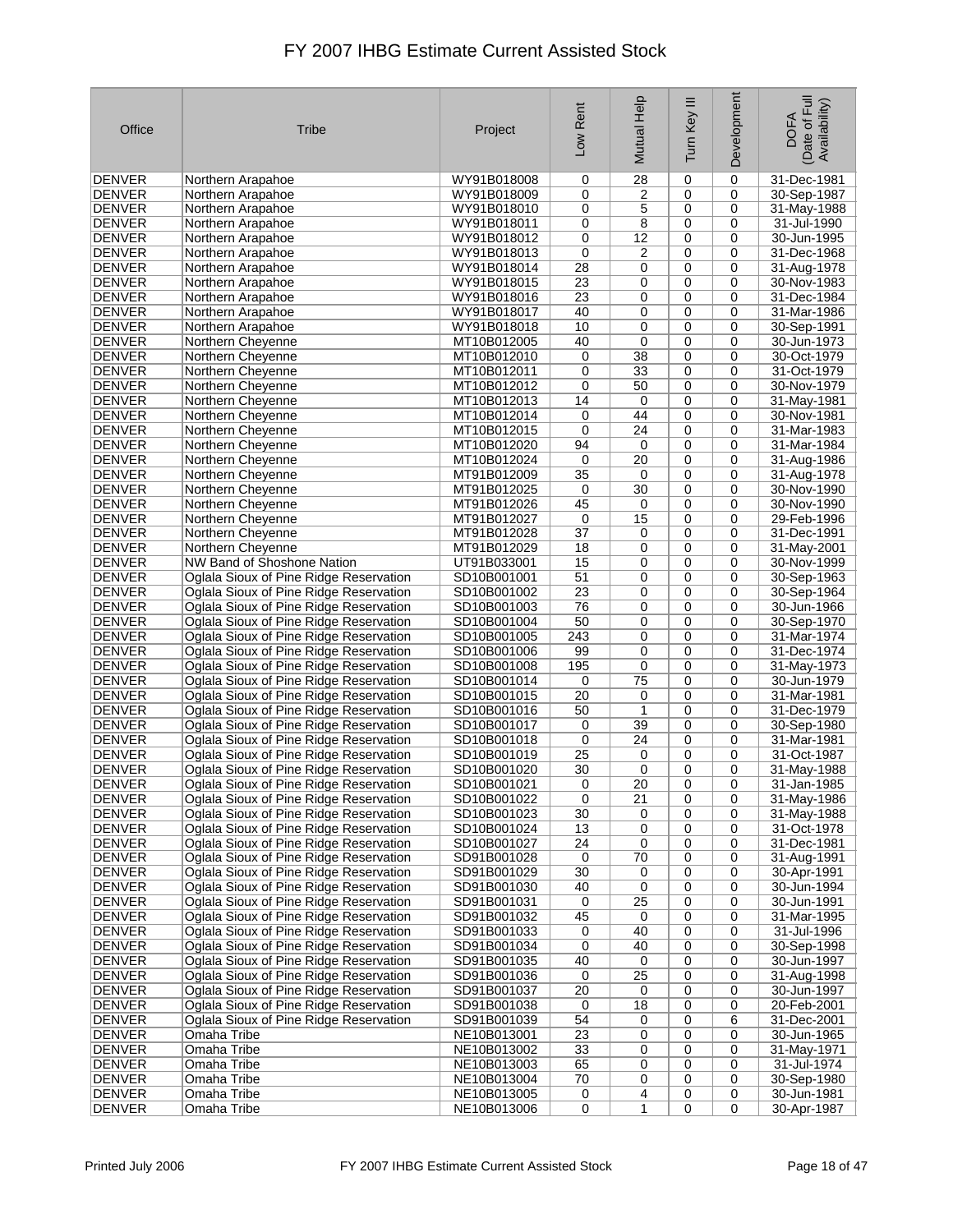# FY 2007 IHBG Estimate Current Assisted Stock

| Office | Tribe | Project | Low Rent | Mutual Help | Turn Key III | Development | DOFA (Date of Full Availability) |
|---|---|---|---|---|---|---|---|
| DENVER | Northern Arapahoe | WY91B018008 | 0 | 28 | 0 | 0 | 31-Dec-1981 |
| DENVER | Northern Arapahoe | WY91B018009 | 0 | 2 | 0 | 0 | 30-Sep-1987 |
| DENVER | Northern Arapahoe | WY91B018010 | 0 | 5 | 0 | 0 | 31-May-1988 |
| DENVER | Northern Arapahoe | WY91B018011 | 0 | 8 | 0 | 0 | 31-Jul-1990 |
| DENVER | Northern Arapahoe | WY91B018012 | 0 | 12 | 0 | 0 | 30-Jun-1995 |
| DENVER | Northern Arapahoe | WY91B018013 | 0 | 2 | 0 | 0 | 31-Dec-1968 |
| DENVER | Northern Arapahoe | WY91B018014 | 28 | 0 | 0 | 0 | 31-Aug-1978 |
| DENVER | Northern Arapahoe | WY91B018015 | 23 | 0 | 0 | 0 | 30-Nov-1983 |
| DENVER | Northern Arapahoe | WY91B018016 | 23 | 0 | 0 | 0 | 31-Dec-1984 |
| DENVER | Northern Arapahoe | WY91B018017 | 40 | 0 | 0 | 0 | 31-Mar-1986 |
| DENVER | Northern Arapahoe | WY91B018018 | 10 | 0 | 0 | 0 | 30-Sep-1991 |
| DENVER | Northern Cheyenne | MT10B012005 | 40 | 0 | 0 | 0 | 30-Jun-1973 |
| DENVER | Northern Cheyenne | MT10B012010 | 0 | 38 | 0 | 0 | 30-Oct-1979 |
| DENVER | Northern Cheyenne | MT10B012011 | 0 | 33 | 0 | 0 | 31-Oct-1979 |
| DENVER | Northern Cheyenne | MT10B012012 | 0 | 50 | 0 | 0 | 30-Nov-1979 |
| DENVER | Northern Cheyenne | MT10B012013 | 14 | 0 | 0 | 0 | 31-May-1981 |
| DENVER | Northern Cheyenne | MT10B012014 | 0 | 44 | 0 | 0 | 30-Nov-1981 |
| DENVER | Northern Cheyenne | MT10B012015 | 0 | 24 | 0 | 0 | 31-Mar-1983 |
| DENVER | Northern Cheyenne | MT10B012020 | 94 | 0 | 0 | 0 | 31-Mar-1984 |
| DENVER | Northern Cheyenne | MT10B012024 | 0 | 20 | 0 | 0 | 31-Aug-1986 |
| DENVER | Northern Cheyenne | MT91B012009 | 35 | 0 | 0 | 0 | 31-Aug-1978 |
| DENVER | Northern Cheyenne | MT91B012025 | 0 | 30 | 0 | 0 | 30-Nov-1990 |
| DENVER | Northern Cheyenne | MT91B012026 | 45 | 0 | 0 | 0 | 30-Nov-1990 |
| DENVER | Northern Cheyenne | MT91B012027 | 0 | 15 | 0 | 0 | 29-Feb-1996 |
| DENVER | Northern Cheyenne | MT91B012028 | 37 | 0 | 0 | 0 | 31-Dec-1991 |
| DENVER | Northern Cheyenne | MT91B012029 | 18 | 0 | 0 | 0 | 31-May-2001 |
| DENVER | NW Band of Shoshone Nation | UT91B033001 | 15 | 0 | 0 | 0 | 30-Nov-1999 |
| DENVER | Oglala Sioux of Pine Ridge Reservation | SD10B001001 | 51 | 0 | 0 | 0 | 30-Sep-1963 |
| DENVER | Oglala Sioux of Pine Ridge Reservation | SD10B001002 | 23 | 0 | 0 | 0 | 30-Sep-1964 |
| DENVER | Oglala Sioux of Pine Ridge Reservation | SD10B001003 | 76 | 0 | 0 | 0 | 30-Jun-1966 |
| DENVER | Oglala Sioux of Pine Ridge Reservation | SD10B001004 | 50 | 0 | 0 | 0 | 30-Sep-1970 |
| DENVER | Oglala Sioux of Pine Ridge Reservation | SD10B001005 | 243 | 0 | 0 | 0 | 31-Mar-1974 |
| DENVER | Oglala Sioux of Pine Ridge Reservation | SD10B001006 | 99 | 0 | 0 | 0 | 31-Dec-1974 |
| DENVER | Oglala Sioux of Pine Ridge Reservation | SD10B001008 | 195 | 0 | 0 | 0 | 31-May-1973 |
| DENVER | Oglala Sioux of Pine Ridge Reservation | SD10B001014 | 0 | 75 | 0 | 0 | 30-Jun-1979 |
| DENVER | Oglala Sioux of Pine Ridge Reservation | SD10B001015 | 20 | 0 | 0 | 0 | 31-Mar-1981 |
| DENVER | Oglala Sioux of Pine Ridge Reservation | SD10B001016 | 50 | 1 | 0 | 0 | 31-Dec-1979 |
| DENVER | Oglala Sioux of Pine Ridge Reservation | SD10B001017 | 0 | 39 | 0 | 0 | 30-Sep-1980 |
| DENVER | Oglala Sioux of Pine Ridge Reservation | SD10B001018 | 0 | 24 | 0 | 0 | 31-Mar-1981 |
| DENVER | Oglala Sioux of Pine Ridge Reservation | SD10B001019 | 25 | 0 | 0 | 0 | 31-Oct-1987 |
| DENVER | Oglala Sioux of Pine Ridge Reservation | SD10B001020 | 30 | 0 | 0 | 0 | 31-May-1988 |
| DENVER | Oglala Sioux of Pine Ridge Reservation | SD10B001021 | 0 | 20 | 0 | 0 | 31-Jan-1985 |
| DENVER | Oglala Sioux of Pine Ridge Reservation | SD10B001022 | 0 | 21 | 0 | 0 | 31-May-1986 |
| DENVER | Oglala Sioux of Pine Ridge Reservation | SD10B001023 | 30 | 0 | 0 | 0 | 31-May-1988 |
| DENVER | Oglala Sioux of Pine Ridge Reservation | SD10B001024 | 13 | 0 | 0 | 0 | 31-Oct-1978 |
| DENVER | Oglala Sioux of Pine Ridge Reservation | SD10B001027 | 24 | 0 | 0 | 0 | 31-Dec-1981 |
| DENVER | Oglala Sioux of Pine Ridge Reservation | SD91B001028 | 0 | 70 | 0 | 0 | 31-Aug-1991 |
| DENVER | Oglala Sioux of Pine Ridge Reservation | SD91B001029 | 30 | 0 | 0 | 0 | 30-Apr-1991 |
| DENVER | Oglala Sioux of Pine Ridge Reservation | SD91B001030 | 40 | 0 | 0 | 0 | 30-Jun-1994 |
| DENVER | Oglala Sioux of Pine Ridge Reservation | SD91B001031 | 0 | 25 | 0 | 0 | 30-Jun-1991 |
| DENVER | Oglala Sioux of Pine Ridge Reservation | SD91B001032 | 45 | 0 | 0 | 0 | 31-Mar-1995 |
| DENVER | Oglala Sioux of Pine Ridge Reservation | SD91B001033 | 0 | 40 | 0 | 0 | 31-Jul-1996 |
| DENVER | Oglala Sioux of Pine Ridge Reservation | SD91B001034 | 0 | 40 | 0 | 0 | 30-Sep-1998 |
| DENVER | Oglala Sioux of Pine Ridge Reservation | SD91B001035 | 40 | 0 | 0 | 0 | 30-Jun-1997 |
| DENVER | Oglala Sioux of Pine Ridge Reservation | SD91B001036 | 0 | 25 | 0 | 0 | 31-Aug-1998 |
| DENVER | Oglala Sioux of Pine Ridge Reservation | SD91B001037 | 20 | 0 | 0 | 0 | 30-Jun-1997 |
| DENVER | Oglala Sioux of Pine Ridge Reservation | SD91B001038 | 0 | 18 | 0 | 0 | 20-Feb-2001 |
| DENVER | Oglala Sioux of Pine Ridge Reservation | SD91B001039 | 54 | 0 | 0 | 6 | 31-Dec-2001 |
| DENVER | Omaha Tribe | NE10B013001 | 23 | 0 | 0 | 0 | 30-Jun-1965 |
| DENVER | Omaha Tribe | NE10B013002 | 33 | 0 | 0 | 0 | 31-May-1971 |
| DENVER | Omaha Tribe | NE10B013003 | 65 | 0 | 0 | 0 | 31-Jul-1974 |
| DENVER | Omaha Tribe | NE10B013004 | 70 | 0 | 0 | 0 | 30-Sep-1980 |
| DENVER | Omaha Tribe | NE10B013005 | 0 | 4 | 0 | 0 | 30-Jun-1981 |
| DENVER | Omaha Tribe | NE10B013006 | 0 | 1 | 0 | 0 | 30-Apr-1987 |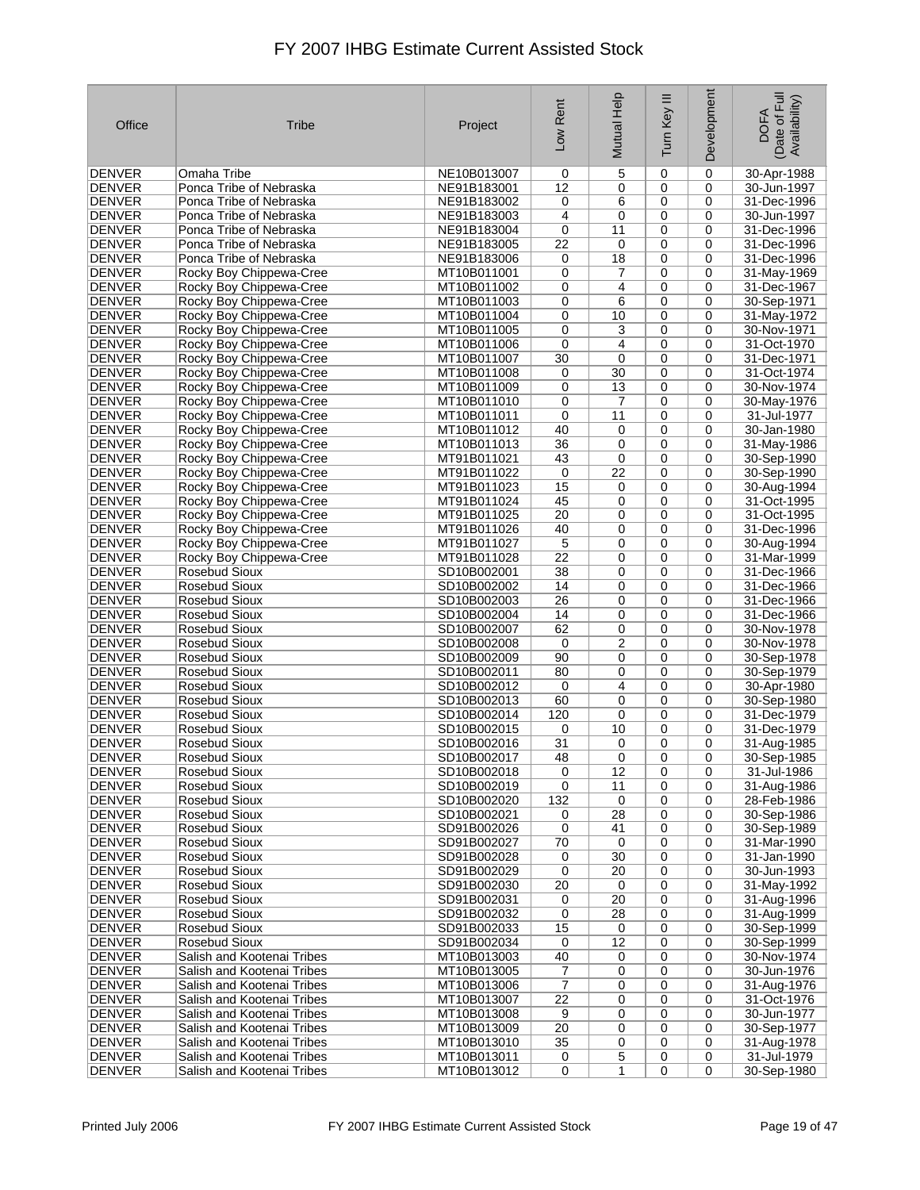# FY 2007 IHBG Estimate Current Assisted Stock

| Office | Tribe | Project | Low Rent | Mutual Help | Turn Key III | Development | DOFA (Date of Full Availability) |
|---|---|---|---|---|---|---|---|
| DENVER | Omaha Tribe | NE10B013007 | 0 | 5 | 0 | 0 | 30-Apr-1988 |
| DENVER | Ponca Tribe of Nebraska | NE91B183001 | 12 | 0 | 0 | 0 | 30-Jun-1997 |
| DENVER | Ponca Tribe of Nebraska | NE91B183002 | 0 | 6 | 0 | 0 | 31-Dec-1996 |
| DENVER | Ponca Tribe of Nebraska | NE91B183003 | 4 | 0 | 0 | 0 | 30-Jun-1997 |
| DENVER | Ponca Tribe of Nebraska | NE91B183004 | 0 | 11 | 0 | 0 | 31-Dec-1996 |
| DENVER | Ponca Tribe of Nebraska | NE91B183005 | 22 | 0 | 0 | 0 | 31-Dec-1996 |
| DENVER | Ponca Tribe of Nebraska | NE91B183006 | 0 | 18 | 0 | 0 | 31-Dec-1996 |
| DENVER | Rocky Boy Chippewa-Cree | MT10B011001 | 0 | 7 | 0 | 0 | 31-May-1969 |
| DENVER | Rocky Boy Chippewa-Cree | MT10B011002 | 0 | 4 | 0 | 0 | 31-Dec-1967 |
| DENVER | Rocky Boy Chippewa-Cree | MT10B011003 | 0 | 6 | 0 | 0 | 30-Sep-1971 |
| DENVER | Rocky Boy Chippewa-Cree | MT10B011004 | 0 | 10 | 0 | 0 | 31-May-1972 |
| DENVER | Rocky Boy Chippewa-Cree | MT10B011005 | 0 | 3 | 0 | 0 | 30-Nov-1971 |
| DENVER | Rocky Boy Chippewa-Cree | MT10B011006 | 0 | 4 | 0 | 0 | 31-Oct-1970 |
| DENVER | Rocky Boy Chippewa-Cree | MT10B011007 | 30 | 0 | 0 | 0 | 31-Dec-1971 |
| DENVER | Rocky Boy Chippewa-Cree | MT10B011008 | 0 | 30 | 0 | 0 | 31-Oct-1974 |
| DENVER | Rocky Boy Chippewa-Cree | MT10B011009 | 0 | 13 | 0 | 0 | 30-Nov-1974 |
| DENVER | Rocky Boy Chippewa-Cree | MT10B011010 | 0 | 7 | 0 | 0 | 30-May-1976 |
| DENVER | Rocky Boy Chippewa-Cree | MT10B011011 | 0 | 11 | 0 | 0 | 31-Jul-1977 |
| DENVER | Rocky Boy Chippewa-Cree | MT10B011012 | 40 | 0 | 0 | 0 | 30-Jan-1980 |
| DENVER | Rocky Boy Chippewa-Cree | MT10B011013 | 36 | 0 | 0 | 0 | 31-May-1986 |
| DENVER | Rocky Boy Chippewa-Cree | MT91B011021 | 43 | 0 | 0 | 0 | 30-Sep-1990 |
| DENVER | Rocky Boy Chippewa-Cree | MT91B011022 | 0 | 22 | 0 | 0 | 30-Sep-1990 |
| DENVER | Rocky Boy Chippewa-Cree | MT91B011023 | 15 | 0 | 0 | 0 | 30-Aug-1994 |
| DENVER | Rocky Boy Chippewa-Cree | MT91B011024 | 45 | 0 | 0 | 0 | 31-Oct-1995 |
| DENVER | Rocky Boy Chippewa-Cree | MT91B011025 | 20 | 0 | 0 | 0 | 31-Oct-1995 |
| DENVER | Rocky Boy Chippewa-Cree | MT91B011026 | 40 | 0 | 0 | 0 | 31-Dec-1996 |
| DENVER | Rocky Boy Chippewa-Cree | MT91B011027 | 5 | 0 | 0 | 0 | 30-Aug-1994 |
| DENVER | Rocky Boy Chippewa-Cree | MT91B011028 | 22 | 0 | 0 | 0 | 31-Mar-1999 |
| DENVER | Rosebud Sioux | SD10B002001 | 38 | 0 | 0 | 0 | 31-Dec-1966 |
| DENVER | Rosebud Sioux | SD10B002002 | 14 | 0 | 0 | 0 | 31-Dec-1966 |
| DENVER | Rosebud Sioux | SD10B002003 | 26 | 0 | 0 | 0 | 31-Dec-1966 |
| DENVER | Rosebud Sioux | SD10B002004 | 14 | 0 | 0 | 0 | 31-Dec-1966 |
| DENVER | Rosebud Sioux | SD10B002007 | 62 | 0 | 0 | 0 | 30-Nov-1978 |
| DENVER | Rosebud Sioux | SD10B002008 | 0 | 2 | 0 | 0 | 30-Nov-1978 |
| DENVER | Rosebud Sioux | SD10B002009 | 90 | 0 | 0 | 0 | 30-Sep-1978 |
| DENVER | Rosebud Sioux | SD10B002011 | 80 | 0 | 0 | 0 | 30-Sep-1979 |
| DENVER | Rosebud Sioux | SD10B002012 | 0 | 4 | 0 | 0 | 30-Apr-1980 |
| DENVER | Rosebud Sioux | SD10B002013 | 60 | 0 | 0 | 0 | 30-Sep-1980 |
| DENVER | Rosebud Sioux | SD10B002014 | 120 | 0 | 0 | 0 | 31-Dec-1979 |
| DENVER | Rosebud Sioux | SD10B002015 | 0 | 10 | 0 | 0 | 31-Dec-1979 |
| DENVER | Rosebud Sioux | SD10B002016 | 31 | 0 | 0 | 0 | 31-Aug-1985 |
| DENVER | Rosebud Sioux | SD10B002017 | 48 | 0 | 0 | 0 | 30-Sep-1985 |
| DENVER | Rosebud Sioux | SD10B002018 | 0 | 12 | 0 | 0 | 31-Jul-1986 |
| DENVER | Rosebud Sioux | SD10B002019 | 0 | 11 | 0 | 0 | 31-Aug-1986 |
| DENVER | Rosebud Sioux | SD10B002020 | 132 | 0 | 0 | 0 | 28-Feb-1986 |
| DENVER | Rosebud Sioux | SD10B002021 | 0 | 28 | 0 | 0 | 30-Sep-1986 |
| DENVER | Rosebud Sioux | SD91B002026 | 0 | 41 | 0 | 0 | 30-Sep-1989 |
| DENVER | Rosebud Sioux | SD91B002027 | 70 | 0 | 0 | 0 | 31-Mar-1990 |
| DENVER | Rosebud Sioux | SD91B002028 | 0 | 30 | 0 | 0 | 31-Jan-1990 |
| DENVER | Rosebud Sioux | SD91B002029 | 0 | 20 | 0 | 0 | 30-Jun-1993 |
| DENVER | Rosebud Sioux | SD91B002030 | 20 | 0 | 0 | 0 | 31-May-1992 |
| DENVER | Rosebud Sioux | SD91B002031 | 0 | 20 | 0 | 0 | 31-Aug-1996 |
| DENVER | Rosebud Sioux | SD91B002032 | 0 | 28 | 0 | 0 | 31-Aug-1999 |
| DENVER | Rosebud Sioux | SD91B002033 | 15 | 0 | 0 | 0 | 30-Sep-1999 |
| DENVER | Rosebud Sioux | SD91B002034 | 0 | 12 | 0 | 0 | 30-Sep-1999 |
| DENVER | Salish and Kootenai Tribes | MT10B013003 | 40 | 0 | 0 | 0 | 30-Nov-1974 |
| DENVER | Salish and Kootenai Tribes | MT10B013005 | 7 | 0 | 0 | 0 | 30-Jun-1976 |
| DENVER | Salish and Kootenai Tribes | MT10B013006 | 7 | 0 | 0 | 0 | 31-Aug-1976 |
| DENVER | Salish and Kootenai Tribes | MT10B013007 | 22 | 0 | 0 | 0 | 31-Oct-1976 |
| DENVER | Salish and Kootenai Tribes | MT10B013008 | 9 | 0 | 0 | 0 | 30-Jun-1977 |
| DENVER | Salish and Kootenai Tribes | MT10B013009 | 20 | 0 | 0 | 0 | 30-Sep-1977 |
| DENVER | Salish and Kootenai Tribes | MT10B013010 | 35 | 0 | 0 | 0 | 31-Aug-1978 |
| DENVER | Salish and Kootenai Tribes | MT10B013011 | 0 | 5 | 0 | 0 | 31-Jul-1979 |
| DENVER | Salish and Kootenai Tribes | MT10B013012 | 0 | 1 | 0 | 0 | 30-Sep-1980 |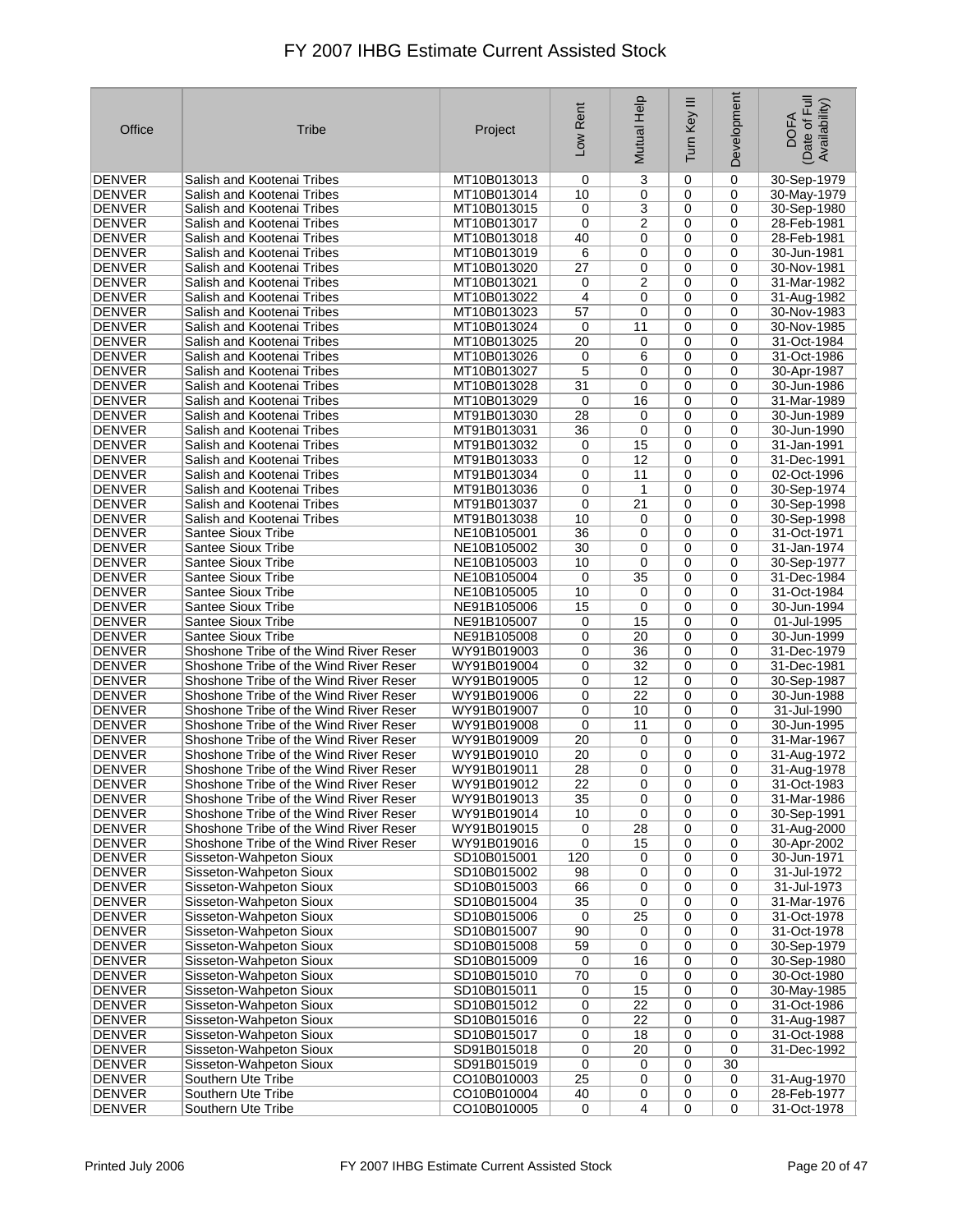# FY 2007 IHBG Estimate Current Assisted Stock

| Office | Tribe | Project | Low Rent | Mutual Help | Turn Key III | Development | DOFA (Date of Full Availability) |
|---|---|---|---|---|---|---|---|
| DENVER | Salish and Kootenai Tribes | MT10B013013 | 0 | 3 | 0 | 0 | 30-Sep-1979 |
| DENVER | Salish and Kootenai Tribes | MT10B013014 | 10 | 0 | 0 | 0 | 30-May-1979 |
| DENVER | Salish and Kootenai Tribes | MT10B013015 | 0 | 3 | 0 | 0 | 30-Sep-1980 |
| DENVER | Salish and Kootenai Tribes | MT10B013017 | 0 | 2 | 0 | 0 | 28-Feb-1981 |
| DENVER | Salish and Kootenai Tribes | MT10B013018 | 40 | 0 | 0 | 0 | 28-Feb-1981 |
| DENVER | Salish and Kootenai Tribes | MT10B013019 | 6 | 0 | 0 | 0 | 30-Jun-1981 |
| DENVER | Salish and Kootenai Tribes | MT10B013020 | 27 | 0 | 0 | 0 | 30-Nov-1981 |
| DENVER | Salish and Kootenai Tribes | MT10B013021 | 0 | 2 | 0 | 0 | 31-Mar-1982 |
| DENVER | Salish and Kootenai Tribes | MT10B013022 | 4 | 0 | 0 | 0 | 31-Aug-1982 |
| DENVER | Salish and Kootenai Tribes | MT10B013023 | 57 | 0 | 0 | 0 | 30-Nov-1983 |
| DENVER | Salish and Kootenai Tribes | MT10B013024 | 0 | 11 | 0 | 0 | 30-Nov-1985 |
| DENVER | Salish and Kootenai Tribes | MT10B013025 | 20 | 0 | 0 | 0 | 31-Oct-1984 |
| DENVER | Salish and Kootenai Tribes | MT10B013026 | 0 | 6 | 0 | 0 | 31-Oct-1986 |
| DENVER | Salish and Kootenai Tribes | MT10B013027 | 5 | 0 | 0 | 0 | 30-Apr-1987 |
| DENVER | Salish and Kootenai Tribes | MT10B013028 | 31 | 0 | 0 | 0 | 30-Jun-1986 |
| DENVER | Salish and Kootenai Tribes | MT10B013029 | 0 | 16 | 0 | 0 | 31-Mar-1989 |
| DENVER | Salish and Kootenai Tribes | MT91B013030 | 28 | 0 | 0 | 0 | 30-Jun-1989 |
| DENVER | Salish and Kootenai Tribes | MT91B013031 | 36 | 0 | 0 | 0 | 30-Jun-1990 |
| DENVER | Salish and Kootenai Tribes | MT91B013032 | 0 | 15 | 0 | 0 | 31-Jan-1991 |
| DENVER | Salish and Kootenai Tribes | MT91B013033 | 0 | 12 | 0 | 0 | 31-Dec-1991 |
| DENVER | Salish and Kootenai Tribes | MT91B013034 | 0 | 11 | 0 | 0 | 02-Oct-1996 |
| DENVER | Salish and Kootenai Tribes | MT91B013036 | 0 | 1 | 0 | 0 | 30-Sep-1974 |
| DENVER | Salish and Kootenai Tribes | MT91B013037 | 0 | 21 | 0 | 0 | 30-Sep-1998 |
| DENVER | Salish and Kootenai Tribes | MT91B013038 | 10 | 0 | 0 | 0 | 30-Sep-1998 |
| DENVER | Santee Sioux Tribe | NE10B105001 | 36 | 0 | 0 | 0 | 31-Oct-1971 |
| DENVER | Santee Sioux Tribe | NE10B105002 | 30 | 0 | 0 | 0 | 31-Jan-1974 |
| DENVER | Santee Sioux Tribe | NE10B105003 | 10 | 0 | 0 | 0 | 30-Sep-1977 |
| DENVER | Santee Sioux Tribe | NE10B105004 | 0 | 35 | 0 | 0 | 31-Dec-1984 |
| DENVER | Santee Sioux Tribe | NE10B105005 | 10 | 0 | 0 | 0 | 31-Oct-1984 |
| DENVER | Santee Sioux Tribe | NE91B105006 | 15 | 0 | 0 | 0 | 30-Jun-1994 |
| DENVER | Santee Sioux Tribe | NE91B105007 | 0 | 15 | 0 | 0 | 01-Jul-1995 |
| DENVER | Santee Sioux Tribe | NE91B105008 | 0 | 20 | 0 | 0 | 30-Jun-1999 |
| DENVER | Shoshone Tribe of the Wind River Reser | WY91B019003 | 0 | 36 | 0 | 0 | 31-Dec-1979 |
| DENVER | Shoshone Tribe of the Wind River Reser | WY91B019004 | 0 | 32 | 0 | 0 | 31-Dec-1981 |
| DENVER | Shoshone Tribe of the Wind River Reser | WY91B019005 | 0 | 12 | 0 | 0 | 30-Sep-1987 |
| DENVER | Shoshone Tribe of the Wind River Reser | WY91B019006 | 0 | 22 | 0 | 0 | 30-Jun-1988 |
| DENVER | Shoshone Tribe of the Wind River Reser | WY91B019007 | 0 | 10 | 0 | 0 | 31-Jul-1990 |
| DENVER | Shoshone Tribe of the Wind River Reser | WY91B019008 | 0 | 11 | 0 | 0 | 30-Jun-1995 |
| DENVER | Shoshone Tribe of the Wind River Reser | WY91B019009 | 20 | 0 | 0 | 0 | 31-Mar-1967 |
| DENVER | Shoshone Tribe of the Wind River Reser | WY91B019010 | 20 | 0 | 0 | 0 | 31-Aug-1972 |
| DENVER | Shoshone Tribe of the Wind River Reser | WY91B019011 | 28 | 0 | 0 | 0 | 31-Aug-1978 |
| DENVER | Shoshone Tribe of the Wind River Reser | WY91B019012 | 22 | 0 | 0 | 0 | 31-Oct-1983 |
| DENVER | Shoshone Tribe of the Wind River Reser | WY91B019013 | 35 | 0 | 0 | 0 | 31-Mar-1986 |
| DENVER | Shoshone Tribe of the Wind River Reser | WY91B019014 | 10 | 0 | 0 | 0 | 30-Sep-1991 |
| DENVER | Shoshone Tribe of the Wind River Reser | WY91B019015 | 0 | 28 | 0 | 0 | 31-Aug-2000 |
| DENVER | Shoshone Tribe of the Wind River Reser | WY91B019016 | 0 | 15 | 0 | 0 | 30-Apr-2002 |
| DENVER | Sisseton-Wahpeton Sioux | SD10B015001 | 120 | 0 | 0 | 0 | 30-Jun-1971 |
| DENVER | Sisseton-Wahpeton Sioux | SD10B015002 | 98 | 0 | 0 | 0 | 31-Jul-1972 |
| DENVER | Sisseton-Wahpeton Sioux | SD10B015003 | 66 | 0 | 0 | 0 | 31-Jul-1973 |
| DENVER | Sisseton-Wahpeton Sioux | SD10B015004 | 35 | 0 | 0 | 0 | 31-Mar-1976 |
| DENVER | Sisseton-Wahpeton Sioux | SD10B015006 | 0 | 25 | 0 | 0 | 31-Oct-1978 |
| DENVER | Sisseton-Wahpeton Sioux | SD10B015007 | 90 | 0 | 0 | 0 | 31-Oct-1978 |
| DENVER | Sisseton-Wahpeton Sioux | SD10B015008 | 59 | 0 | 0 | 0 | 30-Sep-1979 |
| DENVER | Sisseton-Wahpeton Sioux | SD10B015009 | 0 | 16 | 0 | 0 | 30-Sep-1980 |
| DENVER | Sisseton-Wahpeton Sioux | SD10B015010 | 70 | 0 | 0 | 0 | 30-Oct-1980 |
| DENVER | Sisseton-Wahpeton Sioux | SD10B015011 | 0 | 15 | 0 | 0 | 30-May-1985 |
| DENVER | Sisseton-Wahpeton Sioux | SD10B015012 | 0 | 22 | 0 | 0 | 31-Oct-1986 |
| DENVER | Sisseton-Wahpeton Sioux | SD10B015016 | 0 | 22 | 0 | 0 | 31-Aug-1987 |
| DENVER | Sisseton-Wahpeton Sioux | SD10B015017 | 0 | 18 | 0 | 0 | 31-Oct-1988 |
| DENVER | Sisseton-Wahpeton Sioux | SD91B015018 | 0 | 20 | 0 | 0 | 31-Dec-1992 |
| DENVER | Sisseton-Wahpeton Sioux | SD91B015019 | 0 | 0 | 0 | 30 | |
| DENVER | Southern Ute Tribe | CO10B010003 | 25 | 0 | 0 | 0 | 31-Aug-1970 |
| DENVER | Southern Ute Tribe | CO10B010004 | 40 | 0 | 0 | 0 | 28-Feb-1977 |
| DENVER | Southern Ute Tribe | CO10B010005 | 0 | 4 | 0 | 0 | 31-Oct-1978 |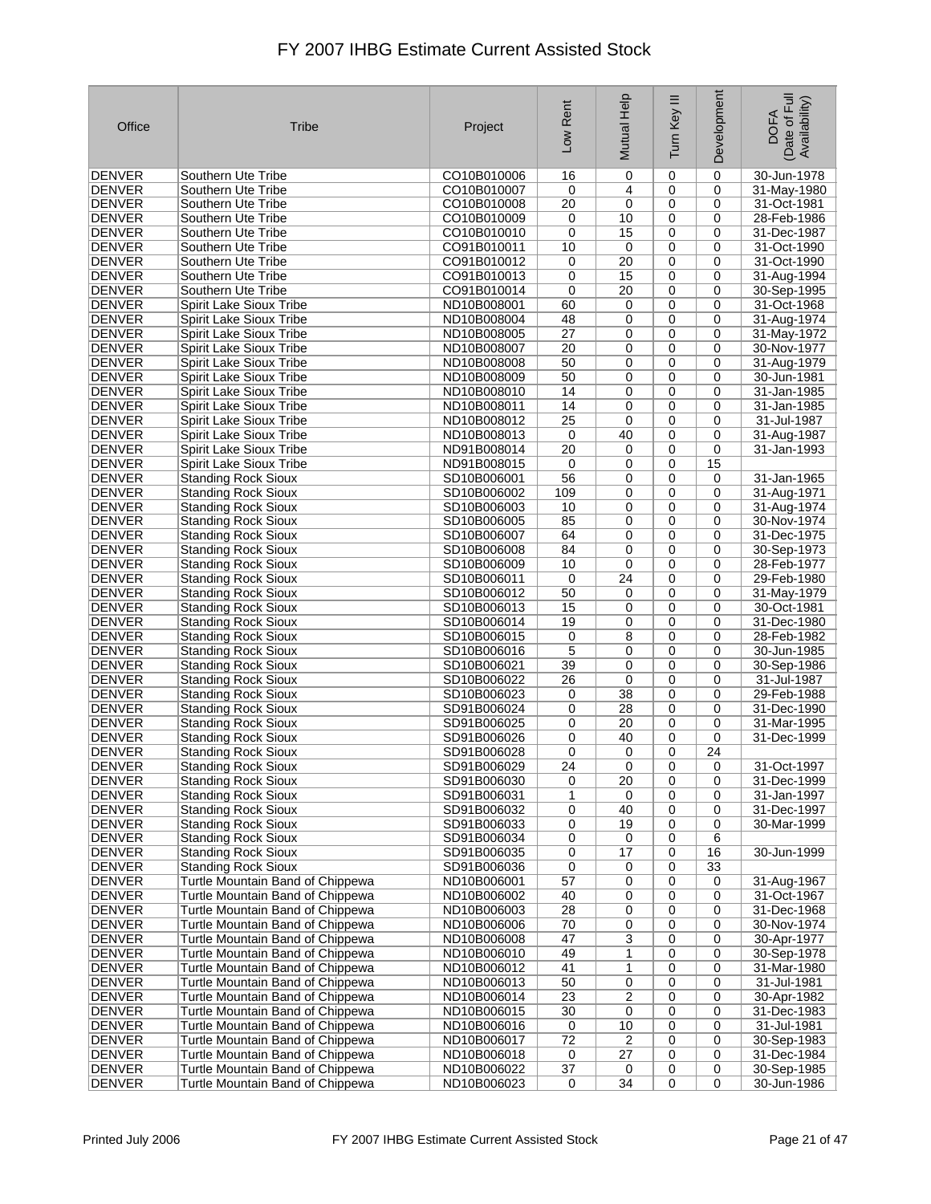# FY 2007 IHBG Estimate Current Assisted Stock

| Office | Tribe | Project | Low Rent | Mutual Help | Turn Key III | Development | DOFA (Date of Full Availability) |
|---|---|---|---|---|---|---|---|
| DENVER | Southern Ute Tribe | CO10B010006 | 16 | 0 | 0 | 0 | 30-Jun-1978 |
| DENVER | Southern Ute Tribe | CO10B010007 | 0 | 4 | 0 | 0 | 31-May-1980 |
| DENVER | Southern Ute Tribe | CO10B010008 | 20 | 0 | 0 | 0 | 31-Oct-1981 |
| DENVER | Southern Ute Tribe | CO10B010009 | 0 | 10 | 0 | 0 | 28-Feb-1986 |
| DENVER | Southern Ute Tribe | CO10B010010 | 0 | 15 | 0 | 0 | 31-Dec-1987 |
| DENVER | Southern Ute Tribe | CO91B010011 | 10 | 0 | 0 | 0 | 31-Oct-1990 |
| DENVER | Southern Ute Tribe | CO91B010012 | 0 | 20 | 0 | 0 | 31-Oct-1990 |
| DENVER | Southern Ute Tribe | CO91B010013 | 0 | 15 | 0 | 0 | 31-Aug-1994 |
| DENVER | Southern Ute Tribe | CO91B010014 | 0 | 20 | 0 | 0 | 30-Sep-1995 |
| DENVER | Spirit Lake Sioux Tribe | ND10B008001 | 60 | 0 | 0 | 0 | 31-Oct-1968 |
| DENVER | Spirit Lake Sioux Tribe | ND10B008004 | 48 | 0 | 0 | 0 | 31-Aug-1974 |
| DENVER | Spirit Lake Sioux Tribe | ND10B008005 | 27 | 0 | 0 | 0 | 31-May-1972 |
| DENVER | Spirit Lake Sioux Tribe | ND10B008007 | 20 | 0 | 0 | 0 | 30-Nov-1977 |
| DENVER | Spirit Lake Sioux Tribe | ND10B008008 | 50 | 0 | 0 | 0 | 31-Aug-1979 |
| DENVER | Spirit Lake Sioux Tribe | ND10B008009 | 50 | 0 | 0 | 0 | 30-Jun-1981 |
| DENVER | Spirit Lake Sioux Tribe | ND10B008010 | 14 | 0 | 0 | 0 | 31-Jan-1985 |
| DENVER | Spirit Lake Sioux Tribe | ND10B008011 | 14 | 0 | 0 | 0 | 31-Jan-1985 |
| DENVER | Spirit Lake Sioux Tribe | ND10B008012 | 25 | 0 | 0 | 0 | 31-Jul-1987 |
| DENVER | Spirit Lake Sioux Tribe | ND10B008013 | 0 | 40 | 0 | 0 | 31-Aug-1987 |
| DENVER | Spirit Lake Sioux Tribe | ND91B008014 | 20 | 0 | 0 | 0 | 31-Jan-1993 |
| DENVER | Spirit Lake Sioux Tribe | ND91B008015 | 0 | 0 | 0 | 15 | |
| DENVER | Standing Rock Sioux | SD10B006001 | 56 | 0 | 0 | 0 | 31-Jan-1965 |
| DENVER | Standing Rock Sioux | SD10B006002 | 109 | 0 | 0 | 0 | 31-Aug-1971 |
| DENVER | Standing Rock Sioux | SD10B006003 | 10 | 0 | 0 | 0 | 31-Aug-1974 |
| DENVER | Standing Rock Sioux | SD10B006005 | 85 | 0 | 0 | 0 | 30-Nov-1974 |
| DENVER | Standing Rock Sioux | SD10B006007 | 64 | 0 | 0 | 0 | 31-Dec-1975 |
| DENVER | Standing Rock Sioux | SD10B006008 | 84 | 0 | 0 | 0 | 30-Sep-1973 |
| DENVER | Standing Rock Sioux | SD10B006009 | 10 | 0 | 0 | 0 | 28-Feb-1977 |
| DENVER | Standing Rock Sioux | SD10B006011 | 0 | 24 | 0 | 0 | 29-Feb-1980 |
| DENVER | Standing Rock Sioux | SD10B006012 | 50 | 0 | 0 | 0 | 31-May-1979 |
| DENVER | Standing Rock Sioux | SD10B006013 | 15 | 0 | 0 | 0 | 30-Oct-1981 |
| DENVER | Standing Rock Sioux | SD10B006014 | 19 | 0 | 0 | 0 | 31-Dec-1980 |
| DENVER | Standing Rock Sioux | SD10B006015 | 0 | 8 | 0 | 0 | 28-Feb-1982 |
| DENVER | Standing Rock Sioux | SD10B006016 | 5 | 0 | 0 | 0 | 30-Jun-1985 |
| DENVER | Standing Rock Sioux | SD10B006021 | 39 | 0 | 0 | 0 | 30-Sep-1986 |
| DENVER | Standing Rock Sioux | SD10B006022 | 26 | 0 | 0 | 0 | 31-Jul-1987 |
| DENVER | Standing Rock Sioux | SD10B006023 | 0 | 38 | 0 | 0 | 29-Feb-1988 |
| DENVER | Standing Rock Sioux | SD91B006024 | 0 | 28 | 0 | 0 | 31-Dec-1990 |
| DENVER | Standing Rock Sioux | SD91B006025 | 0 | 20 | 0 | 0 | 31-Mar-1995 |
| DENVER | Standing Rock Sioux | SD91B006026 | 0 | 40 | 0 | 0 | 31-Dec-1999 |
| DENVER | Standing Rock Sioux | SD91B006028 | 0 | 0 | 0 | 24 | |
| DENVER | Standing Rock Sioux | SD91B006029 | 24 | 0 | 0 | 0 | 31-Oct-1997 |
| DENVER | Standing Rock Sioux | SD91B006030 | 0 | 20 | 0 | 0 | 31-Dec-1999 |
| DENVER | Standing Rock Sioux | SD91B006031 | 1 | 0 | 0 | 0 | 31-Jan-1997 |
| DENVER | Standing Rock Sioux | SD91B006032 | 0 | 40 | 0 | 0 | 31-Dec-1997 |
| DENVER | Standing Rock Sioux | SD91B006033 | 0 | 19 | 0 | 0 | 30-Mar-1999 |
| DENVER | Standing Rock Sioux | SD91B006034 | 0 | 0 | 0 | 6 | |
| DENVER | Standing Rock Sioux | SD91B006035 | 0 | 17 | 0 | 16 | 30-Jun-1999 |
| DENVER | Standing Rock Sioux | SD91B006036 | 0 | 0 | 0 | 33 | |
| DENVER | Turtle Mountain Band of Chippewa | ND10B006001 | 57 | 0 | 0 | 0 | 31-Aug-1967 |
| DENVER | Turtle Mountain Band of Chippewa | ND10B006002 | 40 | 0 | 0 | 0 | 31-Oct-1967 |
| DENVER | Turtle Mountain Band of Chippewa | ND10B006003 | 28 | 0 | 0 | 0 | 31-Dec-1968 |
| DENVER | Turtle Mountain Band of Chippewa | ND10B006006 | 70 | 0 | 0 | 0 | 30-Nov-1974 |
| DENVER | Turtle Mountain Band of Chippewa | ND10B006008 | 47 | 3 | 0 | 0 | 30-Apr-1977 |
| DENVER | Turtle Mountain Band of Chippewa | ND10B006010 | 49 | 1 | 0 | 0 | 30-Sep-1978 |
| DENVER | Turtle Mountain Band of Chippewa | ND10B006012 | 41 | 1 | 0 | 0 | 31-Mar-1980 |
| DENVER | Turtle Mountain Band of Chippewa | ND10B006013 | 50 | 0 | 0 | 0 | 31-Jul-1981 |
| DENVER | Turtle Mountain Band of Chippewa | ND10B006014 | 23 | 2 | 0 | 0 | 30-Apr-1982 |
| DENVER | Turtle Mountain Band of Chippewa | ND10B006015 | 30 | 0 | 0 | 0 | 31-Dec-1983 |
| DENVER | Turtle Mountain Band of Chippewa | ND10B006016 | 0 | 10 | 0 | 0 | 31-Jul-1981 |
| DENVER | Turtle Mountain Band of Chippewa | ND10B006017 | 72 | 2 | 0 | 0 | 30-Sep-1983 |
| DENVER | Turtle Mountain Band of Chippewa | ND10B006018 | 0 | 27 | 0 | 0 | 31-Dec-1984 |
| DENVER | Turtle Mountain Band of Chippewa | ND10B006022 | 37 | 0 | 0 | 0 | 30-Sep-1985 |
| DENVER | Turtle Mountain Band of Chippewa | ND10B006023 | 0 | 34 | 0 | 0 | 30-Jun-1986 |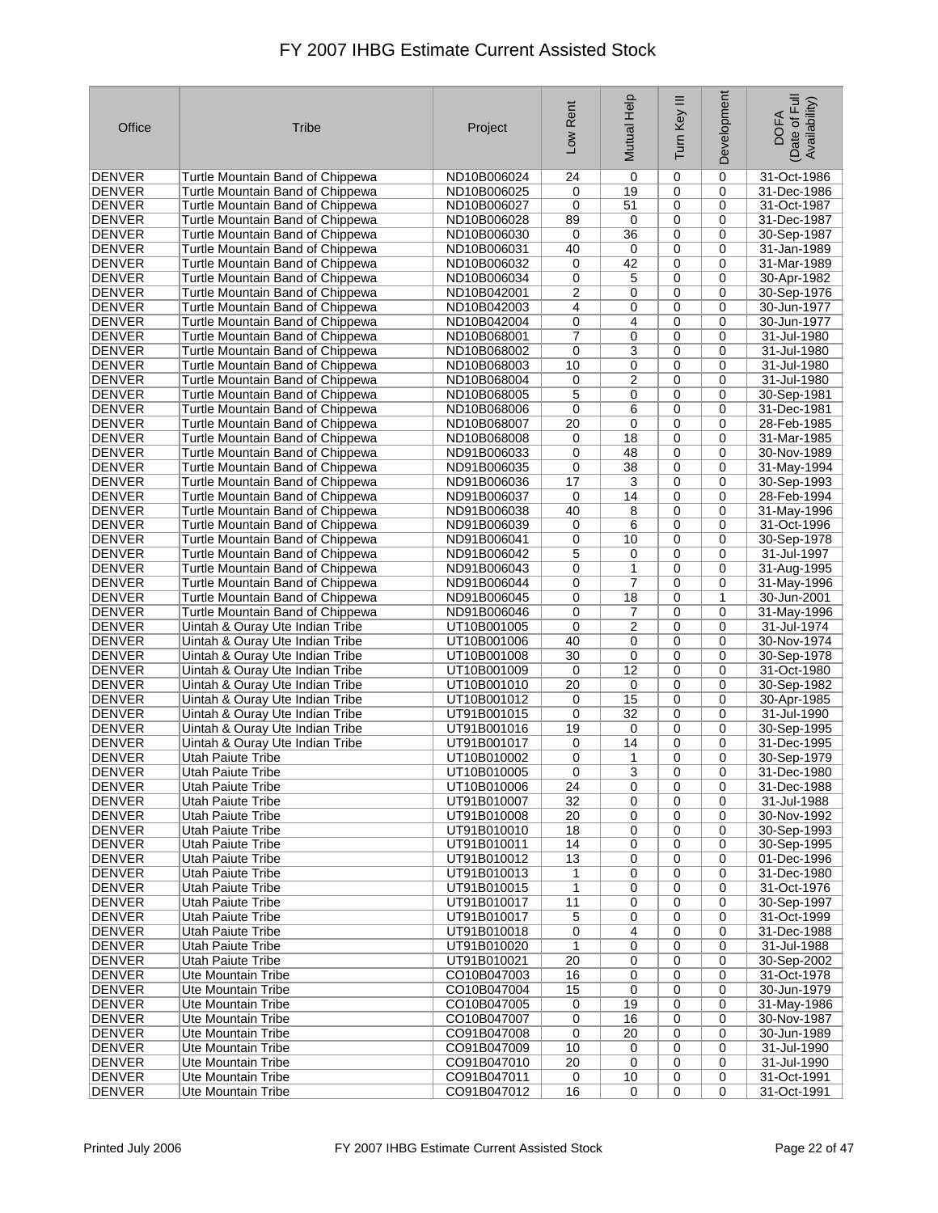| Office | Tribe | Project | Low Rent | Mutual Help | Turn Key III | Development | DOFA (Date of Full Availability) |
|---|---|---|---|---|---|---|---|
| DENVER | Turtle Mountain Band of Chippewa | ND10B006024 | 24 | 0 | 0 | 0 | 31-Oct-1986 |
| DENVER | Turtle Mountain Band of Chippewa | ND10B006025 | 0 | 19 | 0 | 0 | 31-Dec-1986 |
| DENVER | Turtle Mountain Band of Chippewa | ND10B006027 | 0 | 51 | 0 | 0 | 31-Oct-1987 |
| DENVER | Turtle Mountain Band of Chippewa | ND10B006028 | 89 | 0 | 0 | 0 | 31-Dec-1987 |
| DENVER | Turtle Mountain Band of Chippewa | ND10B006030 | 0 | 36 | 0 | 0 | 30-Sep-1987 |
| DENVER | Turtle Mountain Band of Chippewa | ND10B006031 | 40 | 0 | 0 | 0 | 31-Jan-1989 |
| DENVER | Turtle Mountain Band of Chippewa | ND10B006032 | 0 | 42 | 0 | 0 | 31-Mar-1989 |
| DENVER | Turtle Mountain Band of Chippewa | ND10B006034 | 0 | 5 | 0 | 0 | 30-Apr-1982 |
| DENVER | Turtle Mountain Band of Chippewa | ND10B042001 | 2 | 0 | 0 | 0 | 30-Sep-1976 |
| DENVER | Turtle Mountain Band of Chippewa | ND10B042003 | 4 | 0 | 0 | 0 | 30-Jun-1977 |
| DENVER | Turtle Mountain Band of Chippewa | ND10B042004 | 0 | 4 | 0 | 0 | 30-Jun-1977 |
| DENVER | Turtle Mountain Band of Chippewa | ND10B068001 | 7 | 0 | 0 | 0 | 31-Jul-1980 |
| DENVER | Turtle Mountain Band of Chippewa | ND10B068002 | 0 | 3 | 0 | 0 | 31-Jul-1980 |
| DENVER | Turtle Mountain Band of Chippewa | ND10B068003 | 10 | 0 | 0 | 0 | 31-Jul-1980 |
| DENVER | Turtle Mountain Band of Chippewa | ND10B068004 | 0 | 2 | 0 | 0 | 31-Jul-1980 |
| DENVER | Turtle Mountain Band of Chippewa | ND10B068005 | 5 | 0 | 0 | 0 | 30-Sep-1981 |
| DENVER | Turtle Mountain Band of Chippewa | ND10B068006 | 0 | 6 | 0 | 0 | 31-Dec-1981 |
| DENVER | Turtle Mountain Band of Chippewa | ND10B068007 | 20 | 0 | 0 | 0 | 28-Feb-1985 |
| DENVER | Turtle Mountain Band of Chippewa | ND10B068008 | 0 | 18 | 0 | 0 | 31-Mar-1985 |
| DENVER | Turtle Mountain Band of Chippewa | ND91B006033 | 0 | 48 | 0 | 0 | 30-Nov-1989 |
| DENVER | Turtle Mountain Band of Chippewa | ND91B006035 | 0 | 38 | 0 | 0 | 31-May-1994 |
| DENVER | Turtle Mountain Band of Chippewa | ND91B006036 | 17 | 3 | 0 | 0 | 30-Sep-1993 |
| DENVER | Turtle Mountain Band of Chippewa | ND91B006037 | 0 | 14 | 0 | 0 | 28-Feb-1994 |
| DENVER | Turtle Mountain Band of Chippewa | ND91B006038 | 40 | 8 | 0 | 0 | 31-May-1996 |
| DENVER | Turtle Mountain Band of Chippewa | ND91B006039 | 0 | 6 | 0 | 0 | 31-Oct-1996 |
| DENVER | Turtle Mountain Band of Chippewa | ND91B006041 | 0 | 10 | 0 | 0 | 30-Sep-1978 |
| DENVER | Turtle Mountain Band of Chippewa | ND91B006042 | 5 | 0 | 0 | 0 | 31-Jul-1997 |
| DENVER | Turtle Mountain Band of Chippewa | ND91B006043 | 0 | 1 | 0 | 0 | 31-Aug-1995 |
| DENVER | Turtle Mountain Band of Chippewa | ND91B006044 | 0 | 7 | 0 | 0 | 31-May-1996 |
| DENVER | Turtle Mountain Band of Chippewa | ND91B006045 | 0 | 18 | 0 | 1 | 30-Jun-2001 |
| DENVER | Turtle Mountain Band of Chippewa | ND91B006046 | 0 | 7 | 0 | 0 | 31-May-1996 |
| DENVER | Uintah & Ouray Ute Indian Tribe | UT10B001005 | 0 | 2 | 0 | 0 | 31-Jul-1974 |
| DENVER | Uintah & Ouray Ute Indian Tribe | UT10B001006 | 40 | 0 | 0 | 0 | 30-Nov-1974 |
| DENVER | Uintah & Ouray Ute Indian Tribe | UT10B001008 | 30 | 0 | 0 | 0 | 30-Sep-1978 |
| DENVER | Uintah & Ouray Ute Indian Tribe | UT10B001009 | 0 | 12 | 0 | 0 | 31-Oct-1980 |
| DENVER | Uintah & Ouray Ute Indian Tribe | UT10B001010 | 20 | 0 | 0 | 0 | 30-Sep-1982 |
| DENVER | Uintah & Ouray Ute Indian Tribe | UT10B001012 | 0 | 15 | 0 | 0 | 30-Apr-1985 |
| DENVER | Uintah & Ouray Ute Indian Tribe | UT91B001015 | 0 | 32 | 0 | 0 | 31-Jul-1990 |
| DENVER | Uintah & Ouray Ute Indian Tribe | UT91B001016 | 19 | 0 | 0 | 0 | 30-Sep-1995 |
| DENVER | Uintah & Ouray Ute Indian Tribe | UT91B001017 | 0 | 14 | 0 | 0 | 31-Dec-1995 |
| DENVER | Utah Paiute Tribe | UT10B010002 | 0 | 1 | 0 | 0 | 30-Sep-1979 |
| DENVER | Utah Paiute Tribe | UT10B010005 | 0 | 3 | 0 | 0 | 31-Dec-1980 |
| DENVER | Utah Paiute Tribe | UT10B010006 | 24 | 0 | 0 | 0 | 31-Dec-1988 |
| DENVER | Utah Paiute Tribe | UT91B010007 | 32 | 0 | 0 | 0 | 31-Jul-1988 |
| DENVER | Utah Paiute Tribe | UT91B010008 | 20 | 0 | 0 | 0 | 30-Nov-1992 |
| DENVER | Utah Paiute Tribe | UT91B010010 | 18 | 0 | 0 | 0 | 30-Sep-1993 |
| DENVER | Utah Paiute Tribe | UT91B010011 | 14 | 0 | 0 | 0 | 30-Sep-1995 |
| DENVER | Utah Paiute Tribe | UT91B010012 | 13 | 0 | 0 | 0 | 01-Dec-1996 |
| DENVER | Utah Paiute Tribe | UT91B010013 | 1 | 0 | 0 | 0 | 31-Dec-1980 |
| DENVER | Utah Paiute Tribe | UT91B010015 | 1 | 0 | 0 | 0 | 31-Oct-1976 |
| DENVER | Utah Paiute Tribe | UT91B010017 | 11 | 0 | 0 | 0 | 30-Sep-1997 |
| DENVER | Utah Paiute Tribe | UT91B010017 | 5 | 0 | 0 | 0 | 31-Oct-1999 |
| DENVER | Utah Paiute Tribe | UT91B010018 | 0 | 4 | 0 | 0 | 31-Dec-1988 |
| DENVER | Utah Paiute Tribe | UT91B010020 | 1 | 0 | 0 | 0 | 31-Jul-1988 |
| DENVER | Utah Paiute Tribe | UT91B010021 | 20 | 0 | 0 | 0 | 30-Sep-2002 |
| DENVER | Ute Mountain Tribe | CO10B047003 | 16 | 0 | 0 | 0 | 31-Oct-1978 |
| DENVER | Ute Mountain Tribe | CO10B047004 | 15 | 0 | 0 | 0 | 30-Jun-1979 |
| DENVER | Ute Mountain Tribe | CO10B047005 | 0 | 19 | 0 | 0 | 31-May-1986 |
| DENVER | Ute Mountain Tribe | CO10B047007 | 0 | 16 | 0 | 0 | 30-Nov-1987 |
| DENVER | Ute Mountain Tribe | CO91B047008 | 0 | 20 | 0 | 0 | 30-Jun-1989 |
| DENVER | Ute Mountain Tribe | CO91B047009 | 10 | 0 | 0 | 0 | 31-Jul-1990 |
| DENVER | Ute Mountain Tribe | CO91B047010 | 20 | 0 | 0 | 0 | 31-Jul-1990 |
| DENVER | Ute Mountain Tribe | CO91B047011 | 0 | 10 | 0 | 0 | 31-Oct-1991 |
| DENVER | Ute Mountain Tribe | CO91B047012 | 16 | 0 | 0 | 0 | 31-Oct-1991 |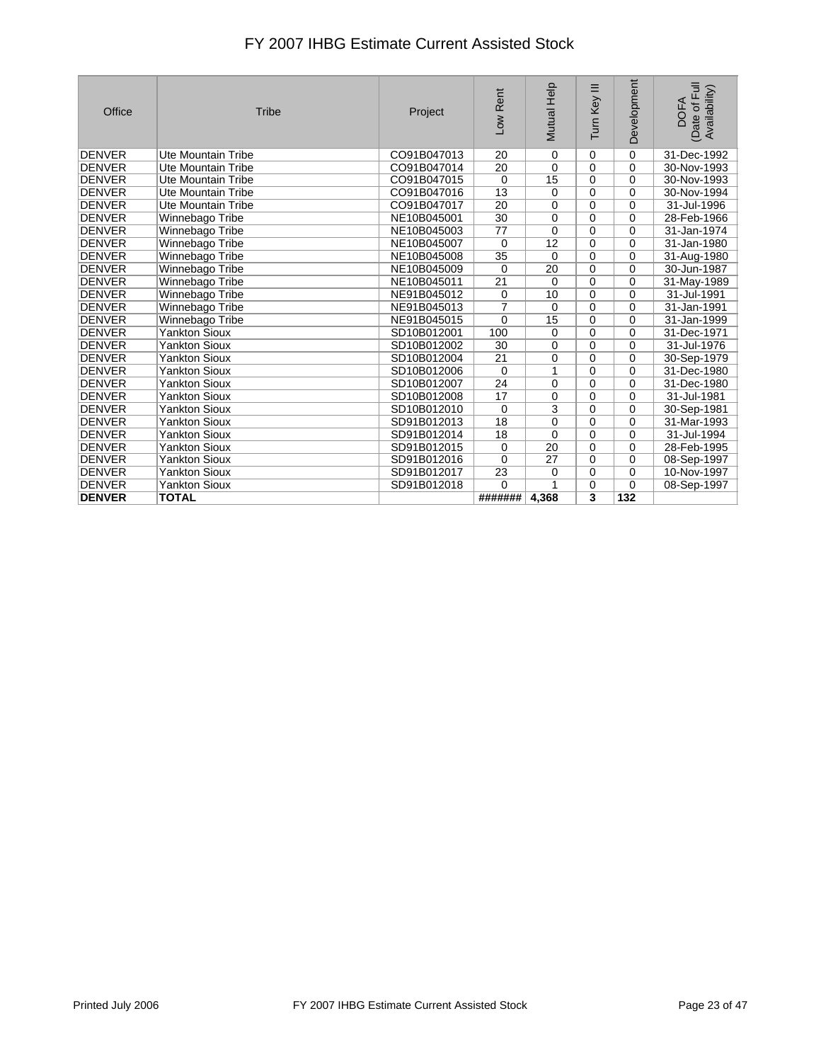# FY 2007 IHBG Estimate Current Assisted Stock

| Office | Tribe | Project | Low Rent | Mutual Help | Turn Key III | Development | DOFA (Date of Full Availability) |
|---|---|---|---|---|---|---|---|
| DENVER | Ute Mountain Tribe | CO91B047013 | 20 | 0 | 0 | 0 | 31-Dec-1992 |
| DENVER | Ute Mountain Tribe | CO91B047014 | 20 | 0 | 0 | 0 | 30-Nov-1993 |
| DENVER | Ute Mountain Tribe | CO91B047015 | 0 | 15 | 0 | 0 | 30-Nov-1993 |
| DENVER | Ute Mountain Tribe | CO91B047016 | 13 | 0 | 0 | 0 | 30-Nov-1994 |
| DENVER | Ute Mountain Tribe | CO91B047017 | 20 | 0 | 0 | 0 | 31-Jul-1996 |
| DENVER | Winnebago Tribe | NE10B045001 | 30 | 0 | 0 | 0 | 28-Feb-1966 |
| DENVER | Winnebago Tribe | NE10B045003 | 77 | 0 | 0 | 0 | 31-Jan-1974 |
| DENVER | Winnebago Tribe | NE10B045007 | 0 | 12 | 0 | 0 | 31-Jan-1980 |
| DENVER | Winnebago Tribe | NE10B045008 | 35 | 0 | 0 | 0 | 31-Aug-1980 |
| DENVER | Winnebago Tribe | NE10B045009 | 0 | 20 | 0 | 0 | 30-Jun-1987 |
| DENVER | Winnebago Tribe | NE10B045011 | 21 | 0 | 0 | 0 | 31-May-1989 |
| DENVER | Winnebago Tribe | NE91B045012 | 0 | 10 | 0 | 0 | 31-Jul-1991 |
| DENVER | Winnebago Tribe | NE91B045013 | 7 | 0 | 0 | 0 | 31-Jan-1991 |
| DENVER | Winnebago Tribe | NE91B045015 | 0 | 15 | 0 | 0 | 31-Jan-1999 |
| DENVER | Yankton Sioux | SD10B012001 | 100 | 0 | 0 | 0 | 31-Dec-1971 |
| DENVER | Yankton Sioux | SD10B012002 | 30 | 0 | 0 | 0 | 31-Jul-1976 |
| DENVER | Yankton Sioux | SD10B012004 | 21 | 0 | 0 | 0 | 30-Sep-1979 |
| DENVER | Yankton Sioux | SD10B012006 | 0 | 1 | 0 | 0 | 31-Dec-1980 |
| DENVER | Yankton Sioux | SD10B012007 | 24 | 0 | 0 | 0 | 31-Dec-1980 |
| DENVER | Yankton Sioux | SD10B012008 | 17 | 0 | 0 | 0 | 31-Jul-1981 |
| DENVER | Yankton Sioux | SD10B012010 | 0 | 3 | 0 | 0 | 30-Sep-1981 |
| DENVER | Yankton Sioux | SD91B012013 | 18 | 0 | 0 | 0 | 31-Mar-1993 |
| DENVER | Yankton Sioux | SD91B012014 | 18 | 0 | 0 | 0 | 31-Jul-1994 |
| DENVER | Yankton Sioux | SD91B012015 | 0 | 20 | 0 | 0 | 28-Feb-1995 |
| DENVER | Yankton Sioux | SD91B012016 | 0 | 27 | 0 | 0 | 08-Sep-1997 |
| DENVER | Yankton Sioux | SD91B012017 | 23 | 0 | 0 | 0 | 10-Nov-1997 |
| DENVER | Yankton Sioux | SD91B012018 | 0 | 1 | 0 | 0 | 08-Sep-1997 |
| **DENVER** | **TOTAL** | | **#######** | **4,368** | **3** | **132** | |

Printed July 2006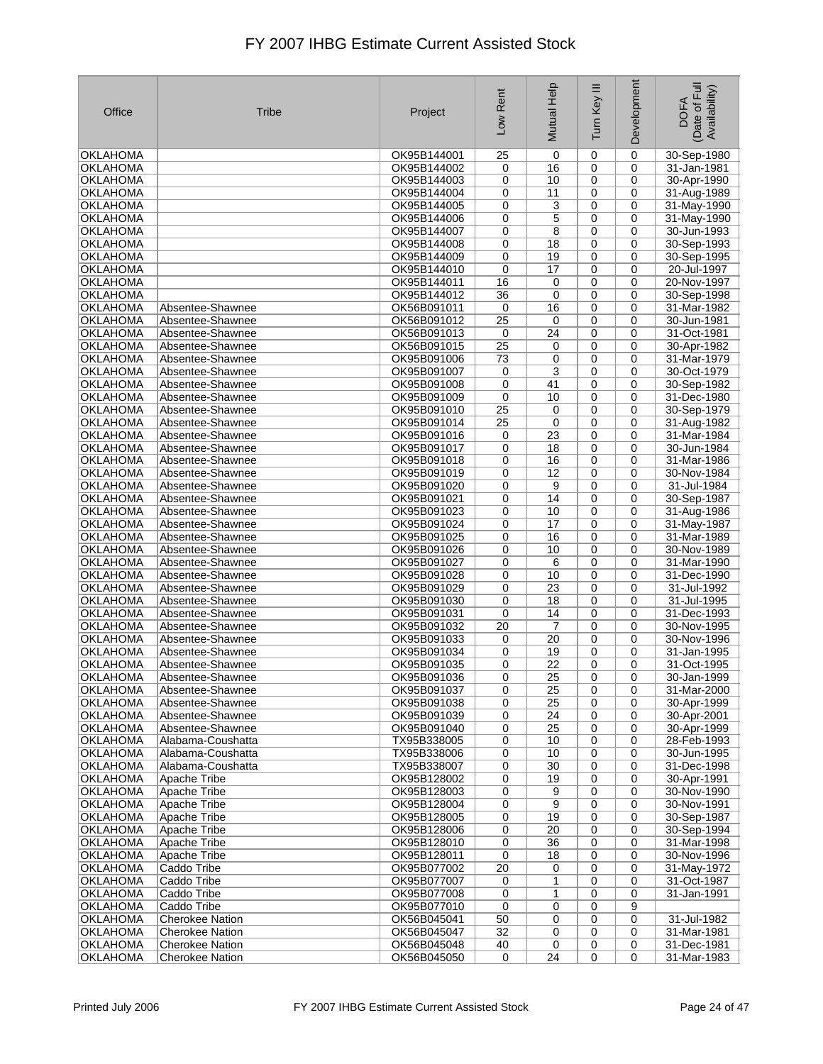# FY 2007 IHBG Estimate Current Assisted Stock

| Office | Tribe | Project | Low Rent | Mutual Help | Turn Key III | Development | DOFA (Date of Full Availability) |
|---|---|---|---|---|---|---|---|
| OKLAHOMA | | OK95B144001 | 25 | 0 | 0 | 0 | 30-Sep-1980 |
| OKLAHOMA | | OK95B144002 | 0 | 16 | 0 | 0 | 31-Jan-1981 |
| OKLAHOMA | | OK95B144003 | 0 | 10 | 0 | 0 | 30-Apr-1990 |
| OKLAHOMA | | OK95B144004 | 0 | 11 | 0 | 0 | 31-Aug-1989 |
| OKLAHOMA | | OK95B144005 | 0 | 3 | 0 | 0 | 31-May-1990 |
| OKLAHOMA | | OK95B144006 | 0 | 5 | 0 | 0 | 31-May-1990 |
| OKLAHOMA | | OK95B144007 | 0 | 8 | 0 | 0 | 30-Jun-1993 |
| OKLAHOMA | | OK95B144008 | 0 | 18 | 0 | 0 | 30-Sep-1993 |
| OKLAHOMA | | OK95B144009 | 0 | 19 | 0 | 0 | 30-Sep-1995 |
| OKLAHOMA | | OK95B144010 | 0 | 17 | 0 | 0 | 20-Jul-1997 |
| OKLAHOMA | | OK95B144011 | 16 | 0 | 0 | 0 | 20-Nov-1997 |
| OKLAHOMA | | OK95B144012 | 36 | 0 | 0 | 0 | 30-Sep-1998 |
| OKLAHOMA | Absentee-Shawnee | OK56B091011 | 0 | 16 | 0 | 0 | 31-Mar-1982 |
| OKLAHOMA | Absentee-Shawnee | OK56B091012 | 25 | 0 | 0 | 0 | 30-Jun-1981 |
| OKLAHOMA | Absentee-Shawnee | OK56B091013 | 0 | 24 | 0 | 0 | 31-Oct-1981 |
| OKLAHOMA | Absentee-Shawnee | OK56B091015 | 25 | 0 | 0 | 0 | 30-Apr-1982 |
| OKLAHOMA | Absentee-Shawnee | OK95B091006 | 73 | 0 | 0 | 0 | 31-Mar-1979 |
| OKLAHOMA | Absentee-Shawnee | OK95B091007 | 0 | 3 | 0 | 0 | 30-Oct-1979 |
| OKLAHOMA | Absentee-Shawnee | OK95B091008 | 0 | 41 | 0 | 0 | 30-Sep-1982 |
| OKLAHOMA | Absentee-Shawnee | OK95B091009 | 0 | 10 | 0 | 0 | 31-Dec-1980 |
| OKLAHOMA | Absentee-Shawnee | OK95B091010 | 25 | 0 | 0 | 0 | 30-Sep-1979 |
| OKLAHOMA | Absentee-Shawnee | OK95B091014 | 25 | 0 | 0 | 0 | 31-Aug-1982 |
| OKLAHOMA | Absentee-Shawnee | OK95B091016 | 0 | 23 | 0 | 0 | 31-Mar-1984 |
| OKLAHOMA | Absentee-Shawnee | OK95B091017 | 0 | 18 | 0 | 0 | 30-Jun-1984 |
| OKLAHOMA | Absentee-Shawnee | OK95B091018 | 0 | 16 | 0 | 0 | 31-Mar-1986 |
| OKLAHOMA | Absentee-Shawnee | OK95B091019 | 0 | 12 | 0 | 0 | 30-Nov-1984 |
| OKLAHOMA | Absentee-Shawnee | OK95B091020 | 0 | 9 | 0 | 0 | 31-Jul-1984 |
| OKLAHOMA | Absentee-Shawnee | OK95B091021 | 0 | 14 | 0 | 0 | 30-Sep-1987 |
| OKLAHOMA | Absentee-Shawnee | OK95B091023 | 0 | 10 | 0 | 0 | 31-Aug-1986 |
| OKLAHOMA | Absentee-Shawnee | OK95B091024 | 0 | 17 | 0 | 0 | 31-May-1987 |
| OKLAHOMA | Absentee-Shawnee | OK95B091025 | 0 | 16 | 0 | 0 | 31-Mar-1989 |
| OKLAHOMA | Absentee-Shawnee | OK95B091026 | 0 | 10 | 0 | 0 | 30-Nov-1989 |
| OKLAHOMA | Absentee-Shawnee | OK95B091027 | 0 | 6 | 0 | 0 | 31-Mar-1990 |
| OKLAHOMA | Absentee-Shawnee | OK95B091028 | 0 | 10 | 0 | 0 | 31-Dec-1990 |
| OKLAHOMA | Absentee-Shawnee | OK95B091029 | 0 | 23 | 0 | 0 | 31-Jul-1992 |
| OKLAHOMA | Absentee-Shawnee | OK95B091030 | 0 | 18 | 0 | 0 | 31-Jul-1995 |
| OKLAHOMA | Absentee-Shawnee | OK95B091031 | 0 | 14 | 0 | 0 | 31-Dec-1993 |
| OKLAHOMA | Absentee-Shawnee | OK95B091032 | 20 | 7 | 0 | 0 | 30-Nov-1995 |
| OKLAHOMA | Absentee-Shawnee | OK95B091033 | 0 | 20 | 0 | 0 | 30-Nov-1996 |
| OKLAHOMA | Absentee-Shawnee | OK95B091034 | 0 | 19 | 0 | 0 | 31-Jan-1995 |
| OKLAHOMA | Absentee-Shawnee | OK95B091035 | 0 | 22 | 0 | 0 | 31-Oct-1995 |
| OKLAHOMA | Absentee-Shawnee | OK95B091036 | 0 | 25 | 0 | 0 | 30-Jan-1999 |
| OKLAHOMA | Absentee-Shawnee | OK95B091037 | 0 | 25 | 0 | 0 | 31-Mar-2000 |
| OKLAHOMA | Absentee-Shawnee | OK95B091038 | 0 | 25 | 0 | 0 | 30-Apr-1999 |
| OKLAHOMA | Absentee-Shawnee | OK95B091039 | 0 | 24 | 0 | 0 | 30-Apr-2001 |
| OKLAHOMA | Absentee-Shawnee | OK95B091040 | 0 | 25 | 0 | 0 | 30-Apr-1999 |
| OKLAHOMA | Alabama-Coushatta | TX95B338005 | 0 | 10 | 0 | 0 | 28-Feb-1993 |
| OKLAHOMA | Alabama-Coushatta | TX95B338006 | 0 | 10 | 0 | 0 | 30-Jun-1995 |
| OKLAHOMA | Alabama-Coushatta | TX95B338007 | 0 | 30 | 0 | 0 | 31-Dec-1998 |
| OKLAHOMA | Apache Tribe | OK95B128002 | 0 | 19 | 0 | 0 | 30-Apr-1991 |
| OKLAHOMA | Apache Tribe | OK95B128003 | 0 | 9 | 0 | 0 | 30-Nov-1990 |
| OKLAHOMA | Apache Tribe | OK95B128004 | 0 | 9 | 0 | 0 | 30-Nov-1991 |
| OKLAHOMA | Apache Tribe | OK95B128005 | 0 | 19 | 0 | 0 | 30-Sep-1987 |
| OKLAHOMA | Apache Tribe | OK95B128006 | 0 | 20 | 0 | 0 | 30-Sep-1994 |
| OKLAHOMA | Apache Tribe | OK95B128010 | 0 | 36 | 0 | 0 | 31-Mar-1998 |
| OKLAHOMA | Apache Tribe | OK95B128011 | 0 | 18 | 0 | 0 | 30-Nov-1996 |
| OKLAHOMA | Caddo Tribe | OK95B077002 | 20 | 0 | 0 | 0 | 31-May-1972 |
| OKLAHOMA | Caddo Tribe | OK95B077007 | 0 | 1 | 0 | 0 | 31-Oct-1987 |
| OKLAHOMA | Caddo Tribe | OK95B077008 | 0 | 1 | 0 | 0 | 31-Jan-1991 |
| OKLAHOMA | Caddo Tribe | OK95B077010 | 0 | 0 | 0 | 9 | |
| OKLAHOMA | Cherokee Nation | OK56B045041 | 50 | 0 | 0 | 0 | 31-Jul-1982 |
| OKLAHOMA | Cherokee Nation | OK56B045047 | 32 | 0 | 0 | 0 | 31-Mar-1981 |
| OKLAHOMA | Cherokee Nation | OK56B045048 | 40 | 0 | 0 | 0 | 31-Dec-1981 |
| OKLAHOMA | Cherokee Nation | OK56B045050 | 0 | 24 | 0 | 0 | 31-Mar-1983 |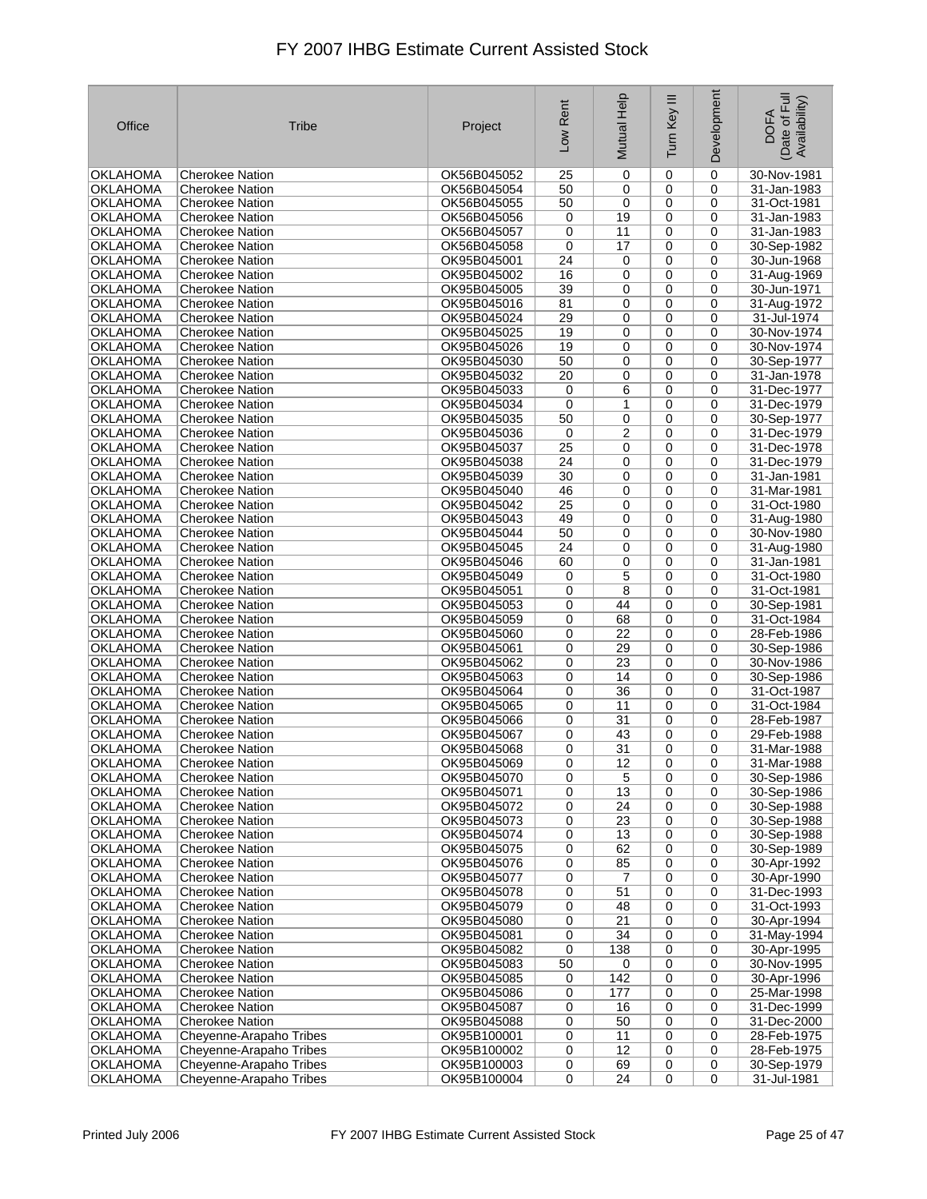# FY 2007 IHBG Estimate Current Assisted Stock

| Office | Tribe | Project | Low Rent | Mutual Help | Turn Key III | Development | DOFA (Date of Full Availability) |
|---|---|---|---|---|---|---|---|
| OKLAHOMA | Cherokee Nation | OK56B045052 | 25 | 0 | 0 | 0 | 30-Nov-1981 |
| OKLAHOMA | Cherokee Nation | OK56B045054 | 50 | 0 | 0 | 0 | 31-Jan-1983 |
| OKLAHOMA | Cherokee Nation | OK56B045055 | 50 | 0 | 0 | 0 | 31-Oct-1981 |
| OKLAHOMA | Cherokee Nation | OK56B045056 | 0 | 19 | 0 | 0 | 31-Jan-1983 |
| OKLAHOMA | Cherokee Nation | OK56B045057 | 0 | 11 | 0 | 0 | 31-Jan-1983 |
| OKLAHOMA | Cherokee Nation | OK56B045058 | 0 | 17 | 0 | 0 | 30-Sep-1982 |
| OKLAHOMA | Cherokee Nation | OK95B045001 | 24 | 0 | 0 | 0 | 30-Jun-1968 |
| OKLAHOMA | Cherokee Nation | OK95B045002 | 16 | 0 | 0 | 0 | 31-Aug-1969 |
| OKLAHOMA | Cherokee Nation | OK95B045005 | 39 | 0 | 0 | 0 | 30-Jun-1971 |
| OKLAHOMA | Cherokee Nation | OK95B045016 | 81 | 0 | 0 | 0 | 31-Aug-1972 |
| OKLAHOMA | Cherokee Nation | OK95B045024 | 29 | 0 | 0 | 0 | 31-Jul-1974 |
| OKLAHOMA | Cherokee Nation | OK95B045025 | 19 | 0 | 0 | 0 | 30-Nov-1974 |
| OKLAHOMA | Cherokee Nation | OK95B045026 | 19 | 0 | 0 | 0 | 30-Nov-1974 |
| OKLAHOMA | Cherokee Nation | OK95B045030 | 50 | 0 | 0 | 0 | 30-Sep-1977 |
| OKLAHOMA | Cherokee Nation | OK95B045032 | 20 | 0 | 0 | 0 | 31-Jan-1978 |
| OKLAHOMA | Cherokee Nation | OK95B045033 | 0 | 6 | 0 | 0 | 31-Dec-1977 |
| OKLAHOMA | Cherokee Nation | OK95B045034 | 0 | 1 | 0 | 0 | 31-Dec-1979 |
| OKLAHOMA | Cherokee Nation | OK95B045035 | 50 | 0 | 0 | 0 | 30-Sep-1977 |
| OKLAHOMA | Cherokee Nation | OK95B045036 | 0 | 2 | 0 | 0 | 31-Dec-1979 |
| OKLAHOMA | Cherokee Nation | OK95B045037 | 25 | 0 | 0 | 0 | 31-Dec-1978 |
| OKLAHOMA | Cherokee Nation | OK95B045038 | 24 | 0 | 0 | 0 | 31-Dec-1979 |
| OKLAHOMA | Cherokee Nation | OK95B045039 | 30 | 0 | 0 | 0 | 31-Jan-1981 |
| OKLAHOMA | Cherokee Nation | OK95B045040 | 46 | 0 | 0 | 0 | 31-Mar-1981 |
| OKLAHOMA | Cherokee Nation | OK95B045042 | 25 | 0 | 0 | 0 | 31-Oct-1980 |
| OKLAHOMA | Cherokee Nation | OK95B045043 | 49 | 0 | 0 | 0 | 31-Aug-1980 |
| OKLAHOMA | Cherokee Nation | OK95B045044 | 50 | 0 | 0 | 0 | 30-Nov-1980 |
| OKLAHOMA | Cherokee Nation | OK95B045045 | 24 | 0 | 0 | 0 | 31-Aug-1980 |
| OKLAHOMA | Cherokee Nation | OK95B045046 | 60 | 0 | 0 | 0 | 31-Jan-1981 |
| OKLAHOMA | Cherokee Nation | OK95B045049 | 0 | 5 | 0 | 0 | 31-Oct-1980 |
| OKLAHOMA | Cherokee Nation | OK95B045051 | 0 | 8 | 0 | 0 | 31-Oct-1981 |
| OKLAHOMA | Cherokee Nation | OK95B045053 | 0 | 44 | 0 | 0 | 30-Sep-1981 |
| OKLAHOMA | Cherokee Nation | OK95B045059 | 0 | 68 | 0 | 0 | 31-Oct-1984 |
| OKLAHOMA | Cherokee Nation | OK95B045060 | 0 | 22 | 0 | 0 | 28-Feb-1986 |
| OKLAHOMA | Cherokee Nation | OK95B045061 | 0 | 29 | 0 | 0 | 30-Sep-1986 |
| OKLAHOMA | Cherokee Nation | OK95B045062 | 0 | 23 | 0 | 0 | 30-Nov-1986 |
| OKLAHOMA | Cherokee Nation | OK95B045063 | 0 | 14 | 0 | 0 | 30-Sep-1986 |
| OKLAHOMA | Cherokee Nation | OK95B045064 | 0 | 36 | 0 | 0 | 31-Oct-1987 |
| OKLAHOMA | Cherokee Nation | OK95B045065 | 0 | 11 | 0 | 0 | 31-Oct-1984 |
| OKLAHOMA | Cherokee Nation | OK95B045066 | 0 | 31 | 0 | 0 | 28-Feb-1987 |
| OKLAHOMA | Cherokee Nation | OK95B045067 | 0 | 43 | 0 | 0 | 29-Feb-1988 |
| OKLAHOMA | Cherokee Nation | OK95B045068 | 0 | 31 | 0 | 0 | 31-Mar-1988 |
| OKLAHOMA | Cherokee Nation | OK95B045069 | 0 | 12 | 0 | 0 | 31-Mar-1988 |
| OKLAHOMA | Cherokee Nation | OK95B045070 | 0 | 5 | 0 | 0 | 30-Sep-1986 |
| OKLAHOMA | Cherokee Nation | OK95B045071 | 0 | 13 | 0 | 0 | 30-Sep-1986 |
| OKLAHOMA | Cherokee Nation | OK95B045072 | 0 | 24 | 0 | 0 | 30-Sep-1988 |
| OKLAHOMA | Cherokee Nation | OK95B045073 | 0 | 23 | 0 | 0 | 30-Sep-1988 |
| OKLAHOMA | Cherokee Nation | OK95B045074 | 0 | 13 | 0 | 0 | 30-Sep-1988 |
| OKLAHOMA | Cherokee Nation | OK95B045075 | 0 | 62 | 0 | 0 | 30-Sep-1989 |
| OKLAHOMA | Cherokee Nation | OK95B045076 | 0 | 85 | 0 | 0 | 30-Apr-1992 |
| OKLAHOMA | Cherokee Nation | OK95B045077 | 0 | 7 | 0 | 0 | 30-Apr-1990 |
| OKLAHOMA | Cherokee Nation | OK95B045078 | 0 | 51 | 0 | 0 | 31-Dec-1993 |
| OKLAHOMA | Cherokee Nation | OK95B045079 | 0 | 48 | 0 | 0 | 31-Oct-1993 |
| OKLAHOMA | Cherokee Nation | OK95B045080 | 0 | 21 | 0 | 0 | 30-Apr-1994 |
| OKLAHOMA | Cherokee Nation | OK95B045081 | 0 | 34 | 0 | 0 | 31-May-1994 |
| OKLAHOMA | Cherokee Nation | OK95B045082 | 0 | 138 | 0 | 0 | 30-Apr-1995 |
| OKLAHOMA | Cherokee Nation | OK95B045083 | 50 | 0 | 0 | 0 | 30-Nov-1995 |
| OKLAHOMA | Cherokee Nation | OK95B045085 | 0 | 142 | 0 | 0 | 30-Apr-1996 |
| OKLAHOMA | Cherokee Nation | OK95B045086 | 0 | 177 | 0 | 0 | 25-Mar-1998 |
| OKLAHOMA | Cherokee Nation | OK95B045087 | 0 | 16 | 0 | 0 | 31-Dec-1999 |
| OKLAHOMA | Cherokee Nation | OK95B045088 | 0 | 50 | 0 | 0 | 31-Dec-2000 |
| OKLAHOMA | Cheyenne-Arapaho Tribes | OK95B100001 | 0 | 11 | 0 | 0 | 28-Feb-1975 |
| OKLAHOMA | Cheyenne-Arapaho Tribes | OK95B100002 | 0 | 12 | 0 | 0 | 28-Feb-1975 |
| OKLAHOMA | Cheyenne-Arapaho Tribes | OK95B100003 | 0 | 69 | 0 | 0 | 30-Sep-1979 |
| OKLAHOMA | Cheyenne-Arapaho Tribes | OK95B100004 | 0 | 24 | 0 | 0 | 31-Jul-1981 |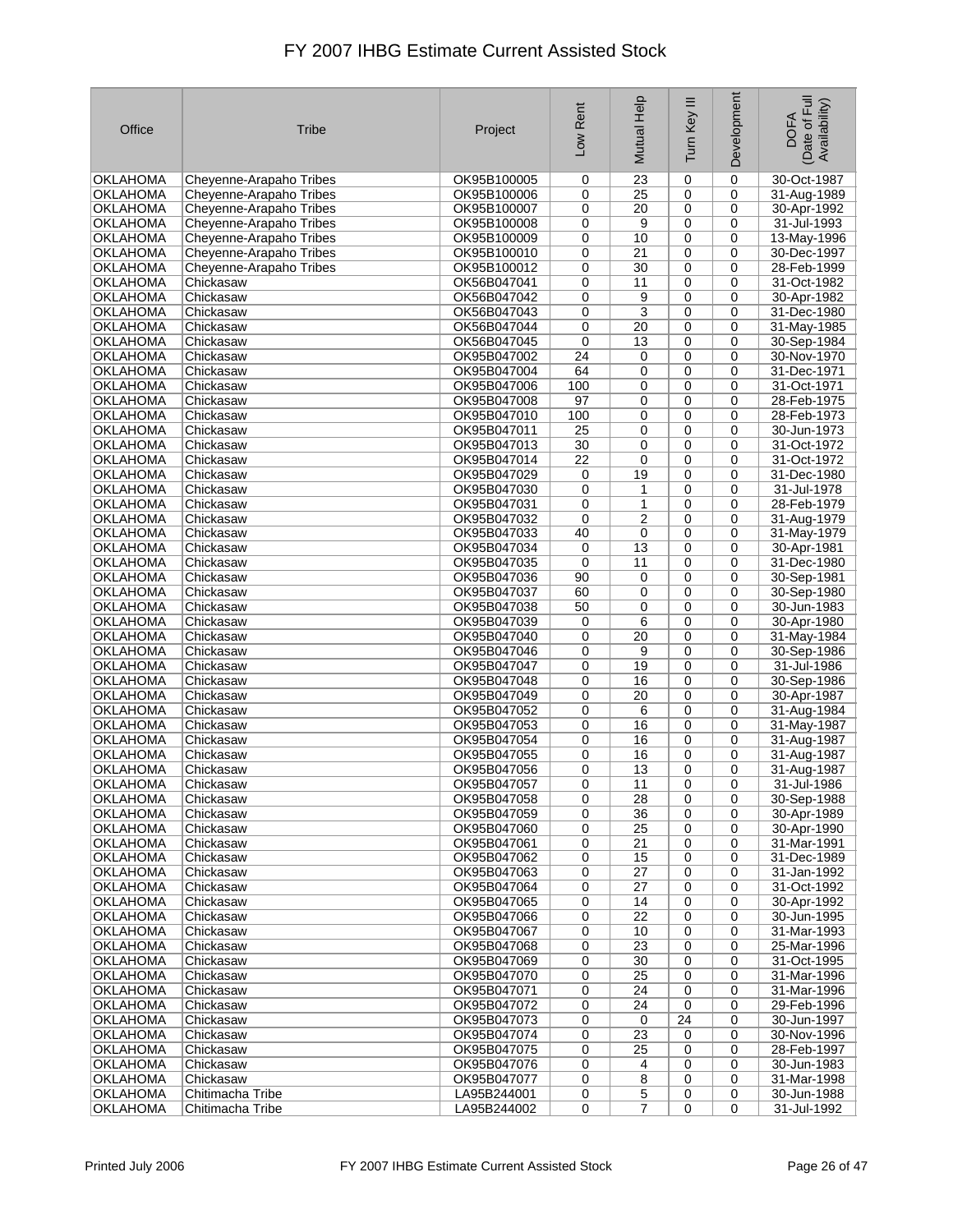# FY 2007 IHBG Estimate Current Assisted Stock

| Office | Tribe | Project | Low Rent | Mutual Help | Turn Key III | Development | DOFA (Date of Full Availability) |
|---|---|---|---|---|---|---|---|
| OKLAHOMA | Cheyenne-Arapaho Tribes | OK95B100005 | 0 | 23 | 0 | 0 | 30-Oct-1987 |
| OKLAHOMA | Cheyenne-Arapaho Tribes | OK95B100006 | 0 | 25 | 0 | 0 | 31-Aug-1989 |
| OKLAHOMA | Cheyenne-Arapaho Tribes | OK95B100007 | 0 | 20 | 0 | 0 | 30-Apr-1992 |
| OKLAHOMA | Cheyenne-Arapaho Tribes | OK95B100008 | 0 | 9 | 0 | 0 | 31-Jul-1993 |
| OKLAHOMA | Cheyenne-Arapaho Tribes | OK95B100009 | 0 | 10 | 0 | 0 | 13-May-1996 |
| OKLAHOMA | Cheyenne-Arapaho Tribes | OK95B100010 | 0 | 21 | 0 | 0 | 30-Dec-1997 |
| OKLAHOMA | Cheyenne-Arapaho Tribes | OK95B100012 | 0 | 30 | 0 | 0 | 28-Feb-1999 |
| OKLAHOMA | Chickasaw | OK56B047041 | 0 | 11 | 0 | 0 | 31-Oct-1982 |
| OKLAHOMA | Chickasaw | OK56B047042 | 0 | 9 | 0 | 0 | 30-Apr-1982 |
| OKLAHOMA | Chickasaw | OK56B047043 | 0 | 3 | 0 | 0 | 31-Dec-1980 |
| OKLAHOMA | Chickasaw | OK56B047044 | 0 | 20 | 0 | 0 | 31-May-1985 |
| OKLAHOMA | Chickasaw | OK56B047045 | 0 | 13 | 0 | 0 | 30-Sep-1984 |
| OKLAHOMA | Chickasaw | OK95B047002 | 24 | 0 | 0 | 0 | 30-Nov-1970 |
| OKLAHOMA | Chickasaw | OK95B047004 | 64 | 0 | 0 | 0 | 31-Dec-1971 |
| OKLAHOMA | Chickasaw | OK95B047006 | 100 | 0 | 0 | 0 | 31-Oct-1971 |
| OKLAHOMA | Chickasaw | OK95B047008 | 97 | 0 | 0 | 0 | 28-Feb-1975 |
| OKLAHOMA | Chickasaw | OK95B047010 | 100 | 0 | 0 | 0 | 28-Feb-1973 |
| OKLAHOMA | Chickasaw | OK95B047011 | 25 | 0 | 0 | 0 | 30-Jun-1973 |
| OKLAHOMA | Chickasaw | OK95B047013 | 30 | 0 | 0 | 0 | 31-Oct-1972 |
| OKLAHOMA | Chickasaw | OK95B047014 | 22 | 0 | 0 | 0 | 31-Oct-1972 |
| OKLAHOMA | Chickasaw | OK95B047029 | 0 | 19 | 0 | 0 | 31-Dec-1980 |
| OKLAHOMA | Chickasaw | OK95B047030 | 0 | 1 | 0 | 0 | 31-Jul-1978 |
| OKLAHOMA | Chickasaw | OK95B047031 | 0 | 1 | 0 | 0 | 28-Feb-1979 |
| OKLAHOMA | Chickasaw | OK95B047032 | 0 | 2 | 0 | 0 | 31-Aug-1979 |
| OKLAHOMA | Chickasaw | OK95B047033 | 40 | 0 | 0 | 0 | 31-May-1979 |
| OKLAHOMA | Chickasaw | OK95B047034 | 0 | 13 | 0 | 0 | 30-Apr-1981 |
| OKLAHOMA | Chickasaw | OK95B047035 | 0 | 11 | 0 | 0 | 31-Dec-1980 |
| OKLAHOMA | Chickasaw | OK95B047036 | 90 | 0 | 0 | 0 | 30-Sep-1981 |
| OKLAHOMA | Chickasaw | OK95B047037 | 60 | 0 | 0 | 0 | 30-Sep-1980 |
| OKLAHOMA | Chickasaw | OK95B047038 | 50 | 0 | 0 | 0 | 30-Jun-1983 |
| OKLAHOMA | Chickasaw | OK95B047039 | 0 | 6 | 0 | 0 | 30-Apr-1980 |
| OKLAHOMA | Chickasaw | OK95B047040 | 0 | 20 | 0 | 0 | 31-May-1984 |
| OKLAHOMA | Chickasaw | OK95B047046 | 0 | 9 | 0 | 0 | 30-Sep-1986 |
| OKLAHOMA | Chickasaw | OK95B047047 | 0 | 19 | 0 | 0 | 31-Jul-1986 |
| OKLAHOMA | Chickasaw | OK95B047048 | 0 | 16 | 0 | 0 | 30-Sep-1986 |
| OKLAHOMA | Chickasaw | OK95B047049 | 0 | 20 | 0 | 0 | 30-Apr-1987 |
| OKLAHOMA | Chickasaw | OK95B047052 | 0 | 6 | 0 | 0 | 31-Aug-1984 |
| OKLAHOMA | Chickasaw | OK95B047053 | 0 | 16 | 0 | 0 | 31-May-1987 |
| OKLAHOMA | Chickasaw | OK95B047054 | 0 | 16 | 0 | 0 | 31-Aug-1987 |
| OKLAHOMA | Chickasaw | OK95B047055 | 0 | 16 | 0 | 0 | 31-Aug-1987 |
| OKLAHOMA | Chickasaw | OK95B047056 | 0 | 13 | 0 | 0 | 31-Aug-1987 |
| OKLAHOMA | Chickasaw | OK95B047057 | 0 | 11 | 0 | 0 | 31-Jul-1986 |
| OKLAHOMA | Chickasaw | OK95B047058 | 0 | 28 | 0 | 0 | 30-Sep-1988 |
| OKLAHOMA | Chickasaw | OK95B047059 | 0 | 36 | 0 | 0 | 30-Apr-1989 |
| OKLAHOMA | Chickasaw | OK95B047060 | 0 | 25 | 0 | 0 | 30-Apr-1990 |
| OKLAHOMA | Chickasaw | OK95B047061 | 0 | 21 | 0 | 0 | 31-Mar-1991 |
| OKLAHOMA | Chickasaw | OK95B047062 | 0 | 15 | 0 | 0 | 31-Dec-1989 |
| OKLAHOMA | Chickasaw | OK95B047063 | 0 | 27 | 0 | 0 | 31-Jan-1992 |
| OKLAHOMA | Chickasaw | OK95B047064 | 0 | 27 | 0 | 0 | 31-Oct-1992 |
| OKLAHOMA | Chickasaw | OK95B047065 | 0 | 14 | 0 | 0 | 30-Apr-1992 |
| OKLAHOMA | Chickasaw | OK95B047066 | 0 | 22 | 0 | 0 | 30-Jun-1995 |
| OKLAHOMA | Chickasaw | OK95B047067 | 0 | 10 | 0 | 0 | 31-Mar-1993 |
| OKLAHOMA | Chickasaw | OK95B047068 | 0 | 23 | 0 | 0 | 25-Mar-1996 |
| OKLAHOMA | Chickasaw | OK95B047069 | 0 | 30 | 0 | 0 | 31-Oct-1995 |
| OKLAHOMA | Chickasaw | OK95B047070 | 0 | 25 | 0 | 0 | 31-Mar-1996 |
| OKLAHOMA | Chickasaw | OK95B047071 | 0 | 24 | 0 | 0 | 31-Mar-1996 |
| OKLAHOMA | Chickasaw | OK95B047072 | 0 | 24 | 0 | 0 | 29-Feb-1996 |
| OKLAHOMA | Chickasaw | OK95B047073 | 0 | 0 | 24 | 0 | 30-Jun-1997 |
| OKLAHOMA | Chickasaw | OK95B047074 | 0 | 23 | 0 | 0 | 30-Nov-1996 |
| OKLAHOMA | Chickasaw | OK95B047075 | 0 | 25 | 0 | 0 | 28-Feb-1997 |
| OKLAHOMA | Chickasaw | OK95B047076 | 0 | 4 | 0 | 0 | 30-Jun-1983 |
| OKLAHOMA | Chickasaw | OK95B047077 | 0 | 8 | 0 | 0 | 31-Mar-1998 |
| OKLAHOMA | Chitimacha Tribe | LA95B244001 | 0 | 5 | 0 | 0 | 30-Jun-1988 |
| OKLAHOMA | Chitimacha Tribe | LA95B244002 | 0 | 7 | 0 | 0 | 31-Jul-1992 |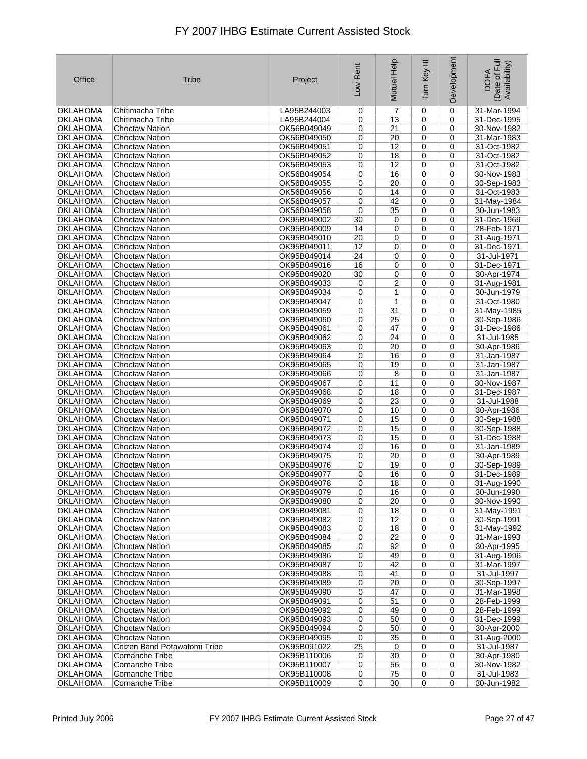# FY 2007 IHBG Estimate Current Assisted Stock

| Office | Tribe | Project | Low Rent | Mutual Help | Turn Key III | Development | DOFA (Date of Full Availability) |
|---|---|---|---|---|---|---|---|
| OKLAHOMA | Chitimacha Tribe | LA95B244003 | 0 | 7 | 0 | 0 | 31-Mar-1994 |
| OKLAHOMA | Chitimacha Tribe | LA95B244004 | 0 | 13 | 0 | 0 | 31-Dec-1995 |
| OKLAHOMA | Choctaw Nation | OK56B049049 | 0 | 21 | 0 | 0 | 30-Nov-1982 |
| OKLAHOMA | Choctaw Nation | OK56B049050 | 0 | 20 | 0 | 0 | 31-Mar-1983 |
| OKLAHOMA | Choctaw Nation | OK56B049051 | 0 | 12 | 0 | 0 | 31-Oct-1982 |
| OKLAHOMA | Choctaw Nation | OK56B049052 | 0 | 18 | 0 | 0 | 31-Oct-1982 |
| OKLAHOMA | Choctaw Nation | OK56B049053 | 0 | 12 | 0 | 0 | 31-Oct-1982 |
| OKLAHOMA | Choctaw Nation | OK56B049054 | 0 | 16 | 0 | 0 | 30-Nov-1983 |
| OKLAHOMA | Choctaw Nation | OK56B049055 | 0 | 20 | 0 | 0 | 30-Sep-1983 |
| OKLAHOMA | Choctaw Nation | OK56B049056 | 0 | 14 | 0 | 0 | 31-Oct-1983 |
| OKLAHOMA | Choctaw Nation | OK56B049057 | 0 | 42 | 0 | 0 | 31-May-1984 |
| OKLAHOMA | Choctaw Nation | OK56B049058 | 0 | 35 | 0 | 0 | 30-Jun-1983 |
| OKLAHOMA | Choctaw Nation | OK95B049002 | 30 | 0 | 0 | 0 | 31-Dec-1969 |
| OKLAHOMA | Choctaw Nation | OK95B049009 | 14 | 0 | 0 | 0 | 28-Feb-1971 |
| OKLAHOMA | Choctaw Nation | OK95B049010 | 20 | 0 | 0 | 0 | 31-Aug-1971 |
| OKLAHOMA | Choctaw Nation | OK95B049011 | 12 | 0 | 0 | 0 | 31-Dec-1971 |
| OKLAHOMA | Choctaw Nation | OK95B049014 | 24 | 0 | 0 | 0 | 31-Jul-1971 |
| OKLAHOMA | Choctaw Nation | OK95B049016 | 16 | 0 | 0 | 0 | 31-Dec-1971 |
| OKLAHOMA | Choctaw Nation | OK95B049020 | 30 | 0 | 0 | 0 | 30-Apr-1974 |
| OKLAHOMA | Choctaw Nation | OK95B049033 | 0 | 2 | 0 | 0 | 31-Aug-1981 |
| OKLAHOMA | Choctaw Nation | OK95B049034 | 0 | 1 | 0 | 0 | 30-Jun-1979 |
| OKLAHOMA | Choctaw Nation | OK95B049047 | 0 | 1 | 0 | 0 | 31-Oct-1980 |
| OKLAHOMA | Choctaw Nation | OK95B049059 | 0 | 31 | 0 | 0 | 31-May-1985 |
| OKLAHOMA | Choctaw Nation | OK95B049060 | 0 | 25 | 0 | 0 | 30-Sep-1986 |
| OKLAHOMA | Choctaw Nation | OK95B049061 | 0 | 47 | 0 | 0 | 31-Dec-1986 |
| OKLAHOMA | Choctaw Nation | OK95B049062 | 0 | 24 | 0 | 0 | 31-Jul-1985 |
| OKLAHOMA | Choctaw Nation | OK95B049063 | 0 | 20 | 0 | 0 | 30-Apr-1986 |
| OKLAHOMA | Choctaw Nation | OK95B049064 | 0 | 16 | 0 | 0 | 31-Jan-1987 |
| OKLAHOMA | Choctaw Nation | OK95B049065 | 0 | 19 | 0 | 0 | 31-Jan-1987 |
| OKLAHOMA | Choctaw Nation | OK95B049066 | 0 | 8 | 0 | 0 | 31-Jan-1987 |
| OKLAHOMA | Choctaw Nation | OK95B049067 | 0 | 11 | 0 | 0 | 30-Nov-1987 |
| OKLAHOMA | Choctaw Nation | OK95B049068 | 0 | 18 | 0 | 0 | 31-Dec-1987 |
| OKLAHOMA | Choctaw Nation | OK95B049069 | 0 | 23 | 0 | 0 | 31-Jul-1988 |
| OKLAHOMA | Choctaw Nation | OK95B049070 | 0 | 10 | 0 | 0 | 30-Apr-1986 |
| OKLAHOMA | Choctaw Nation | OK95B049071 | 0 | 15 | 0 | 0 | 30-Sep-1988 |
| OKLAHOMA | Choctaw Nation | OK95B049072 | 0 | 15 | 0 | 0 | 30-Sep-1988 |
| OKLAHOMA | Choctaw Nation | OK95B049073 | 0 | 15 | 0 | 0 | 31-Dec-1988 |
| OKLAHOMA | Choctaw Nation | OK95B049074 | 0 | 16 | 0 | 0 | 31-Jan-1989 |
| OKLAHOMA | Choctaw Nation | OK95B049075 | 0 | 20 | 0 | 0 | 30-Apr-1989 |
| OKLAHOMA | Choctaw Nation | OK95B049076 | 0 | 19 | 0 | 0 | 30-Sep-1989 |
| OKLAHOMA | Choctaw Nation | OK95B049077 | 0 | 16 | 0 | 0 | 31-Dec-1989 |
| OKLAHOMA | Choctaw Nation | OK95B049078 | 0 | 18 | 0 | 0 | 31-Aug-1990 |
| OKLAHOMA | Choctaw Nation | OK95B049079 | 0 | 16 | 0 | 0 | 30-Jun-1990 |
| OKLAHOMA | Choctaw Nation | OK95B049080 | 0 | 20 | 0 | 0 | 30-Nov-1990 |
| OKLAHOMA | Choctaw Nation | OK95B049081 | 0 | 18 | 0 | 0 | 31-May-1991 |
| OKLAHOMA | Choctaw Nation | OK95B049082 | 0 | 12 | 0 | 0 | 30-Sep-1991 |
| OKLAHOMA | Choctaw Nation | OK95B049083 | 0 | 18 | 0 | 0 | 31-May-1992 |
| OKLAHOMA | Choctaw Nation | OK95B049084 | 0 | 22 | 0 | 0 | 31-Mar-1993 |
| OKLAHOMA | Choctaw Nation | OK95B049085 | 0 | 92 | 0 | 0 | 30-Apr-1995 |
| OKLAHOMA | Choctaw Nation | OK95B049086 | 0 | 49 | 0 | 0 | 31-Aug-1996 |
| OKLAHOMA | Choctaw Nation | OK95B049087 | 0 | 42 | 0 | 0 | 31-Mar-1997 |
| OKLAHOMA | Choctaw Nation | OK95B049088 | 0 | 41 | 0 | 0 | 31-Jul-1997 |
| OKLAHOMA | Choctaw Nation | OK95B049089 | 0 | 20 | 0 | 0 | 30-Sep-1997 |
| OKLAHOMA | Choctaw Nation | OK95B049090 | 0 | 47 | 0 | 0 | 31-Mar-1998 |
| OKLAHOMA | Choctaw Nation | OK95B049091 | 0 | 51 | 0 | 0 | 28-Feb-1999 |
| OKLAHOMA | Choctaw Nation | OK95B049092 | 0 | 49 | 0 | 0 | 28-Feb-1999 |
| OKLAHOMA | Choctaw Nation | OK95B049093 | 0 | 50 | 0 | 0 | 31-Dec-1999 |
| OKLAHOMA | Choctaw Nation | OK95B049094 | 0 | 50 | 0 | 0 | 30-Apr-2000 |
| OKLAHOMA | Choctaw Nation | OK95B049095 | 0 | 35 | 0 | 0 | 31-Aug-2000 |
| OKLAHOMA | Citizen Band Potawatomi Tribe | OK95B091022 | 25 | 0 | 0 | 0 | 31-Jul-1987 |
| OKLAHOMA | Comanche Tribe | OK95B110006 | 0 | 30 | 0 | 0 | 30-Apr-1980 |
| OKLAHOMA | Comanche Tribe | OK95B110007 | 0 | 56 | 0 | 0 | 30-Nov-1982 |
| OKLAHOMA | Comanche Tribe | OK95B110008 | 0 | 75 | 0 | 0 | 31-Jul-1983 |
| OKLAHOMA | Comanche Tribe | OK95B110009 | 0 | 30 | 0 | 0 | 30-Jun-1982 |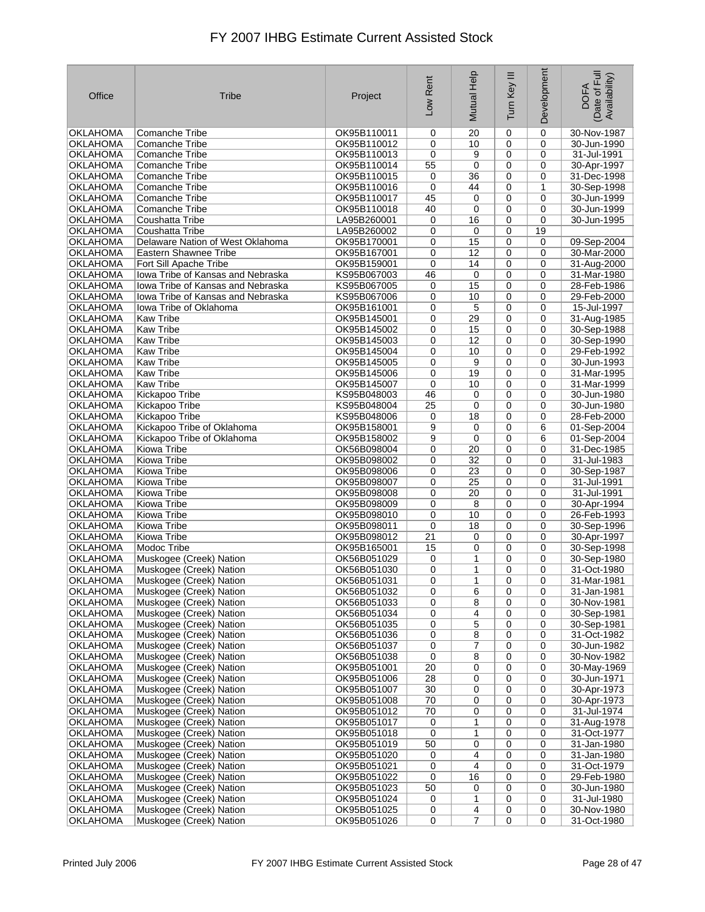# FY 2007 IHBG Estimate Current Assisted Stock

| Office | Tribe | Project | Low Rent | Mutual Help | Turn Key III | Development | DOFA (Date of Full Availability) |
|---|---|---|---|---|---|---|---|
| OKLAHOMA | Comanche Tribe | OK95B110011 | 0 | 20 | 0 | 0 | 30-Nov-1987 |
| OKLAHOMA | Comanche Tribe | OK95B110012 | 0 | 10 | 0 | 0 | 30-Jun-1990 |
| OKLAHOMA | Comanche Tribe | OK95B110013 | 0 | 9 | 0 | 0 | 31-Jul-1991 |
| OKLAHOMA | Comanche Tribe | OK95B110014 | 55 | 0 | 0 | 0 | 30-Apr-1997 |
| OKLAHOMA | Comanche Tribe | OK95B110015 | 0 | 36 | 0 | 0 | 31-Dec-1998 |
| OKLAHOMA | Comanche Tribe | OK95B110016 | 0 | 44 | 0 | 1 | 30-Sep-1998 |
| OKLAHOMA | Comanche Tribe | OK95B110017 | 45 | 0 | 0 | 0 | 30-Jun-1999 |
| OKLAHOMA | Comanche Tribe | OK95B110018 | 40 | 0 | 0 | 0 | 30-Jun-1999 |
| OKLAHOMA | Coushatta Tribe | LA95B260001 | 0 | 16 | 0 | 0 | 30-Jun-1995 |
| OKLAHOMA | Coushatta Tribe | LA95B260002 | 0 | 0 | 0 | 19 | |
| OKLAHOMA | Delaware Nation of West Oklahoma | OK95B170001 | 0 | 15 | 0 | 0 | 09-Sep-2004 |
| OKLAHOMA | Eastern Shawnee Tribe | OK95B167001 | 0 | 12 | 0 | 0 | 30-Mar-2000 |
| OKLAHOMA | Fort Sill Apache Tribe | OK95B159001 | 0 | 14 | 0 | 0 | 31-Aug-2000 |
| OKLAHOMA | Iowa Tribe of Kansas and Nebraska | KS95B067003 | 46 | 0 | 0 | 0 | 31-Mar-1980 |
| OKLAHOMA | Iowa Tribe of Kansas and Nebraska | KS95B067005 | 0 | 15 | 0 | 0 | 28-Feb-1986 |
| OKLAHOMA | Iowa Tribe of Kansas and Nebraska | KS95B067006 | 0 | 10 | 0 | 0 | 29-Feb-2000 |
| OKLAHOMA | Iowa Tribe of Oklahoma | OK95B161001 | 0 | 5 | 0 | 0 | 15-Jul-1997 |
| OKLAHOMA | Kaw Tribe | OK95B145001 | 0 | 29 | 0 | 0 | 31-Aug-1985 |
| OKLAHOMA | Kaw Tribe | OK95B145002 | 0 | 15 | 0 | 0 | 30-Sep-1988 |
| OKLAHOMA | Kaw Tribe | OK95B145003 | 0 | 12 | 0 | 0 | 30-Sep-1990 |
| OKLAHOMA | Kaw Tribe | OK95B145004 | 0 | 10 | 0 | 0 | 29-Feb-1992 |
| OKLAHOMA | Kaw Tribe | OK95B145005 | 0 | 9 | 0 | 0 | 30-Jun-1993 |
| OKLAHOMA | Kaw Tribe | OK95B145006 | 0 | 19 | 0 | 0 | 31-Mar-1995 |
| OKLAHOMA | Kaw Tribe | OK95B145007 | 0 | 10 | 0 | 0 | 31-Mar-1999 |
| OKLAHOMA | Kickapoo Tribe | KS95B048003 | 46 | 0 | 0 | 0 | 30-Jun-1980 |
| OKLAHOMA | Kickapoo Tribe | KS95B048004 | 25 | 0 | 0 | 0 | 30-Jun-1980 |
| OKLAHOMA | Kickapoo Tribe | KS95B048006 | 0 | 18 | 0 | 0 | 28-Feb-2000 |
| OKLAHOMA | Kickapoo Tribe of Oklahoma | OK95B158001 | 9 | 0 | 0 | 6 | 01-Sep-2004 |
| OKLAHOMA | Kickapoo Tribe of Oklahoma | OK95B158002 | 9 | 0 | 0 | 6 | 01-Sep-2004 |
| OKLAHOMA | Kiowa Tribe | OK56B098004 | 0 | 20 | 0 | 0 | 31-Dec-1985 |
| OKLAHOMA | Kiowa Tribe | OK95B098002 | 0 | 32 | 0 | 0 | 31-Jul-1983 |
| OKLAHOMA | Kiowa Tribe | OK95B098006 | 0 | 23 | 0 | 0 | 30-Sep-1987 |
| OKLAHOMA | Kiowa Tribe | OK95B098007 | 0 | 25 | 0 | 0 | 31-Jul-1991 |
| OKLAHOMA | Kiowa Tribe | OK95B098008 | 0 | 20 | 0 | 0 | 31-Jul-1991 |
| OKLAHOMA | Kiowa Tribe | OK95B098009 | 0 | 8 | 0 | 0 | 30-Apr-1994 |
| OKLAHOMA | Kiowa Tribe | OK95B098010 | 0 | 10 | 0 | 0 | 26-Feb-1993 |
| OKLAHOMA | Kiowa Tribe | OK95B098011 | 0 | 18 | 0 | 0 | 30-Sep-1996 |
| OKLAHOMA | Kiowa Tribe | OK95B098012 | 21 | 0 | 0 | 0 | 30-Apr-1997 |
| OKLAHOMA | Modoc Tribe | OK95B165001 | 15 | 0 | 0 | 0 | 30-Sep-1998 |
| OKLAHOMA | Muskogee (Creek) Nation | OK56B051029 | 0 | 1 | 0 | 0 | 30-Sep-1980 |
| OKLAHOMA | Muskogee (Creek) Nation | OK56B051030 | 0 | 1 | 0 | 0 | 31-Oct-1980 |
| OKLAHOMA | Muskogee (Creek) Nation | OK56B051031 | 0 | 1 | 0 | 0 | 31-Mar-1981 |
| OKLAHOMA | Muskogee (Creek) Nation | OK56B051032 | 0 | 6 | 0 | 0 | 31-Jan-1981 |
| OKLAHOMA | Muskogee (Creek) Nation | OK56B051033 | 0 | 8 | 0 | 0 | 30-Nov-1981 |
| OKLAHOMA | Muskogee (Creek) Nation | OK56B051034 | 0 | 4 | 0 | 0 | 30-Sep-1981 |
| OKLAHOMA | Muskogee (Creek) Nation | OK56B051035 | 0 | 5 | 0 | 0 | 30-Sep-1981 |
| OKLAHOMA | Muskogee (Creek) Nation | OK56B051036 | 0 | 8 | 0 | 0 | 31-Oct-1982 |
| OKLAHOMA | Muskogee (Creek) Nation | OK56B051037 | 0 | 7 | 0 | 0 | 30-Jun-1982 |
| OKLAHOMA | Muskogee (Creek) Nation | OK56B051038 | 0 | 8 | 0 | 0 | 30-Nov-1982 |
| OKLAHOMA | Muskogee (Creek) Nation | OK95B051001 | 20 | 0 | 0 | 0 | 30-May-1969 |
| OKLAHOMA | Muskogee (Creek) Nation | OK95B051006 | 28 | 0 | 0 | 0 | 30-Jun-1971 |
| OKLAHOMA | Muskogee (Creek) Nation | OK95B051007 | 30 | 0 | 0 | 0 | 30-Apr-1973 |
| OKLAHOMA | Muskogee (Creek) Nation | OK95B051008 | 70 | 0 | 0 | 0 | 30-Apr-1973 |
| OKLAHOMA | Muskogee (Creek) Nation | OK95B051012 | 70 | 0 | 0 | 0 | 31-Jul-1974 |
| OKLAHOMA | Muskogee (Creek) Nation | OK95B051017 | 0 | 1 | 0 | 0 | 31-Aug-1978 |
| OKLAHOMA | Muskogee (Creek) Nation | OK95B051018 | 0 | 1 | 0 | 0 | 31-Oct-1977 |
| OKLAHOMA | Muskogee (Creek) Nation | OK95B051019 | 50 | 0 | 0 | 0 | 31-Jan-1980 |
| OKLAHOMA | Muskogee (Creek) Nation | OK95B051020 | 0 | 4 | 0 | 0 | 31-Jan-1980 |
| OKLAHOMA | Muskogee (Creek) Nation | OK95B051021 | 0 | 4 | 0 | 0 | 31-Oct-1979 |
| OKLAHOMA | Muskogee (Creek) Nation | OK95B051022 | 0 | 16 | 0 | 0 | 29-Feb-1980 |
| OKLAHOMA | Muskogee (Creek) Nation | OK95B051023 | 50 | 0 | 0 | 0 | 30-Jun-1980 |
| OKLAHOMA | Muskogee (Creek) Nation | OK95B051024 | 0 | 1 | 0 | 0 | 31-Jul-1980 |
| OKLAHOMA | Muskogee (Creek) Nation | OK95B051025 | 0 | 4 | 0 | 0 | 30-Nov-1980 |
| OKLAHOMA | Muskogee (Creek) Nation | OK95B051026 | 0 | 7 | 0 | 0 | 31-Oct-1980 |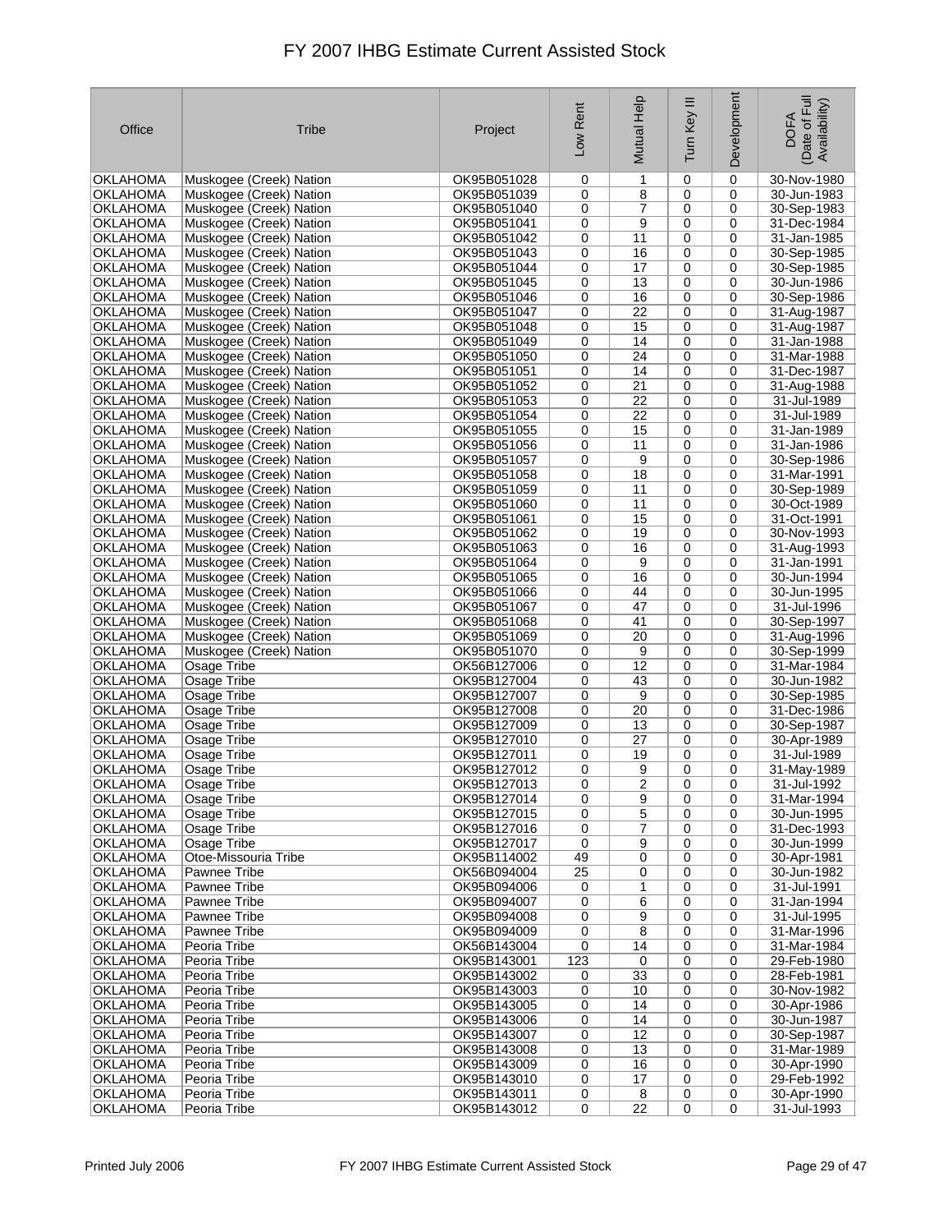# FY 2007 IHBG Estimate Current Assisted Stock

| Office | Tribe | Project | Low Rent | Mutual Help | Turn Key III | Development | DOFA (Date of Full Availability) |
|---|---|---|---|---|---|---|---|
| OKLAHOMA | Muskogee (Creek) Nation | OK95B051028 | 0 | 1 | 0 | 0 | 30-Nov-1980 |
| OKLAHOMA | Muskogee (Creek) Nation | OK95B051039 | 0 | 8 | 0 | 0 | 30-Jun-1983 |
| OKLAHOMA | Muskogee (Creek) Nation | OK95B051040 | 0 | 7 | 0 | 0 | 30-Sep-1983 |
| OKLAHOMA | Muskogee (Creek) Nation | OK95B051041 | 0 | 9 | 0 | 0 | 31-Dec-1984 |
| OKLAHOMA | Muskogee (Creek) Nation | OK95B051042 | 0 | 11 | 0 | 0 | 31-Jan-1985 |
| OKLAHOMA | Muskogee (Creek) Nation | OK95B051043 | 0 | 16 | 0 | 0 | 30-Sep-1985 |
| OKLAHOMA | Muskogee (Creek) Nation | OK95B051044 | 0 | 17 | 0 | 0 | 30-Sep-1985 |
| OKLAHOMA | Muskogee (Creek) Nation | OK95B051045 | 0 | 13 | 0 | 0 | 30-Jun-1986 |
| OKLAHOMA | Muskogee (Creek) Nation | OK95B051046 | 0 | 16 | 0 | 0 | 30-Sep-1986 |
| OKLAHOMA | Muskogee (Creek) Nation | OK95B051047 | 0 | 22 | 0 | 0 | 31-Aug-1987 |
| OKLAHOMA | Muskogee (Creek) Nation | OK95B051048 | 0 | 15 | 0 | 0 | 31-Aug-1987 |
| OKLAHOMA | Muskogee (Creek) Nation | OK95B051049 | 0 | 14 | 0 | 0 | 31-Jan-1988 |
| OKLAHOMA | Muskogee (Creek) Nation | OK95B051050 | 0 | 24 | 0 | 0 | 31-Mar-1988 |
| OKLAHOMA | Muskogee (Creek) Nation | OK95B051051 | 0 | 14 | 0 | 0 | 31-Dec-1987 |
| OKLAHOMA | Muskogee (Creek) Nation | OK95B051052 | 0 | 21 | 0 | 0 | 31-Aug-1988 |
| OKLAHOMA | Muskogee (Creek) Nation | OK95B051053 | 0 | 22 | 0 | 0 | 31-Jul-1989 |
| OKLAHOMA | Muskogee (Creek) Nation | OK95B051054 | 0 | 22 | 0 | 0 | 31-Jul-1989 |
| OKLAHOMA | Muskogee (Creek) Nation | OK95B051055 | 0 | 15 | 0 | 0 | 31-Jan-1989 |
| OKLAHOMA | Muskogee (Creek) Nation | OK95B051056 | 0 | 11 | 0 | 0 | 31-Jan-1986 |
| OKLAHOMA | Muskogee (Creek) Nation | OK95B051057 | 0 | 9 | 0 | 0 | 30-Sep-1986 |
| OKLAHOMA | Muskogee (Creek) Nation | OK95B051058 | 0 | 18 | 0 | 0 | 31-Mar-1991 |
| OKLAHOMA | Muskogee (Creek) Nation | OK95B051059 | 0 | 11 | 0 | 0 | 30-Sep-1989 |
| OKLAHOMA | Muskogee (Creek) Nation | OK95B051060 | 0 | 11 | 0 | 0 | 30-Oct-1989 |
| OKLAHOMA | Muskogee (Creek) Nation | OK95B051061 | 0 | 15 | 0 | 0 | 31-Oct-1991 |
| OKLAHOMA | Muskogee (Creek) Nation | OK95B051062 | 0 | 19 | 0 | 0 | 30-Nov-1993 |
| OKLAHOMA | Muskogee (Creek) Nation | OK95B051063 | 0 | 16 | 0 | 0 | 31-Aug-1993 |
| OKLAHOMA | Muskogee (Creek) Nation | OK95B051064 | 0 | 9 | 0 | 0 | 31-Jan-1991 |
| OKLAHOMA | Muskogee (Creek) Nation | OK95B051065 | 0 | 16 | 0 | 0 | 30-Jun-1994 |
| OKLAHOMA | Muskogee (Creek) Nation | OK95B051066 | 0 | 44 | 0 | 0 | 30-Jun-1995 |
| OKLAHOMA | Muskogee (Creek) Nation | OK95B051067 | 0 | 47 | 0 | 0 | 31-Jul-1996 |
| OKLAHOMA | Muskogee (Creek) Nation | OK95B051068 | 0 | 41 | 0 | 0 | 30-Sep-1997 |
| OKLAHOMA | Muskogee (Creek) Nation | OK95B051069 | 0 | 20 | 0 | 0 | 31-Aug-1996 |
| OKLAHOMA | Muskogee (Creek) Nation | OK95B051070 | 0 | 9 | 0 | 0 | 30-Sep-1999 |
| OKLAHOMA | Osage Tribe | OK56B127006 | 0 | 12 | 0 | 0 | 31-Mar-1984 |
| OKLAHOMA | Osage Tribe | OK95B127004 | 0 | 43 | 0 | 0 | 30-Jun-1982 |
| OKLAHOMA | Osage Tribe | OK95B127007 | 0 | 9 | 0 | 0 | 30-Sep-1985 |
| OKLAHOMA | Osage Tribe | OK95B127008 | 0 | 20 | 0 | 0 | 31-Dec-1986 |
| OKLAHOMA | Osage Tribe | OK95B127009 | 0 | 13 | 0 | 0 | 30-Sep-1987 |
| OKLAHOMA | Osage Tribe | OK95B127010 | 0 | 27 | 0 | 0 | 30-Apr-1989 |
| OKLAHOMA | Osage Tribe | OK95B127011 | 0 | 19 | 0 | 0 | 31-Jul-1989 |
| OKLAHOMA | Osage Tribe | OK95B127012 | 0 | 9 | 0 | 0 | 31-May-1989 |
| OKLAHOMA | Osage Tribe | OK95B127013 | 0 | 2 | 0 | 0 | 31-Jul-1992 |
| OKLAHOMA | Osage Tribe | OK95B127014 | 0 | 9 | 0 | 0 | 31-Mar-1994 |
| OKLAHOMA | Osage Tribe | OK95B127015 | 0 | 5 | 0 | 0 | 30-Jun-1995 |
| OKLAHOMA | Osage Tribe | OK95B127016 | 0 | 7 | 0 | 0 | 31-Dec-1993 |
| OKLAHOMA | Osage Tribe | OK95B127017 | 0 | 9 | 0 | 0 | 30-Jun-1999 |
| OKLAHOMA | Otoe-Missouria Tribe | OK95B114002 | 49 | 0 | 0 | 0 | 30-Apr-1981 |
| OKLAHOMA | Pawnee Tribe | OK56B094004 | 25 | 0 | 0 | 0 | 30-Jun-1982 |
| OKLAHOMA | Pawnee Tribe | OK95B094006 | 0 | 1 | 0 | 0 | 31-Jul-1991 |
| OKLAHOMA | Pawnee Tribe | OK95B094007 | 0 | 6 | 0 | 0 | 31-Jan-1994 |
| OKLAHOMA | Pawnee Tribe | OK95B094008 | 0 | 9 | 0 | 0 | 31-Jul-1995 |
| OKLAHOMA | Pawnee Tribe | OK95B094009 | 0 | 8 | 0 | 0 | 31-Mar-1996 |
| OKLAHOMA | Peoria Tribe | OK56B143004 | 0 | 14 | 0 | 0 | 31-Mar-1984 |
| OKLAHOMA | Peoria Tribe | OK95B143001 | 123 | 0 | 0 | 0 | 29-Feb-1980 |
| OKLAHOMA | Peoria Tribe | OK95B143002 | 0 | 33 | 0 | 0 | 28-Feb-1981 |
| OKLAHOMA | Peoria Tribe | OK95B143003 | 0 | 10 | 0 | 0 | 30-Nov-1982 |
| OKLAHOMA | Peoria Tribe | OK95B143005 | 0 | 14 | 0 | 0 | 30-Apr-1986 |
| OKLAHOMA | Peoria Tribe | OK95B143006 | 0 | 14 | 0 | 0 | 30-Jun-1987 |
| OKLAHOMA | Peoria Tribe | OK95B143007 | 0 | 12 | 0 | 0 | 30-Sep-1987 |
| OKLAHOMA | Peoria Tribe | OK95B143008 | 0 | 13 | 0 | 0 | 31-Mar-1989 |
| OKLAHOMA | Peoria Tribe | OK95B143009 | 0 | 16 | 0 | 0 | 30-Apr-1990 |
| OKLAHOMA | Peoria Tribe | OK95B143010 | 0 | 17 | 0 | 0 | 29-Feb-1992 |
| OKLAHOMA | Peoria Tribe | OK95B143011 | 0 | 8 | 0 | 0 | 30-Apr-1990 |
| OKLAHOMA | Peoria Tribe | OK95B143012 | 0 | 22 | 0 | 0 | 31-Jul-1993 |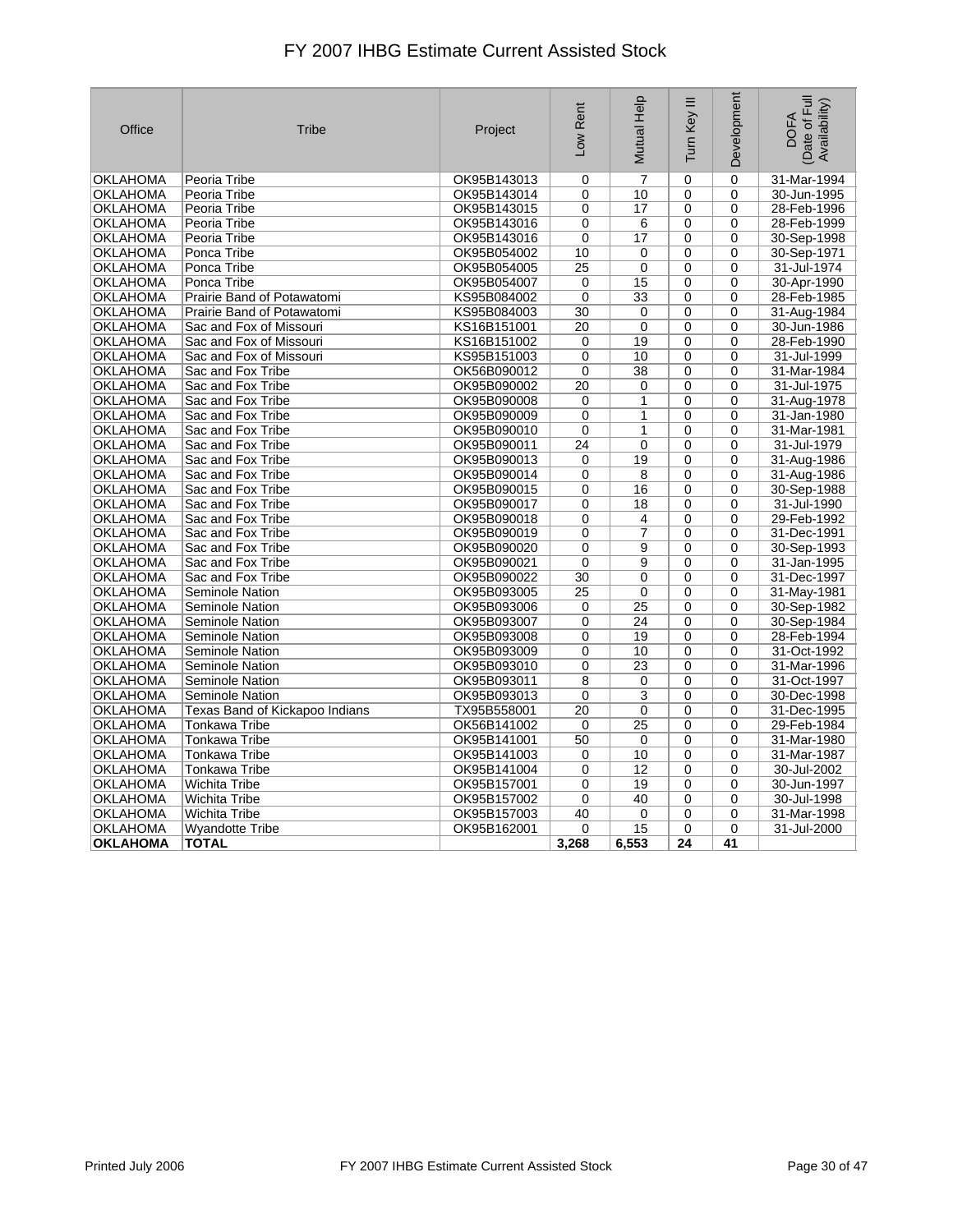# FY 2007 IHBG Estimate Current Assisted Stock

| Office | Tribe | Project | Low Rent | Mutual Help | Turn Key III | Development | DOFA (Date of Full Availability) |
|---|---|---|---|---|---|---|---|
| OKLAHOMA | Peoria Tribe | OK95B143013 | 0 | 7 | 0 | 0 | 31-Mar-1994 |
| OKLAHOMA | Peoria Tribe | OK95B143014 | 0 | 10 | 0 | 0 | 30-Jun-1995 |
| OKLAHOMA | Peoria Tribe | OK95B143015 | 0 | 17 | 0 | 0 | 28-Feb-1996 |
| OKLAHOMA | Peoria Tribe | OK95B143016 | 0 | 6 | 0 | 0 | 28-Feb-1999 |
| OKLAHOMA | Peoria Tribe | OK95B143016 | 0 | 17 | 0 | 0 | 30-Sep-1998 |
| OKLAHOMA | Ponca Tribe | OK95B054002 | 10 | 0 | 0 | 0 | 30-Sep-1971 |
| OKLAHOMA | Ponca Tribe | OK95B054005 | 25 | 0 | 0 | 0 | 31-Jul-1974 |
| OKLAHOMA | Ponca Tribe | OK95B054007 | 0 | 15 | 0 | 0 | 30-Apr-1990 |
| OKLAHOMA | Prairie Band of Potawatomi | KS95B084002 | 0 | 33 | 0 | 0 | 28-Feb-1985 |
| OKLAHOMA | Prairie Band of Potawatomi | KS95B084003 | 30 | 0 | 0 | 0 | 31-Aug-1984 |
| OKLAHOMA | Sac and Fox of Missouri | KS16B151001 | 20 | 0 | 0 | 0 | 30-Jun-1986 |
| OKLAHOMA | Sac and Fox of Missouri | KS16B151002 | 0 | 19 | 0 | 0 | 28-Feb-1990 |
| OKLAHOMA | Sac and Fox of Missouri | KS95B151003 | 0 | 10 | 0 | 0 | 31-Jul-1999 |
| OKLAHOMA | Sac and Fox Tribe | OK56B090012 | 0 | 38 | 0 | 0 | 31-Mar-1984 |
| OKLAHOMA | Sac and Fox Tribe | OK95B090002 | 20 | 0 | 0 | 0 | 31-Jul-1975 |
| OKLAHOMA | Sac and Fox Tribe | OK95B090008 | 0 | 1 | 0 | 0 | 31-Aug-1978 |
| OKLAHOMA | Sac and Fox Tribe | OK95B090009 | 0 | 1 | 0 | 0 | 31-Jan-1980 |
| OKLAHOMA | Sac and Fox Tribe | OK95B090010 | 0 | 1 | 0 | 0 | 31-Mar-1981 |
| OKLAHOMA | Sac and Fox Tribe | OK95B090011 | 24 | 0 | 0 | 0 | 31-Jul-1979 |
| OKLAHOMA | Sac and Fox Tribe | OK95B090013 | 0 | 19 | 0 | 0 | 31-Aug-1986 |
| OKLAHOMA | Sac and Fox Tribe | OK95B090014 | 0 | 8 | 0 | 0 | 31-Aug-1986 |
| OKLAHOMA | Sac and Fox Tribe | OK95B090015 | 0 | 16 | 0 | 0 | 30-Sep-1988 |
| OKLAHOMA | Sac and Fox Tribe | OK95B090017 | 0 | 18 | 0 | 0 | 31-Jul-1990 |
| OKLAHOMA | Sac and Fox Tribe | OK95B090018 | 0 | 4 | 0 | 0 | 29-Feb-1992 |
| OKLAHOMA | Sac and Fox Tribe | OK95B090019 | 0 | 7 | 0 | 0 | 31-Dec-1991 |
| OKLAHOMA | Sac and Fox Tribe | OK95B090020 | 0 | 9 | 0 | 0 | 30-Sep-1993 |
| OKLAHOMA | Sac and Fox Tribe | OK95B090021 | 0 | 9 | 0 | 0 | 31-Jan-1995 |
| OKLAHOMA | Sac and Fox Tribe | OK95B090022 | 30 | 0 | 0 | 0 | 31-Dec-1997 |
| OKLAHOMA | Seminole Nation | OK95B093005 | 25 | 0 | 0 | 0 | 31-May-1981 |
| OKLAHOMA | Seminole Nation | OK95B093006 | 0 | 25 | 0 | 0 | 30-Sep-1982 |
| OKLAHOMA | Seminole Nation | OK95B093007 | 0 | 24 | 0 | 0 | 30-Sep-1984 |
| OKLAHOMA | Seminole Nation | OK95B093008 | 0 | 19 | 0 | 0 | 28-Feb-1994 |
| OKLAHOMA | Seminole Nation | OK95B093009 | 0 | 10 | 0 | 0 | 31-Oct-1992 |
| OKLAHOMA | Seminole Nation | OK95B093010 | 0 | 23 | 0 | 0 | 31-Mar-1996 |
| OKLAHOMA | Seminole Nation | OK95B093011 | 8 | 0 | 0 | 0 | 31-Oct-1997 |
| OKLAHOMA | Seminole Nation | OK95B093013 | 0 | 3 | 0 | 0 | 30-Dec-1998 |
| OKLAHOMA | Texas Band of Kickapoo Indians | TX95B558001 | 20 | 0 | 0 | 0 | 31-Dec-1995 |
| OKLAHOMA | Tonkawa Tribe | OK56B141002 | 0 | 25 | 0 | 0 | 29-Feb-1984 |
| OKLAHOMA | Tonkawa Tribe | OK95B141001 | 50 | 0 | 0 | 0 | 31-Mar-1980 |
| OKLAHOMA | Tonkawa Tribe | OK95B141003 | 0 | 10 | 0 | 0 | 31-Mar-1987 |
| OKLAHOMA | Tonkawa Tribe | OK95B141004 | 0 | 12 | 0 | 0 | 30-Jul-2002 |
| OKLAHOMA | Wichita Tribe | OK95B157001 | 0 | 19 | 0 | 0 | 30-Jun-1997 |
| OKLAHOMA | Wichita Tribe | OK95B157002 | 0 | 40 | 0 | 0 | 30-Jul-1998 |
| OKLAHOMA | Wichita Tribe | OK95B157003 | 40 | 0 | 0 | 0 | 31-Mar-1998 |
| OKLAHOMA | Wyandotte Tribe | OK95B162001 | 0 | 15 | 0 | 0 | 31-Jul-2000 |
| **OKLAHOMA** | **TOTAL** | | **3,268** | **6,553** | **24** | **41** | |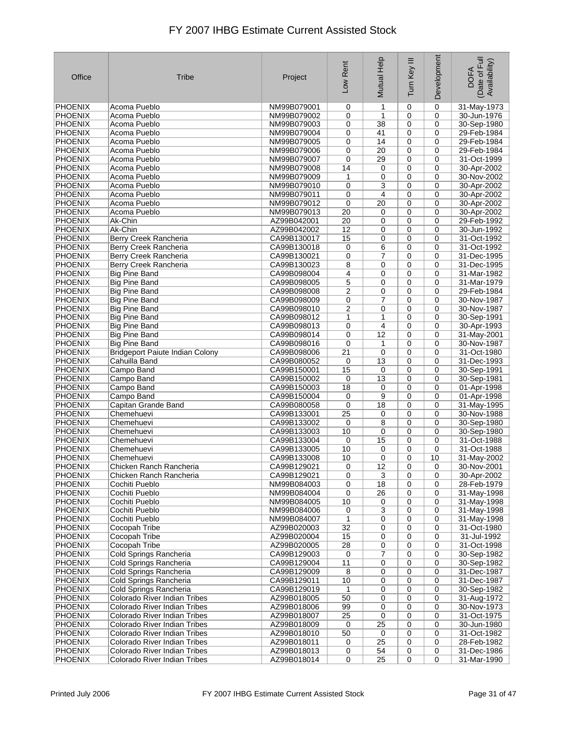# FY 2007 IHBG Estimate Current Assisted Stock

| Office | Tribe | Project | Low Rent | Mutual Help | Turn Key III | Development | DOFA (Date of Full Availability) |
|---|---|---|---|---|---|---|---|
| PHOENIX | Acoma Pueblo | NM99B079001 | 0 | 1 | 0 | 0 | 31-May-1973 |
| PHOENIX | Acoma Pueblo | NM99B079002 | 0 | 1 | 0 | 0 | 30-Jun-1976 |
| PHOENIX | Acoma Pueblo | NM99B079003 | 0 | 38 | 0 | 0 | 30-Sep-1980 |
| PHOENIX | Acoma Pueblo | NM99B079004 | 0 | 41 | 0 | 0 | 29-Feb-1984 |
| PHOENIX | Acoma Pueblo | NM99B079005 | 0 | 14 | 0 | 0 | 29-Feb-1984 |
| PHOENIX | Acoma Pueblo | NM99B079006 | 0 | 20 | 0 | 0 | 29-Feb-1984 |
| PHOENIX | Acoma Pueblo | NM99B079007 | 0 | 29 | 0 | 0 | 31-Oct-1999 |
| PHOENIX | Acoma Pueblo | NM99B079008 | 14 | 0 | 0 | 0 | 30-Apr-2002 |
| PHOENIX | Acoma Pueblo | NM99B079009 | 1 | 0 | 0 | 0 | 30-Nov-2002 |
| PHOENIX | Acoma Pueblo | NM99B079010 | 0 | 3 | 0 | 0 | 30-Apr-2002 |
| PHOENIX | Acoma Pueblo | NM99B079011 | 0 | 4 | 0 | 0 | 30-Apr-2002 |
| PHOENIX | Acoma Pueblo | NM99B079012 | 0 | 20 | 0 | 0 | 30-Apr-2002 |
| PHOENIX | Acoma Pueblo | NM99B079013 | 20 | 0 | 0 | 0 | 30-Apr-2002 |
| PHOENIX | Ak-Chin | AZ99B042001 | 20 | 0 | 0 | 0 | 29-Feb-1992 |
| PHOENIX | Ak-Chin | AZ99B042002 | 12 | 0 | 0 | 0 | 30-Jun-1992 |
| PHOENIX | Berry Creek Rancheria | CA99B130017 | 15 | 0 | 0 | 0 | 31-Oct-1992 |
| PHOENIX | Berry Creek Rancheria | CA99B130018 | 0 | 6 | 0 | 0 | 31-Oct-1992 |
| PHOENIX | Berry Creek Rancheria | CA99B130021 | 0 | 7 | 0 | 0 | 31-Dec-1995 |
| PHOENIX | Berry Creek Rancheria | CA99B130023 | 8 | 0 | 0 | 0 | 31-Dec-1995 |
| PHOENIX | Big Pine Band | CA99B098004 | 4 | 0 | 0 | 0 | 31-Mar-1982 |
| PHOENIX | Big Pine Band | CA99B098005 | 5 | 0 | 0 | 0 | 31-Mar-1979 |
| PHOENIX | Big Pine Band | CA99B098008 | 2 | 0 | 0 | 0 | 29-Feb-1984 |
| PHOENIX | Big Pine Band | CA99B098009 | 0 | 7 | 0 | 0 | 30-Nov-1987 |
| PHOENIX | Big Pine Band | CA99B098010 | 2 | 0 | 0 | 0 | 30-Nov-1987 |
| PHOENIX | Big Pine Band | CA99B098012 | 1 | 1 | 0 | 0 | 30-Sep-1991 |
| PHOENIX | Big Pine Band | CA99B098013 | 0 | 4 | 0 | 0 | 30-Apr-1993 |
| PHOENIX | Big Pine Band | CA99B098014 | 0 | 12 | 0 | 0 | 31-May-2001 |
| PHOENIX | Big Pine Band | CA99B098016 | 0 | 1 | 0 | 0 | 30-Nov-1987 |
| PHOENIX | Bridgeport Paiute Indian Colony | CA99B098006 | 21 | 0 | 0 | 0 | 31-Oct-1980 |
| PHOENIX | Cahuilla Band | CA99B080052 | 0 | 13 | 0 | 0 | 31-Dec-1993 |
| PHOENIX | Campo Band | CA99B150001 | 15 | 0 | 0 | 0 | 30-Sep-1991 |
| PHOENIX | Campo Band | CA99B150002 | 0 | 13 | 0 | 0 | 30-Sep-1981 |
| PHOENIX | Campo Band | CA99B150003 | 18 | 0 | 0 | 0 | 01-Apr-1998 |
| PHOENIX | Campo Band | CA99B150004 | 0 | 9 | 0 | 0 | 01-Apr-1998 |
| PHOENIX | Capitan Grande Band | CA99B080058 | 0 | 18 | 0 | 0 | 31-May-1995 |
| PHOENIX | Chemehuevi | CA99B133001 | 25 | 0 | 0 | 0 | 30-Nov-1988 |
| PHOENIX | Chemehuevi | CA99B133002 | 0 | 8 | 0 | 0 | 30-Sep-1980 |
| PHOENIX | Chemehuevi | CA99B133003 | 10 | 0 | 0 | 0 | 30-Sep-1980 |
| PHOENIX | Chemehuevi | CA99B133004 | 0 | 15 | 0 | 0 | 31-Oct-1988 |
| PHOENIX | Chemehuevi | CA99B133005 | 10 | 0 | 0 | 0 | 31-Oct-1988 |
| PHOENIX | Chemehuevi | CA99B133008 | 10 | 0 | 0 | 10 | 31-May-2002 |
| PHOENIX | Chicken Ranch Rancheria | CA99B129021 | 0 | 12 | 0 | 0 | 30-Nov-2001 |
| PHOENIX | Chicken Ranch Rancheria | CA99B129021 | 0 | 3 | 0 | 0 | 30-Apr-2002 |
| PHOENIX | Cochiti Pueblo | NM99B084003 | 0 | 18 | 0 | 0 | 28-Feb-1979 |
| PHOENIX | Cochiti Pueblo | NM99B084004 | 0 | 26 | 0 | 0 | 31-May-1998 |
| PHOENIX | Cochiti Pueblo | NM99B084005 | 10 | 0 | 0 | 0 | 31-May-1998 |
| PHOENIX | Cochiti Pueblo | NM99B084006 | 0 | 3 | 0 | 0 | 31-May-1998 |
| PHOENIX | Cochiti Pueblo | NM99B084007 | 1 | 0 | 0 | 0 | 31-May-1998 |
| PHOENIX | Cocopah Tribe | AZ99B020003 | 32 | 0 | 0 | 0 | 31-Oct-1980 |
| PHOENIX | Cocopah Tribe | AZ99B020004 | 15 | 0 | 0 | 0 | 31-Jul-1992 |
| PHOENIX | Cocopah Tribe | AZ99B020005 | 28 | 0 | 0 | 0 | 31-Oct-1998 |
| PHOENIX | Cold Springs Rancheria | CA99B129003 | 0 | 7 | 0 | 0 | 30-Sep-1982 |
| PHOENIX | Cold Springs Rancheria | CA99B129004 | 11 | 0 | 0 | 0 | 30-Sep-1982 |
| PHOENIX | Cold Springs Rancheria | CA99B129009 | 8 | 0 | 0 | 0 | 31-Dec-1987 |
| PHOENIX | Cold Springs Rancheria | CA99B129011 | 10 | 0 | 0 | 0 | 31-Dec-1987 |
| PHOENIX | Cold Springs Rancheria | CA99B129019 | 1 | 0 | 0 | 0 | 30-Sep-1982 |
| PHOENIX | Colorado River Indian Tribes | AZ99B018005 | 50 | 0 | 0 | 0 | 31-Aug-1972 |
| PHOENIX | Colorado River Indian Tribes | AZ99B018006 | 99 | 0 | 0 | 0 | 30-Nov-1973 |
| PHOENIX | Colorado River Indian Tribes | AZ99B018007 | 25 | 0 | 0 | 0 | 31-Oct-1975 |
| PHOENIX | Colorado River Indian Tribes | AZ99B018009 | 0 | 25 | 0 | 0 | 30-Jun-1980 |
| PHOENIX | Colorado River Indian Tribes | AZ99B018010 | 50 | 0 | 0 | 0 | 31-Oct-1982 |
| PHOENIX | Colorado River Indian Tribes | AZ99B018011 | 0 | 25 | 0 | 0 | 28-Feb-1982 |
| PHOENIX | Colorado River Indian Tribes | AZ99B018013 | 0 | 54 | 0 | 0 | 31-Dec-1986 |
| PHOENIX | Colorado River Indian Tribes | AZ99B018014 | 0 | 25 | 0 | 0 | 31-Mar-1990 |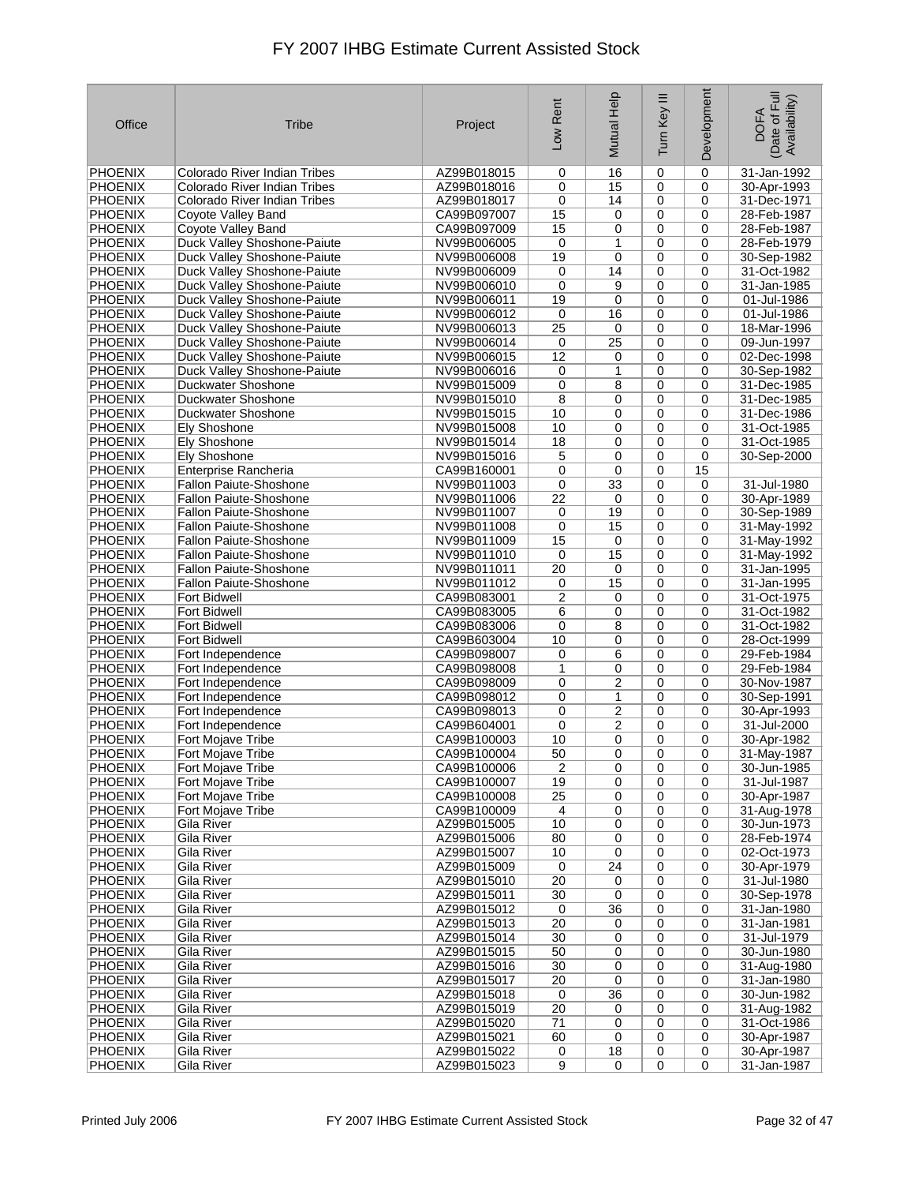# FY 2007 IHBG Estimate Current Assisted Stock

| Office | Tribe | Project | Low Rent | Mutual Help | Turn Key III | Development | DOFA (Date of Full Availability) |
|---|---|---|---|---|---|---|---|
| PHOENIX | Colorado River Indian Tribes | AZ99B018015 | 0 | 16 | 0 | 0 | 31-Jan-1992 |
| PHOENIX | Colorado River Indian Tribes | AZ99B018016 | 0 | 15 | 0 | 0 | 30-Apr-1993 |
| PHOENIX | Colorado River Indian Tribes | AZ99B018017 | 0 | 14 | 0 | 0 | 31-Dec-1971 |
| PHOENIX | Coyote Valley Band | CA99B097007 | 15 | 0 | 0 | 0 | 28-Feb-1987 |
| PHOENIX | Coyote Valley Band | CA99B097009 | 15 | 0 | 0 | 0 | 28-Feb-1987 |
| PHOENIX | Duck Valley Shoshone-Paiute | NV99B006005 | 0 | 1 | 0 | 0 | 28-Feb-1979 |
| PHOENIX | Duck Valley Shoshone-Paiute | NV99B006008 | 19 | 0 | 0 | 0 | 30-Sep-1982 |
| PHOENIX | Duck Valley Shoshone-Paiute | NV99B006009 | 0 | 14 | 0 | 0 | 31-Oct-1982 |
| PHOENIX | Duck Valley Shoshone-Paiute | NV99B006010 | 0 | 9 | 0 | 0 | 31-Jan-1985 |
| PHOENIX | Duck Valley Shoshone-Paiute | NV99B006011 | 19 | 0 | 0 | 0 | 01-Jul-1986 |
| PHOENIX | Duck Valley Shoshone-Paiute | NV99B006012 | 0 | 16 | 0 | 0 | 01-Jul-1986 |
| PHOENIX | Duck Valley Shoshone-Paiute | NV99B006013 | 25 | 0 | 0 | 0 | 18-Mar-1996 |
| PHOENIX | Duck Valley Shoshone-Paiute | NV99B006014 | 0 | 25 | 0 | 0 | 09-Jun-1997 |
| PHOENIX | Duck Valley Shoshone-Paiute | NV99B006015 | 12 | 0 | 0 | 0 | 02-Dec-1998 |
| PHOENIX | Duck Valley Shoshone-Paiute | NV99B006016 | 0 | 1 | 0 | 0 | 30-Sep-1982 |
| PHOENIX | Duckwater Shoshone | NV99B015009 | 0 | 8 | 0 | 0 | 31-Dec-1985 |
| PHOENIX | Duckwater Shoshone | NV99B015010 | 8 | 0 | 0 | 0 | 31-Dec-1985 |
| PHOENIX | Duckwater Shoshone | NV99B015015 | 10 | 0 | 0 | 0 | 31-Dec-1986 |
| PHOENIX | Ely Shoshone | NV99B015008 | 10 | 0 | 0 | 0 | 31-Oct-1985 |
| PHOENIX | Ely Shoshone | NV99B015014 | 18 | 0 | 0 | 0 | 31-Oct-1985 |
| PHOENIX | Ely Shoshone | NV99B015016 | 5 | 0 | 0 | 0 | 30-Sep-2000 |
| PHOENIX | Enterprise Rancheria | CA99B160001 | 0 | 0 | 0 | 15 | |
| PHOENIX | Fallon Paiute-Shoshone | NV99B011003 | 0 | 33 | 0 | 0 | 31-Jul-1980 |
| PHOENIX | Fallon Paiute-Shoshone | NV99B011006 | 22 | 0 | 0 | 0 | 30-Apr-1989 |
| PHOENIX | Fallon Paiute-Shoshone | NV99B011007 | 0 | 19 | 0 | 0 | 30-Sep-1989 |
| PHOENIX | Fallon Paiute-Shoshone | NV99B011008 | 0 | 15 | 0 | 0 | 31-May-1992 |
| PHOENIX | Fallon Paiute-Shoshone | NV99B011009 | 15 | 0 | 0 | 0 | 31-May-1992 |
| PHOENIX | Fallon Paiute-Shoshone | NV99B011010 | 0 | 15 | 0 | 0 | 31-May-1992 |
| PHOENIX | Fallon Paiute-Shoshone | NV99B011011 | 20 | 0 | 0 | 0 | 31-Jan-1995 |
| PHOENIX | Fallon Paiute-Shoshone | NV99B011012 | 0 | 15 | 0 | 0 | 31-Jan-1995 |
| PHOENIX | Fort Bidwell | CA99B083001 | 2 | 0 | 0 | 0 | 31-Oct-1975 |
| PHOENIX | Fort Bidwell | CA99B083005 | 6 | 0 | 0 | 0 | 31-Oct-1982 |
| PHOENIX | Fort Bidwell | CA99B083006 | 0 | 8 | 0 | 0 | 31-Oct-1982 |
| PHOENIX | Fort Bidwell | CA99B603004 | 10 | 0 | 0 | 0 | 28-Oct-1999 |
| PHOENIX | Fort Independence | CA99B098007 | 0 | 6 | 0 | 0 | 29-Feb-1984 |
| PHOENIX | Fort Independence | CA99B098008 | 1 | 0 | 0 | 0 | 29-Feb-1984 |
| PHOENIX | Fort Independence | CA99B098009 | 0 | 2 | 0 | 0 | 30-Nov-1987 |
| PHOENIX | Fort Independence | CA99B098012 | 0 | 1 | 0 | 0 | 30-Sep-1991 |
| PHOENIX | Fort Independence | CA99B098013 | 0 | 2 | 0 | 0 | 30-Apr-1993 |
| PHOENIX | Fort Independence | CA99B604001 | 0 | 2 | 0 | 0 | 31-Jul-2000 |
| PHOENIX | Fort Mojave Tribe | CA99B100003 | 10 | 0 | 0 | 0 | 30-Apr-1982 |
| PHOENIX | Fort Mojave Tribe | CA99B100004 | 50 | 0 | 0 | 0 | 31-May-1987 |
| PHOENIX | Fort Mojave Tribe | CA99B100006 | 2 | 0 | 0 | 0 | 30-Jun-1985 |
| PHOENIX | Fort Mojave Tribe | CA99B100007 | 19 | 0 | 0 | 0 | 31-Jul-1987 |
| PHOENIX | Fort Mojave Tribe | CA99B100008 | 25 | 0 | 0 | 0 | 30-Apr-1987 |
| PHOENIX | Fort Mojave Tribe | CA99B100009 | 4 | 0 | 0 | 0 | 31-Aug-1978 |
| PHOENIX | Gila River | AZ99B015005 | 10 | 0 | 0 | 0 | 30-Jun-1973 |
| PHOENIX | Gila River | AZ99B015006 | 80 | 0 | 0 | 0 | 28-Feb-1974 |
| PHOENIX | Gila River | AZ99B015007 | 10 | 0 | 0 | 0 | 02-Oct-1973 |
| PHOENIX | Gila River | AZ99B015009 | 0 | 24 | 0 | 0 | 30-Apr-1979 |
| PHOENIX | Gila River | AZ99B015010 | 20 | 0 | 0 | 0 | 31-Jul-1980 |
| PHOENIX | Gila River | AZ99B015011 | 30 | 0 | 0 | 0 | 30-Sep-1978 |
| PHOENIX | Gila River | AZ99B015012 | 0 | 36 | 0 | 0 | 31-Jan-1980 |
| PHOENIX | Gila River | AZ99B015013 | 20 | 0 | 0 | 0 | 31-Jan-1981 |
| PHOENIX | Gila River | AZ99B015014 | 30 | 0 | 0 | 0 | 31-Jul-1979 |
| PHOENIX | Gila River | AZ99B015015 | 50 | 0 | 0 | 0 | 30-Jun-1980 |
| PHOENIX | Gila River | AZ99B015016 | 30 | 0 | 0 | 0 | 31-Aug-1980 |
| PHOENIX | Gila River | AZ99B015017 | 20 | 0 | 0 | 0 | 31-Jan-1980 |
| PHOENIX | Gila River | AZ99B015018 | 0 | 36 | 0 | 0 | 30-Jun-1982 |
| PHOENIX | Gila River | AZ99B015019 | 20 | 0 | 0 | 0 | 31-Aug-1982 |
| PHOENIX | Gila River | AZ99B015020 | 71 | 0 | 0 | 0 | 31-Oct-1986 |
| PHOENIX | Gila River | AZ99B015021 | 60 | 0 | 0 | 0 | 30-Apr-1987 |
| PHOENIX | Gila River | AZ99B015022 | 0 | 18 | 0 | 0 | 30-Apr-1987 |
| PHOENIX | Gila River | AZ99B015023 | 9 | 0 | 0 | 0 | 31-Jan-1987 |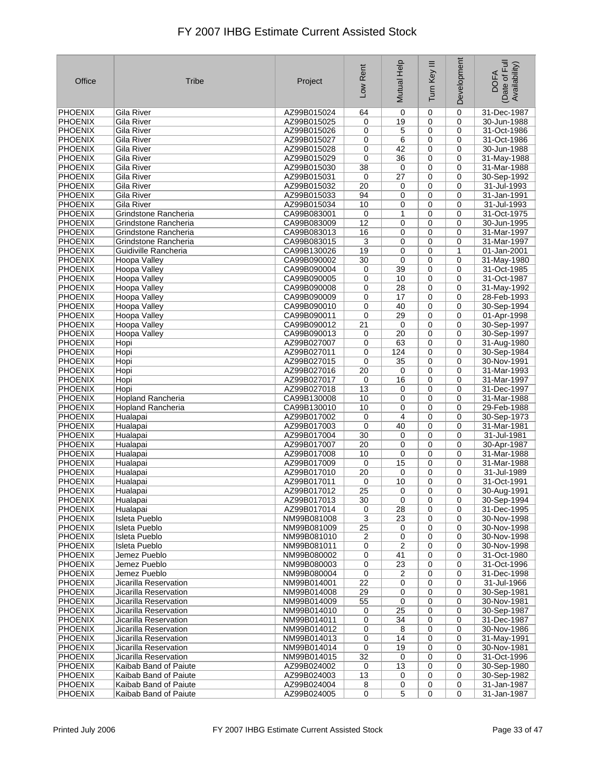# FY 2007 IHBG Estimate Current Assisted Stock

| Office | Tribe | Project | Low Rent | Mutual Help | Turn Key III | Development | DOFA (Date of Full Availability) |
|---|---|---|---|---|---|---|---|
| PHOENIX | Gila River | AZ99B015024 | 64 | 0 | 0 | 0 | 31-Dec-1987 |
| PHOENIX | Gila River | AZ99B015025 | 0 | 19 | 0 | 0 | 30-Jun-1988 |
| PHOENIX | Gila River | AZ99B015026 | 0 | 5 | 0 | 0 | 31-Oct-1986 |
| PHOENIX | Gila River | AZ99B015027 | 0 | 6 | 0 | 0 | 31-Oct-1986 |
| PHOENIX | Gila River | AZ99B015028 | 0 | 42 | 0 | 0 | 30-Jun-1988 |
| PHOENIX | Gila River | AZ99B015029 | 0 | 36 | 0 | 0 | 31-May-1988 |
| PHOENIX | Gila River | AZ99B015030 | 38 | 0 | 0 | 0 | 31-Mar-1988 |
| PHOENIX | Gila River | AZ99B015031 | 0 | 27 | 0 | 0 | 30-Sep-1992 |
| PHOENIX | Gila River | AZ99B015032 | 20 | 0 | 0 | 0 | 31-Jul-1993 |
| PHOENIX | Gila River | AZ99B015033 | 94 | 0 | 0 | 0 | 31-Jan-1991 |
| PHOENIX | Gila River | AZ99B015034 | 10 | 0 | 0 | 0 | 31-Jul-1993 |
| PHOENIX | Grindstone Rancheria | CA99B083001 | 0 | 1 | 0 | 0 | 31-Oct-1975 |
| PHOENIX | Grindstone Rancheria | CA99B083009 | 12 | 0 | 0 | 0 | 30-Jun-1995 |
| PHOENIX | Grindstone Rancheria | CA99B083013 | 16 | 0 | 0 | 0 | 31-Mar-1997 |
| PHOENIX | Grindstone Rancheria | CA99B083015 | 3 | 0 | 0 | 0 | 31-Mar-1997 |
| PHOENIX | Guidiville Rancheria | CA99B130026 | 19 | 0 | 0 | 1 | 01-Jan-2001 |
| PHOENIX | Hoopa Valley | CA99B090002 | 30 | 0 | 0 | 0 | 31-May-1980 |
| PHOENIX | Hoopa Valley | CA99B090004 | 0 | 39 | 0 | 0 | 31-Oct-1985 |
| PHOENIX | Hoopa Valley | CA99B090005 | 0 | 10 | 0 | 0 | 31-Oct-1987 |
| PHOENIX | Hoopa Valley | CA99B090008 | 0 | 28 | 0 | 0 | 31-May-1992 |
| PHOENIX | Hoopa Valley | CA99B090009 | 0 | 17 | 0 | 0 | 28-Feb-1993 |
| PHOENIX | Hoopa Valley | CA99B090010 | 0 | 40 | 0 | 0 | 30-Sep-1994 |
| PHOENIX | Hoopa Valley | CA99B090011 | 0 | 29 | 0 | 0 | 01-Apr-1998 |
| PHOENIX | Hoopa Valley | CA99B090012 | 21 | 0 | 0 | 0 | 30-Sep-1997 |
| PHOENIX | Hoopa Valley | CA99B090013 | 0 | 20 | 0 | 0 | 30-Sep-1997 |
| PHOENIX | Hopi | AZ99B027007 | 0 | 63 | 0 | 0 | 31-Aug-1980 |
| PHOENIX | Hopi | AZ99B027011 | 0 | 124 | 0 | 0 | 30-Sep-1984 |
| PHOENIX | Hopi | AZ99B027015 | 0 | 35 | 0 | 0 | 30-Nov-1991 |
| PHOENIX | Hopi | AZ99B027016 | 20 | 0 | 0 | 0 | 31-Mar-1993 |
| PHOENIX | Hopi | AZ99B027017 | 0 | 16 | 0 | 0 | 31-Mar-1997 |
| PHOENIX | Hopi | AZ99B027018 | 13 | 0 | 0 | 0 | 31-Dec-1997 |
| PHOENIX | Hopland Rancheria | CA99B130008 | 10 | 0 | 0 | 0 | 31-Mar-1988 |
| PHOENIX | Hopland Rancheria | CA99B130010 | 10 | 0 | 0 | 0 | 29-Feb-1988 |
| PHOENIX | Hualapai | AZ99B017002 | 0 | 4 | 0 | 0 | 30-Sep-1973 |
| PHOENIX | Hualapai | AZ99B017003 | 0 | 40 | 0 | 0 | 31-Mar-1981 |
| PHOENIX | Hualapai | AZ99B017004 | 30 | 0 | 0 | 0 | 31-Jul-1981 |
| PHOENIX | Hualapai | AZ99B017007 | 20 | 0 | 0 | 0 | 30-Apr-1987 |
| PHOENIX | Hualapai | AZ99B017008 | 10 | 0 | 0 | 0 | 31-Mar-1988 |
| PHOENIX | Hualapai | AZ99B017009 | 0 | 15 | 0 | 0 | 31-Mar-1988 |
| PHOENIX | Hualapai | AZ99B017010 | 20 | 0 | 0 | 0 | 31-Jul-1989 |
| PHOENIX | Hualapai | AZ99B017011 | 0 | 10 | 0 | 0 | 31-Oct-1991 |
| PHOENIX | Hualapai | AZ99B017012 | 25 | 0 | 0 | 0 | 30-Aug-1991 |
| PHOENIX | Hualapai | AZ99B017013 | 30 | 0 | 0 | 0 | 30-Sep-1994 |
| PHOENIX | Hualapai | AZ99B017014 | 0 | 28 | 0 | 0 | 31-Dec-1995 |
| PHOENIX | Isleta Pueblo | NM99B081008 | 3 | 23 | 0 | 0 | 30-Nov-1998 |
| PHOENIX | Isleta Pueblo | NM99B081009 | 25 | 0 | 0 | 0 | 30-Nov-1998 |
| PHOENIX | Isleta Pueblo | NM99B081010 | 2 | 0 | 0 | 0 | 30-Nov-1998 |
| PHOENIX | Isleta Pueblo | NM99B081011 | 0 | 2 | 0 | 0 | 30-Nov-1998 |
| PHOENIX | Jemez Pueblo | NM99B080002 | 0 | 41 | 0 | 0 | 31-Oct-1980 |
| PHOENIX | Jemez Pueblo | NM99B080003 | 0 | 23 | 0 | 0 | 31-Oct-1996 |
| PHOENIX | Jemez Pueblo | NM99B080004 | 0 | 2 | 0 | 0 | 31-Dec-1998 |
| PHOENIX | Jicarilla Reservation | NM99B014001 | 22 | 0 | 0 | 0 | 31-Jul-1966 |
| PHOENIX | Jicarilla Reservation | NM99B014008 | 29 | 0 | 0 | 0 | 30-Sep-1981 |
| PHOENIX | Jicarilla Reservation | NM99B014009 | 55 | 0 | 0 | 0 | 30-Nov-1981 |
| PHOENIX | Jicarilla Reservation | NM99B014010 | 0 | 25 | 0 | 0 | 30-Sep-1987 |
| PHOENIX | Jicarilla Reservation | NM99B014011 | 0 | 34 | 0 | 0 | 31-Dec-1987 |
| PHOENIX | Jicarilla Reservation | NM99B014012 | 0 | 8 | 0 | 0 | 30-Nov-1986 |
| PHOENIX | Jicarilla Reservation | NM99B014013 | 0 | 14 | 0 | 0 | 31-May-1991 |
| PHOENIX | Jicarilla Reservation | NM99B014014 | 0 | 19 | 0 | 0 | 30-Nov-1981 |
| PHOENIX | Jicarilla Reservation | NM99B014015 | 32 | 0 | 0 | 0 | 31-Oct-1996 |
| PHOENIX | Kaibab Band of Paiute | AZ99B024002 | 0 | 13 | 0 | 0 | 30-Sep-1980 |
| PHOENIX | Kaibab Band of Paiute | AZ99B024003 | 13 | 0 | 0 | 0 | 30-Sep-1982 |
| PHOENIX | Kaibab Band of Paiute | AZ99B024004 | 8 | 0 | 0 | 0 | 31-Jan-1987 |
| PHOENIX | Kaibab Band of Paiute | AZ99B024005 | 0 | 5 | 0 | 0 | 31-Jan-1987 |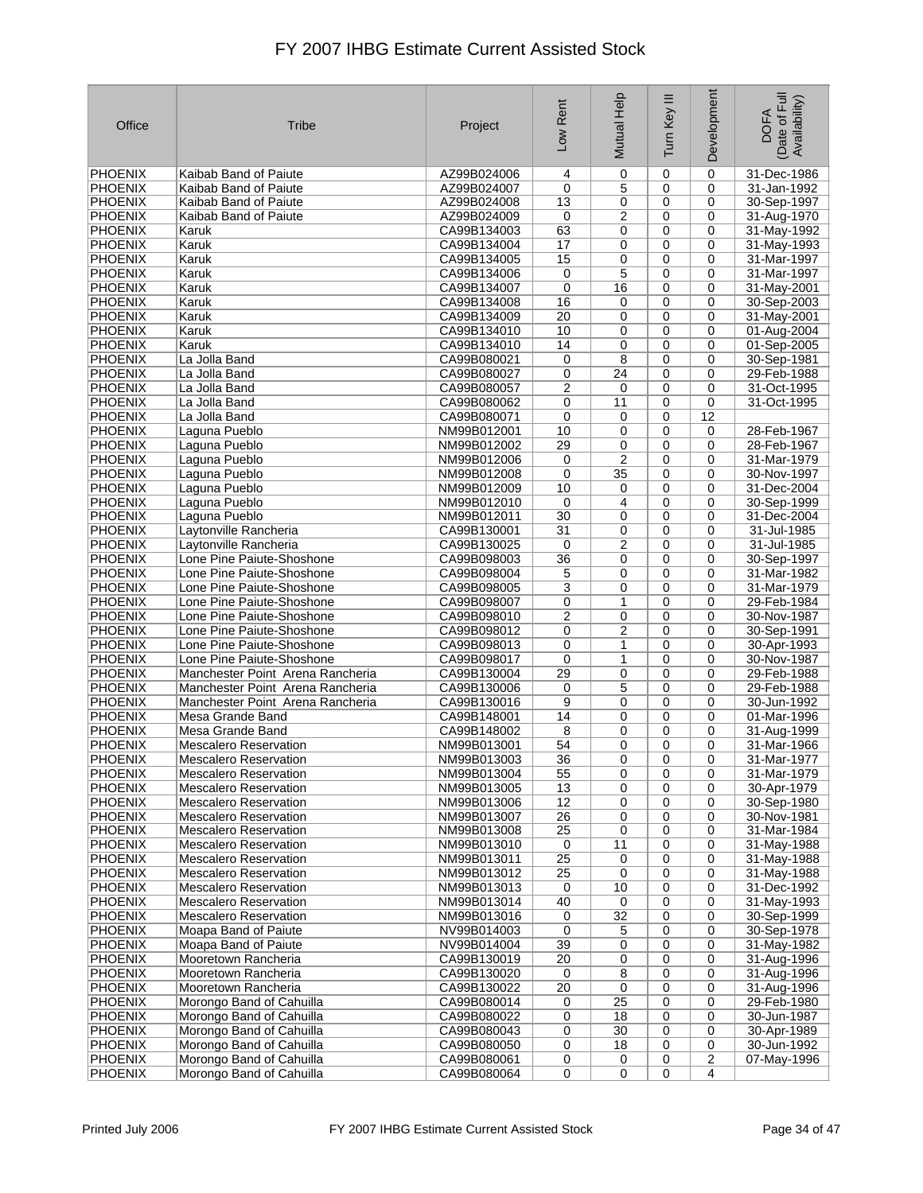# FY 2007 IHBG Estimate Current Assisted Stock

| Office | Tribe | Project | Low Rent | Mutual Help | Turn Key III | Development | DOFA (Date of Full Availability) |
|---|---|---|---|---|---|---|---|
| PHOENIX | Kaibab Band of Paiute | AZ99B024006 | 4 | 0 | 0 | 0 | 31-Dec-1986 |
| PHOENIX | Kaibab Band of Paiute | AZ99B024007 | 0 | 5 | 0 | 0 | 31-Jan-1992 |
| PHOENIX | Kaibab Band of Paiute | AZ99B024008 | 13 | 0 | 0 | 0 | 30-Sep-1997 |
| PHOENIX | Kaibab Band of Paiute | AZ99B024009 | 0 | 2 | 0 | 0 | 31-Aug-1970 |
| PHOENIX | Karuk | CA99B134003 | 63 | 0 | 0 | 0 | 31-May-1992 |
| PHOENIX | Karuk | CA99B134004 | 17 | 0 | 0 | 0 | 31-May-1993 |
| PHOENIX | Karuk | CA99B134005 | 15 | 0 | 0 | 0 | 31-Mar-1997 |
| PHOENIX | Karuk | CA99B134006 | 0 | 5 | 0 | 0 | 31-Mar-1997 |
| PHOENIX | Karuk | CA99B134007 | 0 | 16 | 0 | 0 | 31-May-2001 |
| PHOENIX | Karuk | CA99B134008 | 16 | 0 | 0 | 0 | 30-Sep-2003 |
| PHOENIX | Karuk | CA99B134009 | 20 | 0 | 0 | 0 | 31-May-2001 |
| PHOENIX | Karuk | CA99B134010 | 10 | 0 | 0 | 0 | 01-Aug-2004 |
| PHOENIX | Karuk | CA99B134010 | 14 | 0 | 0 | 0 | 01-Sep-2005 |
| PHOENIX | La Jolla Band | CA99B080021 | 0 | 8 | 0 | 0 | 30-Sep-1981 |
| PHOENIX | La Jolla Band | CA99B080027 | 0 | 24 | 0 | 0 | 29-Feb-1988 |
| PHOENIX | La Jolla Band | CA99B080057 | 2 | 0 | 0 | 0 | 31-Oct-1995 |
| PHOENIX | La Jolla Band | CA99B080062 | 0 | 11 | 0 | 0 | 31-Oct-1995 |
| PHOENIX | La Jolla Band | CA99B080071 | 0 | 0 | 0 | 12 | |
| PHOENIX | Laguna Pueblo | NM99B012001 | 10 | 0 | 0 | 0 | 28-Feb-1967 |
| PHOENIX | Laguna Pueblo | NM99B012002 | 29 | 0 | 0 | 0 | 28-Feb-1967 |
| PHOENIX | Laguna Pueblo | NM99B012006 | 0 | 2 | 0 | 0 | 31-Mar-1979 |
| PHOENIX | Laguna Pueblo | NM99B012008 | 0 | 35 | 0 | 0 | 30-Nov-1997 |
| PHOENIX | Laguna Pueblo | NM99B012009 | 10 | 0 | 0 | 0 | 31-Dec-2004 |
| PHOENIX | Laguna Pueblo | NM99B012010 | 0 | 4 | 0 | 0 | 30-Sep-1999 |
| PHOENIX | Laguna Pueblo | NM99B012011 | 30 | 0 | 0 | 0 | 31-Dec-2004 |
| PHOENIX | Laytonville Rancheria | CA99B130001 | 31 | 0 | 0 | 0 | 31-Jul-1985 |
| PHOENIX | Laytonville Rancheria | CA99B130025 | 0 | 2 | 0 | 0 | 31-Jul-1985 |
| PHOENIX | Lone Pine Paiute-Shoshone | CA99B098003 | 36 | 0 | 0 | 0 | 30-Sep-1997 |
| PHOENIX | Lone Pine Paiute-Shoshone | CA99B098004 | 5 | 0 | 0 | 0 | 31-Mar-1982 |
| PHOENIX | Lone Pine Paiute-Shoshone | CA99B098005 | 3 | 0 | 0 | 0 | 31-Mar-1979 |
| PHOENIX | Lone Pine Paiute-Shoshone | CA99B098007 | 0 | 1 | 0 | 0 | 29-Feb-1984 |
| PHOENIX | Lone Pine Paiute-Shoshone | CA99B098010 | 2 | 0 | 0 | 0 | 30-Nov-1987 |
| PHOENIX | Lone Pine Paiute-Shoshone | CA99B098012 | 0 | 2 | 0 | 0 | 30-Sep-1991 |
| PHOENIX | Lone Pine Paiute-Shoshone | CA99B098013 | 0 | 1 | 0 | 0 | 30-Apr-1993 |
| PHOENIX | Lone Pine Paiute-Shoshone | CA99B098017 | 0 | 1 | 0 | 0 | 30-Nov-1987 |
| PHOENIX | Manchester Point Arena Rancheria | CA99B130004 | 29 | 0 | 0 | 0 | 29-Feb-1988 |
| PHOENIX | Manchester Point Arena Rancheria | CA99B130006 | 0 | 5 | 0 | 0 | 29-Feb-1988 |
| PHOENIX | Manchester Point Arena Rancheria | CA99B130016 | 9 | 0 | 0 | 0 | 30-Jun-1992 |
| PHOENIX | Mesa Grande Band | CA99B148001 | 14 | 0 | 0 | 0 | 01-Mar-1996 |
| PHOENIX | Mesa Grande Band | CA99B148002 | 8 | 0 | 0 | 0 | 31-Aug-1999 |
| PHOENIX | Mescalero Reservation | NM99B013001 | 54 | 0 | 0 | 0 | 31-Mar-1966 |
| PHOENIX | Mescalero Reservation | NM99B013003 | 36 | 0 | 0 | 0 | 31-Mar-1977 |
| PHOENIX | Mescalero Reservation | NM99B013004 | 55 | 0 | 0 | 0 | 31-Mar-1979 |
| PHOENIX | Mescalero Reservation | NM99B013005 | 13 | 0 | 0 | 0 | 30-Apr-1979 |
| PHOENIX | Mescalero Reservation | NM99B013006 | 12 | 0 | 0 | 0 | 30-Sep-1980 |
| PHOENIX | Mescalero Reservation | NM99B013007 | 26 | 0 | 0 | 0 | 30-Nov-1981 |
| PHOENIX | Mescalero Reservation | NM99B013008 | 25 | 0 | 0 | 0 | 31-Mar-1984 |
| PHOENIX | Mescalero Reservation | NM99B013010 | 0 | 11 | 0 | 0 | 31-May-1988 |
| PHOENIX | Mescalero Reservation | NM99B013011 | 25 | 0 | 0 | 0 | 31-May-1988 |
| PHOENIX | Mescalero Reservation | NM99B013012 | 25 | 0 | 0 | 0 | 31-May-1988 |
| PHOENIX | Mescalero Reservation | NM99B013013 | 0 | 10 | 0 | 0 | 31-Dec-1992 |
| PHOENIX | Mescalero Reservation | NM99B013014 | 40 | 0 | 0 | 0 | 31-May-1993 |
| PHOENIX | Mescalero Reservation | NM99B013016 | 0 | 32 | 0 | 0 | 30-Sep-1999 |
| PHOENIX | Moapa Band of Paiute | NV99B014003 | 0 | 5 | 0 | 0 | 30-Sep-1978 |
| PHOENIX | Moapa Band of Paiute | NV99B014004 | 39 | 0 | 0 | 0 | 31-May-1982 |
| PHOENIX | Mooretown Rancheria | CA99B130019 | 20 | 0 | 0 | 0 | 31-Aug-1996 |
| PHOENIX | Mooretown Rancheria | CA99B130020 | 0 | 8 | 0 | 0 | 31-Aug-1996 |
| PHOENIX | Mooretown Rancheria | CA99B130022 | 20 | 0 | 0 | 0 | 31-Aug-1996 |
| PHOENIX | Morongo Band of Cahuilla | CA99B080014 | 0 | 25 | 0 | 0 | 29-Feb-1980 |
| PHOENIX | Morongo Band of Cahuilla | CA99B080022 | 0 | 18 | 0 | 0 | 30-Jun-1987 |
| PHOENIX | Morongo Band of Cahuilla | CA99B080043 | 0 | 30 | 0 | 0 | 30-Apr-1989 |
| PHOENIX | Morongo Band of Cahuilla | CA99B080050 | 0 | 18 | 0 | 0 | 30-Jun-1992 |
| PHOENIX | Morongo Band of Cahuilla | CA99B080061 | 0 | 0 | 0 | 2 | 07-May-1996 |
| PHOENIX | Morongo Band of Cahuilla | CA99B080064 | 0 | 0 | 0 | 4 | |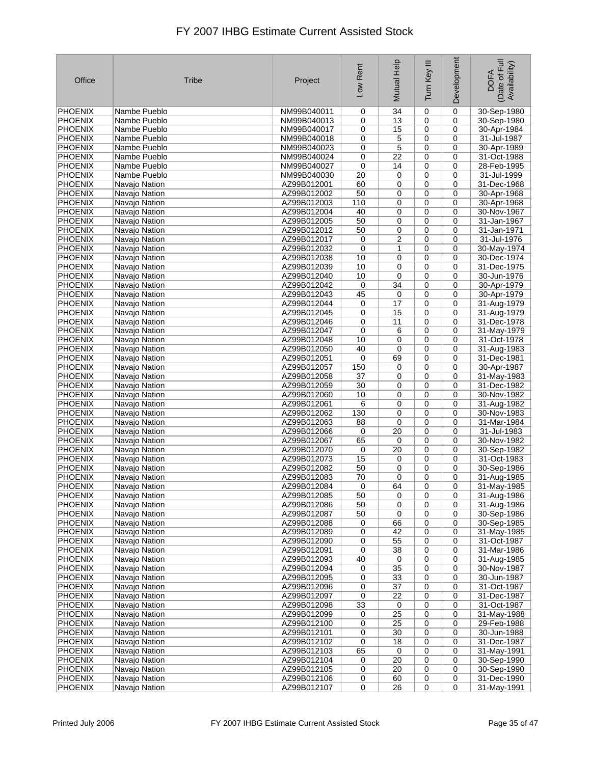# FY 2007 IHBG Estimate Current Assisted Stock

| Office | Tribe | Project | Low Rent | Mutual Help | Turn Key III | Development | DOFA (Date of Full Availability) |
|---|---|---|---|---|---|---|---|
| PHOENIX | Nambe Pueblo | NM99B040011 | 0 | 34 | 0 | 0 | 30-Sep-1980 |
| PHOENIX | Nambe Pueblo | NM99B040013 | 0 | 13 | 0 | 0 | 30-Sep-1980 |
| PHOENIX | Nambe Pueblo | NM99B040017 | 0 | 15 | 0 | 0 | 30-Apr-1984 |
| PHOENIX | Nambe Pueblo | NM99B040018 | 0 | 5 | 0 | 0 | 31-Jul-1987 |
| PHOENIX | Nambe Pueblo | NM99B040023 | 0 | 5 | 0 | 0 | 30-Apr-1989 |
| PHOENIX | Nambe Pueblo | NM99B040024 | 0 | 22 | 0 | 0 | 31-Oct-1988 |
| PHOENIX | Nambe Pueblo | NM99B040027 | 0 | 14 | 0 | 0 | 28-Feb-1995 |
| PHOENIX | Nambe Pueblo | NM99B040030 | 20 | 0 | 0 | 0 | 31-Jul-1999 |
| PHOENIX | Navajo Nation | AZ99B012001 | 60 | 0 | 0 | 0 | 31-Dec-1968 |
| PHOENIX | Navajo Nation | AZ99B012002 | 50 | 0 | 0 | 0 | 30-Apr-1968 |
| PHOENIX | Navajo Nation | AZ99B012003 | 110 | 0 | 0 | 0 | 30-Apr-1968 |
| PHOENIX | Navajo Nation | AZ99B012004 | 40 | 0 | 0 | 0 | 30-Nov-1967 |
| PHOENIX | Navajo Nation | AZ99B012005 | 50 | 0 | 0 | 0 | 31-Jan-1967 |
| PHOENIX | Navajo Nation | AZ99B012012 | 50 | 0 | 0 | 0 | 31-Jan-1971 |
| PHOENIX | Navajo Nation | AZ99B012017 | 0 | 2 | 0 | 0 | 31-Jul-1976 |
| PHOENIX | Navajo Nation | AZ99B012032 | 0 | 1 | 0 | 0 | 30-May-1974 |
| PHOENIX | Navajo Nation | AZ99B012038 | 10 | 0 | 0 | 0 | 30-Dec-1974 |
| PHOENIX | Navajo Nation | AZ99B012039 | 10 | 0 | 0 | 0 | 31-Dec-1975 |
| PHOENIX | Navajo Nation | AZ99B012040 | 10 | 0 | 0 | 0 | 30-Jun-1976 |
| PHOENIX | Navajo Nation | AZ99B012042 | 0 | 34 | 0 | 0 | 30-Apr-1979 |
| PHOENIX | Navajo Nation | AZ99B012043 | 45 | 0 | 0 | 0 | 30-Apr-1979 |
| PHOENIX | Navajo Nation | AZ99B012044 | 0 | 17 | 0 | 0 | 31-Aug-1979 |
| PHOENIX | Navajo Nation | AZ99B012045 | 0 | 15 | 0 | 0 | 31-Aug-1979 |
| PHOENIX | Navajo Nation | AZ99B012046 | 0 | 11 | 0 | 0 | 31-Dec-1978 |
| PHOENIX | Navajo Nation | AZ99B012047 | 0 | 6 | 0 | 0 | 31-May-1979 |
| PHOENIX | Navajo Nation | AZ99B012048 | 10 | 0 | 0 | 0 | 31-Oct-1978 |
| PHOENIX | Navajo Nation | AZ99B012050 | 40 | 0 | 0 | 0 | 31-Aug-1983 |
| PHOENIX | Navajo Nation | AZ99B012051 | 0 | 69 | 0 | 0 | 31-Dec-1981 |
| PHOENIX | Navajo Nation | AZ99B012057 | 150 | 0 | 0 | 0 | 30-Apr-1987 |
| PHOENIX | Navajo Nation | AZ99B012058 | 37 | 0 | 0 | 0 | 31-May-1983 |
| PHOENIX | Navajo Nation | AZ99B012059 | 30 | 0 | 0 | 0 | 31-Dec-1982 |
| PHOENIX | Navajo Nation | AZ99B012060 | 10 | 0 | 0 | 0 | 30-Nov-1982 |
| PHOENIX | Navajo Nation | AZ99B012061 | 6 | 0 | 0 | 0 | 31-Aug-1982 |
| PHOENIX | Navajo Nation | AZ99B012062 | 130 | 0 | 0 | 0 | 30-Nov-1983 |
| PHOENIX | Navajo Nation | AZ99B012063 | 88 | 0 | 0 | 0 | 31-Mar-1984 |
| PHOENIX | Navajo Nation | AZ99B012066 | 0 | 20 | 0 | 0 | 31-Jul-1983 |
| PHOENIX | Navajo Nation | AZ99B012067 | 65 | 0 | 0 | 0 | 30-Nov-1982 |
| PHOENIX | Navajo Nation | AZ99B012070 | 0 | 20 | 0 | 0 | 30-Sep-1982 |
| PHOENIX | Navajo Nation | AZ99B012073 | 15 | 0 | 0 | 0 | 31-Oct-1983 |
| PHOENIX | Navajo Nation | AZ99B012082 | 50 | 0 | 0 | 0 | 30-Sep-1986 |
| PHOENIX | Navajo Nation | AZ99B012083 | 70 | 0 | 0 | 0 | 31-Aug-1985 |
| PHOENIX | Navajo Nation | AZ99B012084 | 0 | 64 | 0 | 0 | 31-May-1985 |
| PHOENIX | Navajo Nation | AZ99B012085 | 50 | 0 | 0 | 0 | 31-Aug-1986 |
| PHOENIX | Navajo Nation | AZ99B012086 | 50 | 0 | 0 | 0 | 31-Aug-1986 |
| PHOENIX | Navajo Nation | AZ99B012087 | 50 | 0 | 0 | 0 | 30-Sep-1986 |
| PHOENIX | Navajo Nation | AZ99B012088 | 0 | 66 | 0 | 0 | 30-Sep-1985 |
| PHOENIX | Navajo Nation | AZ99B012089 | 0 | 42 | 0 | 0 | 31-May-1985 |
| PHOENIX | Navajo Nation | AZ99B012090 | 0 | 55 | 0 | 0 | 31-Oct-1987 |
| PHOENIX | Navajo Nation | AZ99B012091 | 0 | 38 | 0 | 0 | 31-Mar-1986 |
| PHOENIX | Navajo Nation | AZ99B012093 | 40 | 0 | 0 | 0 | 31-Aug-1985 |
| PHOENIX | Navajo Nation | AZ99B012094 | 0 | 35 | 0 | 0 | 30-Nov-1987 |
| PHOENIX | Navajo Nation | AZ99B012095 | 0 | 33 | 0 | 0 | 30-Jun-1987 |
| PHOENIX | Navajo Nation | AZ99B012096 | 0 | 37 | 0 | 0 | 31-Oct-1987 |
| PHOENIX | Navajo Nation | AZ99B012097 | 0 | 22 | 0 | 0 | 31-Dec-1987 |
| PHOENIX | Navajo Nation | AZ99B012098 | 33 | 0 | 0 | 0 | 31-Oct-1987 |
| PHOENIX | Navajo Nation | AZ99B012099 | 0 | 25 | 0 | 0 | 31-May-1988 |
| PHOENIX | Navajo Nation | AZ99B012100 | 0 | 25 | 0 | 0 | 29-Feb-1988 |
| PHOENIX | Navajo Nation | AZ99B012101 | 0 | 30 | 0 | 0 | 30-Jun-1988 |
| PHOENIX | Navajo Nation | AZ99B012102 | 0 | 18 | 0 | 0 | 31-Dec-1987 |
| PHOENIX | Navajo Nation | AZ99B012103 | 65 | 0 | 0 | 0 | 31-May-1991 |
| PHOENIX | Navajo Nation | AZ99B012104 | 0 | 20 | 0 | 0 | 30-Sep-1990 |
| PHOENIX | Navajo Nation | AZ99B012105 | 0 | 20 | 0 | 0 | 30-Sep-1990 |
| PHOENIX | Navajo Nation | AZ99B012106 | 0 | 60 | 0 | 0 | 31-Dec-1990 |
| PHOENIX | Navajo Nation | AZ99B012107 | 0 | 26 | 0 | 0 | 31-May-1991 |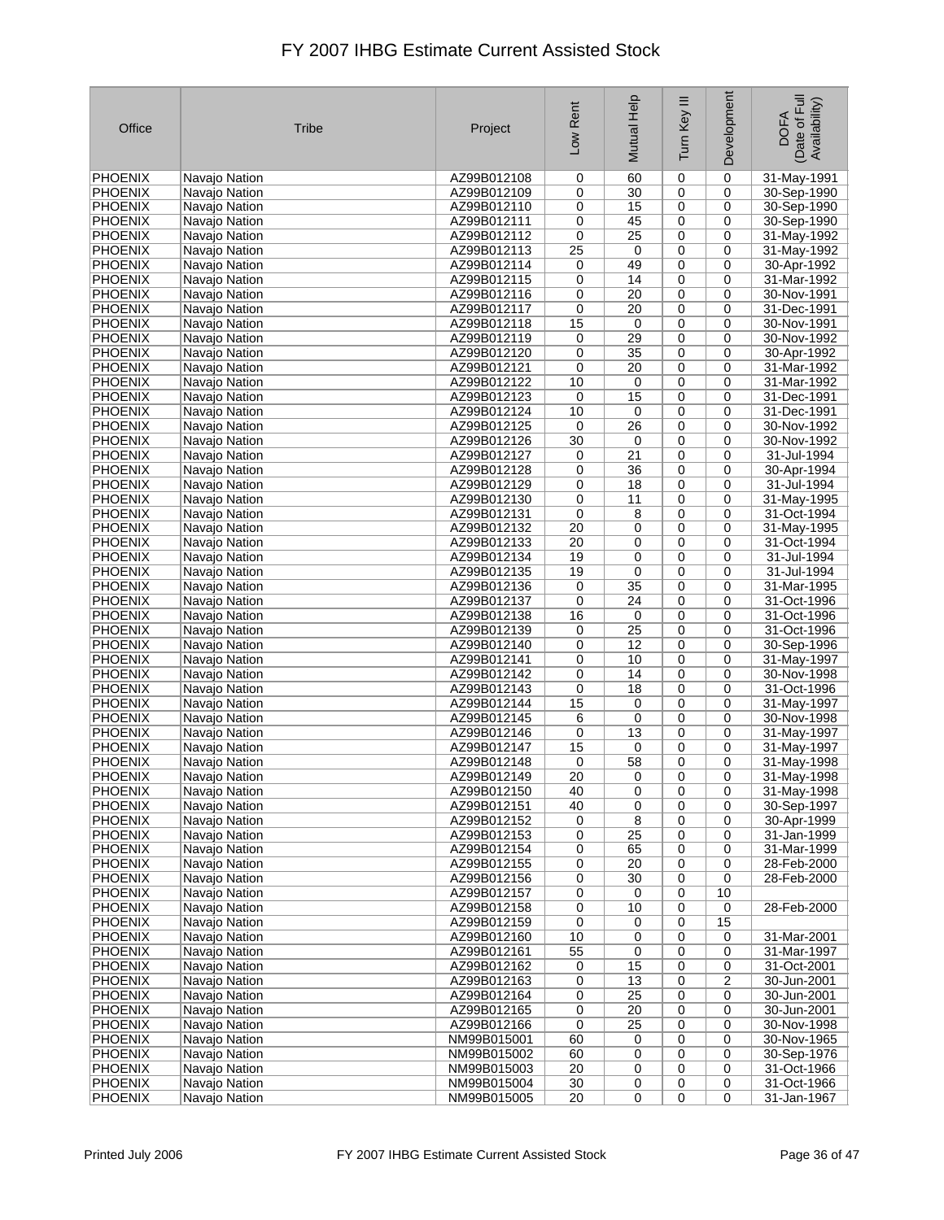# FY 2007 IHBG Estimate Current Assisted Stock

| Office | Tribe | Project | Low Rent | Mutual Help | Turn Key III | Development | DOFA (Date of Full Availability) |
|---|---|---|---|---|---|---|---|
| PHOENIX | Navajo Nation | AZ99B012108 | 0 | 60 | 0 | 0 | 31-May-1991 |
| PHOENIX | Navajo Nation | AZ99B012109 | 0 | 30 | 0 | 0 | 30-Sep-1990 |
| PHOENIX | Navajo Nation | AZ99B012110 | 0 | 15 | 0 | 0 | 30-Sep-1990 |
| PHOENIX | Navajo Nation | AZ99B012111 | 0 | 45 | 0 | 0 | 30-Sep-1990 |
| PHOENIX | Navajo Nation | AZ99B012112 | 0 | 25 | 0 | 0 | 31-May-1992 |
| PHOENIX | Navajo Nation | AZ99B012113 | 25 | 0 | 0 | 0 | 31-May-1992 |
| PHOENIX | Navajo Nation | AZ99B012114 | 0 | 49 | 0 | 0 | 30-Apr-1992 |
| PHOENIX | Navajo Nation | AZ99B012115 | 0 | 14 | 0 | 0 | 31-Mar-1992 |
| PHOENIX | Navajo Nation | AZ99B012116 | 0 | 20 | 0 | 0 | 30-Nov-1991 |
| PHOENIX | Navajo Nation | AZ99B012117 | 0 | 20 | 0 | 0 | 31-Dec-1991 |
| PHOENIX | Navajo Nation | AZ99B012118 | 15 | 0 | 0 | 0 | 30-Nov-1991 |
| PHOENIX | Navajo Nation | AZ99B012119 | 0 | 29 | 0 | 0 | 30-Nov-1992 |
| PHOENIX | Navajo Nation | AZ99B012120 | 0 | 35 | 0 | 0 | 30-Apr-1992 |
| PHOENIX | Navajo Nation | AZ99B012121 | 0 | 20 | 0 | 0 | 31-Mar-1992 |
| PHOENIX | Navajo Nation | AZ99B012122 | 10 | 0 | 0 | 0 | 31-Mar-1992 |
| PHOENIX | Navajo Nation | AZ99B012123 | 0 | 15 | 0 | 0 | 31-Dec-1991 |
| PHOENIX | Navajo Nation | AZ99B012124 | 10 | 0 | 0 | 0 | 31-Dec-1991 |
| PHOENIX | Navajo Nation | AZ99B012125 | 0 | 26 | 0 | 0 | 30-Nov-1992 |
| PHOENIX | Navajo Nation | AZ99B012126 | 30 | 0 | 0 | 0 | 30-Nov-1992 |
| PHOENIX | Navajo Nation | AZ99B012127 | 0 | 21 | 0 | 0 | 31-Jul-1994 |
| PHOENIX | Navajo Nation | AZ99B012128 | 0 | 36 | 0 | 0 | 30-Apr-1994 |
| PHOENIX | Navajo Nation | AZ99B012129 | 0 | 18 | 0 | 0 | 31-Jul-1994 |
| PHOENIX | Navajo Nation | AZ99B012130 | 0 | 11 | 0 | 0 | 31-May-1995 |
| PHOENIX | Navajo Nation | AZ99B012131 | 0 | 8 | 0 | 0 | 31-Oct-1994 |
| PHOENIX | Navajo Nation | AZ99B012132 | 20 | 0 | 0 | 0 | 31-May-1995 |
| PHOENIX | Navajo Nation | AZ99B012133 | 20 | 0 | 0 | 0 | 31-Oct-1994 |
| PHOENIX | Navajo Nation | AZ99B012134 | 19 | 0 | 0 | 0 | 31-Jul-1994 |
| PHOENIX | Navajo Nation | AZ99B012135 | 19 | 0 | 0 | 0 | 31-Jul-1994 |
| PHOENIX | Navajo Nation | AZ99B012136 | 0 | 35 | 0 | 0 | 31-Mar-1995 |
| PHOENIX | Navajo Nation | AZ99B012137 | 0 | 24 | 0 | 0 | 31-Oct-1996 |
| PHOENIX | Navajo Nation | AZ99B012138 | 16 | 0 | 0 | 0 | 31-Oct-1996 |
| PHOENIX | Navajo Nation | AZ99B012139 | 0 | 25 | 0 | 0 | 31-Oct-1996 |
| PHOENIX | Navajo Nation | AZ99B012140 | 0 | 12 | 0 | 0 | 30-Sep-1996 |
| PHOENIX | Navajo Nation | AZ99B012141 | 0 | 10 | 0 | 0 | 31-May-1997 |
| PHOENIX | Navajo Nation | AZ99B012142 | 0 | 14 | 0 | 0 | 30-Nov-1998 |
| PHOENIX | Navajo Nation | AZ99B012143 | 0 | 18 | 0 | 0 | 31-Oct-1996 |
| PHOENIX | Navajo Nation | AZ99B012144 | 15 | 0 | 0 | 0 | 31-May-1997 |
| PHOENIX | Navajo Nation | AZ99B012145 | 6 | 0 | 0 | 0 | 30-Nov-1998 |
| PHOENIX | Navajo Nation | AZ99B012146 | 0 | 13 | 0 | 0 | 31-May-1997 |
| PHOENIX | Navajo Nation | AZ99B012147 | 15 | 0 | 0 | 0 | 31-May-1997 |
| PHOENIX | Navajo Nation | AZ99B012148 | 0 | 58 | 0 | 0 | 31-May-1998 |
| PHOENIX | Navajo Nation | AZ99B012149 | 20 | 0 | 0 | 0 | 31-May-1998 |
| PHOENIX | Navajo Nation | AZ99B012150 | 40 | 0 | 0 | 0 | 31-May-1998 |
| PHOENIX | Navajo Nation | AZ99B012151 | 40 | 0 | 0 | 0 | 30-Sep-1997 |
| PHOENIX | Navajo Nation | AZ99B012152 | 0 | 8 | 0 | 0 | 30-Apr-1999 |
| PHOENIX | Navajo Nation | AZ99B012153 | 0 | 25 | 0 | 0 | 31-Jan-1999 |
| PHOENIX | Navajo Nation | AZ99B012154 | 0 | 65 | 0 | 0 | 31-Mar-1999 |
| PHOENIX | Navajo Nation | AZ99B012155 | 0 | 20 | 0 | 0 | 28-Feb-2000 |
| PHOENIX | Navajo Nation | AZ99B012156 | 0 | 30 | 0 | 0 | 28-Feb-2000 |
| PHOENIX | Navajo Nation | AZ99B012157 | 0 | 0 | 0 | 10 | |
| PHOENIX | Navajo Nation | AZ99B012158 | 0 | 10 | 0 | 0 | 28-Feb-2000 |
| PHOENIX | Navajo Nation | AZ99B012159 | 0 | 0 | 0 | 15 | |
| PHOENIX | Navajo Nation | AZ99B012160 | 10 | 0 | 0 | 0 | 31-Mar-2001 |
| PHOENIX | Navajo Nation | AZ99B012161 | 55 | 0 | 0 | 0 | 31-Mar-1997 |
| PHOENIX | Navajo Nation | AZ99B012162 | 0 | 15 | 0 | 0 | 31-Oct-2001 |
| PHOENIX | Navajo Nation | AZ99B012163 | 0 | 13 | 0 | 2 | 30-Jun-2001 |
| PHOENIX | Navajo Nation | AZ99B012164 | 0 | 25 | 0 | 0 | 30-Jun-2001 |
| PHOENIX | Navajo Nation | AZ99B012165 | 0 | 20 | 0 | 0 | 30-Jun-2001 |
| PHOENIX | Navajo Nation | AZ99B012166 | 0 | 25 | 0 | 0 | 30-Nov-1998 |
| PHOENIX | Navajo Nation | NM99B015001 | 60 | 0 | 0 | 0 | 30-Nov-1965 |
| PHOENIX | Navajo Nation | NM99B015002 | 60 | 0 | 0 | 0 | 30-Sep-1976 |
| PHOENIX | Navajo Nation | NM99B015003 | 20 | 0 | 0 | 0 | 31-Oct-1966 |
| PHOENIX | Navajo Nation | NM99B015004 | 30 | 0 | 0 | 0 | 31-Oct-1966 |
| PHOENIX | Navajo Nation | NM99B015005 | 20 | 0 | 0 | 0 | 31-Jan-1967 |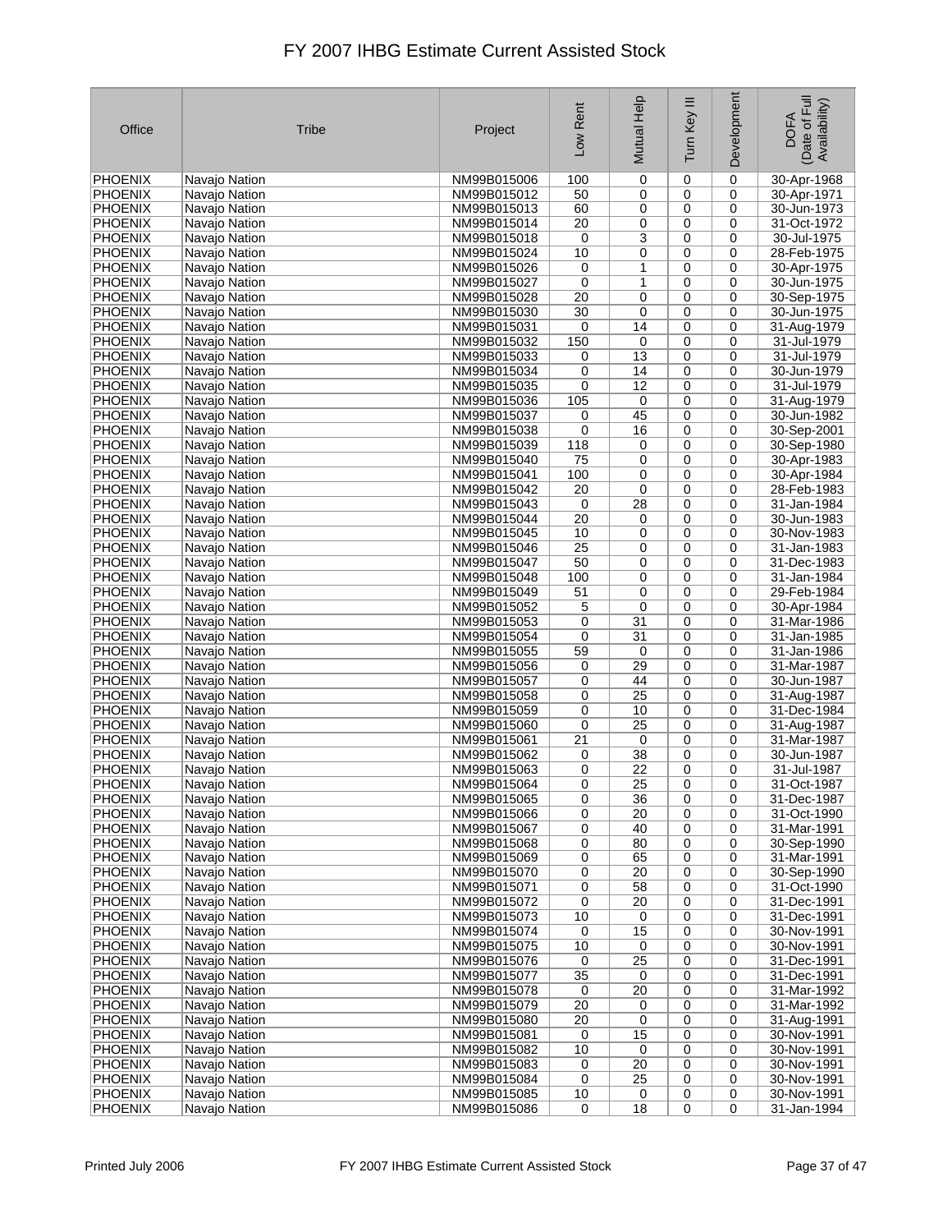# FY 2007 IHBG Estimate Current Assisted Stock

| Office | Tribe | Project | Low Rent | Mutual Help | Turn Key III | Development | DOFA (Date of Full Availability) |
|---|---|---|---|---|---|---|---|
| PHOENIX | Navajo Nation | NM99B015006 | 100 | 0 | 0 | 0 | 30-Apr-1968 |
| PHOENIX | Navajo Nation | NM99B015012 | 50 | 0 | 0 | 0 | 30-Apr-1971 |
| PHOENIX | Navajo Nation | NM99B015013 | 60 | 0 | 0 | 0 | 30-Jun-1973 |
| PHOENIX | Navajo Nation | NM99B015014 | 20 | 0 | 0 | 0 | 31-Oct-1972 |
| PHOENIX | Navajo Nation | NM99B015018 | 0 | 3 | 0 | 0 | 30-Jul-1975 |
| PHOENIX | Navajo Nation | NM99B015024 | 10 | 0 | 0 | 0 | 28-Feb-1975 |
| PHOENIX | Navajo Nation | NM99B015026 | 0 | 1 | 0 | 0 | 30-Apr-1975 |
| PHOENIX | Navajo Nation | NM99B015027 | 0 | 1 | 0 | 0 | 30-Jun-1975 |
| PHOENIX | Navajo Nation | NM99B015028 | 20 | 0 | 0 | 0 | 30-Sep-1975 |
| PHOENIX | Navajo Nation | NM99B015030 | 30 | 0 | 0 | 0 | 30-Jun-1975 |
| PHOENIX | Navajo Nation | NM99B015031 | 0 | 14 | 0 | 0 | 31-Aug-1979 |
| PHOENIX | Navajo Nation | NM99B015032 | 150 | 0 | 0 | 0 | 31-Jul-1979 |
| PHOENIX | Navajo Nation | NM99B015033 | 0 | 13 | 0 | 0 | 31-Jul-1979 |
| PHOENIX | Navajo Nation | NM99B015034 | 0 | 14 | 0 | 0 | 30-Jun-1979 |
| PHOENIX | Navajo Nation | NM99B015035 | 0 | 12 | 0 | 0 | 31-Jul-1979 |
| PHOENIX | Navajo Nation | NM99B015036 | 105 | 0 | 0 | 0 | 31-Aug-1979 |
| PHOENIX | Navajo Nation | NM99B015037 | 0 | 45 | 0 | 0 | 30-Jun-1982 |
| PHOENIX | Navajo Nation | NM99B015038 | 0 | 16 | 0 | 0 | 30-Sep-2001 |
| PHOENIX | Navajo Nation | NM99B015039 | 118 | 0 | 0 | 0 | 30-Sep-1980 |
| PHOENIX | Navajo Nation | NM99B015040 | 75 | 0 | 0 | 0 | 30-Apr-1983 |
| PHOENIX | Navajo Nation | NM99B015041 | 100 | 0 | 0 | 0 | 30-Apr-1984 |
| PHOENIX | Navajo Nation | NM99B015042 | 20 | 0 | 0 | 0 | 28-Feb-1983 |
| PHOENIX | Navajo Nation | NM99B015043 | 0 | 28 | 0 | 0 | 31-Jan-1984 |
| PHOENIX | Navajo Nation | NM99B015044 | 20 | 0 | 0 | 0 | 30-Jun-1983 |
| PHOENIX | Navajo Nation | NM99B015045 | 10 | 0 | 0 | 0 | 30-Nov-1983 |
| PHOENIX | Navajo Nation | NM99B015046 | 25 | 0 | 0 | 0 | 31-Jan-1983 |
| PHOENIX | Navajo Nation | NM99B015047 | 50 | 0 | 0 | 0 | 31-Dec-1983 |
| PHOENIX | Navajo Nation | NM99B015048 | 100 | 0 | 0 | 0 | 31-Jan-1984 |
| PHOENIX | Navajo Nation | NM99B015049 | 51 | 0 | 0 | 0 | 29-Feb-1984 |
| PHOENIX | Navajo Nation | NM99B015052 | 5 | 0 | 0 | 0 | 30-Apr-1984 |
| PHOENIX | Navajo Nation | NM99B015053 | 0 | 31 | 0 | 0 | 31-Mar-1986 |
| PHOENIX | Navajo Nation | NM99B015054 | 0 | 31 | 0 | 0 | 31-Jan-1985 |
| PHOENIX | Navajo Nation | NM99B015055 | 59 | 0 | 0 | 0 | 31-Jan-1986 |
| PHOENIX | Navajo Nation | NM99B015056 | 0 | 29 | 0 | 0 | 31-Mar-1987 |
| PHOENIX | Navajo Nation | NM99B015057 | 0 | 44 | 0 | 0 | 30-Jun-1987 |
| PHOENIX | Navajo Nation | NM99B015058 | 0 | 25 | 0 | 0 | 31-Aug-1987 |
| PHOENIX | Navajo Nation | NM99B015059 | 0 | 10 | 0 | 0 | 31-Dec-1984 |
| PHOENIX | Navajo Nation | NM99B015060 | 0 | 25 | 0 | 0 | 31-Aug-1987 |
| PHOENIX | Navajo Nation | NM99B015061 | 21 | 0 | 0 | 0 | 31-Mar-1987 |
| PHOENIX | Navajo Nation | NM99B015062 | 0 | 38 | 0 | 0 | 30-Jun-1987 |
| PHOENIX | Navajo Nation | NM99B015063 | 0 | 22 | 0 | 0 | 31-Jul-1987 |
| PHOENIX | Navajo Nation | NM99B015064 | 0 | 25 | 0 | 0 | 31-Oct-1987 |
| PHOENIX | Navajo Nation | NM99B015065 | 0 | 36 | 0 | 0 | 31-Dec-1987 |
| PHOENIX | Navajo Nation | NM99B015066 | 0 | 20 | 0 | 0 | 31-Oct-1990 |
| PHOENIX | Navajo Nation | NM99B015067 | 0 | 40 | 0 | 0 | 31-Mar-1991 |
| PHOENIX | Navajo Nation | NM99B015068 | 0 | 80 | 0 | 0 | 30-Sep-1990 |
| PHOENIX | Navajo Nation | NM99B015069 | 0 | 65 | 0 | 0 | 31-Mar-1991 |
| PHOENIX | Navajo Nation | NM99B015070 | 0 | 20 | 0 | 0 | 30-Sep-1990 |
| PHOENIX | Navajo Nation | NM99B015071 | 0 | 58 | 0 | 0 | 31-Oct-1990 |
| PHOENIX | Navajo Nation | NM99B015072 | 0 | 20 | 0 | 0 | 31-Dec-1991 |
| PHOENIX | Navajo Nation | NM99B015073 | 10 | 0 | 0 | 0 | 31-Dec-1991 |
| PHOENIX | Navajo Nation | NM99B015074 | 0 | 15 | 0 | 0 | 30-Nov-1991 |
| PHOENIX | Navajo Nation | NM99B015075 | 10 | 0 | 0 | 0 | 30-Nov-1991 |
| PHOENIX | Navajo Nation | NM99B015076 | 0 | 25 | 0 | 0 | 31-Dec-1991 |
| PHOENIX | Navajo Nation | NM99B015077 | 35 | 0 | 0 | 0 | 31-Dec-1991 |
| PHOENIX | Navajo Nation | NM99B015078 | 0 | 20 | 0 | 0 | 31-Mar-1992 |
| PHOENIX | Navajo Nation | NM99B015079 | 20 | 0 | 0 | 0 | 31-Mar-1992 |
| PHOENIX | Navajo Nation | NM99B015080 | 20 | 0 | 0 | 0 | 31-Aug-1991 |
| PHOENIX | Navajo Nation | NM99B015081 | 0 | 15 | 0 | 0 | 30-Nov-1991 |
| PHOENIX | Navajo Nation | NM99B015082 | 10 | 0 | 0 | 0 | 30-Nov-1991 |
| PHOENIX | Navajo Nation | NM99B015083 | 0 | 20 | 0 | 0 | 30-Nov-1991 |
| PHOENIX | Navajo Nation | NM99B015084 | 0 | 25 | 0 | 0 | 30-Nov-1991 |
| PHOENIX | Navajo Nation | NM99B015085 | 10 | 0 | 0 | 0 | 30-Nov-1991 |
| PHOENIX | Navajo Nation | NM99B015086 | 0 | 18 | 0 | 0 | 31-Jan-1994 |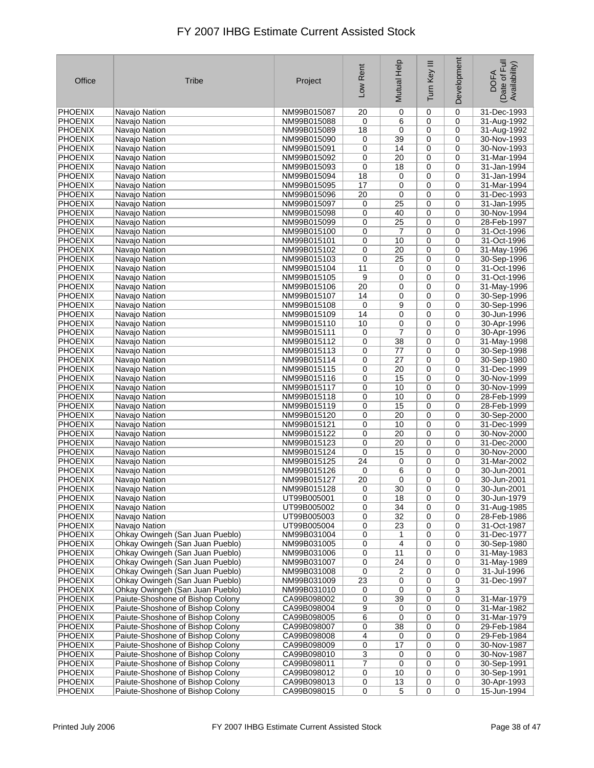# FY 2007 IHBG Estimate Current Assisted Stock

| Office | Tribe | Project | Low Rent | Mutual Help | Turn Key III | Development | DOFA (Date of Full Availability) |
|---|---|---|---|---|---|---|---|
| PHOENIX | Navajo Nation | NM99B015087 | 20 | 0 | 0 | 0 | 31-Dec-1993 |
| PHOENIX | Navajo Nation | NM99B015088 | 0 | 6 | 0 | 0 | 31-Aug-1992 |
| PHOENIX | Navajo Nation | NM99B015089 | 18 | 0 | 0 | 0 | 31-Aug-1992 |
| PHOENIX | Navajo Nation | NM99B015090 | 0 | 39 | 0 | 0 | 30-Nov-1993 |
| PHOENIX | Navajo Nation | NM99B015091 | 0 | 14 | 0 | 0 | 30-Nov-1993 |
| PHOENIX | Navajo Nation | NM99B015092 | 0 | 20 | 0 | 0 | 31-Mar-1994 |
| PHOENIX | Navajo Nation | NM99B015093 | 0 | 18 | 0 | 0 | 31-Jan-1994 |
| PHOENIX | Navajo Nation | NM99B015094 | 18 | 0 | 0 | 0 | 31-Jan-1994 |
| PHOENIX | Navajo Nation | NM99B015095 | 17 | 0 | 0 | 0 | 31-Mar-1994 |
| PHOENIX | Navajo Nation | NM99B015096 | 20 | 0 | 0 | 0 | 31-Dec-1993 |
| PHOENIX | Navajo Nation | NM99B015097 | 0 | 25 | 0 | 0 | 31-Jan-1995 |
| PHOENIX | Navajo Nation | NM99B015098 | 0 | 40 | 0 | 0 | 30-Nov-1994 |
| PHOENIX | Navajo Nation | NM99B015099 | 0 | 25 | 0 | 0 | 28-Feb-1997 |
| PHOENIX | Navajo Nation | NM99B015100 | 0 | 7 | 0 | 0 | 31-Oct-1996 |
| PHOENIX | Navajo Nation | NM99B015101 | 0 | 10 | 0 | 0 | 31-Oct-1996 |
| PHOENIX | Navajo Nation | NM99B015102 | 0 | 20 | 0 | 0 | 31-May-1996 |
| PHOENIX | Navajo Nation | NM99B015103 | 0 | 25 | 0 | 0 | 30-Sep-1996 |
| PHOENIX | Navajo Nation | NM99B015104 | 11 | 0 | 0 | 0 | 31-Oct-1996 |
| PHOENIX | Navajo Nation | NM99B015105 | 9 | 0 | 0 | 0 | 31-Oct-1996 |
| PHOENIX | Navajo Nation | NM99B015106 | 20 | 0 | 0 | 0 | 31-May-1996 |
| PHOENIX | Navajo Nation | NM99B015107 | 14 | 0 | 0 | 0 | 30-Sep-1996 |
| PHOENIX | Navajo Nation | NM99B015108 | 0 | 9 | 0 | 0 | 30-Sep-1996 |
| PHOENIX | Navajo Nation | NM99B015109 | 14 | 0 | 0 | 0 | 30-Jun-1996 |
| PHOENIX | Navajo Nation | NM99B015110 | 10 | 0 | 0 | 0 | 30-Apr-1996 |
| PHOENIX | Navajo Nation | NM99B015111 | 0 | 7 | 0 | 0 | 30-Apr-1996 |
| PHOENIX | Navajo Nation | NM99B015112 | 0 | 38 | 0 | 0 | 31-May-1998 |
| PHOENIX | Navajo Nation | NM99B015113 | 0 | 77 | 0 | 0 | 30-Sep-1998 |
| PHOENIX | Navajo Nation | NM99B015114 | 0 | 27 | 0 | 0 | 30-Sep-1980 |
| PHOENIX | Navajo Nation | NM99B015115 | 0 | 20 | 0 | 0 | 31-Dec-1999 |
| PHOENIX | Navajo Nation | NM99B015116 | 0 | 15 | 0 | 0 | 30-Nov-1999 |
| PHOENIX | Navajo Nation | NM99B015117 | 0 | 10 | 0 | 0 | 30-Nov-1999 |
| PHOENIX | Navajo Nation | NM99B015118 | 0 | 10 | 0 | 0 | 28-Feb-1999 |
| PHOENIX | Navajo Nation | NM99B015119 | 0 | 15 | 0 | 0 | 28-Feb-1999 |
| PHOENIX | Navajo Nation | NM99B015120 | 0 | 20 | 0 | 0 | 30-Sep-2000 |
| PHOENIX | Navajo Nation | NM99B015121 | 0 | 10 | 0 | 0 | 31-Dec-1999 |
| PHOENIX | Navajo Nation | NM99B015122 | 0 | 20 | 0 | 0 | 30-Nov-2000 |
| PHOENIX | Navajo Nation | NM99B015123 | 0 | 20 | 0 | 0 | 31-Dec-2000 |
| PHOENIX | Navajo Nation | NM99B015124 | 0 | 15 | 0 | 0 | 30-Nov-2000 |
| PHOENIX | Navajo Nation | NM99B015125 | 24 | 0 | 0 | 0 | 31-Mar-2002 |
| PHOENIX | Navajo Nation | NM99B015126 | 0 | 6 | 0 | 0 | 30-Jun-2001 |
| PHOENIX | Navajo Nation | NM99B015127 | 20 | 0 | 0 | 0 | 30-Jun-2001 |
| PHOENIX | Navajo Nation | NM99B015128 | 0 | 30 | 0 | 0 | 30-Jun-2001 |
| PHOENIX | Navajo Nation | UT99B005001 | 0 | 18 | 0 | 0 | 30-Jun-1979 |
| PHOENIX | Navajo Nation | UT99B005002 | 0 | 34 | 0 | 0 | 31-Aug-1985 |
| PHOENIX | Navajo Nation | UT99B005003 | 0 | 32 | 0 | 0 | 28-Feb-1986 |
| PHOENIX | Navajo Nation | UT99B005004 | 0 | 23 | 0 | 0 | 31-Oct-1987 |
| PHOENIX | Ohkay Owingeh (San Juan Pueblo) | NM99B031004 | 0 | 1 | 0 | 0 | 31-Dec-1977 |
| PHOENIX | Ohkay Owingeh (San Juan Pueblo) | NM99B031005 | 0 | 4 | 0 | 0 | 30-Sep-1980 |
| PHOENIX | Ohkay Owingeh (San Juan Pueblo) | NM99B031006 | 0 | 11 | 0 | 0 | 31-May-1983 |
| PHOENIX | Ohkay Owingeh (San Juan Pueblo) | NM99B031007 | 0 | 24 | 0 | 0 | 31-May-1989 |
| PHOENIX | Ohkay Owingeh (San Juan Pueblo) | NM99B031008 | 0 | 2 | 0 | 0 | 31-Jul-1996 |
| PHOENIX | Ohkay Owingeh (San Juan Pueblo) | NM99B031009 | 23 | 0 | 0 | 0 | 31-Dec-1997 |
| PHOENIX | Ohkay Owingeh (San Juan Pueblo) | NM99B031010 | 0 | 0 | 0 | 3 | |
| PHOENIX | Paiute-Shoshone of Bishop Colony | CA99B098002 | 0 | 39 | 0 | 0 | 31-Mar-1979 |
| PHOENIX | Paiute-Shoshone of Bishop Colony | CA99B098004 | 9 | 0 | 0 | 0 | 31-Mar-1982 |
| PHOENIX | Paiute-Shoshone of Bishop Colony | CA99B098005 | 6 | 0 | 0 | 0 | 31-Mar-1979 |
| PHOENIX | Paiute-Shoshone of Bishop Colony | CA99B098007 | 0 | 38 | 0 | 0 | 29-Feb-1984 |
| PHOENIX | Paiute-Shoshone of Bishop Colony | CA99B098008 | 4 | 0 | 0 | 0 | 29-Feb-1984 |
| PHOENIX | Paiute-Shoshone of Bishop Colony | CA99B098009 | 0 | 17 | 0 | 0 | 30-Nov-1987 |
| PHOENIX | Paiute-Shoshone of Bishop Colony | CA99B098010 | 3 | 0 | 0 | 0 | 30-Nov-1987 |
| PHOENIX | Paiute-Shoshone of Bishop Colony | CA99B098011 | 7 | 0 | 0 | 0 | 30-Sep-1991 |
| PHOENIX | Paiute-Shoshone of Bishop Colony | CA99B098012 | 0 | 10 | 0 | 0 | 30-Sep-1991 |
| PHOENIX | Paiute-Shoshone of Bishop Colony | CA99B098013 | 0 | 13 | 0 | 0 | 30-Apr-1993 |
| PHOENIX | Paiute-Shoshone of Bishop Colony | CA99B098015 | 0 | 5 | 0 | 0 | 15-Jun-1994 |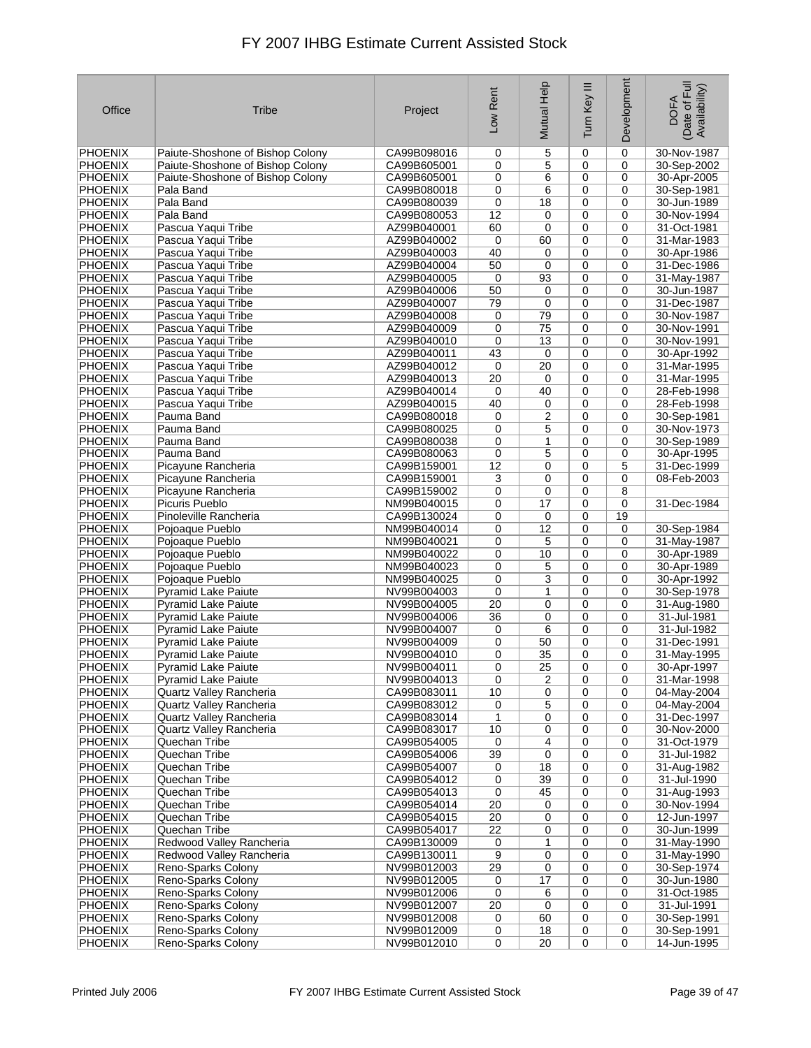# FY 2007 IHBG Estimate Current Assisted Stock

| Office | Tribe | Project | Low Rent | Mutual Help | Turn Key III | Development | DOFA (Date of Full Availability) |
|---|---|---|---|---|---|---|---|
| PHOENIX | Paiute-Shoshone of Bishop Colony | CA99B098016 | 0 | 5 | 0 | 0 | 30-Nov-1987 |
| PHOENIX | Paiute-Shoshone of Bishop Colony | CA99B605001 | 0 | 5 | 0 | 0 | 30-Sep-2002 |
| PHOENIX | Paiute-Shoshone of Bishop Colony | CA99B605001 | 0 | 6 | 0 | 0 | 30-Apr-2005 |
| PHOENIX | Pala Band | CA99B080018 | 0 | 6 | 0 | 0 | 30-Sep-1981 |
| PHOENIX | Pala Band | CA99B080039 | 0 | 18 | 0 | 0 | 30-Jun-1989 |
| PHOENIX | Pala Band | CA99B080053 | 12 | 0 | 0 | 0 | 30-Nov-1994 |
| PHOENIX | Pascua Yaqui Tribe | AZ99B040001 | 60 | 0 | 0 | 0 | 31-Oct-1981 |
| PHOENIX | Pascua Yaqui Tribe | AZ99B040002 | 0 | 60 | 0 | 0 | 31-Mar-1983 |
| PHOENIX | Pascua Yaqui Tribe | AZ99B040003 | 40 | 0 | 0 | 0 | 30-Apr-1986 |
| PHOENIX | Pascua Yaqui Tribe | AZ99B040004 | 50 | 0 | 0 | 0 | 31-Dec-1986 |
| PHOENIX | Pascua Yaqui Tribe | AZ99B040005 | 0 | 93 | 0 | 0 | 31-May-1987 |
| PHOENIX | Pascua Yaqui Tribe | AZ99B040006 | 50 | 0 | 0 | 0 | 30-Jun-1987 |
| PHOENIX | Pascua Yaqui Tribe | AZ99B040007 | 79 | 0 | 0 | 0 | 31-Dec-1987 |
| PHOENIX | Pascua Yaqui Tribe | AZ99B040008 | 0 | 79 | 0 | 0 | 30-Nov-1987 |
| PHOENIX | Pascua Yaqui Tribe | AZ99B040009 | 0 | 75 | 0 | 0 | 30-Nov-1991 |
| PHOENIX | Pascua Yaqui Tribe | AZ99B040010 | 0 | 13 | 0 | 0 | 30-Nov-1991 |
| PHOENIX | Pascua Yaqui Tribe | AZ99B040011 | 43 | 0 | 0 | 0 | 30-Apr-1992 |
| PHOENIX | Pascua Yaqui Tribe | AZ99B040012 | 0 | 20 | 0 | 0 | 31-Mar-1995 |
| PHOENIX | Pascua Yaqui Tribe | AZ99B040013 | 20 | 0 | 0 | 0 | 31-Mar-1995 |
| PHOENIX | Pascua Yaqui Tribe | AZ99B040014 | 0 | 40 | 0 | 0 | 28-Feb-1998 |
| PHOENIX | Pascua Yaqui Tribe | AZ99B040015 | 40 | 0 | 0 | 0 | 28-Feb-1998 |
| PHOENIX | Pauma Band | CA99B080018 | 0 | 2 | 0 | 0 | 30-Sep-1981 |
| PHOENIX | Pauma Band | CA99B080025 | 0 | 5 | 0 | 0 | 30-Nov-1973 |
| PHOENIX | Pauma Band | CA99B080038 | 0 | 1 | 0 | 0 | 30-Sep-1989 |
| PHOENIX | Pauma Band | CA99B080063 | 0 | 5 | 0 | 0 | 30-Apr-1995 |
| PHOENIX | Picayune Rancheria | CA99B159001 | 12 | 0 | 0 | 5 | 31-Dec-1999 |
| PHOENIX | Picayune Rancheria | CA99B159001 | 3 | 0 | 0 | 0 | 08-Feb-2003 |
| PHOENIX | Picayune Rancheria | CA99B159002 | 0 | 0 | 0 | 8 | |
| PHOENIX | Picuris Pueblo | NM99B040015 | 0 | 17 | 0 | 0 | 31-Dec-1984 |
| PHOENIX | Pinoleville Rancheria | CA99B130024 | 0 | 0 | 0 | 19 | |
| PHOENIX | Pojoaque Pueblo | NM99B040014 | 0 | 12 | 0 | 0 | 30-Sep-1984 |
| PHOENIX | Pojoaque Pueblo | NM99B040021 | 0 | 5 | 0 | 0 | 31-May-1987 |
| PHOENIX | Pojoaque Pueblo | NM99B040022 | 0 | 10 | 0 | 0 | 30-Apr-1989 |
| PHOENIX | Pojoaque Pueblo | NM99B040023 | 0 | 5 | 0 | 0 | 30-Apr-1989 |
| PHOENIX | Pojoaque Pueblo | NM99B040025 | 0 | 3 | 0 | 0 | 30-Apr-1992 |
| PHOENIX | Pyramid Lake Paiute | NV99B004003 | 0 | 1 | 0 | 0 | 30-Sep-1978 |
| PHOENIX | Pyramid Lake Paiute | NV99B004005 | 20 | 0 | 0 | 0 | 31-Aug-1980 |
| PHOENIX | Pyramid Lake Paiute | NV99B004006 | 36 | 0 | 0 | 0 | 31-Jul-1981 |
| PHOENIX | Pyramid Lake Paiute | NV99B004007 | 0 | 6 | 0 | 0 | 31-Jul-1982 |
| PHOENIX | Pyramid Lake Paiute | NV99B004009 | 0 | 50 | 0 | 0 | 31-Dec-1991 |
| PHOENIX | Pyramid Lake Paiute | NV99B004010 | 0 | 35 | 0 | 0 | 31-May-1995 |
| PHOENIX | Pyramid Lake Paiute | NV99B004011 | 0 | 25 | 0 | 0 | 30-Apr-1997 |
| PHOENIX | Pyramid Lake Paiute | NV99B004013 | 0 | 2 | 0 | 0 | 31-Mar-1998 |
| PHOENIX | Quartz Valley Rancheria | CA99B083011 | 10 | 0 | 0 | 0 | 04-May-2004 |
| PHOENIX | Quartz Valley Rancheria | CA99B083012 | 0 | 5 | 0 | 0 | 04-May-2004 |
| PHOENIX | Quartz Valley Rancheria | CA99B083014 | 1 | 0 | 0 | 0 | 31-Dec-1997 |
| PHOENIX | Quartz Valley Rancheria | CA99B083017 | 10 | 0 | 0 | 0 | 30-Nov-2000 |
| PHOENIX | Quechan Tribe | CA99B054005 | 0 | 4 | 0 | 0 | 31-Oct-1979 |
| PHOENIX | Quechan Tribe | CA99B054006 | 39 | 0 | 0 | 0 | 31-Jul-1982 |
| PHOENIX | Quechan Tribe | CA99B054007 | 0 | 18 | 0 | 0 | 31-Aug-1982 |
| PHOENIX | Quechan Tribe | CA99B054012 | 0 | 39 | 0 | 0 | 31-Jul-1990 |
| PHOENIX | Quechan Tribe | CA99B054013 | 0 | 45 | 0 | 0 | 31-Aug-1993 |
| PHOENIX | Quechan Tribe | CA99B054014 | 20 | 0 | 0 | 0 | 30-Nov-1994 |
| PHOENIX | Quechan Tribe | CA99B054015 | 20 | 0 | 0 | 0 | 12-Jun-1997 |
| PHOENIX | Quechan Tribe | CA99B054017 | 22 | 0 | 0 | 0 | 30-Jun-1999 |
| PHOENIX | Redwood Valley Rancheria | CA99B130009 | 0 | 1 | 0 | 0 | 31-May-1990 |
| PHOENIX | Redwood Valley Rancheria | CA99B130011 | 9 | 0 | 0 | 0 | 31-May-1990 |
| PHOENIX | Reno-Sparks Colony | NV99B012003 | 29 | 0 | 0 | 0 | 30-Sep-1974 |
| PHOENIX | Reno-Sparks Colony | NV99B012005 | 0 | 17 | 0 | 0 | 30-Jun-1980 |
| PHOENIX | Reno-Sparks Colony | NV99B012006 | 0 | 6 | 0 | 0 | 31-Oct-1985 |
| PHOENIX | Reno-Sparks Colony | NV99B012007 | 20 | 0 | 0 | 0 | 31-Jul-1991 |
| PHOENIX | Reno-Sparks Colony | NV99B012008 | 0 | 60 | 0 | 0 | 30-Sep-1991 |
| PHOENIX | Reno-Sparks Colony | NV99B012009 | 0 | 18 | 0 | 0 | 30-Sep-1991 |
| PHOENIX | Reno-Sparks Colony | NV99B012010 | 0 | 20 | 0 | 0 | 14-Jun-1995 |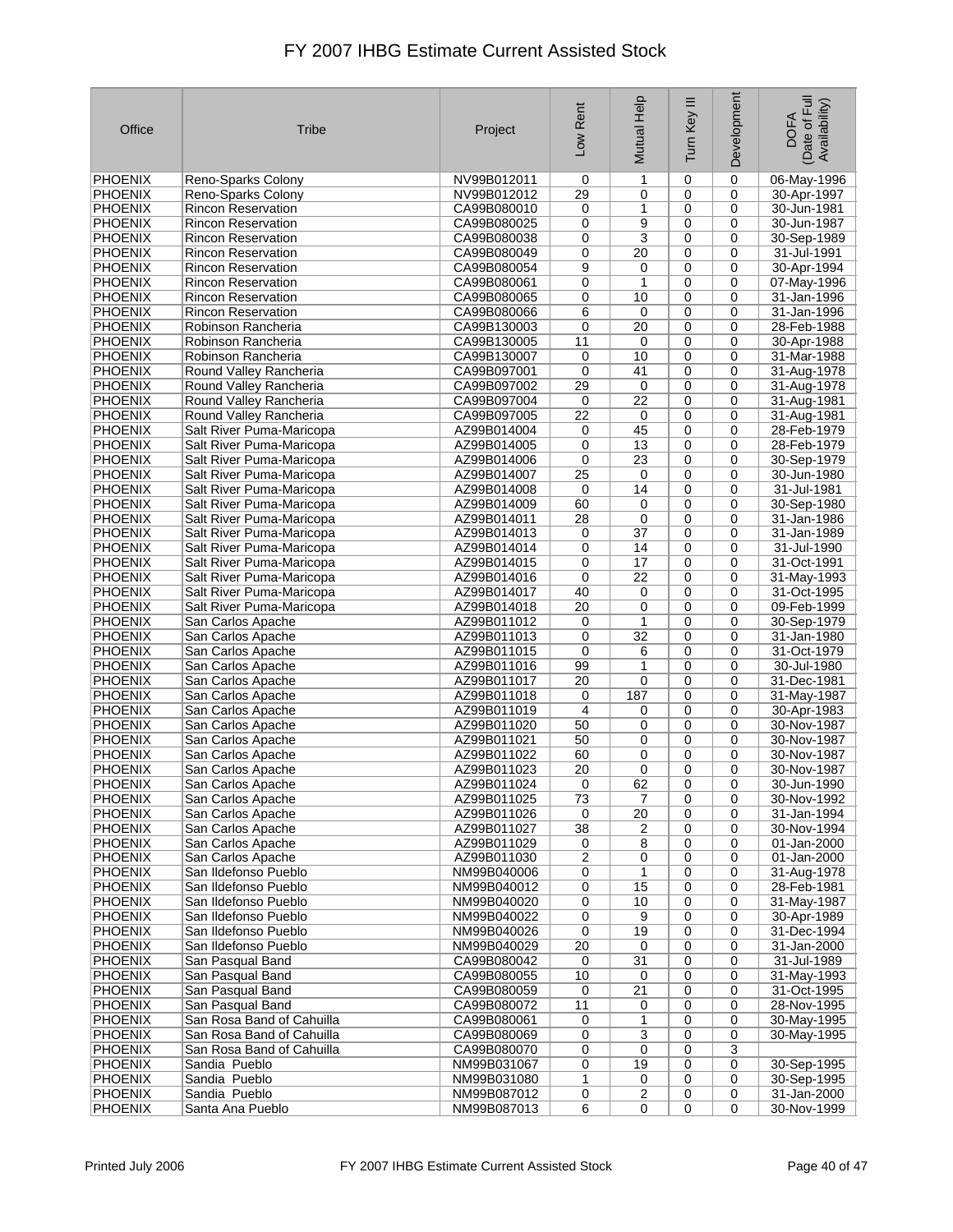# FY 2007 IHBG Estimate Current Assisted Stock

| Office | Tribe | Project | Low Rent | Mutual Help | Turn Key III | Development | DOFA (Date of Full Availability) |
|---|---|---|---|---|---|---|---|
| PHOENIX | Reno-Sparks Colony | NV99B012011 | 0 | 1 | 0 | 0 | 06-May-1996 |
| PHOENIX | Reno-Sparks Colony | NV99B012012 | 29 | 0 | 0 | 0 | 30-Apr-1997 |
| PHOENIX | Rincon Reservation | CA99B080010 | 0 | 1 | 0 | 0 | 30-Jun-1981 |
| PHOENIX | Rincon Reservation | CA99B080025 | 0 | 9 | 0 | 0 | 30-Jun-1987 |
| PHOENIX | Rincon Reservation | CA99B080038 | 0 | 3 | 0 | 0 | 30-Sep-1989 |
| PHOENIX | Rincon Reservation | CA99B080049 | 0 | 20 | 0 | 0 | 31-Jul-1991 |
| PHOENIX | Rincon Reservation | CA99B080054 | 9 | 0 | 0 | 0 | 30-Apr-1994 |
| PHOENIX | Rincon Reservation | CA99B080061 | 0 | 1 | 0 | 0 | 07-May-1996 |
| PHOENIX | Rincon Reservation | CA99B080065 | 0 | 10 | 0 | 0 | 31-Jan-1996 |
| PHOENIX | Rincon Reservation | CA99B080066 | 6 | 0 | 0 | 0 | 31-Jan-1996 |
| PHOENIX | Robinson Rancheria | CA99B130003 | 0 | 20 | 0 | 0 | 28-Feb-1988 |
| PHOENIX | Robinson Rancheria | CA99B130005 | 11 | 0 | 0 | 0 | 30-Apr-1988 |
| PHOENIX | Robinson Rancheria | CA99B130007 | 0 | 10 | 0 | 0 | 31-Mar-1988 |
| PHOENIX | Round Valley Rancheria | CA99B097001 | 0 | 41 | 0 | 0 | 31-Aug-1978 |
| PHOENIX | Round Valley Rancheria | CA99B097002 | 29 | 0 | 0 | 0 | 31-Aug-1978 |
| PHOENIX | Round Valley Rancheria | CA99B097004 | 0 | 22 | 0 | 0 | 31-Aug-1981 |
| PHOENIX | Round Valley Rancheria | CA99B097005 | 22 | 0 | 0 | 0 | 31-Aug-1981 |
| PHOENIX | Salt River Puma-Maricopa | AZ99B014004 | 0 | 45 | 0 | 0 | 28-Feb-1979 |
| PHOENIX | Salt River Puma-Maricopa | AZ99B014005 | 0 | 13 | 0 | 0 | 28-Feb-1979 |
| PHOENIX | Salt River Puma-Maricopa | AZ99B014006 | 0 | 23 | 0 | 0 | 30-Sep-1979 |
| PHOENIX | Salt River Puma-Maricopa | AZ99B014007 | 25 | 0 | 0 | 0 | 30-Jun-1980 |
| PHOENIX | Salt River Puma-Maricopa | AZ99B014008 | 0 | 14 | 0 | 0 | 31-Jul-1981 |
| PHOENIX | Salt River Puma-Maricopa | AZ99B014009 | 60 | 0 | 0 | 0 | 30-Sep-1980 |
| PHOENIX | Salt River Puma-Maricopa | AZ99B014011 | 28 | 0 | 0 | 0 | 31-Jan-1986 |
| PHOENIX | Salt River Puma-Maricopa | AZ99B014013 | 0 | 37 | 0 | 0 | 31-Jan-1989 |
| PHOENIX | Salt River Puma-Maricopa | AZ99B014014 | 0 | 14 | 0 | 0 | 31-Jul-1990 |
| PHOENIX | Salt River Puma-Maricopa | AZ99B014015 | 0 | 17 | 0 | 0 | 31-Oct-1991 |
| PHOENIX | Salt River Puma-Maricopa | AZ99B014016 | 0 | 22 | 0 | 0 | 31-May-1993 |
| PHOENIX | Salt River Puma-Maricopa | AZ99B014017 | 40 | 0 | 0 | 0 | 31-Oct-1995 |
| PHOENIX | Salt River Puma-Maricopa | AZ99B014018 | 20 | 0 | 0 | 0 | 09-Feb-1999 |
| PHOENIX | San Carlos Apache | AZ99B011012 | 0 | 1 | 0 | 0 | 30-Sep-1979 |
| PHOENIX | San Carlos Apache | AZ99B011013 | 0 | 32 | 0 | 0 | 31-Jan-1980 |
| PHOENIX | San Carlos Apache | AZ99B011015 | 0 | 6 | 0 | 0 | 31-Oct-1979 |
| PHOENIX | San Carlos Apache | AZ99B011016 | 99 | 1 | 0 | 0 | 30-Jul-1980 |
| PHOENIX | San Carlos Apache | AZ99B011017 | 20 | 0 | 0 | 0 | 31-Dec-1981 |
| PHOENIX | San Carlos Apache | AZ99B011018 | 0 | 187 | 0 | 0 | 31-May-1987 |
| PHOENIX | San Carlos Apache | AZ99B011019 | 4 | 0 | 0 | 0 | 30-Apr-1983 |
| PHOENIX | San Carlos Apache | AZ99B011020 | 50 | 0 | 0 | 0 | 30-Nov-1987 |
| PHOENIX | San Carlos Apache | AZ99B011021 | 50 | 0 | 0 | 0 | 30-Nov-1987 |
| PHOENIX | San Carlos Apache | AZ99B011022 | 60 | 0 | 0 | 0 | 30-Nov-1987 |
| PHOENIX | San Carlos Apache | AZ99B011023 | 20 | 0 | 0 | 0 | 30-Nov-1987 |
| PHOENIX | San Carlos Apache | AZ99B011024 | 0 | 62 | 0 | 0 | 30-Jun-1990 |
| PHOENIX | San Carlos Apache | AZ99B011025 | 73 | 7 | 0 | 0 | 30-Nov-1992 |
| PHOENIX | San Carlos Apache | AZ99B011026 | 0 | 20 | 0 | 0 | 31-Jan-1994 |
| PHOENIX | San Carlos Apache | AZ99B011027 | 38 | 2 | 0 | 0 | 30-Nov-1994 |
| PHOENIX | San Carlos Apache | AZ99B011029 | 0 | 8 | 0 | 0 | 01-Jan-2000 |
| PHOENIX | San Carlos Apache | AZ99B011030 | 2 | 0 | 0 | 0 | 01-Jan-2000 |
| PHOENIX | San Ildefonso Pueblo | NM99B040006 | 0 | 1 | 0 | 0 | 31-Aug-1978 |
| PHOENIX | San Ildefonso Pueblo | NM99B040012 | 0 | 15 | 0 | 0 | 28-Feb-1981 |
| PHOENIX | San Ildefonso Pueblo | NM99B040020 | 0 | 10 | 0 | 0 | 31-May-1987 |
| PHOENIX | San Ildefonso Pueblo | NM99B040022 | 0 | 9 | 0 | 0 | 30-Apr-1989 |
| PHOENIX | San Ildefonso Pueblo | NM99B040026 | 0 | 19 | 0 | 0 | 31-Dec-1994 |
| PHOENIX | San Ildefonso Pueblo | NM99B040029 | 20 | 0 | 0 | 0 | 31-Jan-2000 |
| PHOENIX | San Pasqual Band | CA99B080042 | 0 | 31 | 0 | 0 | 31-Jul-1989 |
| PHOENIX | San Pasqual Band | CA99B080055 | 10 | 0 | 0 | 0 | 31-May-1993 |
| PHOENIX | San Pasqual Band | CA99B080059 | 0 | 21 | 0 | 0 | 31-Oct-1995 |
| PHOENIX | San Pasqual Band | CA99B080072 | 11 | 0 | 0 | 0 | 28-Nov-1995 |
| PHOENIX | San Rosa Band of Cahuilla | CA99B080061 | 0 | 1 | 0 | 0 | 30-May-1995 |
| PHOENIX | San Rosa Band of Cahuilla | CA99B080069 | 0 | 3 | 0 | 0 | 30-May-1995 |
| PHOENIX | San Rosa Band of Cahuilla | CA99B080070 | 0 | 0 | 0 | 3 | |
| PHOENIX | Sandia Pueblo | NM99B031067 | 0 | 19 | 0 | 0 | 30-Sep-1995 |
| PHOENIX | Sandia Pueblo | NM99B031080 | 1 | 0 | 0 | 0 | 30-Sep-1995 |
| PHOENIX | Sandia Pueblo | NM99B087012 | 0 | 2 | 0 | 0 | 31-Jan-2000 |
| PHOENIX | Santa Ana Pueblo | NM99B087013 | 6 | 0 | 0 | 0 | 30-Nov-1999 |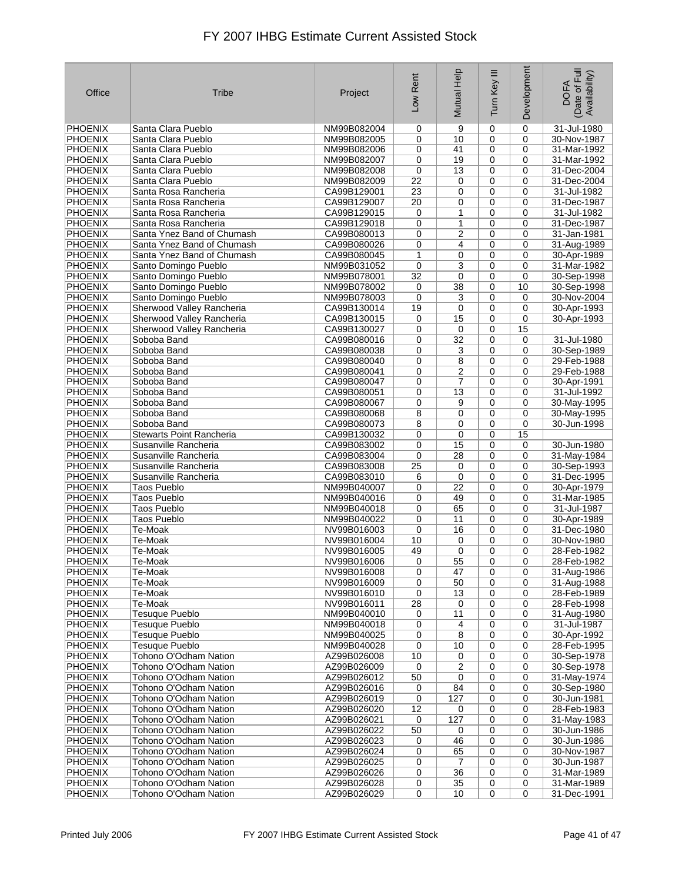# FY 2007 IHBG Estimate Current Assisted Stock

| Office | Tribe | Project | Low Rent | Mutual Help | Turn Key III | Development | DOFA (Date of Full Availability) |
|---|---|---|---|---|---|---|---|
| PHOENIX | Santa Clara Pueblo | NM99B082004 | 0 | 9 | 0 | 0 | 31-Jul-1980 |
| PHOENIX | Santa Clara Pueblo | NM99B082005 | 0 | 10 | 0 | 0 | 30-Nov-1987 |
| PHOENIX | Santa Clara Pueblo | NM99B082006 | 0 | 41 | 0 | 0 | 31-Mar-1992 |
| PHOENIX | Santa Clara Pueblo | NM99B082007 | 0 | 19 | 0 | 0 | 31-Mar-1992 |
| PHOENIX | Santa Clara Pueblo | NM99B082008 | 0 | 13 | 0 | 0 | 31-Dec-2004 |
| PHOENIX | Santa Clara Pueblo | NM99B082009 | 22 | 0 | 0 | 0 | 31-Dec-2004 |
| PHOENIX | Santa Rosa Rancheria | CA99B129001 | 23 | 0 | 0 | 0 | 31-Jul-1982 |
| PHOENIX | Santa Rosa Rancheria | CA99B129007 | 20 | 0 | 0 | 0 | 31-Dec-1987 |
| PHOENIX | Santa Rosa Rancheria | CA99B129015 | 0 | 1 | 0 | 0 | 31-Jul-1982 |
| PHOENIX | Santa Rosa Rancheria | CA99B129018 | 0 | 1 | 0 | 0 | 31-Dec-1987 |
| PHOENIX | Santa Ynez Band of Chumash | CA99B080013 | 0 | 2 | 0 | 0 | 31-Jan-1981 |
| PHOENIX | Santa Ynez Band of Chumash | CA99B080026 | 0 | 4 | 0 | 0 | 31-Aug-1989 |
| PHOENIX | Santa Ynez Band of Chumash | CA99B080045 | 1 | 0 | 0 | 0 | 30-Apr-1989 |
| PHOENIX | Santo Domingo Pueblo | NM99B031052 | 0 | 3 | 0 | 0 | 31-Mar-1982 |
| PHOENIX | Santo Domingo Pueblo | NM99B078001 | 32 | 0 | 0 | 0 | 30-Sep-1998 |
| PHOENIX | Santo Domingo Pueblo | NM99B078002 | 0 | 38 | 0 | 10 | 30-Sep-1998 |
| PHOENIX | Santo Domingo Pueblo | NM99B078003 | 0 | 3 | 0 | 0 | 30-Nov-2004 |
| PHOENIX | Sherwood Valley Rancheria | CA99B130014 | 19 | 0 | 0 | 0 | 30-Apr-1993 |
| PHOENIX | Sherwood Valley Rancheria | CA99B130015 | 0 | 15 | 0 | 0 | 30-Apr-1993 |
| PHOENIX | Sherwood Valley Rancheria | CA99B130027 | 0 | 0 | 0 | 15 | |
| PHOENIX | Soboba Band | CA99B080016 | 0 | 32 | 0 | 0 | 31-Jul-1980 |
| PHOENIX | Soboba Band | CA99B080038 | 0 | 3 | 0 | 0 | 30-Sep-1989 |
| PHOENIX | Soboba Band | CA99B080040 | 0 | 8 | 0 | 0 | 29-Feb-1988 |
| PHOENIX | Soboba Band | CA99B080041 | 0 | 2 | 0 | 0 | 29-Feb-1988 |
| PHOENIX | Soboba Band | CA99B080047 | 0 | 7 | 0 | 0 | 30-Apr-1991 |
| PHOENIX | Soboba Band | CA99B080051 | 0 | 13 | 0 | 0 | 31-Jul-1992 |
| PHOENIX | Soboba Band | CA99B080067 | 0 | 9 | 0 | 0 | 30-May-1995 |
| PHOENIX | Soboba Band | CA99B080068 | 8 | 0 | 0 | 0 | 30-May-1995 |
| PHOENIX | Soboba Band | CA99B080073 | 8 | 0 | 0 | 0 | 30-Jun-1998 |
| PHOENIX | Stewarts Point Rancheria | CA99B130032 | 0 | 0 | 0 | 15 | |
| PHOENIX | Susanville Rancheria | CA99B083002 | 0 | 15 | 0 | 0 | 30-Jun-1980 |
| PHOENIX | Susanville Rancheria | CA99B083004 | 0 | 28 | 0 | 0 | 31-May-1984 |
| PHOENIX | Susanville Rancheria | CA99B083008 | 25 | 0 | 0 | 0 | 30-Sep-1993 |
| PHOENIX | Susanville Rancheria | CA99B083010 | 6 | 0 | 0 | 0 | 31-Dec-1995 |
| PHOENIX | Taos Pueblo | NM99B040007 | 0 | 22 | 0 | 0 | 30-Apr-1979 |
| PHOENIX | Taos Pueblo | NM99B040016 | 0 | 49 | 0 | 0 | 31-Mar-1985 |
| PHOENIX | Taos Pueblo | NM99B040018 | 0 | 65 | 0 | 0 | 31-Jul-1987 |
| PHOENIX | Taos Pueblo | NM99B040022 | 0 | 11 | 0 | 0 | 30-Apr-1989 |
| PHOENIX | Te-Moak | NV99B016003 | 0 | 16 | 0 | 0 | 31-Dec-1980 |
| PHOENIX | Te-Moak | NV99B016004 | 10 | 0 | 0 | 0 | 30-Nov-1980 |
| PHOENIX | Te-Moak | NV99B016005 | 49 | 0 | 0 | 0 | 28-Feb-1982 |
| PHOENIX | Te-Moak | NV99B016006 | 0 | 55 | 0 | 0 | 28-Feb-1982 |
| PHOENIX | Te-Moak | NV99B016008 | 0 | 47 | 0 | 0 | 31-Aug-1986 |
| PHOENIX | Te-Moak | NV99B016009 | 0 | 50 | 0 | 0 | 31-Aug-1988 |
| PHOENIX | Te-Moak | NV99B016010 | 0 | 13 | 0 | 0 | 28-Feb-1989 |
| PHOENIX | Te-Moak | NV99B016011 | 28 | 0 | 0 | 0 | 28-Feb-1998 |
| PHOENIX | Tesuque Pueblo | NM99B040010 | 0 | 11 | 0 | 0 | 31-Aug-1980 |
| PHOENIX | Tesuque Pueblo | NM99B040018 | 0 | 4 | 0 | 0 | 31-Jul-1987 |
| PHOENIX | Tesuque Pueblo | NM99B040025 | 0 | 8 | 0 | 0 | 30-Apr-1992 |
| PHOENIX | Tesuque Pueblo | NM99B040028 | 0 | 10 | 0 | 0 | 28-Feb-1995 |
| PHOENIX | Tohono O'Odham Nation | AZ99B026008 | 10 | 0 | 0 | 0 | 30-Sep-1978 |
| PHOENIX | Tohono O'Odham Nation | AZ99B026009 | 0 | 2 | 0 | 0 | 30-Sep-1978 |
| PHOENIX | Tohono O'Odham Nation | AZ99B026012 | 50 | 0 | 0 | 0 | 31-May-1974 |
| PHOENIX | Tohono O'Odham Nation | AZ99B026016 | 0 | 84 | 0 | 0 | 30-Sep-1980 |
| PHOENIX | Tohono O'Odham Nation | AZ99B026019 | 0 | 127 | 0 | 0 | 30-Jun-1981 |
| PHOENIX | Tohono O'Odham Nation | AZ99B026020 | 12 | 0 | 0 | 0 | 28-Feb-1983 |
| PHOENIX | Tohono O'Odham Nation | AZ99B026021 | 0 | 127 | 0 | 0 | 31-May-1983 |
| PHOENIX | Tohono O'Odham Nation | AZ99B026022 | 50 | 0 | 0 | 0 | 30-Jun-1986 |
| PHOENIX | Tohono O'Odham Nation | AZ99B026023 | 0 | 46 | 0 | 0 | 30-Jun-1986 |
| PHOENIX | Tohono O'Odham Nation | AZ99B026024 | 0 | 65 | 0 | 0 | 30-Nov-1987 |
| PHOENIX | Tohono O'Odham Nation | AZ99B026025 | 0 | 7 | 0 | 0 | 30-Jun-1987 |
| PHOENIX | Tohono O'Odham Nation | AZ99B026026 | 0 | 36 | 0 | 0 | 31-Mar-1989 |
| PHOENIX | Tohono O'Odham Nation | AZ99B026028 | 0 | 35 | 0 | 0 | 31-Mar-1989 |
| PHOENIX | Tohono O'Odham Nation | AZ99B026029 | 0 | 10 | 0 | 0 | 31-Dec-1991 |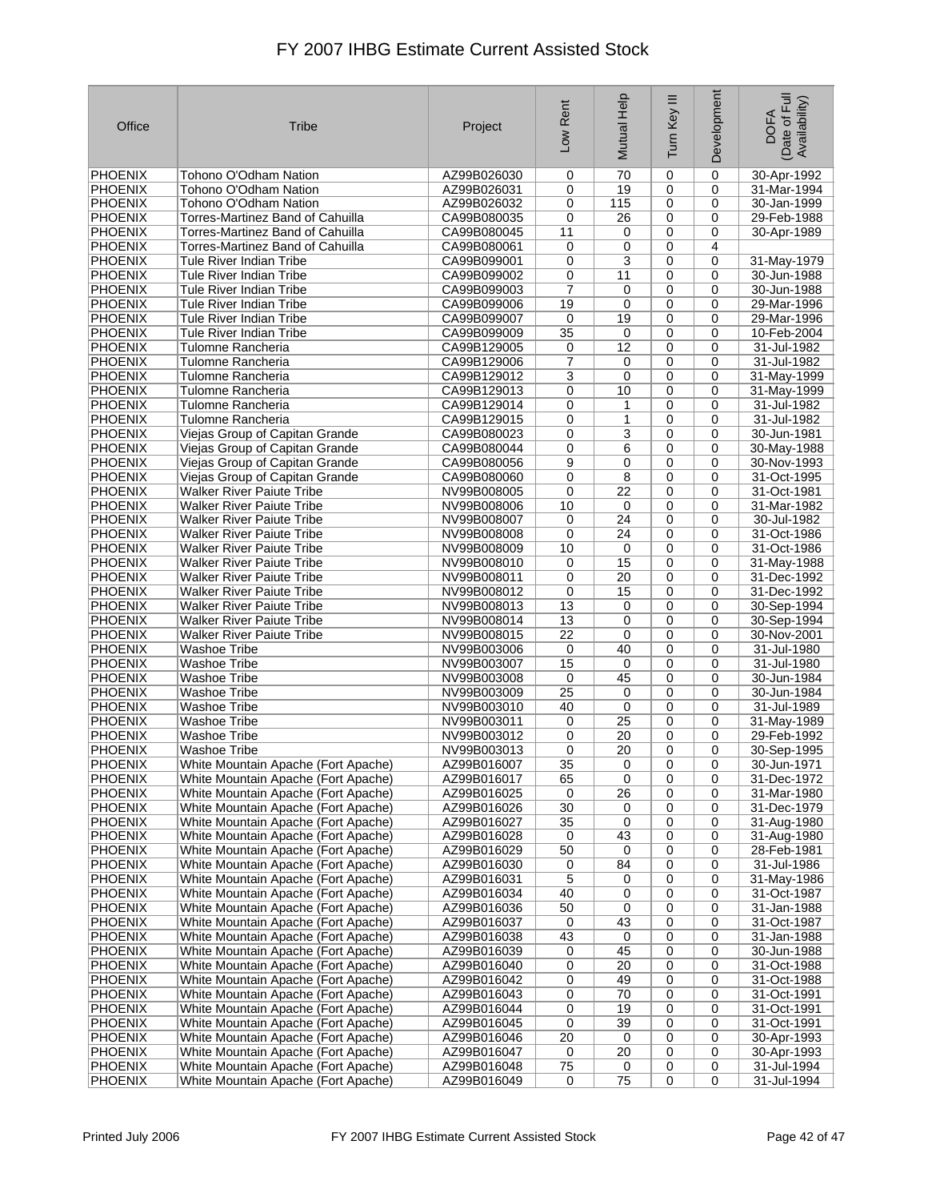# FY 2007 IHBG Estimate Current Assisted Stock

| Office | Tribe | Project | Low Rent | Mutual Help | Turn Key III | Development | DOFA (Date of Full Availability) |
|---|---|---|---|---|---|---|---|
| PHOENIX | Tohono O'Odham Nation | AZ99B026030 | 0 | 70 | 0 | 0 | 30-Apr-1992 |
| PHOENIX | Tohono O'Odham Nation | AZ99B026031 | 0 | 19 | 0 | 0 | 31-Mar-1994 |
| PHOENIX | Tohono O'Odham Nation | AZ99B026032 | 0 | 115 | 0 | 0 | 30-Jan-1999 |
| PHOENIX | Torres-Martinez Band of Cahuilla | CA99B080035 | 0 | 26 | 0 | 0 | 29-Feb-1988 |
| PHOENIX | Torres-Martinez Band of Cahuilla | CA99B080045 | 11 | 0 | 0 | 0 | 30-Apr-1989 |
| PHOENIX | Torres-Martinez Band of Cahuilla | CA99B080061 | 0 | 0 | 0 | 4 | |
| PHOENIX | Tule River Indian Tribe | CA99B099001 | 0 | 3 | 0 | 0 | 31-May-1979 |
| PHOENIX | Tule River Indian Tribe | CA99B099002 | 0 | 11 | 0 | 0 | 30-Jun-1988 |
| PHOENIX | Tule River Indian Tribe | CA99B099003 | 7 | 0 | 0 | 0 | 30-Jun-1988 |
| PHOENIX | Tule River Indian Tribe | CA99B099006 | 19 | 0 | 0 | 0 | 29-Mar-1996 |
| PHOENIX | Tule River Indian Tribe | CA99B099007 | 0 | 19 | 0 | 0 | 29-Mar-1996 |
| PHOENIX | Tule River Indian Tribe | CA99B099009 | 35 | 0 | 0 | 0 | 10-Feb-2004 |
| PHOENIX | Tulomne Rancheria | CA99B129005 | 0 | 12 | 0 | 0 | 31-Jul-1982 |
| PHOENIX | Tulomne Rancheria | CA99B129006 | 7 | 0 | 0 | 0 | 31-Jul-1982 |
| PHOENIX | Tulomne Rancheria | CA99B129012 | 3 | 0 | 0 | 0 | 31-May-1999 |
| PHOENIX | Tulomne Rancheria | CA99B129013 | 0 | 10 | 0 | 0 | 31-May-1999 |
| PHOENIX | Tulomne Rancheria | CA99B129014 | 0 | 1 | 0 | 0 | 31-Jul-1982 |
| PHOENIX | Tulomne Rancheria | CA99B129015 | 0 | 1 | 0 | 0 | 31-Jul-1982 |
| PHOENIX | Viejas Group of Capitan Grande | CA99B080023 | 0 | 3 | 0 | 0 | 30-Jun-1981 |
| PHOENIX | Viejas Group of Capitan Grande | CA99B080044 | 0 | 6 | 0 | 0 | 30-May-1988 |
| PHOENIX | Viejas Group of Capitan Grande | CA99B080056 | 9 | 0 | 0 | 0 | 30-Nov-1993 |
| PHOENIX | Viejas Group of Capitan Grande | CA99B080060 | 0 | 8 | 0 | 0 | 31-Oct-1995 |
| PHOENIX | Walker River Paiute Tribe | NV99B008005 | 0 | 22 | 0 | 0 | 31-Oct-1981 |
| PHOENIX | Walker River Paiute Tribe | NV99B008006 | 10 | 0 | 0 | 0 | 31-Mar-1982 |
| PHOENIX | Walker River Paiute Tribe | NV99B008007 | 0 | 24 | 0 | 0 | 30-Jul-1982 |
| PHOENIX | Walker River Paiute Tribe | NV99B008008 | 0 | 24 | 0 | 0 | 31-Oct-1986 |
| PHOENIX | Walker River Paiute Tribe | NV99B008009 | 10 | 0 | 0 | 0 | 31-Oct-1986 |
| PHOENIX | Walker River Paiute Tribe | NV99B008010 | 0 | 15 | 0 | 0 | 31-May-1988 |
| PHOENIX | Walker River Paiute Tribe | NV99B008011 | 0 | 20 | 0 | 0 | 31-Dec-1992 |
| PHOENIX | Walker River Paiute Tribe | NV99B008012 | 0 | 15 | 0 | 0 | 31-Dec-1992 |
| PHOENIX | Walker River Paiute Tribe | NV99B008013 | 13 | 0 | 0 | 0 | 30-Sep-1994 |
| PHOENIX | Walker River Paiute Tribe | NV99B008014 | 13 | 0 | 0 | 0 | 30-Sep-1994 |
| PHOENIX | Walker River Paiute Tribe | NV99B008015 | 22 | 0 | 0 | 0 | 30-Nov-2001 |
| PHOENIX | Washoe Tribe | NV99B003006 | 0 | 40 | 0 | 0 | 31-Jul-1980 |
| PHOENIX | Washoe Tribe | NV99B003007 | 15 | 0 | 0 | 0 | 31-Jul-1980 |
| PHOENIX | Washoe Tribe | NV99B003008 | 0 | 45 | 0 | 0 | 30-Jun-1984 |
| PHOENIX | Washoe Tribe | NV99B003009 | 25 | 0 | 0 | 0 | 30-Jun-1984 |
| PHOENIX | Washoe Tribe | NV99B003010 | 40 | 0 | 0 | 0 | 31-Jul-1989 |
| PHOENIX | Washoe Tribe | NV99B003011 | 0 | 25 | 0 | 0 | 31-May-1989 |
| PHOENIX | Washoe Tribe | NV99B003012 | 0 | 20 | 0 | 0 | 29-Feb-1992 |
| PHOENIX | Washoe Tribe | NV99B003013 | 0 | 20 | 0 | 0 | 30-Sep-1995 |
| PHOENIX | White Mountain Apache (Fort Apache) | AZ99B016007 | 35 | 0 | 0 | 0 | 30-Jun-1971 |
| PHOENIX | White Mountain Apache (Fort Apache) | AZ99B016017 | 65 | 0 | 0 | 0 | 31-Dec-1972 |
| PHOENIX | White Mountain Apache (Fort Apache) | AZ99B016025 | 0 | 26 | 0 | 0 | 31-Mar-1980 |
| PHOENIX | White Mountain Apache (Fort Apache) | AZ99B016026 | 30 | 0 | 0 | 0 | 31-Dec-1979 |
| PHOENIX | White Mountain Apache (Fort Apache) | AZ99B016027 | 35 | 0 | 0 | 0 | 31-Aug-1980 |
| PHOENIX | White Mountain Apache (Fort Apache) | AZ99B016028 | 0 | 43 | 0 | 0 | 31-Aug-1980 |
| PHOENIX | White Mountain Apache (Fort Apache) | AZ99B016029 | 50 | 0 | 0 | 0 | 28-Feb-1981 |
| PHOENIX | White Mountain Apache (Fort Apache) | AZ99B016030 | 0 | 84 | 0 | 0 | 31-Jul-1986 |
| PHOENIX | White Mountain Apache (Fort Apache) | AZ99B016031 | 5 | 0 | 0 | 0 | 31-May-1986 |
| PHOENIX | White Mountain Apache (Fort Apache) | AZ99B016034 | 40 | 0 | 0 | 0 | 31-Oct-1987 |
| PHOENIX | White Mountain Apache (Fort Apache) | AZ99B016036 | 50 | 0 | 0 | 0 | 31-Jan-1988 |
| PHOENIX | White Mountain Apache (Fort Apache) | AZ99B016037 | 0 | 43 | 0 | 0 | 31-Oct-1987 |
| PHOENIX | White Mountain Apache (Fort Apache) | AZ99B016038 | 43 | 0 | 0 | 0 | 31-Jan-1988 |
| PHOENIX | White Mountain Apache (Fort Apache) | AZ99B016039 | 0 | 45 | 0 | 0 | 30-Jun-1988 |
| PHOENIX | White Mountain Apache (Fort Apache) | AZ99B016040 | 0 | 20 | 0 | 0 | 31-Oct-1988 |
| PHOENIX | White Mountain Apache (Fort Apache) | AZ99B016042 | 0 | 49 | 0 | 0 | 31-Oct-1988 |
| PHOENIX | White Mountain Apache (Fort Apache) | AZ99B016043 | 0 | 70 | 0 | 0 | 31-Oct-1991 |
| PHOENIX | White Mountain Apache (Fort Apache) | AZ99B016044 | 0 | 19 | 0 | 0 | 31-Oct-1991 |
| PHOENIX | White Mountain Apache (Fort Apache) | AZ99B016045 | 0 | 39 | 0 | 0 | 31-Oct-1991 |
| PHOENIX | White Mountain Apache (Fort Apache) | AZ99B016046 | 20 | 0 | 0 | 0 | 30-Apr-1993 |
| PHOENIX | White Mountain Apache (Fort Apache) | AZ99B016047 | 0 | 20 | 0 | 0 | 30-Apr-1993 |
| PHOENIX | White Mountain Apache (Fort Apache) | AZ99B016048 | 75 | 0 | 0 | 0 | 31-Jul-1994 |
| PHOENIX | White Mountain Apache (Fort Apache) | AZ99B016049 | 0 | 75 | 0 | 0 | 31-Jul-1994 |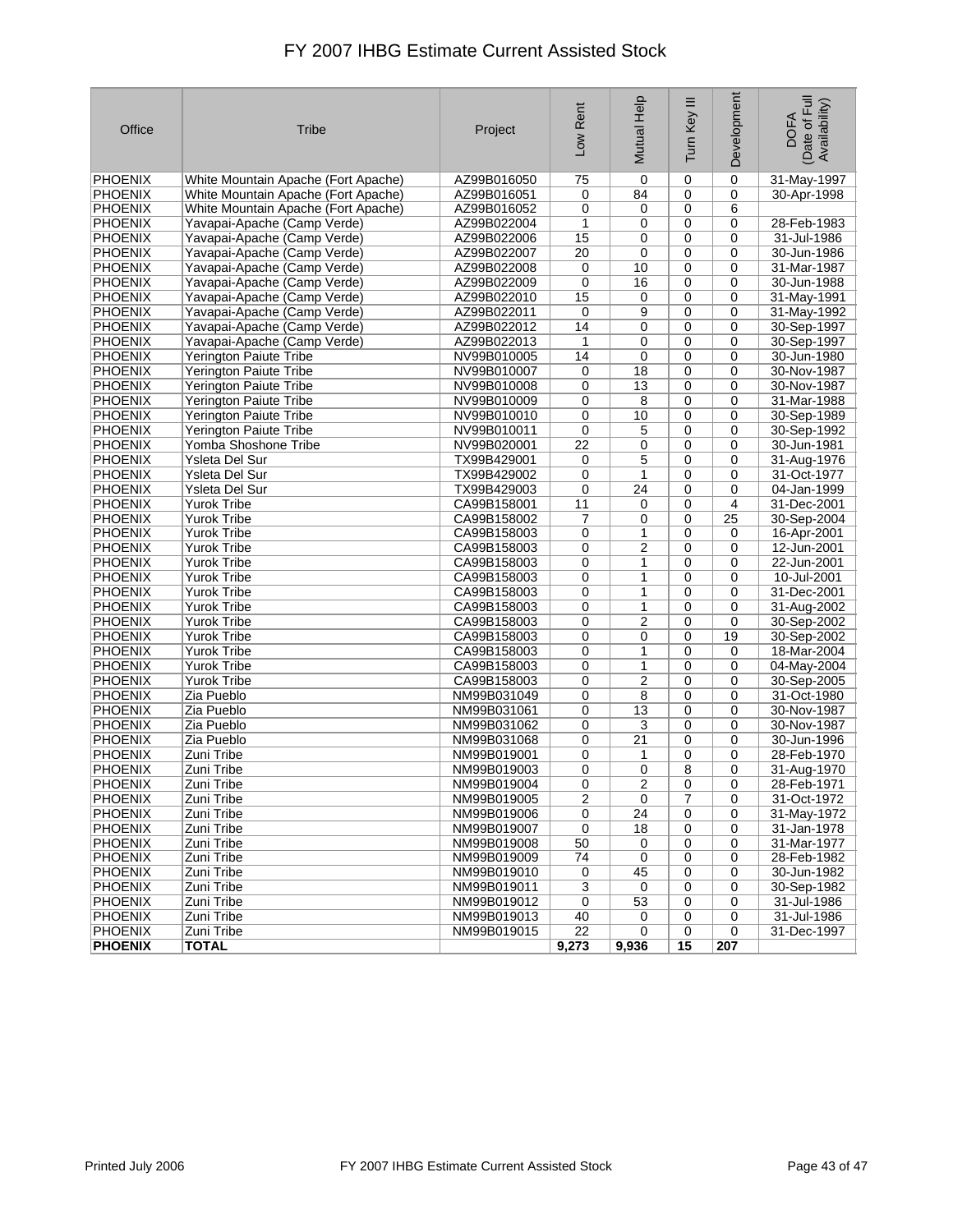# FY 2007 IHBG Estimate Current Assisted Stock

| Office | Tribe | Project | Low Rent | Mutual Help | Turn Key III | Development | DOFA (Date of Full Availability) |
|---|---|---|---|---|---|---|---|
| PHOENIX | White Mountain Apache (Fort Apache) | AZ99B016050 | 75 | 0 | 0 | 0 | 31-May-1997 |
| PHOENIX | White Mountain Apache (Fort Apache) | AZ99B016051 | 0 | 84 | 0 | 0 | 30-Apr-1998 |
| PHOENIX | White Mountain Apache (Fort Apache) | AZ99B016052 | 0 | 0 | 0 | 6 | |
| PHOENIX | Yavapai-Apache (Camp Verde) | AZ99B022004 | 1 | 0 | 0 | 0 | 28-Feb-1983 |
| PHOENIX | Yavapai-Apache (Camp Verde) | AZ99B022006 | 15 | 0 | 0 | 0 | 31-Jul-1986 |
| PHOENIX | Yavapai-Apache (Camp Verde) | AZ99B022007 | 20 | 0 | 0 | 0 | 30-Jun-1986 |
| PHOENIX | Yavapai-Apache (Camp Verde) | AZ99B022008 | 0 | 10 | 0 | 0 | 31-Mar-1987 |
| PHOENIX | Yavapai-Apache (Camp Verde) | AZ99B022009 | 0 | 16 | 0 | 0 | 30-Jun-1988 |
| PHOENIX | Yavapai-Apache (Camp Verde) | AZ99B022010 | 15 | 0 | 0 | 0 | 31-May-1991 |
| PHOENIX | Yavapai-Apache (Camp Verde) | AZ99B022011 | 0 | 9 | 0 | 0 | 31-May-1992 |
| PHOENIX | Yavapai-Apache (Camp Verde) | AZ99B022012 | 14 | 0 | 0 | 0 | 30-Sep-1997 |
| PHOENIX | Yavapai-Apache (Camp Verde) | AZ99B022013 | 1 | 0 | 0 | 0 | 30-Sep-1997 |
| PHOENIX | Yerington Paiute Tribe | NV99B010005 | 14 | 0 | 0 | 0 | 30-Jun-1980 |
| PHOENIX | Yerington Paiute Tribe | NV99B010007 | 0 | 18 | 0 | 0 | 30-Nov-1987 |
| PHOENIX | Yerington Paiute Tribe | NV99B010008 | 0 | 13 | 0 | 0 | 30-Nov-1987 |
| PHOENIX | Yerington Paiute Tribe | NV99B010009 | 0 | 8 | 0 | 0 | 31-Mar-1988 |
| PHOENIX | Yerington Paiute Tribe | NV99B010010 | 0 | 10 | 0 | 0 | 30-Sep-1989 |
| PHOENIX | Yerington Paiute Tribe | NV99B010011 | 0 | 5 | 0 | 0 | 30-Sep-1992 |
| PHOENIX | Yomba Shoshone Tribe | NV99B020001 | 22 | 0 | 0 | 0 | 30-Jun-1981 |
| PHOENIX | Ysleta Del Sur | TX99B429001 | 0 | 5 | 0 | 0 | 31-Aug-1976 |
| PHOENIX | Ysleta Del Sur | TX99B429002 | 0 | 1 | 0 | 0 | 31-Oct-1977 |
| PHOENIX | Ysleta Del Sur | TX99B429003 | 0 | 24 | 0 | 0 | 04-Jan-1999 |
| PHOENIX | Yurok Tribe | CA99B158001 | 11 | 0 | 0 | 4 | 31-Dec-2001 |
| PHOENIX | Yurok Tribe | CA99B158002 | 7 | 0 | 0 | 25 | 30-Sep-2004 |
| PHOENIX | Yurok Tribe | CA99B158003 | 0 | 1 | 0 | 0 | 16-Apr-2001 |
| PHOENIX | Yurok Tribe | CA99B158003 | 0 | 2 | 0 | 0 | 12-Jun-2001 |
| PHOENIX | Yurok Tribe | CA99B158003 | 0 | 1 | 0 | 0 | 22-Jun-2001 |
| PHOENIX | Yurok Tribe | CA99B158003 | 0 | 1 | 0 | 0 | 10-Jul-2001 |
| PHOENIX | Yurok Tribe | CA99B158003 | 0 | 1 | 0 | 0 | 31-Dec-2001 |
| PHOENIX | Yurok Tribe | CA99B158003 | 0 | 1 | 0 | 0 | 31-Aug-2002 |
| PHOENIX | Yurok Tribe | CA99B158003 | 0 | 2 | 0 | 0 | 30-Sep-2002 |
| PHOENIX | Yurok Tribe | CA99B158003 | 0 | 0 | 0 | 19 | 30-Sep-2002 |
| PHOENIX | Yurok Tribe | CA99B158003 | 0 | 1 | 0 | 0 | 18-Mar-2004 |
| PHOENIX | Yurok Tribe | CA99B158003 | 0 | 1 | 0 | 0 | 04-May-2004 |
| PHOENIX | Yurok Tribe | CA99B158003 | 0 | 2 | 0 | 0 | 30-Sep-2005 |
| PHOENIX | Zia Pueblo | NM99B031049 | 0 | 8 | 0 | 0 | 31-Oct-1980 |
| PHOENIX | Zia Pueblo | NM99B031061 | 0 | 13 | 0 | 0 | 30-Nov-1987 |
| PHOENIX | Zia Pueblo | NM99B031062 | 0 | 3 | 0 | 0 | 30-Nov-1987 |
| PHOENIX | Zia Pueblo | NM99B031068 | 0 | 21 | 0 | 0 | 30-Jun-1996 |
| PHOENIX | Zuni Tribe | NM99B019001 | 0 | 1 | 0 | 0 | 28-Feb-1970 |
| PHOENIX | Zuni Tribe | NM99B019003 | 0 | 0 | 8 | 0 | 31-Aug-1970 |
| PHOENIX | Zuni Tribe | NM99B019004 | 0 | 2 | 0 | 0 | 28-Feb-1971 |
| PHOENIX | Zuni Tribe | NM99B019005 | 2 | 0 | 7 | 0 | 31-Oct-1972 |
| PHOENIX | Zuni Tribe | NM99B019006 | 0 | 24 | 0 | 0 | 31-May-1972 |
| PHOENIX | Zuni Tribe | NM99B019007 | 0 | 18 | 0 | 0 | 31-Jan-1978 |
| PHOENIX | Zuni Tribe | NM99B019008 | 50 | 0 | 0 | 0 | 31-Mar-1977 |
| PHOENIX | Zuni Tribe | NM99B019009 | 74 | 0 | 0 | 0 | 28-Feb-1982 |
| PHOENIX | Zuni Tribe | NM99B019010 | 0 | 45 | 0 | 0 | 30-Jun-1982 |
| PHOENIX | Zuni Tribe | NM99B019011 | 3 | 0 | 0 | 0 | 30-Sep-1982 |
| PHOENIX | Zuni Tribe | NM99B019012 | 0 | 53 | 0 | 0 | 31-Jul-1986 |
| PHOENIX | Zuni Tribe | NM99B019013 | 40 | 0 | 0 | 0 | 31-Jul-1986 |
| PHOENIX | Zuni Tribe | NM99B019015 | 22 | 0 | 0 | 0 | 31-Dec-1997 |
| **PHOENIX** | **TOTAL** | | **9,273** | **9,936** | **15** | **207** | |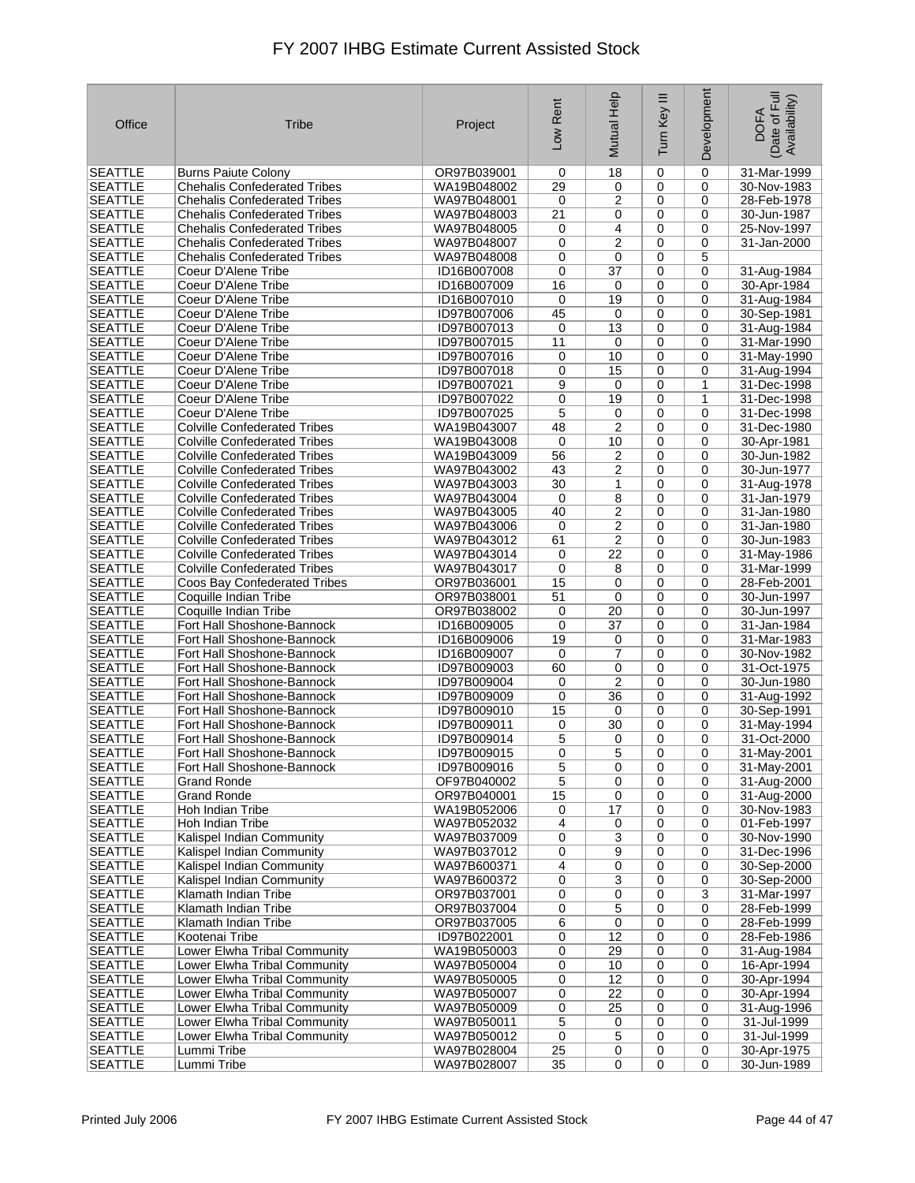# FY 2007 IHBG Estimate Current Assisted Stock

| Office | Tribe | Project | Low Rent | Mutual Help | Turn Key III | Development | DOFA (Date of Full Availability) |
|---|---|---|---|---|---|---|---|
| SEATTLE | Burns Paiute Colony | OR97B039001 | 0 | 18 | 0 | 0 | 31-Mar-1999 |
| SEATTLE | Chehalis Confederated Tribes | WA19B048002 | 29 | 0 | 0 | 0 | 30-Nov-1983 |
| SEATTLE | Chehalis Confederated Tribes | WA97B048001 | 0 | 2 | 0 | 0 | 28-Feb-1978 |
| SEATTLE | Chehalis Confederated Tribes | WA97B048003 | 21 | 0 | 0 | 0 | 30-Jun-1987 |
| SEATTLE | Chehalis Confederated Tribes | WA97B048005 | 0 | 4 | 0 | 0 | 25-Nov-1997 |
| SEATTLE | Chehalis Confederated Tribes | WA97B048007 | 0 | 2 | 0 | 0 | 31-Jan-2000 |
| SEATTLE | Chehalis Confederated Tribes | WA97B048008 | 0 | 0 | 0 | 5 | |
| SEATTLE | Coeur D'Alene Tribe | ID16B007008 | 0 | 37 | 0 | 0 | 31-Aug-1984 |
| SEATTLE | Coeur D'Alene Tribe | ID16B007009 | 16 | 0 | 0 | 0 | 30-Apr-1984 |
| SEATTLE | Coeur D'Alene Tribe | ID16B007010 | 0 | 19 | 0 | 0 | 31-Aug-1984 |
| SEATTLE | Coeur D'Alene Tribe | ID97B007006 | 45 | 0 | 0 | 0 | 30-Sep-1981 |
| SEATTLE | Coeur D'Alene Tribe | ID97B007013 | 0 | 13 | 0 | 0 | 31-Aug-1984 |
| SEATTLE | Coeur D'Alene Tribe | ID97B007015 | 11 | 0 | 0 | 0 | 31-Mar-1990 |
| SEATTLE | Coeur D'Alene Tribe | ID97B007016 | 0 | 10 | 0 | 0 | 31-May-1990 |
| SEATTLE | Coeur D'Alene Tribe | ID97B007018 | 0 | 15 | 0 | 0 | 31-Aug-1994 |
| SEATTLE | Coeur D'Alene Tribe | ID97B007021 | 9 | 0 | 0 | 1 | 31-Dec-1998 |
| SEATTLE | Coeur D'Alene Tribe | ID97B007022 | 0 | 19 | 0 | 1 | 31-Dec-1998 |
| SEATTLE | Coeur D'Alene Tribe | ID97B007025 | 5 | 0 | 0 | 0 | 31-Dec-1998 |
| SEATTLE | Colville Confederated Tribes | WA19B043007 | 48 | 2 | 0 | 0 | 31-Dec-1980 |
| SEATTLE | Colville Confederated Tribes | WA19B043008 | 0 | 10 | 0 | 0 | 30-Apr-1981 |
| SEATTLE | Colville Confederated Tribes | WA19B043009 | 56 | 2 | 0 | 0 | 30-Jun-1982 |
| SEATTLE | Colville Confederated Tribes | WA97B043002 | 43 | 2 | 0 | 0 | 30-Jun-1977 |
| SEATTLE | Colville Confederated Tribes | WA97B043003 | 30 | 1 | 0 | 0 | 31-Aug-1978 |
| SEATTLE | Colville Confederated Tribes | WA97B043004 | 0 | 8 | 0 | 0 | 31-Jan-1979 |
| SEATTLE | Colville Confederated Tribes | WA97B043005 | 40 | 2 | 0 | 0 | 31-Jan-1980 |
| SEATTLE | Colville Confederated Tribes | WA97B043006 | 0 | 2 | 0 | 0 | 31-Jan-1980 |
| SEATTLE | Colville Confederated Tribes | WA97B043012 | 61 | 2 | 0 | 0 | 30-Jun-1983 |
| SEATTLE | Colville Confederated Tribes | WA97B043014 | 0 | 22 | 0 | 0 | 31-May-1986 |
| SEATTLE | Colville Confederated Tribes | WA97B043017 | 0 | 8 | 0 | 0 | 31-Mar-1999 |
| SEATTLE | Coos Bay Confederated Tribes | OR97B036001 | 15 | 0 | 0 | 0 | 28-Feb-2001 |
| SEATTLE | Coquille Indian Tribe | OR97B038001 | 51 | 0 | 0 | 0 | 30-Jun-1997 |
| SEATTLE | Coquille Indian Tribe | OR97B038002 | 0 | 20 | 0 | 0 | 30-Jun-1997 |
| SEATTLE | Fort Hall Shoshone-Bannock | ID16B009005 | 0 | 37 | 0 | 0 | 31-Jan-1984 |
| SEATTLE | Fort Hall Shoshone-Bannock | ID16B009006 | 19 | 0 | 0 | 0 | 31-Mar-1983 |
| SEATTLE | Fort Hall Shoshone-Bannock | ID16B009007 | 0 | 7 | 0 | 0 | 30-Nov-1982 |
| SEATTLE | Fort Hall Shoshone-Bannock | ID97B009003 | 60 | 0 | 0 | 0 | 31-Oct-1975 |
| SEATTLE | Fort Hall Shoshone-Bannock | ID97B009004 | 0 | 2 | 0 | 0 | 30-Jun-1980 |
| SEATTLE | Fort Hall Shoshone-Bannock | ID97B009009 | 0 | 36 | 0 | 0 | 31-Aug-1992 |
| SEATTLE | Fort Hall Shoshone-Bannock | ID97B009010 | 15 | 0 | 0 | 0 | 30-Sep-1991 |
| SEATTLE | Fort Hall Shoshone-Bannock | ID97B009011 | 0 | 30 | 0 | 0 | 31-May-1994 |
| SEATTLE | Fort Hall Shoshone-Bannock | ID97B009014 | 5 | 0 | 0 | 0 | 31-Oct-2000 |
| SEATTLE | Fort Hall Shoshone-Bannock | ID97B009015 | 0 | 5 | 0 | 0 | 31-May-2001 |
| SEATTLE | Fort Hall Shoshone-Bannock | ID97B009016 | 5 | 0 | 0 | 0 | 31-May-2001 |
| SEATTLE | Grand Ronde | OF97B040002 | 5 | 0 | 0 | 0 | 31-Aug-2000 |
| SEATTLE | Grand Ronde | OR97B040001 | 15 | 0 | 0 | 0 | 31-Aug-2000 |
| SEATTLE | Hoh Indian Tribe | WA19B052006 | 0 | 17 | 0 | 0 | 30-Nov-1983 |
| SEATTLE | Hoh Indian Tribe | WA97B052032 | 4 | 0 | 0 | 0 | 01-Feb-1997 |
| SEATTLE | Kalispel Indian Community | WA97B037009 | 0 | 3 | 0 | 0 | 30-Nov-1990 |
| SEATTLE | Kalispel Indian Community | WA97B037012 | 0 | 9 | 0 | 0 | 31-Dec-1996 |
| SEATTLE | Kalispel Indian Community | WA97B600371 | 4 | 0 | 0 | 0 | 30-Sep-2000 |
| SEATTLE | Kalispel Indian Community | WA97B600372 | 0 | 3 | 0 | 0 | 30-Sep-2000 |
| SEATTLE | Klamath Indian Tribe | OR97B037001 | 0 | 0 | 0 | 3 | 31-Mar-1997 |
| SEATTLE | Klamath Indian Tribe | OR97B037004 | 0 | 5 | 0 | 0 | 28-Feb-1999 |
| SEATTLE | Klamath Indian Tribe | OR97B037005 | 6 | 0 | 0 | 0 | 28-Feb-1999 |
| SEATTLE | Kootenai Tribe | ID97B022001 | 0 | 12 | 0 | 0 | 28-Feb-1986 |
| SEATTLE | Lower Elwha Tribal Community | WA19B050003 | 0 | 29 | 0 | 0 | 31-Aug-1984 |
| SEATTLE | Lower Elwha Tribal Community | WA97B050004 | 0 | 10 | 0 | 0 | 16-Apr-1994 |
| SEATTLE | Lower Elwha Tribal Community | WA97B050005 | 0 | 12 | 0 | 0 | 30-Apr-1994 |
| SEATTLE | Lower Elwha Tribal Community | WA97B050007 | 0 | 22 | 0 | 0 | 30-Apr-1994 |
| SEATTLE | Lower Elwha Tribal Community | WA97B050009 | 0 | 25 | 0 | 0 | 31-Aug-1996 |
| SEATTLE | Lower Elwha Tribal Community | WA97B050011 | 5 | 0 | 0 | 0 | 31-Jul-1999 |
| SEATTLE | Lower Elwha Tribal Community | WA97B050012 | 0 | 5 | 0 | 0 | 31-Jul-1999 |
| SEATTLE | Lummi Tribe | WA97B028004 | 25 | 0 | 0 | 0 | 30-Apr-1975 |
| SEATTLE | Lummi Tribe | WA97B028007 | 35 | 0 | 0 | 0 | 30-Jun-1989 |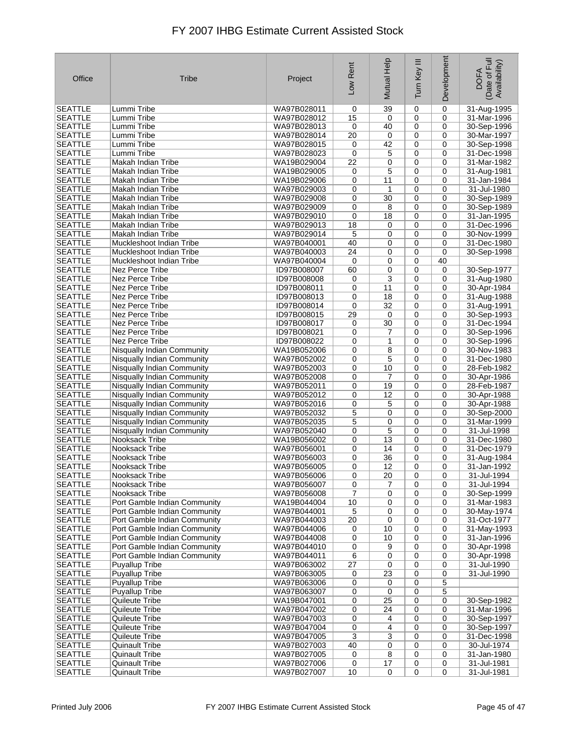# FY 2007 IHBG Estimate Current Assisted Stock

| Office | Tribe | Project | Low Rent | Mutual Help | Turn Key III | Development | DOFA (Date of Full Availability) |
|---|---|---|---|---|---|---|---|
| SEATTLE | Lummi Tribe | WA97B028011 | 0 | 39 | 0 | 0 | 31-Aug-1995 |
| SEATTLE | Lummi Tribe | WA97B028012 | 15 | 0 | 0 | 0 | 31-Mar-1996 |
| SEATTLE | Lummi Tribe | WA97B028013 | 0 | 40 | 0 | 0 | 30-Sep-1996 |
| SEATTLE | Lummi Tribe | WA97B028014 | 20 | 0 | 0 | 0 | 30-Mar-1997 |
| SEATTLE | Lummi Tribe | WA97B028015 | 0 | 42 | 0 | 0 | 30-Sep-1998 |
| SEATTLE | Lummi Tribe | WA97B028023 | 0 | 5 | 0 | 0 | 31-Dec-1998 |
| SEATTLE | Makah Indian Tribe | WA19B029004 | 22 | 0 | 0 | 0 | 31-Mar-1982 |
| SEATTLE | Makah Indian Tribe | WA19B029005 | 0 | 5 | 0 | 0 | 31-Aug-1981 |
| SEATTLE | Makah Indian Tribe | WA19B029006 | 0 | 11 | 0 | 0 | 31-Jan-1984 |
| SEATTLE | Makah Indian Tribe | WA97B029003 | 0 | 1 | 0 | 0 | 31-Jul-1980 |
| SEATTLE | Makah Indian Tribe | WA97B029008 | 0 | 30 | 0 | 0 | 30-Sep-1989 |
| SEATTLE | Makah Indian Tribe | WA97B029009 | 0 | 8 | 0 | 0 | 30-Sep-1989 |
| SEATTLE | Makah Indian Tribe | WA97B029010 | 0 | 18 | 0 | 0 | 31-Jan-1995 |
| SEATTLE | Makah Indian Tribe | WA97B029013 | 18 | 0 | 0 | 0 | 31-Dec-1996 |
| SEATTLE | Makah Indian Tribe | WA97B029014 | 5 | 0 | 0 | 0 | 30-Nov-1999 |
| SEATTLE | Muckleshoot Indian Tribe | WA97B040001 | 40 | 0 | 0 | 0 | 31-Dec-1980 |
| SEATTLE | Muckleshoot Indian Tribe | WA97B040003 | 24 | 0 | 0 | 0 | 30-Sep-1998 |
| SEATTLE | Muckleshoot Indian Tribe | WA97B040004 | 0 | 0 | 0 | 40 | |
| SEATTLE | Nez Perce Tribe | ID97B008007 | 60 | 0 | 0 | 0 | 30-Sep-1977 |
| SEATTLE | Nez Perce Tribe | ID97B008008 | 0 | 3 | 0 | 0 | 31-Aug-1980 |
| SEATTLE | Nez Perce Tribe | ID97B008011 | 0 | 11 | 0 | 0 | 30-Apr-1984 |
| SEATTLE | Nez Perce Tribe | ID97B008013 | 0 | 18 | 0 | 0 | 31-Aug-1988 |
| SEATTLE | Nez Perce Tribe | ID97B008014 | 0 | 32 | 0 | 0 | 31-Aug-1991 |
| SEATTLE | Nez Perce Tribe | ID97B008015 | 29 | 0 | 0 | 0 | 30-Sep-1993 |
| SEATTLE | Nez Perce Tribe | ID97B008017 | 0 | 30 | 0 | 0 | 31-Dec-1994 |
| SEATTLE | Nez Perce Tribe | ID97B008021 | 0 | 7 | 0 | 0 | 30-Sep-1996 |
| SEATTLE | Nez Perce Tribe | ID97B008022 | 0 | 1 | 0 | 0 | 30-Sep-1996 |
| SEATTLE | Nisqually Indian Community | WA19B052006 | 0 | 8 | 0 | 0 | 30-Nov-1983 |
| SEATTLE | Nisqually Indian Community | WA97B052002 | 0 | 5 | 0 | 0 | 31-Dec-1980 |
| SEATTLE | Nisqually Indian Community | WA97B052003 | 0 | 10 | 0 | 0 | 28-Feb-1982 |
| SEATTLE | Nisqually Indian Community | WA97B052008 | 0 | 7 | 0 | 0 | 30-Apr-1986 |
| SEATTLE | Nisqually Indian Community | WA97B052011 | 0 | 19 | 0 | 0 | 28-Feb-1987 |
| SEATTLE | Nisqually Indian Community | WA97B052012 | 0 | 12 | 0 | 0 | 30-Apr-1988 |
| SEATTLE | Nisqually Indian Community | WA97B052016 | 0 | 5 | 0 | 0 | 30-Apr-1988 |
| SEATTLE | Nisqually Indian Community | WA97B052032 | 5 | 0 | 0 | 0 | 30-Sep-2000 |
| SEATTLE | Nisqually Indian Community | WA97B052035 | 5 | 0 | 0 | 0 | 31-Mar-1999 |
| SEATTLE | Nisqually Indian Community | WA97B052040 | 0 | 5 | 0 | 0 | 31-Jul-1998 |
| SEATTLE | Nooksack Tribe | WA19B056002 | 0 | 13 | 0 | 0 | 31-Dec-1980 |
| SEATTLE | Nooksack Tribe | WA97B056001 | 0 | 14 | 0 | 0 | 31-Dec-1979 |
| SEATTLE | Nooksack Tribe | WA97B056003 | 0 | 36 | 0 | 0 | 31-Aug-1984 |
| SEATTLE | Nooksack Tribe | WA97B056005 | 0 | 12 | 0 | 0 | 31-Jan-1992 |
| SEATTLE | Nooksack Tribe | WA97B056006 | 0 | 20 | 0 | 0 | 31-Jul-1994 |
| SEATTLE | Nooksack Tribe | WA97B056007 | 0 | 7 | 0 | 0 | 31-Jul-1994 |
| SEATTLE | Nooksack Tribe | WA97B056008 | 7 | 0 | 0 | 0 | 30-Sep-1999 |
| SEATTLE | Port Gamble Indian Community | WA19B044004 | 10 | 0 | 0 | 0 | 31-Mar-1983 |
| SEATTLE | Port Gamble Indian Community | WA97B044001 | 5 | 0 | 0 | 0 | 30-May-1974 |
| SEATTLE | Port Gamble Indian Community | WA97B044003 | 20 | 0 | 0 | 0 | 31-Oct-1977 |
| SEATTLE | Port Gamble Indian Community | WA97B044006 | 0 | 10 | 0 | 0 | 31-May-1993 |
| SEATTLE | Port Gamble Indian Community | WA97B044008 | 0 | 10 | 0 | 0 | 31-Jan-1996 |
| SEATTLE | Port Gamble Indian Community | WA97B044010 | 0 | 9 | 0 | 0 | 30-Apr-1998 |
| SEATTLE | Port Gamble Indian Community | WA97B044011 | 6 | 0 | 0 | 0 | 30-Apr-1998 |
| SEATTLE | Puyallup Tribe | WA97B063002 | 27 | 0 | 0 | 0 | 31-Jul-1990 |
| SEATTLE | Puyallup Tribe | WA97B063005 | 0 | 23 | 0 | 0 | 31-Jul-1990 |
| SEATTLE | Puyallup Tribe | WA97B063006 | 0 | 0 | 0 | 5 | |
| SEATTLE | Puyallup Tribe | WA97B063007 | 0 | 0 | 0 | 5 | |
| SEATTLE | Quileute Tribe | WA19B047001 | 0 | 25 | 0 | 0 | 30-Sep-1982 |
| SEATTLE | Quileute Tribe | WA97B047002 | 0 | 24 | 0 | 0 | 31-Mar-1996 |
| SEATTLE | Quileute Tribe | WA97B047003 | 0 | 4 | 0 | 0 | 30-Sep-1997 |
| SEATTLE | Quileute Tribe | WA97B047004 | 0 | 4 | 0 | 0 | 30-Sep-1997 |
| SEATTLE | Quileute Tribe | WA97B047005 | 3 | 3 | 0 | 0 | 31-Dec-1998 |
| SEATTLE | Quinault Tribe | WA97B027003 | 40 | 0 | 0 | 0 | 30-Jul-1974 |
| SEATTLE | Quinault Tribe | WA97B027005 | 0 | 8 | 0 | 0 | 31-Jan-1980 |
| SEATTLE | Quinault Tribe | WA97B027006 | 0 | 17 | 0 | 0 | 31-Jul-1981 |
| SEATTLE | Quinault Tribe | WA97B027007 | 10 | 0 | 0 | 0 | 31-Jul-1981 |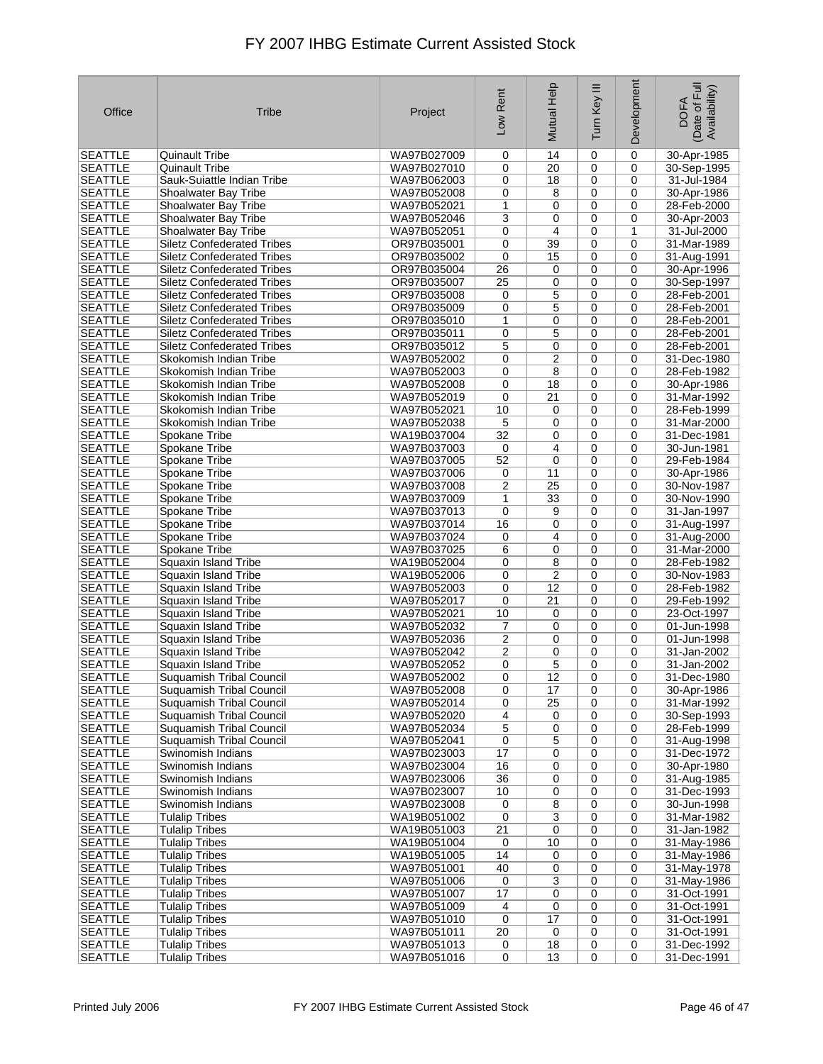# FY 2007 IHBG Estimate Current Assisted Stock

| Office | Tribe | Project | Low Rent | Mutual Help | Turn Key III | Development | DOFA (Date of Full Availability) |
|---|---|---|---|---|---|---|---|
| SEATTLE | Quinault Tribe | WA97B027009 | 0 | 14 | 0 | 0 | 30-Apr-1985 |
| SEATTLE | Quinault Tribe | WA97B027010 | 0 | 20 | 0 | 0 | 30-Sep-1995 |
| SEATTLE | Sauk-Suiattle Indian Tribe | WA97B062003 | 0 | 18 | 0 | 0 | 31-Jul-1984 |
| SEATTLE | Shoalwater Bay Tribe | WA97B052008 | 0 | 8 | 0 | 0 | 30-Apr-1986 |
| SEATTLE | Shoalwater Bay Tribe | WA97B052021 | 1 | 0 | 0 | 0 | 28-Feb-2000 |
| SEATTLE | Shoalwater Bay Tribe | WA97B052046 | 3 | 0 | 0 | 0 | 30-Apr-2003 |
| SEATTLE | Shoalwater Bay Tribe | WA97B052051 | 0 | 4 | 0 | 1 | 31-Jul-2000 |
| SEATTLE | Siletz Confederated Tribes | OR97B035001 | 0 | 39 | 0 | 0 | 31-Mar-1989 |
| SEATTLE | Siletz Confederated Tribes | OR97B035002 | 0 | 15 | 0 | 0 | 31-Aug-1991 |
| SEATTLE | Siletz Confederated Tribes | OR97B035004 | 26 | 0 | 0 | 0 | 30-Apr-1996 |
| SEATTLE | Siletz Confederated Tribes | OR97B035007 | 25 | 0 | 0 | 0 | 30-Sep-1997 |
| SEATTLE | Siletz Confederated Tribes | OR97B035008 | 0 | 5 | 0 | 0 | 28-Feb-2001 |
| SEATTLE | Siletz Confederated Tribes | OR97B035009 | 0 | 5 | 0 | 0 | 28-Feb-2001 |
| SEATTLE | Siletz Confederated Tribes | OR97B035010 | 1 | 0 | 0 | 0 | 28-Feb-2001 |
| SEATTLE | Siletz Confederated Tribes | OR97B035011 | 0 | 5 | 0 | 0 | 28-Feb-2001 |
| SEATTLE | Siletz Confederated Tribes | OR97B035012 | 5 | 0 | 0 | 0 | 28-Feb-2001 |
| SEATTLE | Skokomish Indian Tribe | WA97B052002 | 0 | 2 | 0 | 0 | 31-Dec-1980 |
| SEATTLE | Skokomish Indian Tribe | WA97B052003 | 0 | 8 | 0 | 0 | 28-Feb-1982 |
| SEATTLE | Skokomish Indian Tribe | WA97B052008 | 0 | 18 | 0 | 0 | 30-Apr-1986 |
| SEATTLE | Skokomish Indian Tribe | WA97B052019 | 0 | 21 | 0 | 0 | 31-Mar-1992 |
| SEATTLE | Skokomish Indian Tribe | WA97B052021 | 10 | 0 | 0 | 0 | 28-Feb-1999 |
| SEATTLE | Skokomish Indian Tribe | WA97B052038 | 5 | 0 | 0 | 0 | 31-Mar-2000 |
| SEATTLE | Spokane Tribe | WA19B037004 | 32 | 0 | 0 | 0 | 31-Dec-1981 |
| SEATTLE | Spokane Tribe | WA97B037003 | 0 | 4 | 0 | 0 | 30-Jun-1981 |
| SEATTLE | Spokane Tribe | WA97B037005 | 52 | 0 | 0 | 0 | 29-Feb-1984 |
| SEATTLE | Spokane Tribe | WA97B037006 | 0 | 11 | 0 | 0 | 30-Apr-1986 |
| SEATTLE | Spokane Tribe | WA97B037008 | 2 | 25 | 0 | 0 | 30-Nov-1987 |
| SEATTLE | Spokane Tribe | WA97B037009 | 1 | 33 | 0 | 0 | 30-Nov-1990 |
| SEATTLE | Spokane Tribe | WA97B037013 | 0 | 9 | 0 | 0 | 31-Jan-1997 |
| SEATTLE | Spokane Tribe | WA97B037014 | 16 | 0 | 0 | 0 | 31-Aug-1997 |
| SEATTLE | Spokane Tribe | WA97B037024 | 0 | 4 | 0 | 0 | 31-Aug-2000 |
| SEATTLE | Spokane Tribe | WA97B037025 | 6 | 0 | 0 | 0 | 31-Mar-2000 |
| SEATTLE | Squaxin Island Tribe | WA19B052004 | 0 | 8 | 0 | 0 | 28-Feb-1982 |
| SEATTLE | Squaxin Island Tribe | WA19B052006 | 0 | 2 | 0 | 0 | 30-Nov-1983 |
| SEATTLE | Squaxin Island Tribe | WA97B052003 | 0 | 12 | 0 | 0 | 28-Feb-1982 |
| SEATTLE | Squaxin Island Tribe | WA97B052017 | 0 | 21 | 0 | 0 | 29-Feb-1992 |
| SEATTLE | Squaxin Island Tribe | WA97B052021 | 10 | 0 | 0 | 0 | 23-Oct-1997 |
| SEATTLE | Squaxin Island Tribe | WA97B052032 | 7 | 0 | 0 | 0 | 01-Jun-1998 |
| SEATTLE | Squaxin Island Tribe | WA97B052036 | 2 | 0 | 0 | 0 | 01-Jun-1998 |
| SEATTLE | Squaxin Island Tribe | WA97B052042 | 2 | 0 | 0 | 0 | 31-Jan-2002 |
| SEATTLE | Squaxin Island Tribe | WA97B052052 | 0 | 5 | 0 | 0 | 31-Jan-2002 |
| SEATTLE | Suquamish Tribal Council | WA97B052002 | 0 | 12 | 0 | 0 | 31-Dec-1980 |
| SEATTLE | Suquamish Tribal Council | WA97B052008 | 0 | 17 | 0 | 0 | 30-Apr-1986 |
| SEATTLE | Suquamish Tribal Council | WA97B052014 | 0 | 25 | 0 | 0 | 31-Mar-1992 |
| SEATTLE | Suquamish Tribal Council | WA97B052020 | 4 | 0 | 0 | 0 | 30-Sep-1993 |
| SEATTLE | Suquamish Tribal Council | WA97B052034 | 5 | 0 | 0 | 0 | 28-Feb-1999 |
| SEATTLE | Suquamish Tribal Council | WA97B052041 | 0 | 5 | 0 | 0 | 31-Aug-1998 |
| SEATTLE | Swinomish Indians | WA97B023003 | 17 | 0 | 0 | 0 | 31-Dec-1972 |
| SEATTLE | Swinomish Indians | WA97B023004 | 16 | 0 | 0 | 0 | 30-Apr-1980 |
| SEATTLE | Swinomish Indians | WA97B023006 | 36 | 0 | 0 | 0 | 31-Aug-1985 |
| SEATTLE | Swinomish Indians | WA97B023007 | 10 | 0 | 0 | 0 | 31-Dec-1993 |
| SEATTLE | Swinomish Indians | WA97B023008 | 0 | 8 | 0 | 0 | 30-Jun-1998 |
| SEATTLE | Tulalip Tribes | WA19B051002 | 0 | 3 | 0 | 0 | 31-Mar-1982 |
| SEATTLE | Tulalip Tribes | WA19B051003 | 21 | 0 | 0 | 0 | 31-Jan-1982 |
| SEATTLE | Tulalip Tribes | WA19B051004 | 0 | 10 | 0 | 0 | 31-May-1986 |
| SEATTLE | Tulalip Tribes | WA19B051005 | 14 | 0 | 0 | 0 | 31-May-1986 |
| SEATTLE | Tulalip Tribes | WA97B051001 | 40 | 0 | 0 | 0 | 31-May-1978 |
| SEATTLE | Tulalip Tribes | WA97B051006 | 0 | 3 | 0 | 0 | 31-May-1986 |
| SEATTLE | Tulalip Tribes | WA97B051007 | 17 | 0 | 0 | 0 | 31-Oct-1991 |
| SEATTLE | Tulalip Tribes | WA97B051009 | 4 | 0 | 0 | 0 | 31-Oct-1991 |
| SEATTLE | Tulalip Tribes | WA97B051010 | 0 | 17 | 0 | 0 | 31-Oct-1991 |
| SEATTLE | Tulalip Tribes | WA97B051011 | 20 | 0 | 0 | 0 | 31-Oct-1991 |
| SEATTLE | Tulalip Tribes | WA97B051013 | 0 | 18 | 0 | 0 | 31-Dec-1992 |
| SEATTLE | Tulalip Tribes | WA97B051016 | 0 | 13 | 0 | 0 | 31-Dec-1991 |

Printed July 2006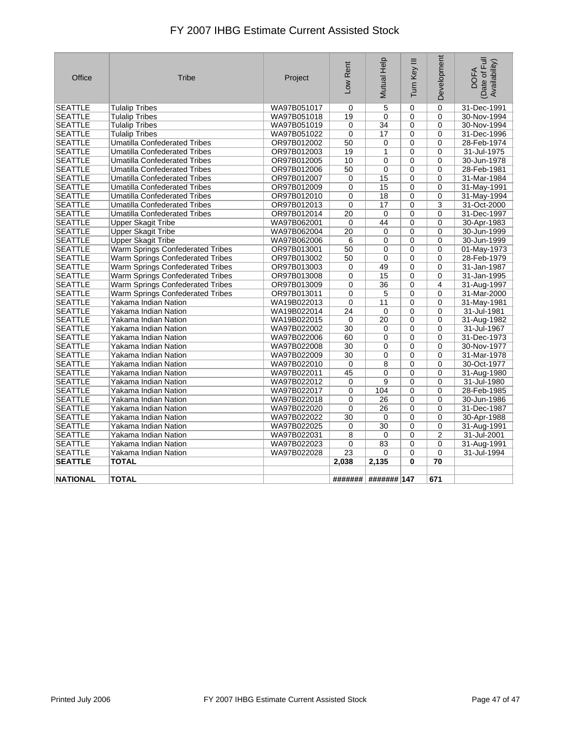# FY 2007 IHBG Estimate Current Assisted Stock

| Office | Tribe | Project | Low Rent | Mutual Help | Turn Key III | Development | DOFA (Date of Full Availability) |
|---|---|---|---|---|---|---|---|
| SEATTLE | Tulalip Tribes | WA97B051017 | 0 | 5 | 0 | 0 | 31-Dec-1991 |
| SEATTLE | Tulalip Tribes | WA97B051018 | 19 | 0 | 0 | 0 | 30-Nov-1994 |
| SEATTLE | Tulalip Tribes | WA97B051019 | 0 | 34 | 0 | 0 | 30-Nov-1994 |
| SEATTLE | Tulalip Tribes | WA97B051022 | 0 | 17 | 0 | 0 | 31-Dec-1996 |
| SEATTLE | Umatilla Confederated Tribes | OR97B012002 | 50 | 0 | 0 | 0 | 28-Feb-1974 |
| SEATTLE | Umatilla Confederated Tribes | OR97B012003 | 19 | 1 | 0 | 0 | 31-Jul-1975 |
| SEATTLE | Umatilla Confederated Tribes | OR97B012005 | 10 | 0 | 0 | 0 | 30-Jun-1978 |
| SEATTLE | Umatilla Confederated Tribes | OR97B012006 | 50 | 0 | 0 | 0 | 28-Feb-1981 |
| SEATTLE | Umatilla Confederated Tribes | OR97B012007 | 0 | 15 | 0 | 0 | 31-Mar-1984 |
| SEATTLE | Umatilla Confederated Tribes | OR97B012009 | 0 | 15 | 0 | 0 | 31-May-1991 |
| SEATTLE | Umatilla Confederated Tribes | OR97B012010 | 0 | 18 | 0 | 0 | 31-May-1994 |
| SEATTLE | Umatilla Confederated Tribes | OR97B012013 | 0 | 17 | 0 | 3 | 31-Oct-2000 |
| SEATTLE | Umatilla Confederated Tribes | OR97B012014 | 20 | 0 | 0 | 0 | 31-Dec-1997 |
| SEATTLE | Upper Skagit Tribe | WA97B062001 | 0 | 44 | 0 | 0 | 30-Apr-1983 |
| SEATTLE | Upper Skagit Tribe | WA97B062004 | 20 | 0 | 0 | 0 | 30-Jun-1999 |
| SEATTLE | Upper Skagit Tribe | WA97B062006 | 6 | 0 | 0 | 0 | 30-Jun-1999 |
| SEATTLE | Warm Springs Confederated Tribes | OR97B013001 | 50 | 0 | 0 | 0 | 01-May-1973 |
| SEATTLE | Warm Springs Confederated Tribes | OR97B013002 | 50 | 0 | 0 | 0 | 28-Feb-1979 |
| SEATTLE | Warm Springs Confederated Tribes | OR97B013003 | 0 | 49 | 0 | 0 | 31-Jan-1987 |
| SEATTLE | Warm Springs Confederated Tribes | OR97B013008 | 0 | 15 | 0 | 0 | 31-Jan-1995 |
| SEATTLE | Warm Springs Confederated Tribes | OR97B013009 | 0 | 36 | 0 | 4 | 31-Aug-1997 |
| SEATTLE | Warm Springs Confederated Tribes | OR97B013011 | 0 | 5 | 0 | 0 | 31-Mar-2000 |
| SEATTLE | Yakama Indian Nation | WA19B022013 | 0 | 11 | 0 | 0 | 31-May-1981 |
| SEATTLE | Yakama Indian Nation | WA19B022014 | 24 | 0 | 0 | 0 | 31-Jul-1981 |
| SEATTLE | Yakama Indian Nation | WA19B022015 | 0 | 20 | 0 | 0 | 31-Aug-1982 |
| SEATTLE | Yakama Indian Nation | WA97B022002 | 30 | 0 | 0 | 0 | 31-Jul-1967 |
| SEATTLE | Yakama Indian Nation | WA97B022006 | 60 | 0 | 0 | 0 | 31-Dec-1973 |
| SEATTLE | Yakama Indian Nation | WA97B022008 | 30 | 0 | 0 | 0 | 30-Nov-1977 |
| SEATTLE | Yakama Indian Nation | WA97B022009 | 30 | 0 | 0 | 0 | 31-Mar-1978 |
| SEATTLE | Yakama Indian Nation | WA97B022010 | 0 | 8 | 0 | 0 | 30-Oct-1977 |
| SEATTLE | Yakama Indian Nation | WA97B022011 | 45 | 0 | 0 | 0 | 31-Aug-1980 |
| SEATTLE | Yakama Indian Nation | WA97B022012 | 0 | 9 | 0 | 0 | 31-Jul-1980 |
| SEATTLE | Yakama Indian Nation | WA97B022017 | 0 | 104 | 0 | 0 | 28-Feb-1985 |
| SEATTLE | Yakama Indian Nation | WA97B022018 | 0 | 26 | 0 | 0 | 30-Jun-1986 |
| SEATTLE | Yakama Indian Nation | WA97B022020 | 0 | 26 | 0 | 0 | 31-Dec-1987 |
| SEATTLE | Yakama Indian Nation | WA97B022022 | 30 | 0 | 0 | 0 | 30-Apr-1988 |
| SEATTLE | Yakama Indian Nation | WA97B022025 | 0 | 30 | 0 | 0 | 31-Aug-1991 |
| SEATTLE | Yakama Indian Nation | WA97B022031 | 8 | 0 | 0 | 2 | 31-Jul-2001 |
| SEATTLE | Yakama Indian Nation | WA97B022023 | 0 | 83 | 0 | 0 | 31-Aug-1991 |
| SEATTLE | Yakama Indian Nation | WA97B022028 | 23 | 0 | 0 | 0 | 31-Jul-1994 |
| **SEATTLE** | **TOTAL** | | **2,038** | **2,135** | **0** | **70** | |
| | | | | | | | |
| **NATIONAL** | **TOTAL** | | **#######** | **#######** | **147** | **671** | |